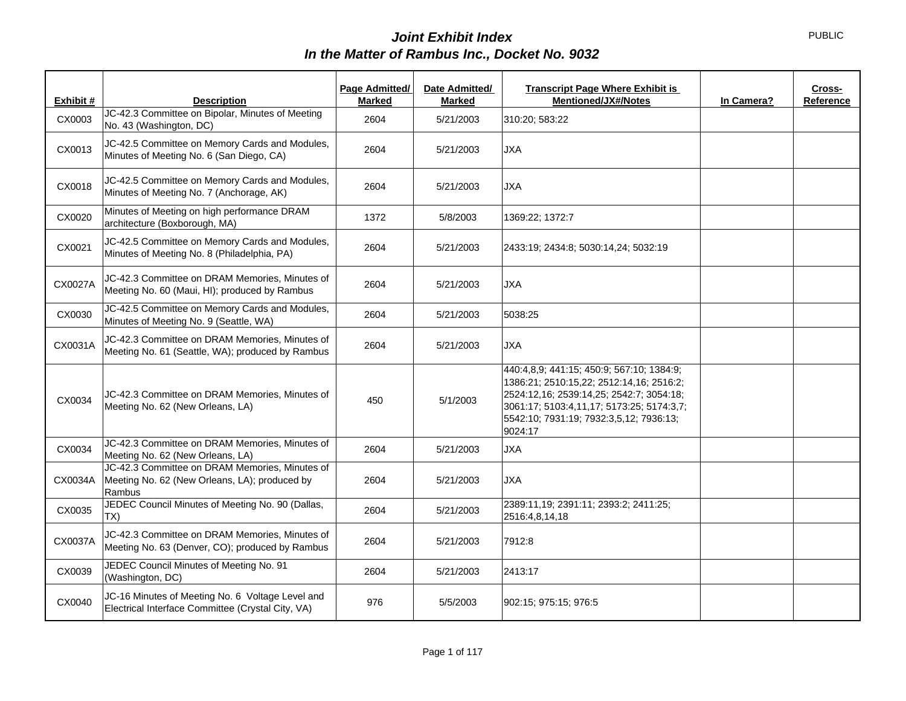PUBLIC

# *Joint Exhibit Index*
## *In the Matter of Rambus Inc., Docket No. 9032*

| Exhibit # | Description | Page Admitted/ Marked | Date Admitted/ Marked | Transcript Page Where Exhibit is Mentioned/JX#/Notes | In Camera? | Cross-Reference |
|---|---|---|---|---|---|---|
| CX0003 | JC-42.3 Committee on Bipolar, Minutes of Meeting No. 43 (Washington, DC) | 2604 | 5/21/2003 | 310:20; 583:22 | | |
| CX0013 | JC-42.5 Committee on Memory Cards and Modules, Minutes of Meeting No. 6 (San Diego, CA) | 2604 | 5/21/2003 | JXA | | |
| CX0018 | JC-42.5 Committee on Memory Cards and Modules, Minutes of Meeting No. 7 (Anchorage, AK) | 2604 | 5/21/2003 | JXA | | |
| CX0020 | Minutes of Meeting on high performance DRAM architecture (Boxborough, MA) | 1372 | 5/8/2003 | 1369:22; 1372:7 | | |
| CX0021 | JC-42.5 Committee on Memory Cards and Modules, Minutes of Meeting No. 8 (Philadelphia, PA) | 2604 | 5/21/2003 | 2433:19; 2434:8; 5030:14,24; 5032:19 | | |
| CX0027A | JC-42.3 Committee on DRAM Memories, Minutes of Meeting No. 60 (Maui, HI); produced by Rambus | 2604 | 5/21/2003 | JXA | | |
| CX0030 | JC-42.5 Committee on Memory Cards and Modules, Minutes of Meeting No. 9 (Seattle, WA) | 2604 | 5/21/2003 | 5038:25 | | |
| CX0031A | JC-42.3 Committee on DRAM Memories, Minutes of Meeting No. 61 (Seattle, WA); produced by Rambus | 2604 | 5/21/2003 | JXA | | |
| CX0034 | JC-42.3 Committee on DRAM Memories, Minutes of Meeting No. 62 (New Orleans, LA) | 450 | 5/1/2003 | 440:4,8,9; 441:15; 450:9; 567:10; 1384:9; 1386:21; 2510:15,22; 2512:14,16; 2516:2; 2524:12,16; 2539:14,25; 2542:7; 3054:18; 3061:17; 5103:4,11,17; 5173:25; 5174:3,7; 5542:10; 7931:19; 7932:3,5,12; 7936:13; 9024:17 | | |
| CX0034 | JC-42.3 Committee on DRAM Memories, Minutes of Meeting No. 62 (New Orleans, LA) | 2604 | 5/21/2003 | JXA | | |
| CX0034A | JC-42.3 Committee on DRAM Memories, Minutes of Meeting No. 62 (New Orleans, LA); produced by Rambus | 2604 | 5/21/2003 | JXA | | |
| CX0035 | JEDEC Council Minutes of Meeting No. 90 (Dallas, TX) | 2604 | 5/21/2003 | 2389:11,19; 2391:11; 2393:2; 2411:25; 2516:4,8,14,18 | | |
| CX0037A | JC-42.3 Committee on DRAM Memories, Minutes of Meeting No. 63 (Denver, CO); produced by Rambus | 2604 | 5/21/2003 | 7912:8 | | |
| CX0039 | JEDEC Council Minutes of Meeting No. 91 (Washington, DC) | 2604 | 5/21/2003 | 2413:17 | | |
| CX0040 | JC-16 Minutes of Meeting No. 6 Voltage Level and Electrical Interface Committee (Crystal City, VA) | 976 | 5/5/2003 | 902:15; 975:15; 976:5 | | |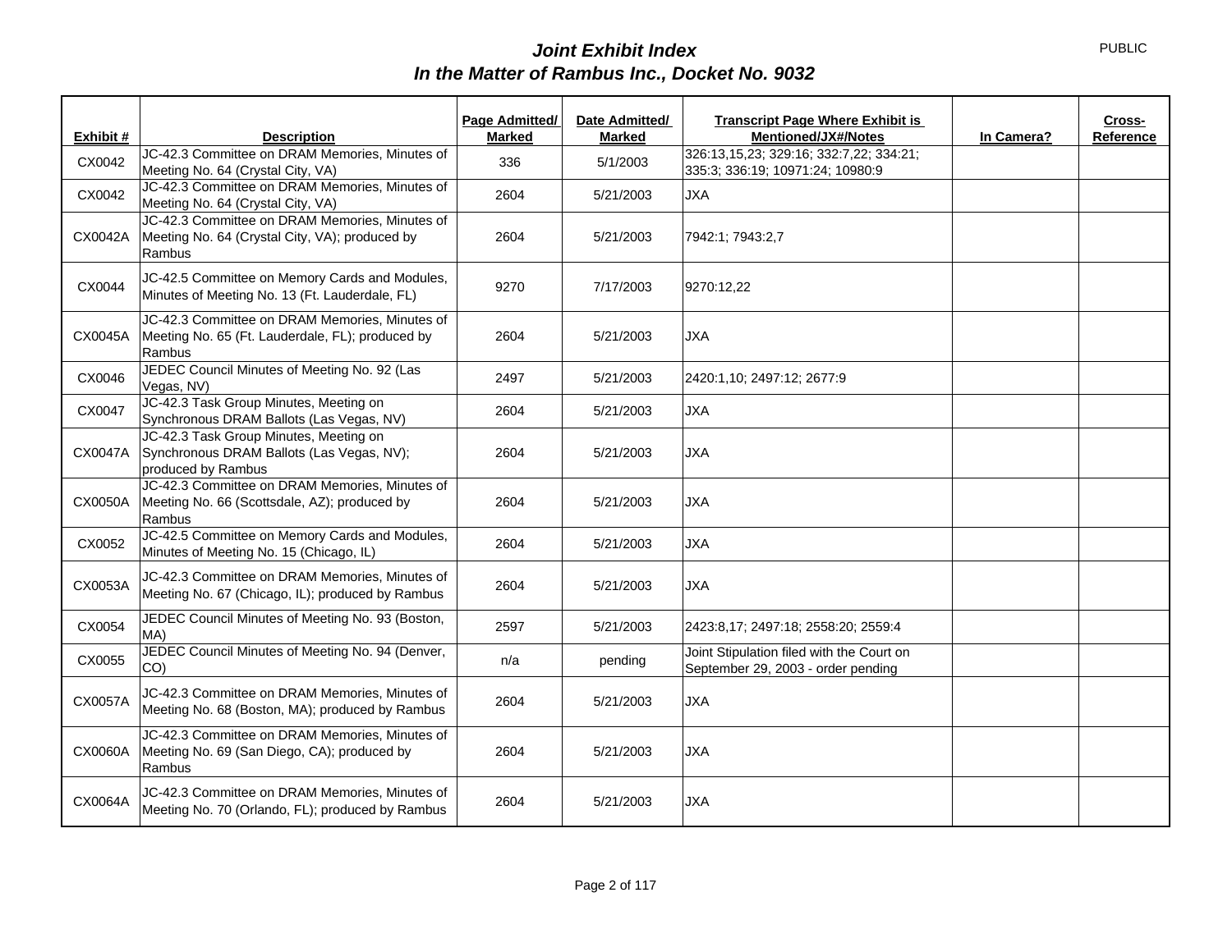# *Joint Exhibit Index*
# *In the Matter of Rambus Inc., Docket No. 9032*

PUBLIC

| Exhibit # | Description | Page Admitted/ Marked | Date Admitted/ Marked | Transcript Page Where Exhibit is Mentioned/JX#/Notes | In Camera? | Cross-Reference |
|---|---|---|---|---|---|---|
| CX0042 | JC-42.3 Committee on DRAM Memories, Minutes of Meeting No. 64 (Crystal City, VA) | 336 | 5/1/2003 | 326:13,15,23; 329:16; 332:7,22; 334:21; 335:3; 336:19; 10971:24; 10980:9 | | |
| CX0042 | JC-42.3 Committee on DRAM Memories, Minutes of Meeting No. 64 (Crystal City, VA) | 2604 | 5/21/2003 | JXA | | |
| CX0042A | JC-42.3 Committee on DRAM Memories, Minutes of Meeting No. 64 (Crystal City, VA); produced by Rambus | 2604 | 5/21/2003 | 7942:1; 7943:2,7 | | |
| CX0044 | JC-42.5 Committee on Memory Cards and Modules, Minutes of Meeting No. 13 (Ft. Lauderdale, FL) | 9270 | 7/17/2003 | 9270:12,22 | | |
| CX0045A | JC-42.3 Committee on DRAM Memories, Minutes of Meeting No. 65 (Ft. Lauderdale, FL); produced by Rambus | 2604 | 5/21/2003 | JXA | | |
| CX0046 | JEDEC Council Minutes of Meeting No. 92 (Las Vegas, NV) | 2497 | 5/21/2003 | 2420:1,10; 2497:12; 2677:9 | | |
| CX0047 | JC-42.3 Task Group Minutes, Meeting on Synchronous DRAM Ballots (Las Vegas, NV) | 2604 | 5/21/2003 | JXA | | |
| CX0047A | JC-42.3 Task Group Minutes, Meeting on Synchronous DRAM Ballots (Las Vegas, NV); produced by Rambus | 2604 | 5/21/2003 | JXA | | |
| CX0050A | JC-42.3 Committee on DRAM Memories, Minutes of Meeting No. 66 (Scottsdale, AZ); produced by Rambus | 2604 | 5/21/2003 | JXA | | |
| CX0052 | JC-42.5 Committee on Memory Cards and Modules, Minutes of Meeting No. 15 (Chicago, IL) | 2604 | 5/21/2003 | JXA | | |
| CX0053A | JC-42.3 Committee on DRAM Memories, Minutes of Meeting No. 67 (Chicago, IL); produced by Rambus | 2604 | 5/21/2003 | JXA | | |
| CX0054 | JEDEC Council Minutes of Meeting No. 93 (Boston, MA) | 2597 | 5/21/2003 | 2423:8,17; 2497:18; 2558:20; 2559:4 | | |
| CX0055 | JEDEC Council Minutes of Meeting No. 94 (Denver, CO) | n/a | pending | Joint Stipulation filed with the Court on September 29, 2003 - order pending | | |
| CX0057A | JC-42.3 Committee on DRAM Memories, Minutes of Meeting No. 68 (Boston, MA); produced by Rambus | 2604 | 5/21/2003 | JXA | | |
| CX0060A | JC-42.3 Committee on DRAM Memories, Minutes of Meeting No. 69 (San Diego, CA); produced by Rambus | 2604 | 5/21/2003 | JXA | | |
| CX0064A | JC-42.3 Committee on DRAM Memories, Minutes of Meeting No. 70 (Orlando, FL); produced by Rambus | 2604 | 5/21/2003 | JXA | | |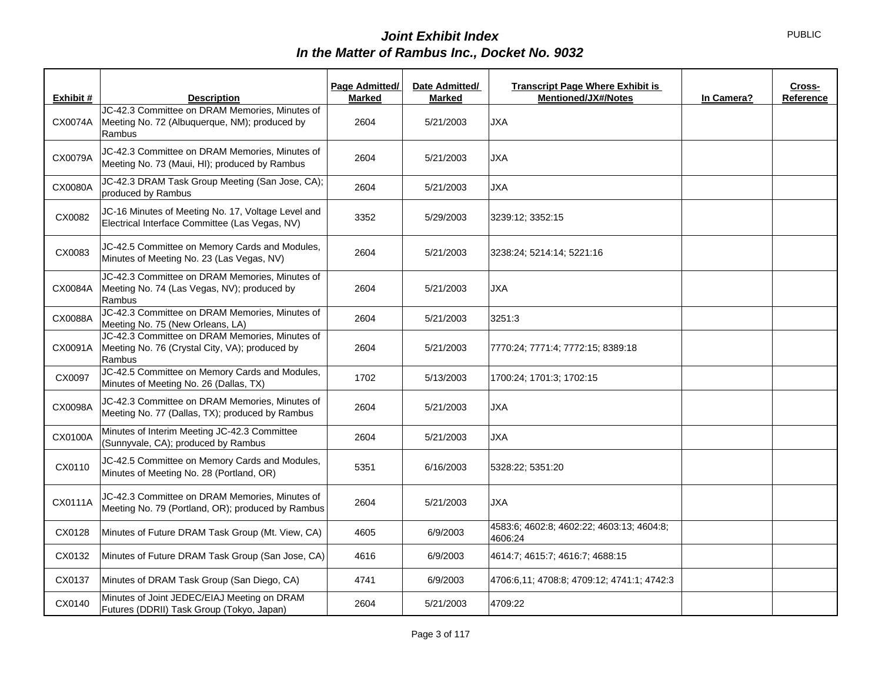# *Joint Exhibit Index*
# *In the Matter of Rambus Inc., Docket No. 9032*

PUBLIC

| Exhibit # | Description | Page Admitted/ Marked | Date Admitted/ Marked | Transcript Page Where Exhibit is Mentioned/JX#/Notes | In Camera? | Cross-Reference |
|---|---|---|---|---|---|---|
| CX0074A | JC-42.3 Committee on DRAM Memories, Minutes of Meeting No. 72 (Albuquerque, NM); produced by Rambus | 2604 | 5/21/2003 | JXA | | |
| CX0079A | JC-42.3 Committee on DRAM Memories, Minutes of Meeting No. 73 (Maui, HI); produced by Rambus | 2604 | 5/21/2003 | JXA | | |
| CX0080A | JC-42.3 DRAM Task Group Meeting (San Jose, CA); produced by Rambus | 2604 | 5/21/2003 | JXA | | |
| CX0082 | JC-16 Minutes of Meeting No. 17, Voltage Level and Electrical Interface Committee (Las Vegas, NV) | 3352 | 5/29/2003 | 3239:12; 3352:15 | | |
| CX0083 | JC-42.5 Committee on Memory Cards and Modules, Minutes of Meeting No. 23 (Las Vegas, NV) | 2604 | 5/21/2003 | 3238:24; 5214:14; 5221:16 | | |
| CX0084A | JC-42.3 Committee on DRAM Memories, Minutes of Meeting No. 74 (Las Vegas, NV); produced by Rambus | 2604 | 5/21/2003 | JXA | | |
| CX0088A | JC-42.3 Committee on DRAM Memories, Minutes of Meeting No. 75 (New Orleans, LA) | 2604 | 5/21/2003 | 3251:3 | | |
| CX0091A | JC-42.3 Committee on DRAM Memories, Minutes of Meeting No. 76 (Crystal City, VA); produced by Rambus | 2604 | 5/21/2003 | 7770:24; 7771:4; 7772:15; 8389:18 | | |
| CX0097 | JC-42.5 Committee on Memory Cards and Modules, Minutes of Meeting No. 26 (Dallas, TX) | 1702 | 5/13/2003 | 1700:24; 1701:3; 1702:15 | | |
| CX0098A | JC-42.3 Committee on DRAM Memories, Minutes of Meeting No. 77 (Dallas, TX); produced by Rambus | 2604 | 5/21/2003 | JXA | | |
| CX0100A | Minutes of Interim Meeting JC-42.3 Committee (Sunnyvale, CA); produced by Rambus | 2604 | 5/21/2003 | JXA | | |
| CX0110 | JC-42.5 Committee on Memory Cards and Modules, Minutes of Meeting No. 28 (Portland, OR) | 5351 | 6/16/2003 | 5328:22; 5351:20 | | |
| CX0111A | JC-42.3 Committee on DRAM Memories, Minutes of Meeting No. 79 (Portland, OR); produced by Rambus | 2604 | 5/21/2003 | JXA | | |
| CX0128 | Minutes of Future DRAM Task Group (Mt. View, CA) | 4605 | 6/9/2003 | 4583:6; 4602:8; 4602:22; 4603:13; 4604:8; 4606:24 | | |
| CX0132 | Minutes of Future DRAM Task Group (San Jose, CA) | 4616 | 6/9/2003 | 4614:7; 4615:7; 4616:7; 4688:15 | | |
| CX0137 | Minutes of DRAM Task Group (San Diego, CA) | 4741 | 6/9/2003 | 4706:6,11; 4708:8; 4709:12; 4741:1; 4742:3 | | |
| CX0140 | Minutes of Joint JEDEC/EIAJ Meeting on DRAM Futures (DDRII) Task Group (Tokyo, Japan) | 2604 | 5/21/2003 | 4709:22 | | |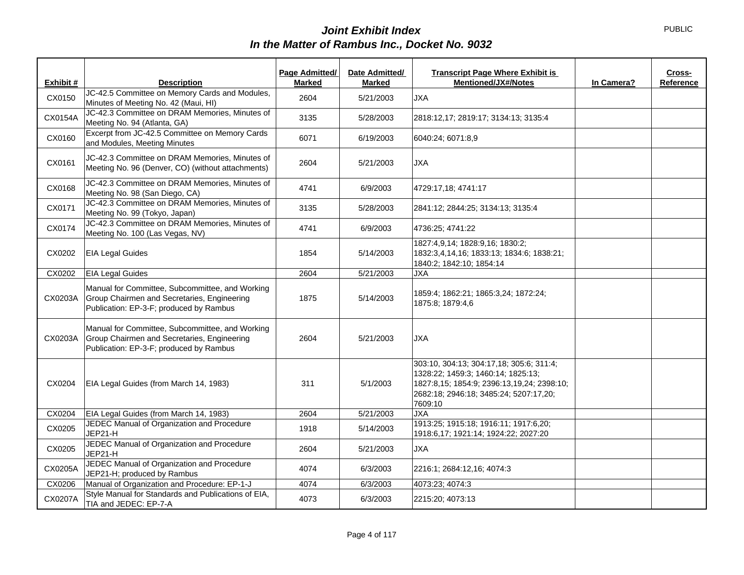PUBLIC

# *Joint Exhibit Index*
## *In the Matter of Rambus Inc., Docket No. 9032*

| Exhibit # | Description | Page Admitted/ Marked | Date Admitted/ Marked | Transcript Page Where Exhibit is Mentioned/JX#/Notes | In Camera? | Cross-Reference |
|---|---|---|---|---|---|---|
| CX0150 | JC-42.5 Committee on Memory Cards and Modules, Minutes of Meeting No. 42 (Maui, HI) | 2604 | 5/21/2003 | JXA | | |
| CX0154A | JC-42.3 Committee on DRAM Memories, Minutes of Meeting No. 94 (Atlanta, GA) | 3135 | 5/28/2003 | 2818:12,17; 2819:17; 3134:13; 3135:4 | | |
| CX0160 | Excerpt from JC-42.5 Committee on Memory Cards and Modules, Meeting Minutes | 6071 | 6/19/2003 | 6040:24; 6071:8,9 | | |
| CX0161 | JC-42.3 Committee on DRAM Memories, Minutes of Meeting No. 96 (Denver, CO) (without attachments) | 2604 | 5/21/2003 | JXA | | |
| CX0168 | JC-42.3 Committee on DRAM Memories, Minutes of Meeting No. 98 (San Diego, CA) | 4741 | 6/9/2003 | 4729:17,18; 4741:17 | | |
| CX0171 | JC-42.3 Committee on DRAM Memories, Minutes of Meeting No. 99 (Tokyo, Japan) | 3135 | 5/28/2003 | 2841:12; 2844:25; 3134:13; 3135:4 | | |
| CX0174 | JC-42.3 Committee on DRAM Memories, Minutes of Meeting No. 100 (Las Vegas, NV) | 4741 | 6/9/2003 | 4736:25; 4741:22 | | |
| CX0202 | EIA Legal Guides | 1854 | 5/14/2003 | 1827:4,9,14; 1828:9,16; 1830:2; 1832:3,4,14,16; 1833:13; 1834:6; 1838:21; 1840:2; 1842:10; 1854:14 | | |
| CX0202 | EIA Legal Guides | 2604 | 5/21/2003 | JXA | | |
| CX0203A | Manual for Committee, Subcommittee, and Working Group Chairmen and Secretaries, Engineering Publication: EP-3-F; produced by Rambus | 1875 | 5/14/2003 | 1859:4; 1862:21; 1865:3,24; 1872:24; 1875:8; 1879:4,6 | | |
| CX0203A | Manual for Committee, Subcommittee, and Working Group Chairmen and Secretaries, Engineering Publication: EP-3-F; produced by Rambus | 2604 | 5/21/2003 | JXA | | |
| CX0204 | EIA Legal Guides (from March 14, 1983) | 311 | 5/1/2003 | 303:10, 304:13; 304:17,18; 305:6; 311:4; 1328:22; 1459:3; 1460:14; 1825:13; 1827:8,15; 1854:9; 2396:13,19,24; 2398:10; 2682:18; 2946:18; 3485:24; 5207:17,20; 7609:10 | | |
| CX0204 | EIA Legal Guides (from March 14, 1983) | 2604 | 5/21/2003 | JXA | | |
| CX0205 | JEDEC Manual of Organization and Procedure JEP21-H | 1918 | 5/14/2003 | 1913:25; 1915:18; 1916:11; 1917:6,20; 1918:6,17; 1921:14; 1924:22; 2027:20 | | |
| CX0205 | JEDEC Manual of Organization and Procedure JEP21-H | 2604 | 5/21/2003 | JXA | | |
| CX0205A | JEDEC Manual of Organization and Procedure JEP21-H; produced by Rambus | 4074 | 6/3/2003 | 2216:1; 2684:12,16; 4074:3 | | |
| CX0206 | Manual of Organization and Procedure: EP-1-J | 4074 | 6/3/2003 | 4073:23; 4074:3 | | |
| CX0207A | Style Manual for Standards and Publications of EIA, TIA and JEDEC: EP-7-A | 4073 | 6/3/2003 | 2215:20; 4073:13 | | |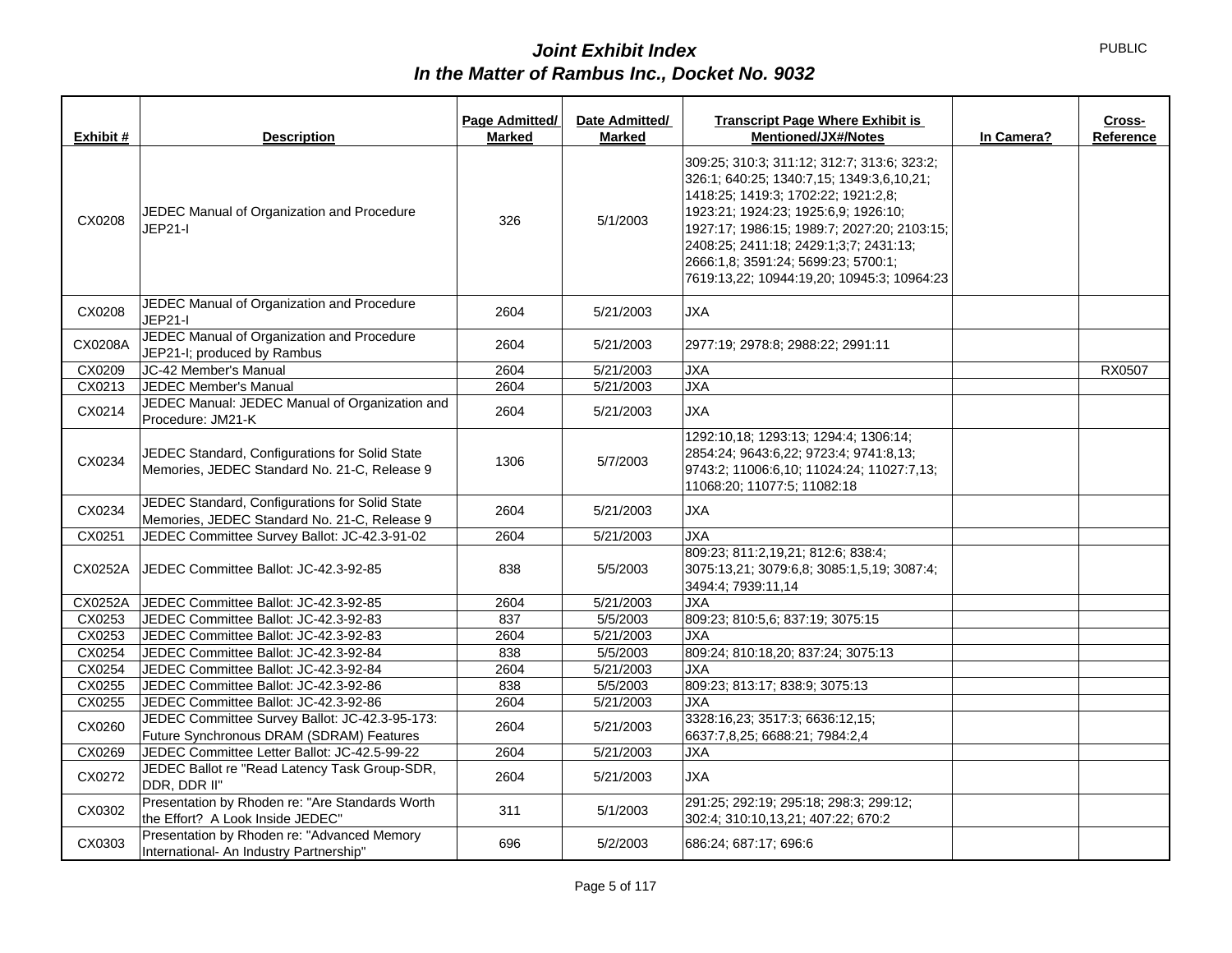# *Joint Exhibit Index*
# *In the Matter of Rambus Inc., Docket No. 9032*

PUBLIC

| Exhibit # | Description | Page Admitted/ Marked | Date Admitted/ Marked | Transcript Page Where Exhibit is Mentioned/JX#/Notes | In Camera? | Cross-Reference |
|---|---|---|---|---|---|---|
| CX0208 | JEDEC Manual of Organization and Procedure JEP21-I | 326 | 5/1/2003 | 309:25; 310:3; 311:12; 312:7; 313:6; 323:2; 326:1; 640:25; 1340:7,15; 1349:3,6,10,21; 1418:25; 1419:3; 1702:22; 1921:2,8; 1923:21; 1924:23; 1925:6,9; 1926:10; 1927:17; 1986:15; 1989:7; 2027:20; 2103:15; 2408:25; 2411:18; 2429:1;3;7; 2431:13; 2666:1,8; 3591:24; 5699:23; 5700:1; 7619:13,22; 10944:19,20; 10945:3; 10964:23 | | |
| CX0208 | JEDEC Manual of Organization and Procedure JEP21-I | 2604 | 5/21/2003 | JXA | | |
| CX0208A | JEDEC Manual of Organization and Procedure JEP21-I; produced by Rambus | 2604 | 5/21/2003 | 2977:19; 2978:8; 2988:22; 2991:11 | | |
| CX0209 | JC-42 Member's Manual | 2604 | 5/21/2003 | JXA | | RX0507 |
| CX0213 | JEDEC Member's Manual | 2604 | 5/21/2003 | JXA | | |
| CX0214 | JEDEC Manual: JEDEC Manual of Organization and Procedure: JM21-K | 2604 | 5/21/2003 | JXA | | |
| CX0234 | JEDEC Standard, Configurations for Solid State Memories, JEDEC Standard No. 21-C, Release 9 | 1306 | 5/7/2003 | 1292:10,18; 1293:13; 1294:4; 1306:14; 2854:24; 9643:6,22; 9723:4; 9741:8,13; 9743:2; 11006:6,10; 11024:24; 11027:7,13; 11068:20; 11077:5; 11082:18 | | |
| CX0234 | JEDEC Standard, Configurations for Solid State Memories, JEDEC Standard No. 21-C, Release 9 | 2604 | 5/21/2003 | JXA | | |
| CX0251 | JEDEC Committee Survey Ballot: JC-42.3-91-02 | 2604 | 5/21/2003 | JXA | | |
| CX0252A | JEDEC Committee Ballot: JC-42.3-92-85 | 838 | 5/5/2003 | 809:23; 811:2,19,21; 812:6; 838:4; 3075:13,21; 3079:6,8; 3085:1,5,19; 3087:4; 3494:4; 7939:11,14 | | |
| CX0252A | JEDEC Committee Ballot: JC-42.3-92-85 | 2604 | 5/21/2003 | JXA | | |
| CX0253 | JEDEC Committee Ballot: JC-42.3-92-83 | 837 | 5/5/2003 | 809:23; 810:5,6; 837:19; 3075:15 | | |
| CX0253 | JEDEC Committee Ballot: JC-42.3-92-83 | 2604 | 5/21/2003 | JXA | | |
| CX0254 | JEDEC Committee Ballot: JC-42.3-92-84 | 838 | 5/5/2003 | 809:24; 810:18,20; 837:24; 3075:13 | | |
| CX0254 | JEDEC Committee Ballot: JC-42.3-92-84 | 2604 | 5/21/2003 | JXA | | |
| CX0255 | JEDEC Committee Ballot: JC-42.3-92-86 | 838 | 5/5/2003 | 809:23; 813:17; 838:9; 3075:13 | | |
| CX0255 | JEDEC Committee Ballot: JC-42.3-92-86 | 2604 | 5/21/2003 | JXA | | |
| CX0260 | JEDEC Committee Survey Ballot: JC-42.3-95-173: Future Synchronous DRAM (SDRAM) Features | 2604 | 5/21/2003 | 3328:16,23; 3517:3; 6636:12,15; 6637:7,8,25; 6688:21; 7984:2,4 | | |
| CX0269 | JEDEC Committee Letter Ballot: JC-42.5-99-22 | 2604 | 5/21/2003 | JXA | | |
| CX0272 | JEDEC Ballot re "Read Latency Task Group-SDR, DDR, DDR II" | 2604 | 5/21/2003 | JXA | | |
| CX0302 | Presentation by Rhoden re: "Are Standards Worth the Effort? A Look Inside JEDEC" | 311 | 5/1/2003 | 291:25; 292:19; 295:18; 298:3; 299:12; 302:4; 310:10,13,21; 407:22; 670:2 | | |
| CX0303 | Presentation by Rhoden re: "Advanced Memory International- An Industry Partnership" | 696 | 5/2/2003 | 686:24; 687:17; 696:6 | | |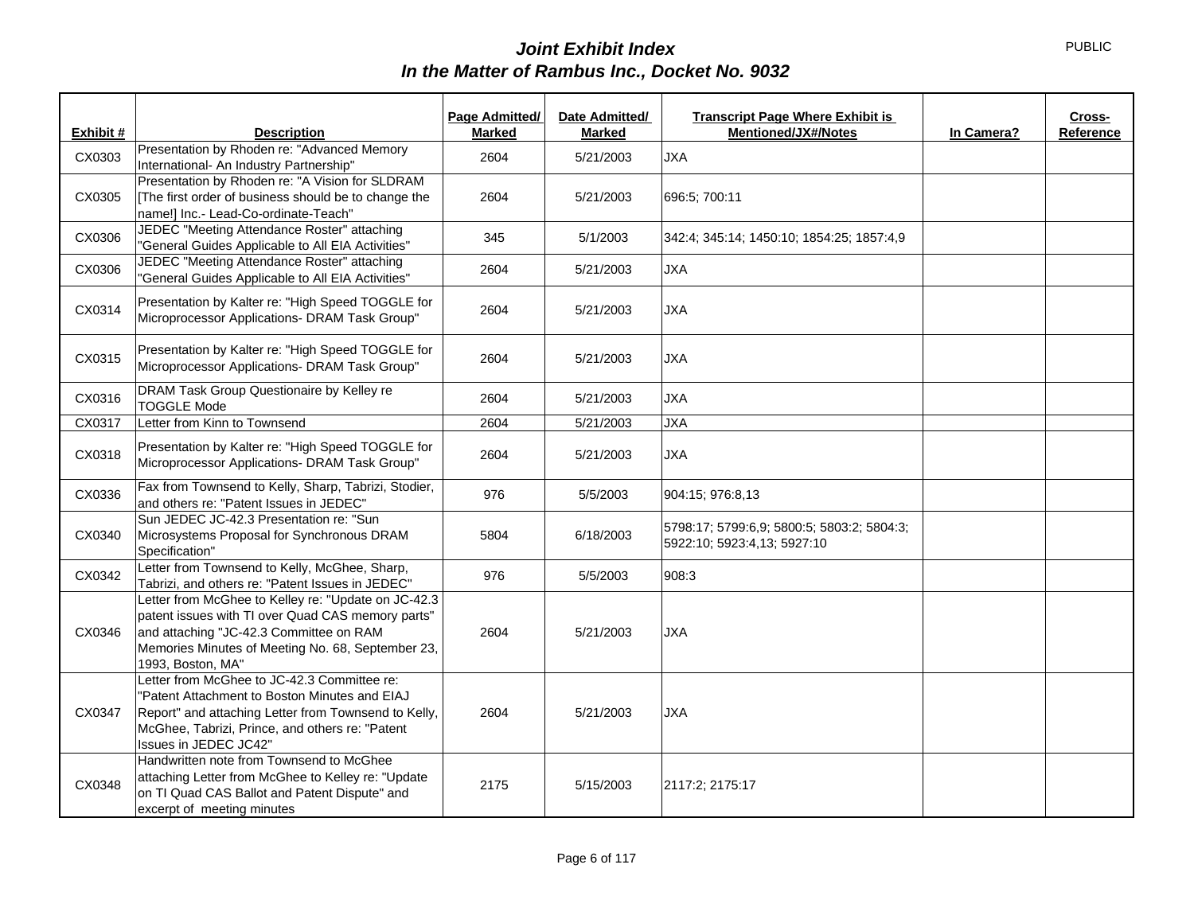PUBLIC

# *Joint Exhibit Index*
## *In the Matter of Rambus Inc., Docket No. 9032*

| Exhibit # | Description | Page Admitted/ Marked | Date Admitted/ Marked | Transcript Page Where Exhibit is Mentioned/JX#/Notes | In Camera? | Cross-Reference |
|---|---|---|---|---|---|---|
| CX0303 | Presentation by Rhoden re: "Advanced Memory International- An Industry Partnership" | 2604 | 5/21/2003 | JXA | | |
| CX0305 | Presentation by Rhoden re: "A Vision for SLDRAM [The first order of business should be to change the name!] Inc.- Lead-Co-ordinate-Teach" | 2604 | 5/21/2003 | 696:5; 700:11 | | |
| CX0306 | JEDEC "Meeting Attendance Roster" attaching "General Guides Applicable to All EIA Activities" | 345 | 5/1/2003 | 342:4; 345:14; 1450:10; 1854:25; 1857:4,9 | | |
| CX0306 | JEDEC "Meeting Attendance Roster" attaching "General Guides Applicable to All EIA Activities" | 2604 | 5/21/2003 | JXA | | |
| CX0314 | Presentation by Kalter re: "High Speed TOGGLE for Microprocessor Applications- DRAM Task Group" | 2604 | 5/21/2003 | JXA | | |
| CX0315 | Presentation by Kalter re: "High Speed TOGGLE for Microprocessor Applications- DRAM Task Group" | 2604 | 5/21/2003 | JXA | | |
| CX0316 | DRAM Task Group Questionaire by Kelley re TOGGLE Mode | 2604 | 5/21/2003 | JXA | | |
| CX0317 | Letter from Kinn to Townsend | 2604 | 5/21/2003 | JXA | | |
| CX0318 | Presentation by Kalter re: "High Speed TOGGLE for Microprocessor Applications- DRAM Task Group" | 2604 | 5/21/2003 | JXA | | |
| CX0336 | Fax from Townsend to Kelly, Sharp, Tabrizi, Stodier, and others re: "Patent Issues in JEDEC" | 976 | 5/5/2003 | 904:15; 976:8,13 | | |
| CX0340 | Sun JEDEC JC-42.3 Presentation re: "Sun Microsystems Proposal for Synchronous DRAM Specification" | 5804 | 6/18/2003 | 5798:17; 5799:6,9; 5800:5; 5803:2; 5804:3; 5922:10; 5923:4,13; 5927:10 | | |
| CX0342 | Letter from Townsend to Kelly, McGhee, Sharp, Tabrizi, and others re: "Patent Issues in JEDEC" | 976 | 5/5/2003 | 908:3 | | |
| CX0346 | Letter from McGhee to Kelley re: "Update on JC-42.3 patent issues with TI over Quad CAS memory parts" and attaching "JC-42.3 Committee on RAM Memories Minutes of Meeting No. 68, September 23, 1993, Boston, MA" | 2604 | 5/21/2003 | JXA | | |
| CX0347 | Letter from McGhee to JC-42.3 Committee re: "Patent Attachment to Boston Minutes and EIAJ Report" and attaching Letter from Townsend to Kelly, McGhee, Tabrizi, Prince, and others re: "Patent Issues in JEDEC JC42" | 2604 | 5/21/2003 | JXA | | |
| CX0348 | Handwritten note from Townsend to McGhee attaching Letter from McGhee to Kelley re: "Update on TI Quad CAS Ballot and Patent Dispute" and excerpt of meeting minutes | 2175 | 5/15/2003 | 2117:2; 2175:17 | | |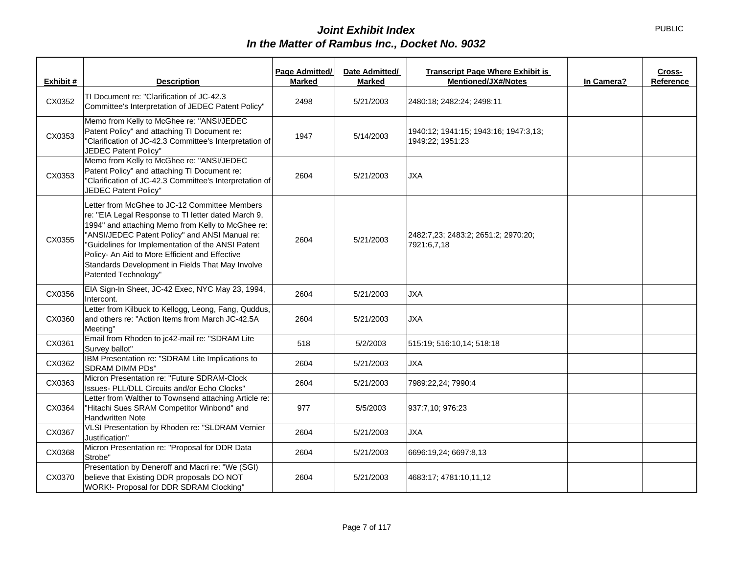# *Joint Exhibit Index*
## *In the Matter of Rambus Inc., Docket No. 9032*

PUBLIC

| Exhibit # | Description | Page Admitted/ Marked | Date Admitted/ Marked | Transcript Page Where Exhibit is Mentioned/JX#/Notes | In Camera? | Cross-Reference |
|---|---|---|---|---|---|---|
| CX0352 | TI Document re: "Clarification of JC-42.3 Committee's Interpretation of JEDEC Patent Policy" | 2498 | 5/21/2003 | 2480:18; 2482:24; 2498:11 | | |
| CX0353 | Memo from Kelly to McGhee re: "ANSI/JEDEC Patent Policy" and attaching TI Document re: "Clarification of JC-42.3 Committee's Interpretation of JEDEC Patent Policy" | 1947 | 5/14/2003 | 1940:12; 1941:15; 1943:16; 1947:3,13; 1949:22; 1951:23 | | |
| CX0353 | Memo from Kelly to McGhee re: "ANSI/JEDEC Patent Policy" and attaching TI Document re: "Clarification of JC-42.3 Committee's Interpretation of JEDEC Patent Policy" | 2604 | 5/21/2003 | JXA | | |
| CX0355 | Letter from McGhee to JC-12 Committee Members re: "EIA Legal Response to TI letter dated March 9, 1994" and attaching Memo from Kelly to McGhee re: "ANSI/JEDEC Patent Policy" and ANSI Manual re: "Guidelines for Implementation of the ANSI Patent Policy- An Aid to More Efficient and Effective Standards Development in Fields That May Involve Patented Technology" | 2604 | 5/21/2003 | 2482:7,23; 2483:2; 2651:2; 2970:20; 7921:6,7,18 | | |
| CX0356 | EIA Sign-In Sheet, JC-42 Exec, NYC May 23, 1994, Intercont. | 2604 | 5/21/2003 | JXA | | |
| CX0360 | Letter from Kilbuck to Kellogg, Leong, Fang, Quddus, and others re: "Action Items from March JC-42.5A Meeting" | 2604 | 5/21/2003 | JXA | | |
| CX0361 | Email from Rhoden to jc42-mail re: "SDRAM Lite Survey ballot" | 518 | 5/2/2003 | 515:19; 516:10,14; 518:18 | | |
| CX0362 | IBM Presentation re: "SDRAM Lite Implications to SDRAM DIMM PDs" | 2604 | 5/21/2003 | JXA | | |
| CX0363 | Micron Presentation re: "Future SDRAM-Clock Issues- PLL/DLL Circuits and/or Echo Clocks" | 2604 | 5/21/2003 | 7989:22,24; 7990:4 | | |
| CX0364 | Letter from Walther to Townsend attaching Article re: "Hitachi Sues SRAM Competitor Winbond" and Handwritten Note | 977 | 5/5/2003 | 937:7,10; 976:23 | | |
| CX0367 | VLSI Presentation by Rhoden re: "SLDRAM Vernier Justification" | 2604 | 5/21/2003 | JXA | | |
| CX0368 | Micron Presentation re: "Proposal for DDR Data Strobe" | 2604 | 5/21/2003 | 6696:19,24; 6697:8,13 | | |
| CX0370 | Presentation by Deneroff and Macri re: "We (SGI) believe that Existing DDR proposals DO NOT WORK!- Proposal for DDR SDRAM Clocking" | 2604 | 5/21/2003 | 4683:17; 4781:10,11,12 | | |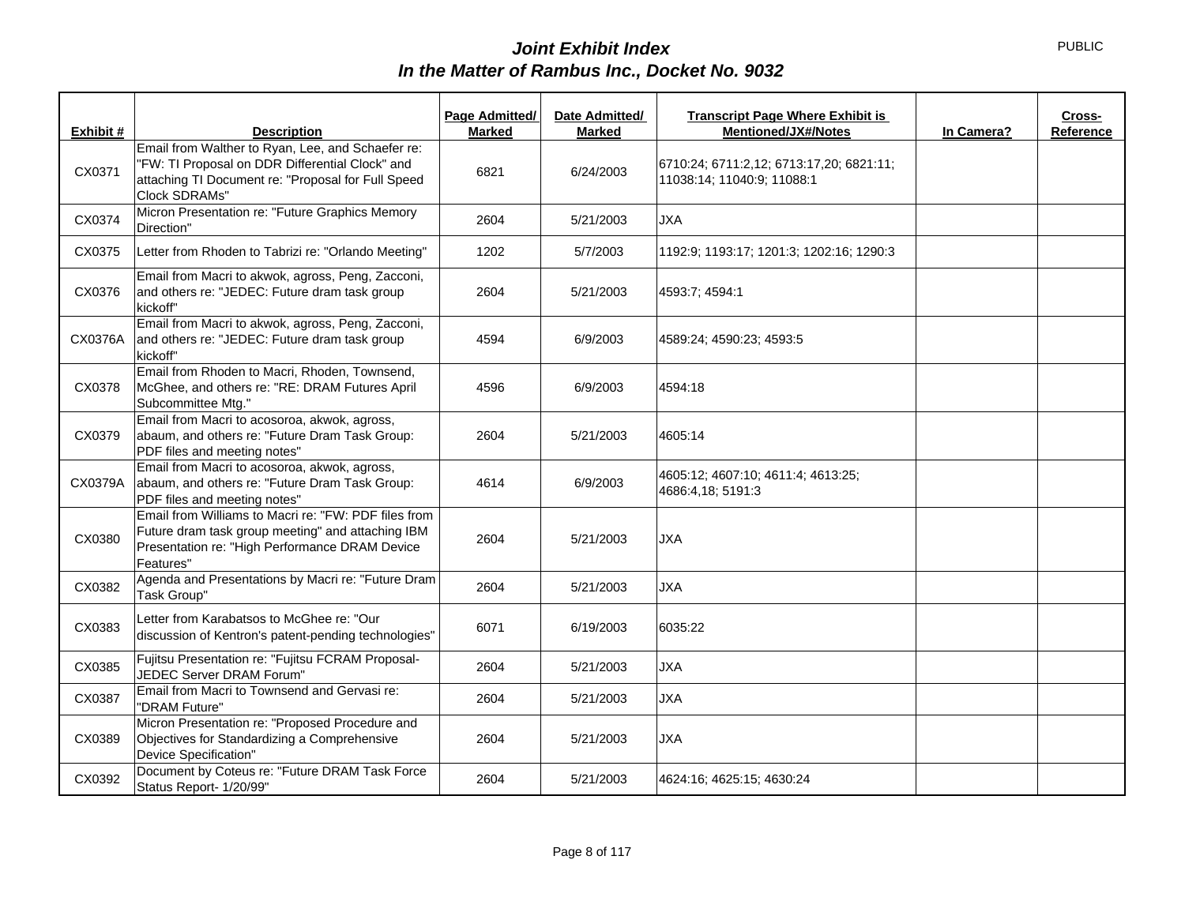# Joint Exhibit Index
## In the Matter of Rambus Inc., Docket No. 9032

PUBLIC

| Exhibit # | Description | Page Admitted/ Marked | Date Admitted/ Marked | Transcript Page Where Exhibit is Mentioned/JX#/Notes | In Camera? | Cross-Reference |
|---|---|---|---|---|---|---|
| CX0371 | Email from Walther to Ryan, Lee, and Schaefer re: "FW: TI Proposal on DDR Differential Clock" and attaching TI Document re: "Proposal for Full Speed Clock SDRAMs" | 6821 | 6/24/2003 | 6710:24; 6711:2,12; 6713:17,20; 6821:11; 11038:14; 11040:9; 11088:1 | | |
| CX0374 | Micron Presentation re: "Future Graphics Memory Direction" | 2604 | 5/21/2003 | JXA | | |
| CX0375 | Letter from Rhoden to Tabrizi re: "Orlando Meeting" | 1202 | 5/7/2003 | 1192:9; 1193:17; 1201:3; 1202:16; 1290:3 | | |
| CX0376 | Email from Macri to akwok, agross, Peng, Zacconi, and others re: "JEDEC: Future dram task group kickoff" | 2604 | 5/21/2003 | 4593:7; 4594:1 | | |
| CX0376A | Email from Macri to akwok, agross, Peng, Zacconi, and others re: "JEDEC: Future dram task group kickoff" | 4594 | 6/9/2003 | 4589:24; 4590:23; 4593:5 | | |
| CX0378 | Email from Rhoden to Macri, Rhoden, Townsend, McGhee, and others re: "RE: DRAM Futures April Subcommittee Mtg." | 4596 | 6/9/2003 | 4594:18 | | |
| CX0379 | Email from Macri to acosoroa, akwok, agross, abaum, and others re: "Future Dram Task Group: PDF files and meeting notes" | 2604 | 5/21/2003 | 4605:14 | | |
| CX0379A | Email from Macri to acosoroa, akwok, agross, abaum, and others re: "Future Dram Task Group: PDF files and meeting notes" | 4614 | 6/9/2003 | 4605:12; 4607:10; 4611:4; 4613:25; 4686:4,18; 5191:3 | | |
| CX0380 | Email from Williams to Macri re: "FW: PDF files from Future dram task group meeting" and attaching IBM Presentation re: "High Performance DRAM Device Features" | 2604 | 5/21/2003 | JXA | | |
| CX0382 | Agenda and Presentations by Macri re: "Future Dram Task Group" | 2604 | 5/21/2003 | JXA | | |
| CX0383 | Letter from Karabatsos to McGhee re: "Our discussion of Kentron's patent-pending technologies" | 6071 | 6/19/2003 | 6035:22 | | |
| CX0385 | Fujitsu Presentation re: "Fujitsu FCRAM Proposal-JEDEC Server DRAM Forum" | 2604 | 5/21/2003 | JXA | | |
| CX0387 | Email from Macri to Townsend and Gervasi re: "DRAM Future" | 2604 | 5/21/2003 | JXA | | |
| CX0389 | Micron Presentation re: "Proposed Procedure and Objectives for Standardizing a Comprehensive Device Specification" | 2604 | 5/21/2003 | JXA | | |
| CX0392 | Document by Coteus re: "Future DRAM Task Force Status Report- 1/20/99" | 2604 | 5/21/2003 | 4624:16; 4625:15; 4630:24 | | |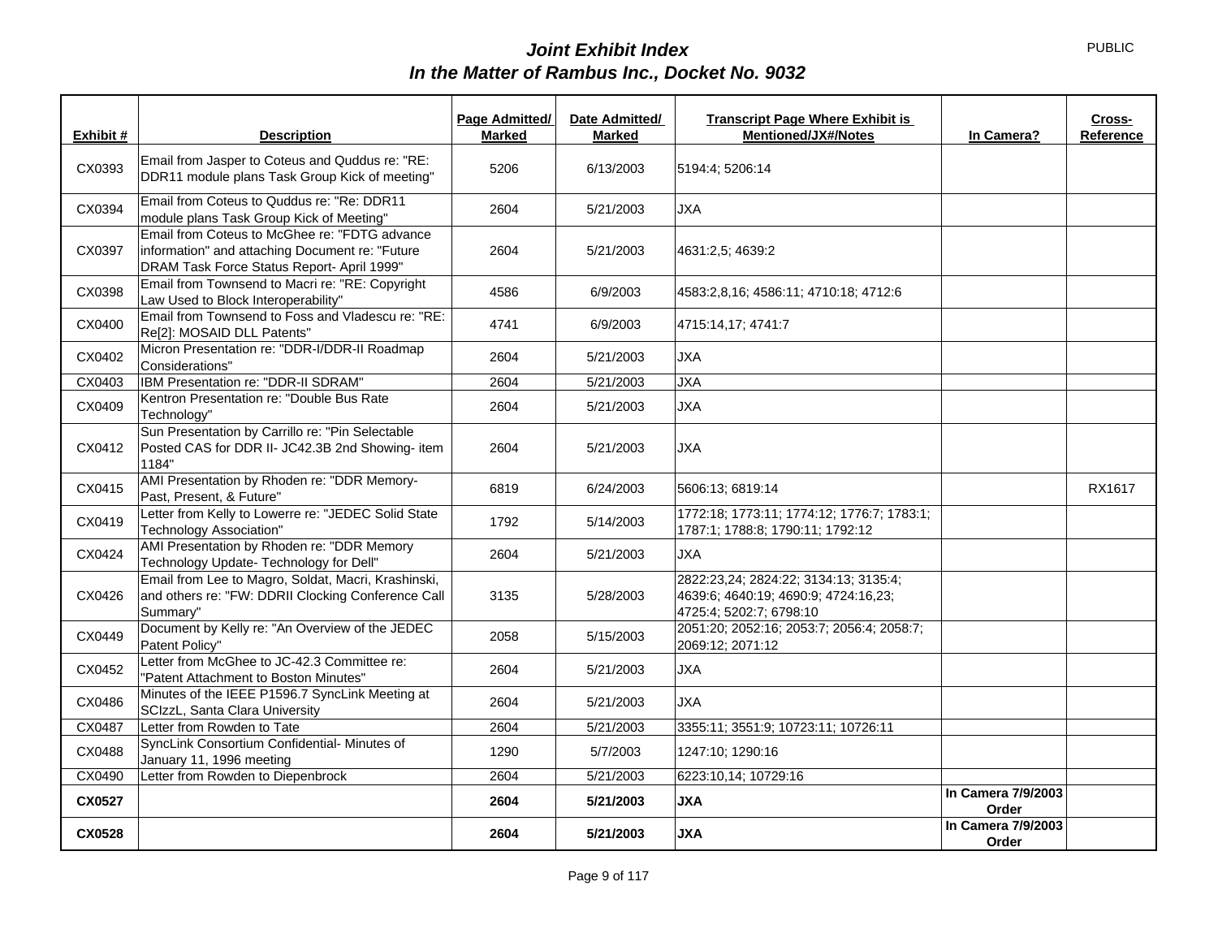# *Joint Exhibit Index*
# *In the Matter of Rambus Inc., Docket No. 9032*

PUBLIC

| Exhibit # | Description | Page Admitted/ Marked | Date Admitted/ Marked | Transcript Page Where Exhibit is Mentioned/JX#/Notes | In Camera? | Cross-Reference |
|---|---|---|---|---|---|---|
| CX0393 | Email from Jasper to Coteus and Quddus re: "RE: DDR11 module plans Task Group Kick of meeting" | 5206 | 6/13/2003 | 5194:4; 5206:14 | | |
| CX0394 | Email from Coteus to Quddus re: "Re: DDR11 module plans Task Group Kick of Meeting" | 2604 | 5/21/2003 | JXA | | |
| CX0397 | Email from Coteus to McGhee re: "FDTG advance information" and attaching Document re: "Future DRAM Task Force Status Report- April 1999" | 2604 | 5/21/2003 | 4631:2,5; 4639:2 | | |
| CX0398 | Email from Townsend to Macri re: "RE: Copyright Law Used to Block Interoperability" | 4586 | 6/9/2003 | 4583:2,8,16; 4586:11; 4710:18; 4712:6 | | |
| CX0400 | Email from Townsend to Foss and Vladescu re: "RE: Re[2]: MOSAID DLL Patents" | 4741 | 6/9/2003 | 4715:14,17; 4741:7 | | |
| CX0402 | Micron Presentation re: "DDR-I/DDR-II Roadmap Considerations" | 2604 | 5/21/2003 | JXA | | |
| CX0403 | IBM Presentation re: "DDR-II SDRAM" | 2604 | 5/21/2003 | JXA | | |
| CX0409 | Kentron Presentation re: "Double Bus Rate Technology" | 2604 | 5/21/2003 | JXA | | |
| CX0412 | Sun Presentation by Carrillo re: "Pin Selectable Posted CAS for DDR II- JC42.3B 2nd Showing- item 1184" | 2604 | 5/21/2003 | JXA | | |
| CX0415 | AMI Presentation by Rhoden re: "DDR Memory- Past, Present, & Future" | 6819 | 6/24/2003 | 5606:13; 6819:14 | | RX1617 |
| CX0419 | Letter from Kelly to Lowerre re: "JEDEC Solid State Technology Association" | 1792 | 5/14/2003 | 1772:18; 1773:11; 1774:12; 1776:7; 1783:1; 1787:1; 1788:8; 1790:11; 1792:12 | | |
| CX0424 | AMI Presentation by Rhoden re: "DDR Memory Technology Update- Technology for Dell" | 2604 | 5/21/2003 | JXA | | |
| CX0426 | Email from Lee to Magro, Soldat, Macri, Krashinski, and others re: "FW: DDRII Clocking Conference Call Summary" | 3135 | 5/28/2003 | 2822:23,24; 2824:22; 3134:13; 3135:4; 4639:6; 4640:19; 4690:9; 4724:16,23; 4725:4; 5202:7; 6798:10 | | |
| CX0449 | Document by Kelly re: "An Overview of the JEDEC Patent Policy" | 2058 | 5/15/2003 | 2051:20; 2052:16; 2053:7; 2056:4; 2058:7; 2069:12; 2071:12 | | |
| CX0452 | Letter from McGhee to JC-42.3 Committee re: "Patent Attachment to Boston Minutes" | 2604 | 5/21/2003 | JXA | | |
| CX0486 | Minutes of the IEEE P1596.7 SyncLink Meeting at SCIzzL, Santa Clara University | 2604 | 5/21/2003 | JXA | | |
| CX0487 | Letter from Rowden to Tate | 2604 | 5/21/2003 | 3355:11; 3551:9; 10723:11; 10726:11 | | |
| CX0488 | SyncLink Consortium Confidential- Minutes of January 11, 1996 meeting | 1290 | 5/7/2003 | 1247:10; 1290:16 | | |
| CX0490 | Letter from Rowden to Diepenbrock | 2604 | 5/21/2003 | 6223:10,14; 10729:16 | | |
| **CX0527** | | **2604** | **5/21/2003** | **JXA** | **In Camera 7/9/2003 Order** | |
| **CX0528** | | **2604** | **5/21/2003** | **JXA** | **In Camera 7/9/2003 Order** | |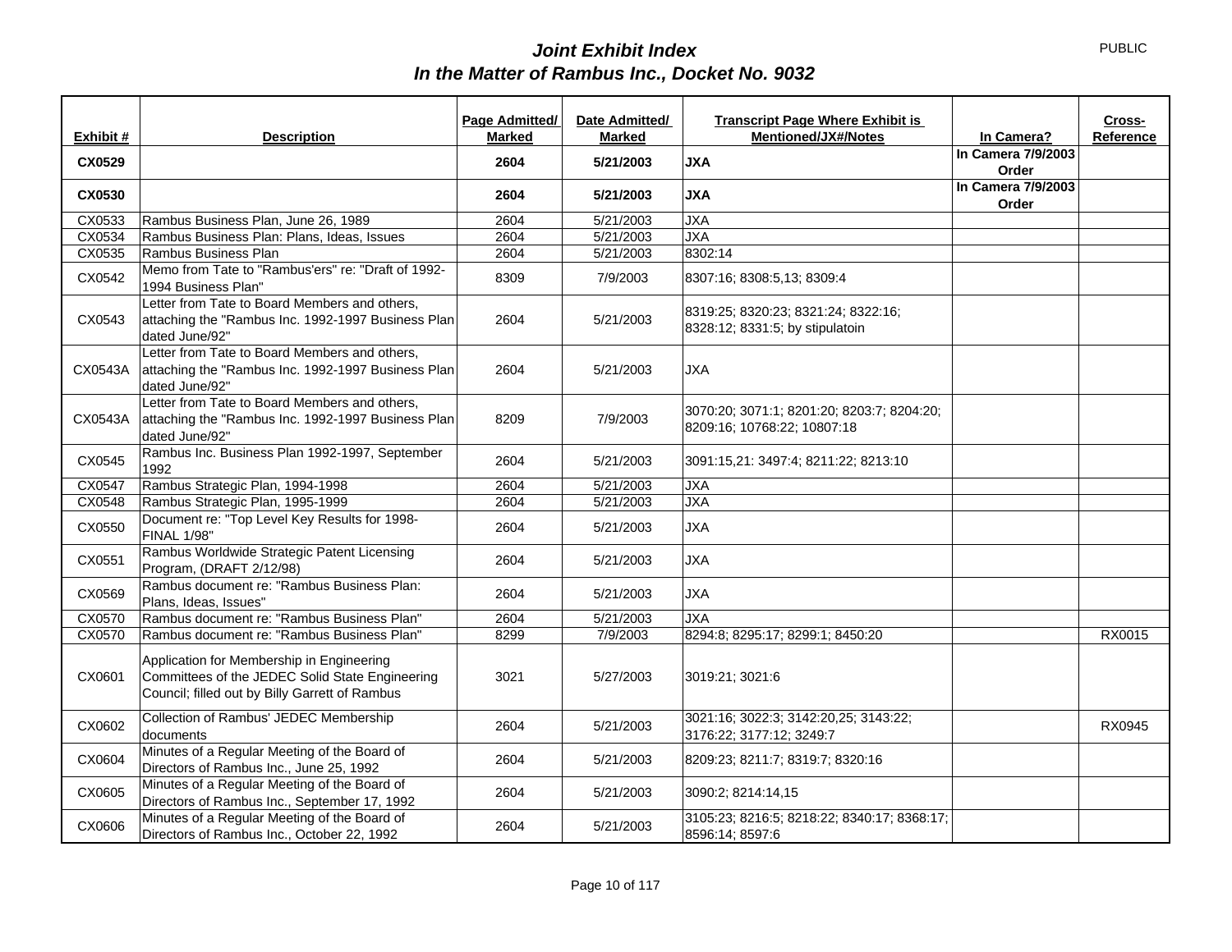# *Joint Exhibit Index*
## *In the Matter of Rambus Inc., Docket No. 9032*

PUBLIC

| Exhibit # | Description | Page Admitted/ Marked | Date Admitted/ Marked | Transcript Page Where Exhibit is Mentioned/JX#/Notes | In Camera? | Cross-Reference |
|---|---|---|---|---|---|---|
| **CX0529** | | **2604** | **5/21/2003** | **JXA** | **In Camera 7/9/2003 Order** | |
| **CX0530** | | **2604** | **5/21/2003** | **JXA** | **In Camera 7/9/2003 Order** | |
| CX0533 | Rambus Business Plan, June 26, 1989 | 2604 | 5/21/2003 | JXA | | |
| CX0534 | Rambus Business Plan: Plans, Ideas, Issues | 2604 | 5/21/2003 | JXA | | |
| CX0535 | Rambus Business Plan | 2604 | 5/21/2003 | 8302:14 | | |
| CX0542 | Memo from Tate to "Rambus'ers" re: "Draft of 1992-1994 Business Plan" | 8309 | 7/9/2003 | 8307:16; 8308:5,13; 8309:4 | | |
| CX0543 | Letter from Tate to Board Members and others, attaching the "Rambus Inc. 1992-1997 Business Plan dated June/92" | 2604 | 5/21/2003 | 8319:25; 8320:23; 8321:24; 8322:16; 8328:12; 8331:5; by stipulatoin | | |
| CX0543A | Letter from Tate to Board Members and others, attaching the "Rambus Inc. 1992-1997 Business Plan dated June/92" | 2604 | 5/21/2003 | JXA | | |
| CX0543A | Letter from Tate to Board Members and others, attaching the "Rambus Inc. 1992-1997 Business Plan dated June/92" | 8209 | 7/9/2003 | 3070:20; 3071:1; 8201:20; 8203:7; 8204:20; 8209:16; 10768:22; 10807:18 | | |
| CX0545 | Rambus Inc. Business Plan 1992-1997, September 1992 | 2604 | 5/21/2003 | 3091:15,21: 3497:4; 8211:22; 8213:10 | | |
| CX0547 | Rambus Strategic Plan, 1994-1998 | 2604 | 5/21/2003 | JXA | | |
| CX0548 | Rambus Strategic Plan, 1995-1999 | 2604 | 5/21/2003 | JXA | | |
| CX0550 | Document re: "Top Level Key Results for 1998-FINAL 1/98" | 2604 | 5/21/2003 | JXA | | |
| CX0551 | Rambus Worldwide Strategic Patent Licensing Program, (DRAFT 2/12/98) | 2604 | 5/21/2003 | JXA | | |
| CX0569 | Rambus document re: "Rambus Business Plan: Plans, Ideas, Issues" | 2604 | 5/21/2003 | JXA | | |
| CX0570 | Rambus document re: "Rambus Business Plan" | 2604 | 5/21/2003 | JXA | | |
| CX0570 | Rambus document re: "Rambus Business Plan" | 8299 | 7/9/2003 | 8294:8; 8295:17; 8299:1; 8450:20 | | RX0015 |
| CX0601 | Application for Membership in Engineering Committees of the JEDEC Solid State Engineering Council; filled out by Billy Garrett of Rambus | 3021 | 5/27/2003 | 3019:21; 3021:6 | | |
| CX0602 | Collection of Rambus' JEDEC Membership documents | 2604 | 5/21/2003 | 3021:16; 3022:3; 3142:20,25; 3143:22; 3176:22; 3177:12; 3249:7 | | RX0945 |
| CX0604 | Minutes of a Regular Meeting of the Board of Directors of Rambus Inc., June 25, 1992 | 2604 | 5/21/2003 | 8209:23; 8211:7; 8319:7; 8320:16 | | |
| CX0605 | Minutes of a Regular Meeting of the Board of Directors of Rambus Inc., September 17, 1992 | 2604 | 5/21/2003 | 3090:2; 8214:14,15 | | |
| CX0606 | Minutes of a Regular Meeting of the Board of Directors of Rambus Inc., October 22, 1992 | 2604 | 5/21/2003 | 3105:23; 8216:5; 8218:22; 8340:17; 8368:17; 8596:14; 8597:6 | | |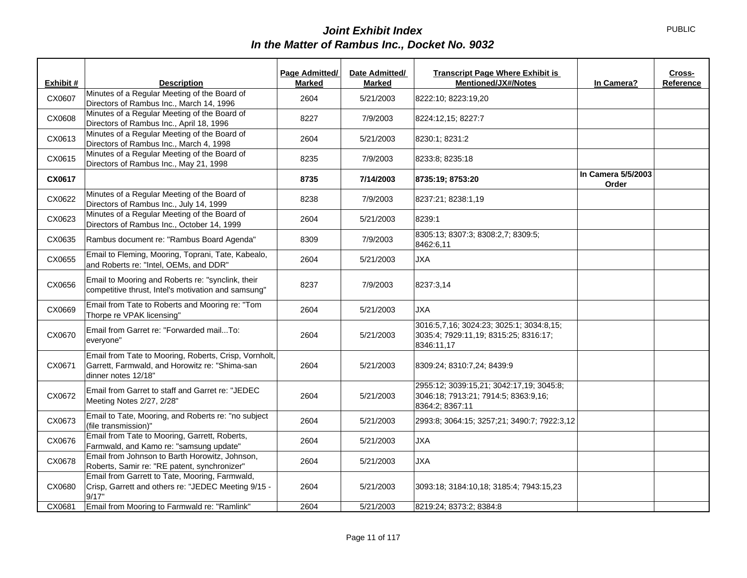# *Joint Exhibit Index*
# *In the Matter of Rambus Inc., Docket No. 9032*

PUBLIC

| Exhibit # | Description | Page Admitted/ Marked | Date Admitted/ Marked | Transcript Page Where Exhibit is Mentioned/JX#/Notes | In Camera? | Cross-Reference |
|---|---|---|---|---|---|---|
| CX0607 | Minutes of a Regular Meeting of the Board of Directors of Rambus Inc., March 14, 1996 | 2604 | 5/21/2003 | 8222:10; 8223:19,20 | | |
| CX0608 | Minutes of a Regular Meeting of the Board of Directors of Rambus Inc., April 18, 1996 | 8227 | 7/9/2003 | 8224:12,15; 8227:7 | | |
| CX0613 | Minutes of a Regular Meeting of the Board of Directors of Rambus Inc., March 4, 1998 | 2604 | 5/21/2003 | 8230:1; 8231:2 | | |
| CX0615 | Minutes of a Regular Meeting of the Board of Directors of Rambus Inc., May 21, 1998 | 8235 | 7/9/2003 | 8233:8; 8235:18 | | |
| **CX0617** | | **8735** | **7/14/2003** | **8735:19; 8753:20** | **In Camera 5/5/2003 Order** | |
| CX0622 | Minutes of a Regular Meeting of the Board of Directors of Rambus Inc., July 14, 1999 | 8238 | 7/9/2003 | 8237:21; 8238:1,19 | | |
| CX0623 | Minutes of a Regular Meeting of the Board of Directors of Rambus Inc., October 14, 1999 | 2604 | 5/21/2003 | 8239:1 | | |
| CX0635 | Rambus document re: "Rambus Board Agenda" | 8309 | 7/9/2003 | 8305:13; 8307:3; 8308:2,7; 8309:5; 8462:6,11 | | |
| CX0655 | Email to Fleming, Mooring, Toprani, Tate, Kabealo, and Roberts re: "Intel, OEMs, and DDR" | 2604 | 5/21/2003 | JXA | | |
| CX0656 | Email to Mooring and Roberts re: "synclink, their competitive thrust, Intel's motivation and samsung" | 8237 | 7/9/2003 | 8237:3,14 | | |
| CX0669 | Email from Tate to Roberts and Mooring re: "Tom Thorpe re VPAK licensing" | 2604 | 5/21/2003 | JXA | | |
| CX0670 | Email from Garret re: "Forwarded mail...To: everyone" | 2604 | 5/21/2003 | 3016:5,7,16; 3024:23; 3025:1; 3034:8,15; 3035:4; 7929:11,19; 8315:25; 8316:17; 8346:11,17 | | |
| CX0671 | Email from Tate to Mooring, Roberts, Crisp, Vornholt, Garrett, Farmwald, and Horowitz re: "Shima-san dinner notes 12/18" | 2604 | 5/21/2003 | 8309:24; 8310:7,24; 8439:9 | | |
| CX0672 | Email from Garret to staff and Garret re: "JEDEC Meeting Notes 2/27, 2/28" | 2604 | 5/21/2003 | 2955:12; 3039:15,21; 3042:17,19; 3045:8; 3046:18; 7913:21; 7914:5; 8363:9,16; 8364:2; 8367:11 | | |
| CX0673 | Email to Tate, Mooring, and Roberts re: "no subject (file transmission)" | 2604 | 5/21/2003 | 2993:8; 3064:15; 3257;21; 3490:7; 7922:3,12 | | |
| CX0676 | Email from Tate to Mooring, Garrett, Roberts, Farmwald, and Kamo re: "samsung update" | 2604 | 5/21/2003 | JXA | | |
| CX0678 | Email from Johnson to Barth Horowitz, Johnson, Roberts, Samir re: "RE patent, synchronizer" | 2604 | 5/21/2003 | JXA | | |
| CX0680 | Email from Garrett to Tate, Mooring, Farmwald, Crisp, Garrett and others re: "JEDEC Meeting 9/15 - 9/17" | 2604 | 5/21/2003 | 3093:18; 3184:10,18; 3185:4; 7943:15,23 | | |
| CX0681 | Email from Mooring to Farmwald re: "Ramlink" | 2604 | 5/21/2003 | 8219:24; 8373:2; 8384:8 | | |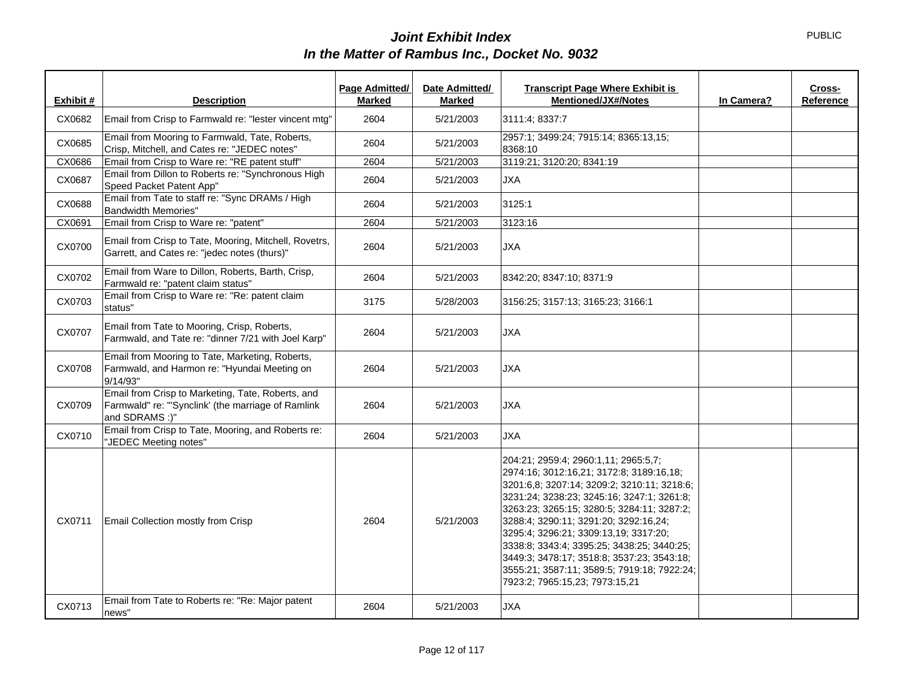# *Joint Exhibit Index*
# *In the Matter of Rambus Inc., Docket No. 9032*

PUBLIC

| Exhibit # | Description | Page Admitted/ Marked | Date Admitted/ Marked | Transcript Page Where Exhibit is Mentioned/JX#/Notes | In Camera? | Cross-Reference |
|---|---|---|---|---|---|---|
| CX0682 | Email from Crisp to Farmwald re: "lester vincent mtg" | 2604 | 5/21/2003 | 3111:4; 8337:7 | | |
| CX0685 | Email from Mooring to Farmwald, Tate, Roberts, Crisp, Mitchell, and Cates re: "JEDEC notes" | 2604 | 5/21/2003 | 2957:1; 3499:24; 7915:14; 8365:13,15; 8368:10 | | |
| CX0686 | Email from Crisp to Ware re: "RE patent stuff" | 2604 | 5/21/2003 | 3119:21; 3120:20; 8341:19 | | |
| CX0687 | Email from Dillon to Roberts re: "Synchronous High Speed Packet Patent App" | 2604 | 5/21/2003 | JXA | | |
| CX0688 | Email from Tate to staff re: "Sync DRAMs / High Bandwidth Memories" | 2604 | 5/21/2003 | 3125:1 | | |
| CX0691 | Email from Crisp to Ware re: "patent" | 2604 | 5/21/2003 | 3123:16 | | |
| CX0700 | Email from Crisp to Tate, Mooring, Mitchell, Rovetrs, Garrett, and Cates re: "jedec notes (thurs)" | 2604 | 5/21/2003 | JXA | | |
| CX0702 | Email from Ware to Dillon, Roberts, Barth, Crisp, Farmwald re: "patent claim status" | 2604 | 5/21/2003 | 8342:20; 8347:10; 8371:9 | | |
| CX0703 | Email from Crisp to Ware re: "Re: patent claim status" | 3175 | 5/28/2003 | 3156:25; 3157:13; 3165:23; 3166:1 | | |
| CX0707 | Email from Tate to Mooring, Crisp, Roberts, Farmwald, and Tate re: "dinner 7/21 with Joel Karp" | 2604 | 5/21/2003 | JXA | | |
| CX0708 | Email from Mooring to Tate, Marketing, Roberts, Farmwald, and Harmon re: "Hyundai Meeting on 9/14/93" | 2604 | 5/21/2003 | JXA | | |
| CX0709 | Email from Crisp to Marketing, Tate, Roberts, and Farmwald" re: "'Synclink' (the marriage of Ramlink and SDRAMS :)" | 2604 | 5/21/2003 | JXA | | |
| CX0710 | Email from Crisp to Tate, Mooring, and Roberts re: "JEDEC Meeting notes" | 2604 | 5/21/2003 | JXA | | |
| CX0711 | Email Collection mostly from Crisp | 2604 | 5/21/2003 | 204:21; 2959:4; 2960:1,11; 2965:5,7; 2974:16; 3012:16,21; 3172:8; 3189:16,18; 3201:6,8; 3207:14; 3209:2; 3210:11; 3218:6; 3231:24; 3238:23; 3245:16; 3247:1; 3261:8; 3263:23; 3265:15; 3280:5; 3284:11; 3287:2; 3288:4; 3290:11; 3291:20; 3292:16,24; 3295:4; 3296:21; 3309:13,19; 3317:20; 3338:8; 3343:4; 3395:25; 3438:25; 3440:25; 3449:3; 3478:17; 3518:8; 3537:23; 3543:18; 3555:21; 3587:11; 3589:5; 7919:18; 7922:24; 7923:2; 7965:15,23; 7973:15,21 | | |
| CX0713 | Email from Tate to Roberts re: "Re: Major patent news" | 2604 | 5/21/2003 | JXA | | |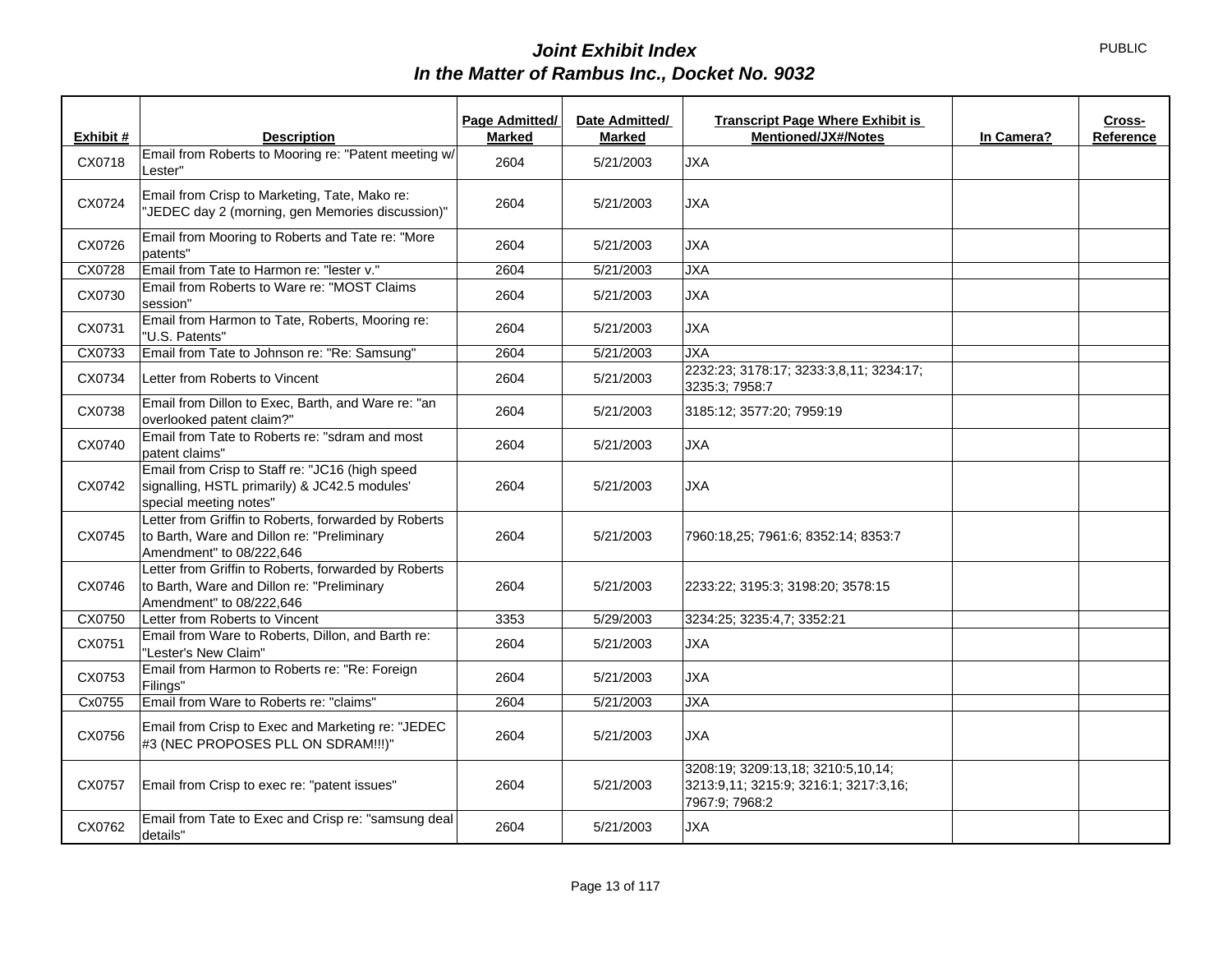# *Joint Exhibit Index*
# *In the Matter of Rambus Inc., Docket No. 9032*

PUBLIC

| Exhibit # | Description | Page Admitted/ Marked | Date Admitted/ Marked | Transcript Page Where Exhibit is Mentioned/JX#/Notes | In Camera? | Cross-Reference |
|---|---|---|---|---|---|---|
| CX0718 | Email from Roberts to Mooring re: "Patent meeting w/ Lester" | 2604 | 5/21/2003 | JXA | | |
| CX0724 | Email from Crisp to Marketing, Tate, Mako re: "JEDEC day 2 (morning, gen Memories discussion)" | 2604 | 5/21/2003 | JXA | | |
| CX0726 | Email from Mooring to Roberts and Tate re: "More patents" | 2604 | 5/21/2003 | JXA | | |
| CX0728 | Email from Tate to Harmon re: "lester v." | 2604 | 5/21/2003 | JXA | | |
| CX0730 | Email from Roberts to Ware re: "MOST Claims session" | 2604 | 5/21/2003 | JXA | | |
| CX0731 | Email from Harmon to Tate, Roberts, Mooring re: "U.S. Patents" | 2604 | 5/21/2003 | JXA | | |
| CX0733 | Email from Tate to Johnson re: "Re: Samsung" | 2604 | 5/21/2003 | JXA | | |
| CX0734 | Letter from Roberts to Vincent | 2604 | 5/21/2003 | 2232:23; 3178:17; 3233:3,8,11; 3234:17; 3235:3; 7958:7 | | |
| CX0738 | Email from Dillon to Exec, Barth, and Ware re: "an overlooked patent claim?" | 2604 | 5/21/2003 | 3185:12; 3577:20; 7959:19 | | |
| CX0740 | Email from Tate to Roberts re: "sdram and most patent claims" | 2604 | 5/21/2003 | JXA | | |
| CX0742 | Email from Crisp to Staff re: "JC16 (high speed signalling, HSTL primarily) & JC42.5 modules' special meeting notes" | 2604 | 5/21/2003 | JXA | | |
| CX0745 | Letter from Griffin to Roberts, forwarded by Roberts to Barth, Ware and Dillon re: "Preliminary Amendment" to 08/222,646 | 2604 | 5/21/2003 | 7960:18,25; 7961:6; 8352:14; 8353:7 | | |
| CX0746 | Letter from Griffin to Roberts, forwarded by Roberts to Barth, Ware and Dillon re: "Preliminary Amendment" to 08/222,646 | 2604 | 5/21/2003 | 2233:22; 3195:3; 3198:20; 3578:15 | | |
| CX0750 | Letter from Roberts to Vincent | 3353 | 5/29/2003 | 3234:25; 3235:4,7; 3352:21 | | |
| CX0751 | Email from Ware to Roberts, Dillon, and Barth re: "Lester's New Claim" | 2604 | 5/21/2003 | JXA | | |
| CX0753 | Email from Harmon to Roberts re: "Re: Foreign Filings" | 2604 | 5/21/2003 | JXA | | |
| Cx0755 | Email from Ware to Roberts re: "claims" | 2604 | 5/21/2003 | JXA | | |
| CX0756 | Email from Crisp to Exec and Marketing re: "JEDEC #3 (NEC PROPOSES PLL ON SDRAM!!!)" | 2604 | 5/21/2003 | JXA | | |
| CX0757 | Email from Crisp to exec re: "patent issues" | 2604 | 5/21/2003 | 3208:19; 3209:13,18; 3210:5,10,14; 3213:9,11; 3215:9; 3216:1; 3217:3,16; 7967:9; 7968:2 | | |
| CX0762 | Email from Tate to Exec and Crisp re: "samsung deal details" | 2604 | 5/21/2003 | JXA | | |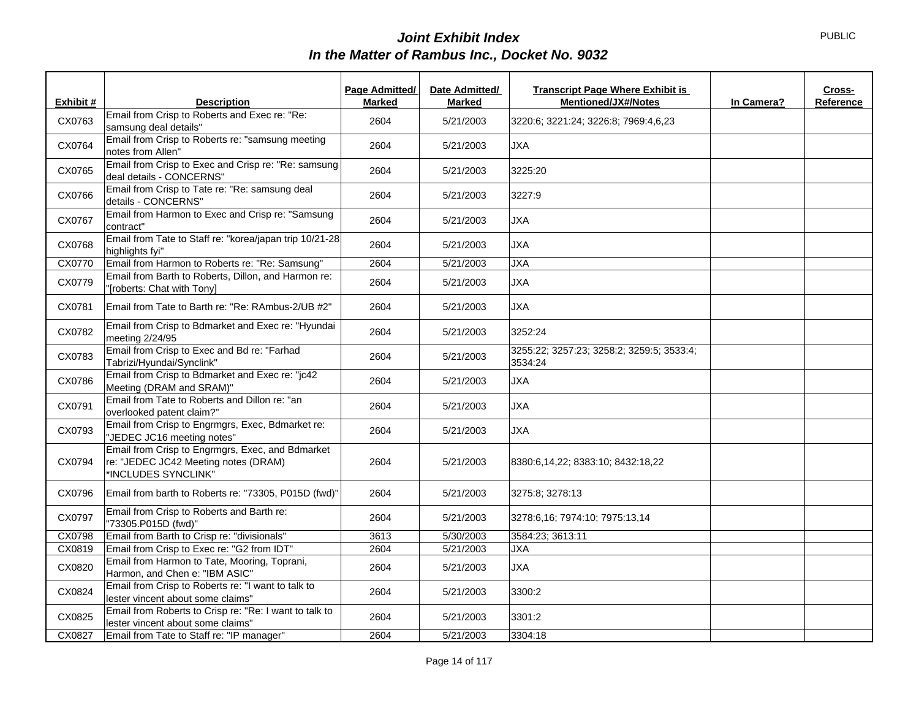# *Joint Exhibit Index*
## *In the Matter of Rambus Inc., Docket No. 9032*

PUBLIC

| Exhibit # | Description | Page Admitted/ Marked | Date Admitted/ Marked | Transcript Page Where Exhibit is Mentioned/JX#/Notes | In Camera? | Cross-Reference |
|---|---|---|---|---|---|---|
| CX0763 | Email from Crisp to Roberts and Exec re: "Re: samsung deal details" | 2604 | 5/21/2003 | 3220:6; 3221:24; 3226:8; 7969:4,6,23 | | |
| CX0764 | Email from Crisp to Roberts re: "samsung meeting notes from Allen" | 2604 | 5/21/2003 | JXA | | |
| CX0765 | Email from Crisp to Exec and Crisp re: "Re: samsung deal details - CONCERNS" | 2604 | 5/21/2003 | 3225:20 | | |
| CX0766 | Email from Crisp to Tate re: "Re: samsung deal details - CONCERNS" | 2604 | 5/21/2003 | 3227:9 | | |
| CX0767 | Email from Harmon to Exec and Crisp re: "Samsung contract" | 2604 | 5/21/2003 | JXA | | |
| CX0768 | Email from Tate to Staff re: "korea/japan trip 10/21-28 highlights fyi" | 2604 | 5/21/2003 | JXA | | |
| CX0770 | Email from Harmon to Roberts re: "Re: Samsung" | 2604 | 5/21/2003 | JXA | | |
| CX0779 | Email from Barth to Roberts, Dillon, and Harmon re: "[roberts: Chat with Tony] | 2604 | 5/21/2003 | JXA | | |
| CX0781 | Email from Tate to Barth re: "Re: RAmbus-2/UB #2" | 2604 | 5/21/2003 | JXA | | |
| CX0782 | Email from Crisp to Bdmarket and Exec re: "Hyundai meeting 2/24/95 | 2604 | 5/21/2003 | 3252:24 | | |
| CX0783 | Email from Crisp to Exec and Bd re: "Farhad Tabrizi/Hyundai/Synclink" | 2604 | 5/21/2003 | 3255:22; 3257:23; 3258:2; 3259:5; 3533:4; 3534:24 | | |
| CX0786 | Email from Crisp to Bdmarket and Exec re: "jc42 Meeting (DRAM and SRAM)" | 2604 | 5/21/2003 | JXA | | |
| CX0791 | Email from Tate to Roberts and Dillon re: "an overlooked patent claim?" | 2604 | 5/21/2003 | JXA | | |
| CX0793 | Email from Crisp to Engrmgrs, Exec, Bdmarket re: "JEDEC JC16 meeting notes" | 2604 | 5/21/2003 | JXA | | |
| CX0794 | Email from Crisp to Engrmgrs, Exec, and Bdmarket re: "JEDEC JC42 Meeting notes (DRAM) *INCLUDES SYNCLINK" | 2604 | 5/21/2003 | 8380:6,14,22; 8383:10; 8432:18,22 | | |
| CX0796 | Email from barth to Roberts re: "73305, P015D (fwd)" | 2604 | 5/21/2003 | 3275:8; 3278:13 | | |
| CX0797 | Email from Crisp to Roberts and Barth re: "73305.P015D (fwd)" | 2604 | 5/21/2003 | 3278:6,16; 7974:10; 7975:13,14 | | |
| CX0798 | Email from Barth to Crisp re: "divisionals" | 3613 | 5/30/2003 | 3584:23; 3613:11 | | |
| CX0819 | Email from Crisp to Exec re: "G2 from IDT" | 2604 | 5/21/2003 | JXA | | |
| CX0820 | Email from Harmon to Tate, Mooring, Toprani, Harmon, and Chen e: "IBM ASIC" | 2604 | 5/21/2003 | JXA | | |
| CX0824 | Email from Crisp to Roberts re: "I want to talk to lester vincent about some claims" | 2604 | 5/21/2003 | 3300:2 | | |
| CX0825 | Email from Roberts to Crisp re: "Re: I want to talk to lester vincent about some claims" | 2604 | 5/21/2003 | 3301:2 | | |
| CX0827 | Email from Tate to Staff re: "IP manager" | 2604 | 5/21/2003 | 3304:18 | | |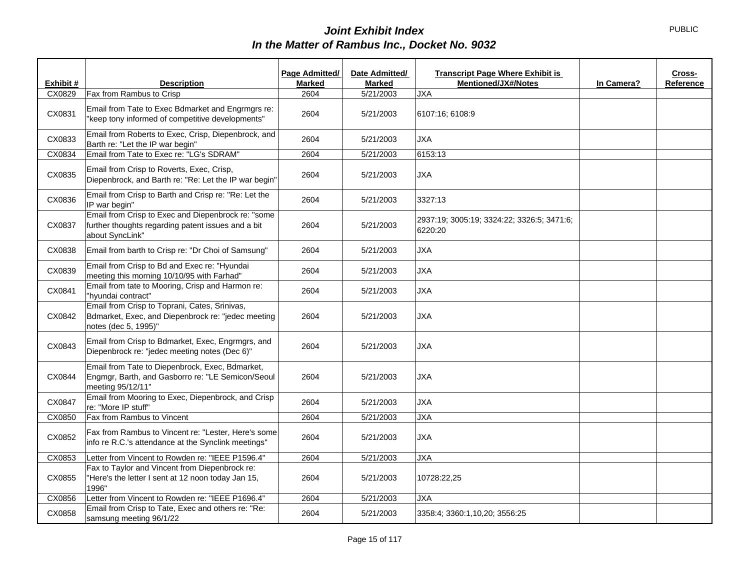# *Joint Exhibit Index*
# *In the Matter of Rambus Inc., Docket No. 9032*

PUBLIC

| Exhibit # | Description | Page Admitted/ Marked | Date Admitted/ Marked | Transcript Page Where Exhibit is Mentioned/JX#/Notes | In Camera? | Cross-Reference |
|---|---|---|---|---|---|---|
| CX0829 | Fax from Rambus to Crisp | 2604 | 5/21/2003 | JXA | | |
| CX0831 | Email from Tate to Exec Bdmarket and Engrmgrs re: "keep tony informed of competitive developments" | 2604 | 5/21/2003 | 6107:16; 6108:9 | | |
| CX0833 | Email from Roberts to Exec, Crisp, Diepenbrock, and Barth re: "Let the IP war begin" | 2604 | 5/21/2003 | JXA | | |
| CX0834 | Email from Tate to Exec re: "LG's SDRAM" | 2604 | 5/21/2003 | 6153:13 | | |
| CX0835 | Email from Crisp to Roverts, Exec, Crisp, Diepenbrock, and Barth re: "Re: Let the IP war begin" | 2604 | 5/21/2003 | JXA | | |
| CX0836 | Email from Crisp to Barth and Crisp re: "Re: Let the IP war begin" | 2604 | 5/21/2003 | 3327:13 | | |
| CX0837 | Email from Crisp to Exec and Diepenbrock re: "some further thoughts regarding patent issues and a bit about SyncLink" | 2604 | 5/21/2003 | 2937:19; 3005:19; 3324:22; 3326:5; 3471:6; 6220:20 | | |
| CX0838 | Email from barth to Crisp re: "Dr Choi of Samsung" | 2604 | 5/21/2003 | JXA | | |
| CX0839 | Email from Crisp to Bd and Exec re: "Hyundai meeting this morning 10/10/95 with Farhad" | 2604 | 5/21/2003 | JXA | | |
| CX0841 | Email from tate to Mooring, Crisp and Harmon re: "hyundai contract" | 2604 | 5/21/2003 | JXA | | |
| CX0842 | Email from Crisp to Toprani, Cates, Srinivas, Bdmarket, Exec, and Diepenbrock re: "jedec meeting notes (dec 5, 1995)" | 2604 | 5/21/2003 | JXA | | |
| CX0843 | Email from Crisp to Bdmarket, Exec, Engrmgrs, and Diepenbrock re: "jedec meeting notes (Dec 6)" | 2604 | 5/21/2003 | JXA | | |
| CX0844 | Email from Tate to Diepenbrock, Exec, Bdmarket, Engmgr, Barth, and Gasborro re: "LE Semicon/Seoul meeting 95/12/11" | 2604 | 5/21/2003 | JXA | | |
| CX0847 | Email from Mooring to Exec, Diepenbrock, and Crisp re: "More IP stuff" | 2604 | 5/21/2003 | JXA | | |
| CX0850 | Fax from Rambus to Vincent | 2604 | 5/21/2003 | JXA | | |
| CX0852 | Fax from Rambus to Vincent re: "Lester, Here's some info re R.C.'s attendance at the Synclink meetings" | 2604 | 5/21/2003 | JXA | | |
| CX0853 | Letter from Vincent to Rowden re: "IEEE P1596.4" | 2604 | 5/21/2003 | JXA | | |
| CX0855 | Fax to Taylor and Vincent from Diepenbrock re: "Here's the letter I sent at 12 noon today Jan 15, 1996" | 2604 | 5/21/2003 | 10728:22,25 | | |
| CX0856 | Letter from Vincent to Rowden re: "IEEE P1696.4" | 2604 | 5/21/2003 | JXA | | |
| CX0858 | Email from Crisp to Tate, Exec and others re: "Re: samsung meeting 96/1/22 | 2604 | 5/21/2003 | 3358:4; 3360:1,10,20; 3556:25 | | |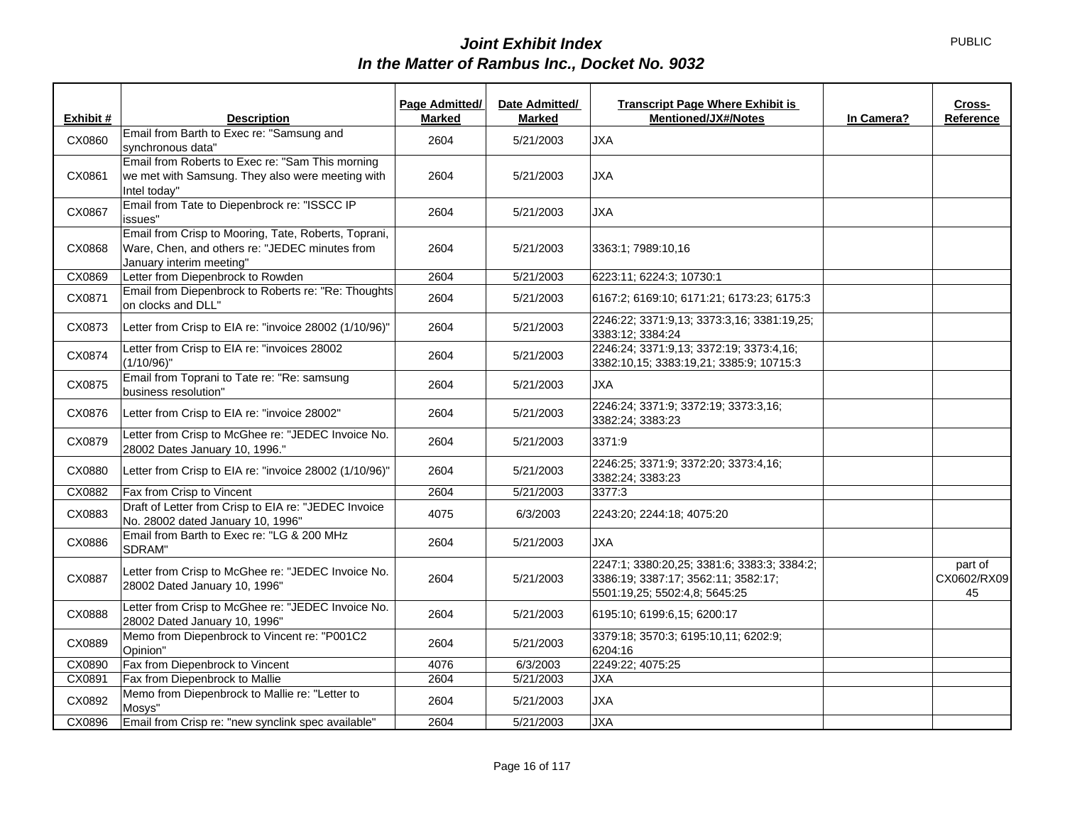# *Joint Exhibit Index*
# *In the Matter of Rambus Inc., Docket No. 9032*

PUBLIC

| Exhibit # | Description | Page Admitted/ Marked | Date Admitted/ Marked | Transcript Page Where Exhibit is Mentioned/JX#/Notes | In Camera? | Cross-Reference |
|---|---|---|---|---|---|---|
| CX0860 | Email from Barth to Exec re: "Samsung and synchronous data" | 2604 | 5/21/2003 | JXA | | |
| CX0861 | Email from Roberts to Exec re: "Sam This morning we met with Samsung. They also were meeting with Intel today" | 2604 | 5/21/2003 | JXA | | |
| CX0867 | Email from Tate to Diepenbrock re: "ISSCC IP issues" | 2604 | 5/21/2003 | JXA | | |
| CX0868 | Email from Crisp to Mooring, Tate, Roberts, Toprani, Ware, Chen, and others re: "JEDEC minutes from January interim meeting" | 2604 | 5/21/2003 | 3363:1; 7989:10,16 | | |
| CX0869 | Letter from Diepenbrock to Rowden | 2604 | 5/21/2003 | 6223:11; 6224:3; 10730:1 | | |
| CX0871 | Email from Diepenbrock to Roberts re: "Re: Thoughts on clocks and DLL" | 2604 | 5/21/2003 | 6167:2; 6169:10; 6171:21; 6173:23; 6175:3 | | |
| CX0873 | Letter from Crisp to EIA re: "invoice 28002 (1/10/96)" | 2604 | 5/21/2003 | 2246:22; 3371:9,13; 3373:3,16; 3381:19,25; 3383:12; 3384:24 | | |
| CX0874 | Letter from Crisp to EIA re: "invoices 28002 (1/10/96)" | 2604 | 5/21/2003 | 2246:24; 3371:9,13; 3372:19; 3373:4,16; 3382:10,15; 3383:19,21; 3385:9; 10715:3 | | |
| CX0875 | Email from Toprani to Tate re: "Re: samsung business resolution" | 2604 | 5/21/2003 | JXA | | |
| CX0876 | Letter from Crisp to EIA re: "invoice 28002" | 2604 | 5/21/2003 | 2246:24; 3371:9; 3372:19; 3373:3,16; 3382:24; 3383:23 | | |
| CX0879 | Letter from Crisp to McGhee re: "JEDEC Invoice No. 28002 Dates January 10, 1996." | 2604 | 5/21/2003 | 3371:9 | | |
| CX0880 | Letter from Crisp to EIA re: "invoice 28002 (1/10/96)" | 2604 | 5/21/2003 | 2246:25; 3371:9; 3372:20; 3373:4,16; 3382:24; 3383:23 | | |
| CX0882 | Fax from Crisp to Vincent | 2604 | 5/21/2003 | 3377:3 | | |
| CX0883 | Draft of Letter from Crisp to EIA re: "JEDEC Invoice No. 28002 dated January 10, 1996" | 4075 | 6/3/2003 | 2243:20; 2244:18; 4075:20 | | |
| CX0886 | Email from Barth to Exec re: "LG & 200 MHz SDRAM" | 2604 | 5/21/2003 | JXA | | |
| CX0887 | Letter from Crisp to McGhee re: "JEDEC Invoice No. 28002 Dated January 10, 1996" | 2604 | 5/21/2003 | 2247:1; 3380:20,25; 3381:6; 3383:3; 3384:2; 3386:19; 3387:17; 3562:11; 3582:17; 5501:19,25; 5502:4,8; 5645:25 | | part of CX0602/RX0945 |
| CX0888 | Letter from Crisp to McGhee re: "JEDEC Invoice No. 28002 Dated January 10, 1996" | 2604 | 5/21/2003 | 6195:10; 6199:6,15; 6200:17 | | |
| CX0889 | Memo from Diepenbrock to Vincent re: "P001C2 Opinion" | 2604 | 5/21/2003 | 3379:18; 3570:3; 6195:10,11; 6202:9; 6204:16 | | |
| CX0890 | Fax from Diepenbrock to Vincent | 4076 | 6/3/2003 | 2249:22; 4075:25 | | |
| CX0891 | Fax from Diepenbrock to Mallie | 2604 | 5/21/2003 | JXA | | |
| CX0892 | Memo from Diepenbrock to Mallie re: "Letter to Mosys" | 2604 | 5/21/2003 | JXA | | |
| CX0896 | Email from Crisp re: "new synclink spec available" | 2604 | 5/21/2003 | JXA | | |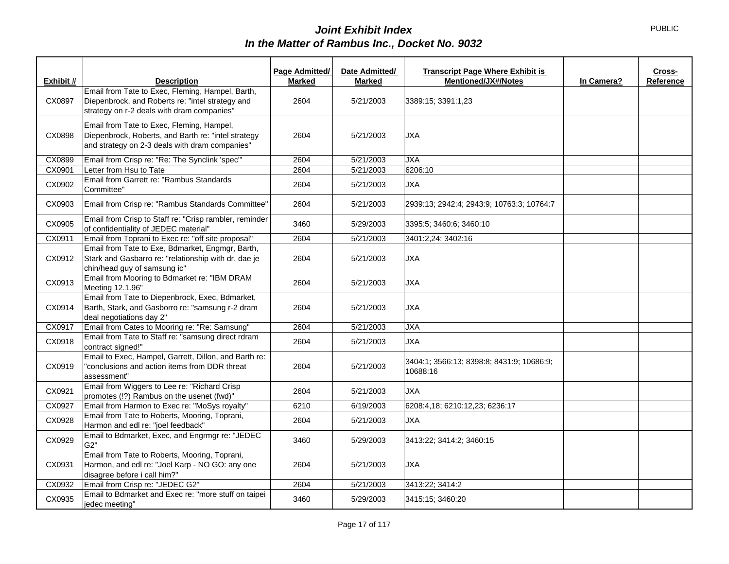# *Joint Exhibit Index*
## *In the Matter of Rambus Inc., Docket No. 9032*

PUBLIC

| Exhibit # | Description | Page Admitted/ Marked | Date Admitted/ Marked | Transcript Page Where Exhibit is Mentioned/JX#/Notes | In Camera? | Cross-Reference |
|---|---|---|---|---|---|---|
| CX0897 | Email from Tate to Exec, Fleming, Hampel, Barth, Diepenbrock, and Roberts re: "intel strategy and strategy on r-2 deals with dram companies" | 2604 | 5/21/2003 | 3389:15; 3391:1,23 | | |
| CX0898 | Email from Tate to Exec, Fleming, Hampel, Diepenbrock, Roberts, and Barth re: "intel strategy and strategy on 2-3 deals with dram companies" | 2604 | 5/21/2003 | JXA | | |
| CX0899 | Email from Crisp re: "Re: The Synclink 'spec'" | 2604 | 5/21/2003 | JXA | | |
| CX0901 | Letter from Hsu to Tate | 2604 | 5/21/2003 | 6206:10 | | |
| CX0902 | Email from Garrett re: "Rambus Standards Committee" | 2604 | 5/21/2003 | JXA | | |
| CX0903 | Email from Crisp re: "Rambus Standards Committee" | 2604 | 5/21/2003 | 2939:13; 2942:4; 2943:9; 10763:3; 10764:7 | | |
| CX0905 | Email from Crisp to Staff re: "Crisp rambler, reminder of confidentiality of JEDEC material" | 3460 | 5/29/2003 | 3395:5; 3460:6; 3460:10 | | |
| CX0911 | Email from Toprani to Exec re: "off site proposal" | 2604 | 5/21/2003 | 3401:2,24; 3402:16 | | |
| CX0912 | Email from Tate to Exe, Bdmarket, Engmgr, Barth, Stark and Gasbarro re: "relationship with dr. dae je chin/head guy of samsung ic" | 2604 | 5/21/2003 | JXA | | |
| CX0913 | Email from Mooring to Bdmarket re: "IBM DRAM Meeting 12.1.96" | 2604 | 5/21/2003 | JXA | | |
| CX0914 | Email from Tate to Diepenbrock, Exec, Bdmarket, Barth, Stark, and Gasborro re: "samsung r-2 dram deal negotiations day 2" | 2604 | 5/21/2003 | JXA | | |
| CX0917 | Email from Cates to Mooring re: "Re: Samsung" | 2604 | 5/21/2003 | JXA | | |
| CX0918 | Email from Tate to Staff re: "samsung direct rdram contract signed!" | 2604 | 5/21/2003 | JXA | | |
| CX0919 | Email to Exec, Hampel, Garrett, Dillon, and Barth re: "conclusions and action items from DDR threat assessment" | 2604 | 5/21/2003 | 3404:1; 3566:13; 8398:8; 8431:9; 10686:9; 10688:16 | | |
| CX0921 | Email from Wiggers to Lee re: "Richard Crisp promotes (!?) Rambus on the usenet (fwd)" | 2604 | 5/21/2003 | JXA | | |
| CX0927 | Email from Harmon to Exec re: "MoSys royalty" | 6210 | 6/19/2003 | 6208:4,18; 6210:12,23; 6236:17 | | |
| CX0928 | Email from Tate to Roberts, Mooring, Toprani, Harmon and edl re: "joel feedback" | 2604 | 5/21/2003 | JXA | | |
| CX0929 | Email to Bdmarket, Exec, and Engrmgr re: "JEDEC G2" | 3460 | 5/29/2003 | 3413:22; 3414:2; 3460:15 | | |
| CX0931 | Email from Tate to Roberts, Mooring, Toprani, Harmon, and edl re: "Joel Karp - NO GO: any one disagree before i call him?" | 2604 | 5/21/2003 | JXA | | |
| CX0932 | Email from Crisp re: "JEDEC G2" | 2604 | 5/21/2003 | 3413:22; 3414:2 | | |
| CX0935 | Email to Bdmarket and Exec re: "more stuff on taipei jedec meeting" | 3460 | 5/29/2003 | 3415:15; 3460:20 | | |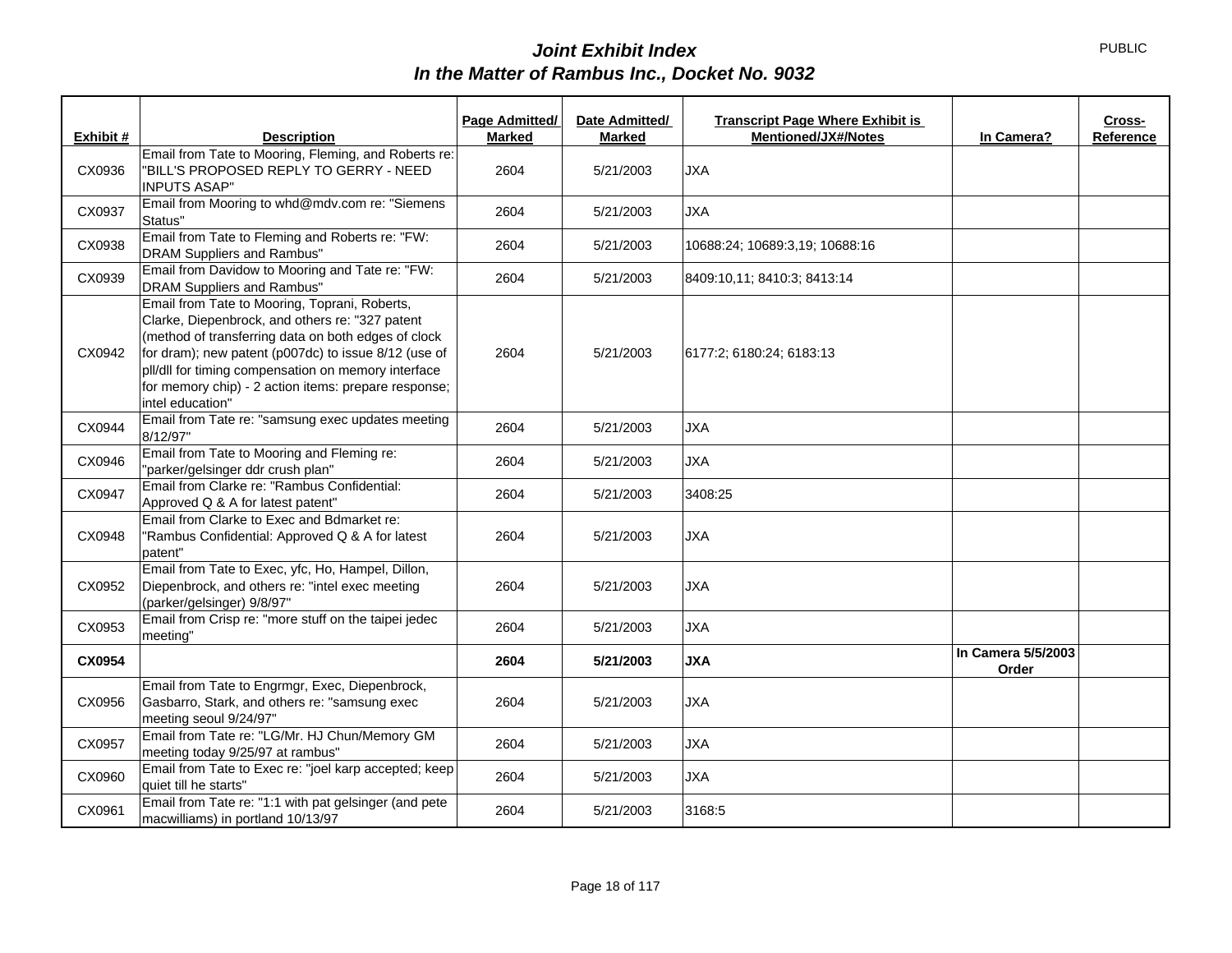# *Joint Exhibit Index*
## *In the Matter of Rambus Inc., Docket No. 9032*

PUBLIC

| Exhibit # | Description | Page Admitted/ Marked | Date Admitted/ Marked | Transcript Page Where Exhibit is Mentioned/JX#/Notes | In Camera? | Cross-Reference |
|---|---|---|---|---|---|---|
| CX0936 | Email from Tate to Mooring, Fleming, and Roberts re: "BILL'S PROPOSED REPLY TO GERRY - NEED INPUTS ASAP" | 2604 | 5/21/2003 | JXA | | |
| CX0937 | Email from Mooring to whd@mdv.com re: "Siemens Status" | 2604 | 5/21/2003 | JXA | | |
| CX0938 | Email from Tate to Fleming and Roberts re: "FW: DRAM Suppliers and Rambus" | 2604 | 5/21/2003 | 10688:24; 10689:3,19; 10688:16 | | |
| CX0939 | Email from Davidow to Mooring and Tate re: "FW: DRAM Suppliers and Rambus" | 2604 | 5/21/2003 | 8409:10,11; 8410:3; 8413:14 | | |
| CX0942 | Email from Tate to Mooring, Toprani, Roberts, Clarke, Diepenbrock, and others re: "327 patent (method of transferring data on both edges of clock for dram); new patent (p007dc) to issue 8/12 (use of pll/dll for timing compensation on memory interface for memory chip) - 2 action items: prepare response; intel education" | 2604 | 5/21/2003 | 6177:2; 6180:24; 6183:13 | | |
| CX0944 | Email from Tate re: "samsung exec updates meeting 8/12/97" | 2604 | 5/21/2003 | JXA | | |
| CX0946 | Email from Tate to Mooring and Fleming re: "parker/gelsinger ddr crush plan" | 2604 | 5/21/2003 | JXA | | |
| CX0947 | Email from Clarke re: "Rambus Confidential: Approved Q & A for latest patent" | 2604 | 5/21/2003 | 3408:25 | | |
| CX0948 | Email from Clarke to Exec and Bdmarket re: "Rambus Confidential: Approved Q & A for latest patent" | 2604 | 5/21/2003 | JXA | | |
| CX0952 | Email from Tate to Exec, yfc, Ho, Hampel, Dillon, Diepenbrock, and others re: "intel exec meeting (parker/gelsinger) 9/8/97" | 2604 | 5/21/2003 | JXA | | |
| CX0953 | Email from Crisp re: "more stuff on the taipei jedec meeting" | 2604 | 5/21/2003 | JXA | | |
| **CX0954** | | **2604** | **5/21/2003** | **JXA** | **In Camera 5/5/2003 Order** | |
| CX0956 | Email from Tate to Engrmgr, Exec, Diepenbrock, Gasbarro, Stark, and others re: "samsung exec meeting seoul 9/24/97" | 2604 | 5/21/2003 | JXA | | |
| CX0957 | Email from Tate re: "LG/Mr. HJ Chun/Memory GM meeting today 9/25/97 at rambus" | 2604 | 5/21/2003 | JXA | | |
| CX0960 | Email from Tate to Exec re: "joel karp accepted; keep quiet till he starts" | 2604 | 5/21/2003 | JXA | | |
| CX0961 | Email from Tate re: "1:1 with pat gelsinger (and pete macwilliams) in portland 10/13/97 | 2604 | 5/21/2003 | 3168:5 | | |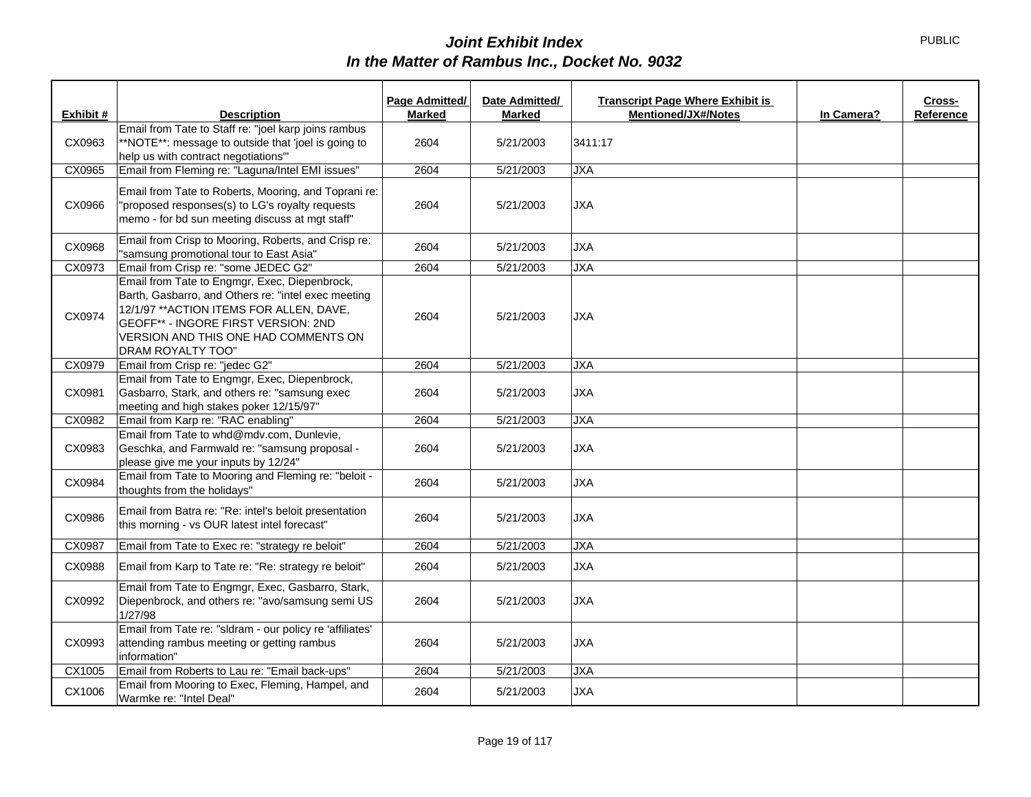# *Joint Exhibit Index*
# *In the Matter of Rambus Inc., Docket No. 9032*

PUBLIC

| Exhibit # | Description | Page Admitted/ Marked | Date Admitted/ Marked | Transcript Page Where Exhibit is Mentioned/JX#/Notes | In Camera? | Cross-Reference |
|---|---|---|---|---|---|---|
| CX0963 | Email from Tate to Staff re: "joel karp joins rambus **NOTE**: message to outside that 'joel is going to help us with contract negotiations'" | 2604 | 5/21/2003 | 3411:17 | | |
| CX0965 | Email from Fleming re: "Laguna/Intel EMI issues" | 2604 | 5/21/2003 | JXA | | |
| CX0966 | Email from Tate to Roberts, Mooring, and Toprani re: "proposed responses(s) to LG's royalty requests memo - for bd sun meeting discuss at mgt staff" | 2604 | 5/21/2003 | JXA | | |
| CX0968 | Email from Crisp to Mooring, Roberts, and Crisp re: "samsung promotional tour to East Asia" | 2604 | 5/21/2003 | JXA | | |
| CX0973 | Email from Crisp re: "some JEDEC G2" | 2604 | 5/21/2003 | JXA | | |
| CX0974 | Email from Tate to Engmgr, Exec, Diepenbrock, Barth, Gasbarro, and Others re: "intel exec meeting 12/1/97 **ACTION ITEMS FOR ALLEN, DAVE, GEOFF** - INGORE FIRST VERSION: 2ND VERSION AND THIS ONE HAD COMMENTS ON DRAM ROYALTY TOO" | 2604 | 5/21/2003 | JXA | | |
| CX0979 | Email from Crisp re: "jedec G2" | 2604 | 5/21/2003 | JXA | | |
| CX0981 | Email from Tate to Engmgr, Exec, Diepenbrock, Gasbarro, Stark, and others re: "samsung exec meeting and high stakes poker 12/15/97" | 2604 | 5/21/2003 | JXA | | |
| CX0982 | Email from Karp re: "RAC enabling" | 2604 | 5/21/2003 | JXA | | |
| CX0983 | Email from Tate to whd@mdv.com, Dunlevie, Geschka, and Farmwald re: "samsung proposal - please give me your inputs by 12/24" | 2604 | 5/21/2003 | JXA | | |
| CX0984 | Email from Tate to Mooring and Fleming re: "beloit - thoughts from the holidays" | 2604 | 5/21/2003 | JXA | | |
| CX0986 | Email from Batra re: "Re: intel's beloit presentation this morning - vs OUR latest intel forecast" | 2604 | 5/21/2003 | JXA | | |
| CX0987 | Email from Tate to Exec re: "strategy re beloit" | 2604 | 5/21/2003 | JXA | | |
| CX0988 | Email from Karp to Tate re: "Re: strategy re beloit" | 2604 | 5/21/2003 | JXA | | |
| CX0992 | Email from Tate to Engmgr, Exec, Gasbarro, Stark, Diepenbrock, and others re: "avo/samsung semi US 1/27/98 | 2604 | 5/21/2003 | JXA | | |
| CX0993 | Email from Tate re: "sldram - our policy re 'affiliates' attending rambus meeting or getting rambus information" | 2604 | 5/21/2003 | JXA | | |
| CX1005 | Email from Roberts to Lau re: "Email back-ups" | 2604 | 5/21/2003 | JXA | | |
| CX1006 | Email from Mooring to Exec, Fleming, Hampel, and Warmke re: "Intel Deal" | 2604 | 5/21/2003 | JXA | | |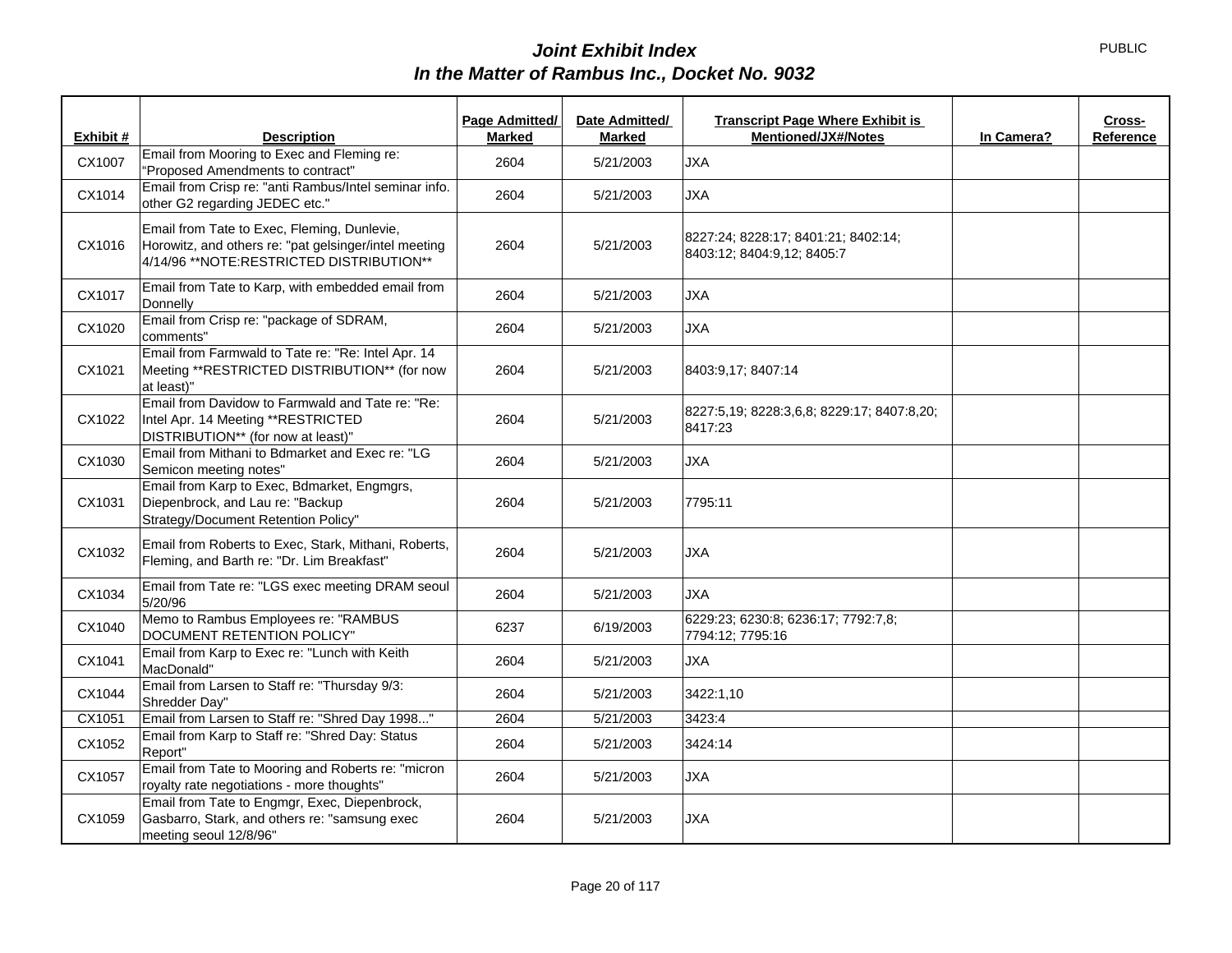# *Joint Exhibit Index*
## *In the Matter of Rambus Inc., Docket No. 9032*

PUBLIC

| Exhibit # | Description | Page Admitted/ Marked | Date Admitted/ Marked | Transcript Page Where Exhibit is Mentioned/JX#/Notes | In Camera? | Cross-Reference |
|---|---|---|---|---|---|---|
| CX1007 | Email from Mooring to Exec and Fleming re: "Proposed Amendments to contract" | 2604 | 5/21/2003 | JXA | | |
| CX1014 | Email from Crisp re: "anti Rambus/Intel seminar info. other G2 regarding JEDEC etc." | 2604 | 5/21/2003 | JXA | | |
| CX1016 | Email from Tate to Exec, Fleming, Dunlevie, Horowitz, and others re: "pat gelsinger/intel meeting 4/14/96 **NOTE:RESTRICTED DISTRIBUTION** | 2604 | 5/21/2003 | 8227:24; 8228:17; 8401:21; 8402:14; 8403:12; 8404:9,12; 8405:7 | | |
| CX1017 | Email from Tate to Karp, with embedded email from Donnelly | 2604 | 5/21/2003 | JXA | | |
| CX1020 | Email from Crisp re: "package of SDRAM, comments" | 2604 | 5/21/2003 | JXA | | |
| CX1021 | Email from Farmwald to Tate re: "Re: Intel Apr. 14 Meeting **RESTRICTED DISTRIBUTION** (for now at least)" | 2604 | 5/21/2003 | 8403:9,17; 8407:14 | | |
| CX1022 | Email from Davidow to Farmwald and Tate re: "Re: Intel Apr. 14 Meeting **RESTRICTED DISTRIBUTION** (for now at least)" | 2604 | 5/21/2003 | 8227:5,19; 8228:3,6,8; 8229:17; 8407:8,20; 8417:23 | | |
| CX1030 | Email from Mithani to Bdmarket and Exec re: "LG Semicon meeting notes" | 2604 | 5/21/2003 | JXA | | |
| CX1031 | Email from Karp to Exec, Bdmarket, Engmgrs, Diepenbrock, and Lau re: "Backup Strategy/Document Retention Policy" | 2604 | 5/21/2003 | 7795:11 | | |
| CX1032 | Email from Roberts to Exec, Stark, Mithani, Roberts, Fleming, and Barth re: "Dr. Lim Breakfast" | 2604 | 5/21/2003 | JXA | | |
| CX1034 | Email from Tate re: "LGS exec meeting DRAM seoul 5/20/96 | 2604 | 5/21/2003 | JXA | | |
| CX1040 | Memo to Rambus Employees re: "RAMBUS DOCUMENT RETENTION POLICY" | 6237 | 6/19/2003 | 6229:23; 6230:8; 6236:17; 7792:7,8; 7794:12; 7795:16 | | |
| CX1041 | Email from Karp to Exec re: "Lunch with Keith MacDonald" | 2604 | 5/21/2003 | JXA | | |
| CX1044 | Email from Larsen to Staff re: "Thursday 9/3: Shredder Day" | 2604 | 5/21/2003 | 3422:1,10 | | |
| CX1051 | Email from Larsen to Staff re: "Shred Day 1998..." | 2604 | 5/21/2003 | 3423:4 | | |
| CX1052 | Email from Karp to Staff re: "Shred Day: Status Report" | 2604 | 5/21/2003 | 3424:14 | | |
| CX1057 | Email from Tate to Mooring and Roberts re: "micron royalty rate negotiations - more thoughts" | 2604 | 5/21/2003 | JXA | | |
| CX1059 | Email from Tate to Engmgr, Exec, Diepenbrock, Gasbarro, Stark, and others re: "samsung exec meeting seoul 12/8/96" | 2604 | 5/21/2003 | JXA | | |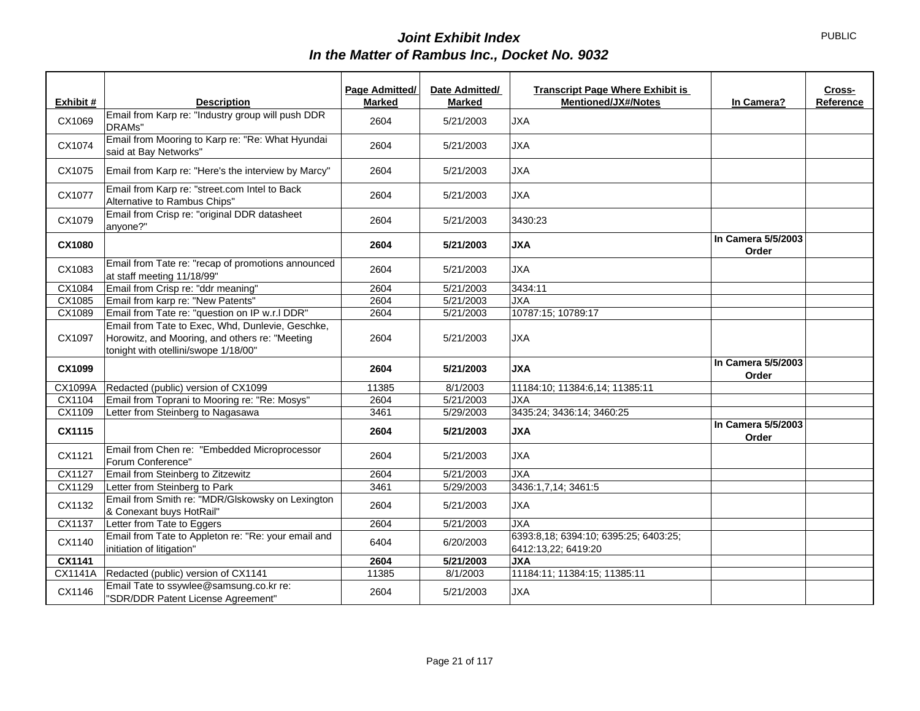# *Joint Exhibit Index*
## *In the Matter of Rambus Inc., Docket No. 9032*

PUBLIC

| Exhibit # | Description | Page Admitted/ Marked | Date Admitted/ Marked | Transcript Page Where Exhibit is Mentioned/JX#/Notes | In Camera? | Cross-Reference |
|---|---|---|---|---|---|---|
| CX1069 | Email from Karp re: "Industry group will push DDR DRAMs" | 2604 | 5/21/2003 | JXA | | |
| CX1074 | Email from Mooring to Karp re: "Re: What Hyundai said at Bay Networks" | 2604 | 5/21/2003 | JXA | | |
| CX1075 | Email from Karp re: "Here's the interview by Marcy" | 2604 | 5/21/2003 | JXA | | |
| CX1077 | Email from Karp re: "street.com Intel to Back Alternative to Rambus Chips" | 2604 | 5/21/2003 | JXA | | |
| CX1079 | Email from Crisp re: "original DDR datasheet anyone?" | 2604 | 5/21/2003 | 3430:23 | | |
| **CX1080** | | **2604** | **5/21/2003** | **JXA** | **In Camera 5/5/2003 Order** | |
| CX1083 | Email from Tate re: "recap of promotions announced at staff meeting 11/18/99" | 2604 | 5/21/2003 | JXA | | |
| CX1084 | Email from Crisp re: "ddr meaning" | 2604 | 5/21/2003 | 3434:11 | | |
| CX1085 | Email from karp re: "New Patents" | 2604 | 5/21/2003 | JXA | | |
| CX1089 | Email from Tate re: "question on IP w.r.l DDR" | 2604 | 5/21/2003 | 10787:15; 10789:17 | | |
| CX1097 | Email from Tate to Exec, Whd, Dunlevie, Geschke, Horowitz, and Mooring, and others re: "Meeting tonight with otellini/swope 1/18/00" | 2604 | 5/21/2003 | JXA | | |
| **CX1099** | | **2604** | **5/21/2003** | **JXA** | **In Camera 5/5/2003 Order** | |
| CX1099A | Redacted (public) version of CX1099 | 11385 | 8/1/2003 | 11184:10; 11384:6,14; 11385:11 | | |
| CX1104 | Email from Toprani to Mooring re: "Re: Mosys" | 2604 | 5/21/2003 | JXA | | |
| CX1109 | Letter from Steinberg to Nagasawa | 3461 | 5/29/2003 | 3435:24; 3436:14; 3460:25 | | |
| **CX1115** | | **2604** | **5/21/2003** | **JXA** | **In Camera 5/5/2003 Order** | |
| CX1121 | Email from Chen re: "Embedded Microprocessor Forum Conference" | 2604 | 5/21/2003 | JXA | | |
| CX1127 | Email from Steinberg to Zitzewitz | 2604 | 5/21/2003 | JXA | | |
| CX1129 | Letter from Steinberg to Park | 3461 | 5/29/2003 | 3436:1,7,14; 3461:5 | | |
| CX1132 | Email from Smith re: "MDR/Glskowsky on Lexington & Conexant buys HotRail" | 2604 | 5/21/2003 | JXA | | |
| CX1137 | Letter from Tate to Eggers | 2604 | 5/21/2003 | JXA | | |
| CX1140 | Email from Tate to Appleton re: "Re: your email and initiation of litigation" | 6404 | 6/20/2003 | 6393:8,18; 6394:10; 6395:25; 6403:25; 6412:13,22; 6419:20 | | |
| **CX1141** | | **2604** | **5/21/2003** | **JXA** | | |
| CX1141A | Redacted (public) version of CX1141 | 11385 | 8/1/2003 | 11184:11; 11384:15; 11385:11 | | |
| CX1146 | Email Tate to ssywlee@samsung.co.kr re: "SDR/DDR Patent License Agreement" | 2604 | 5/21/2003 | JXA | | |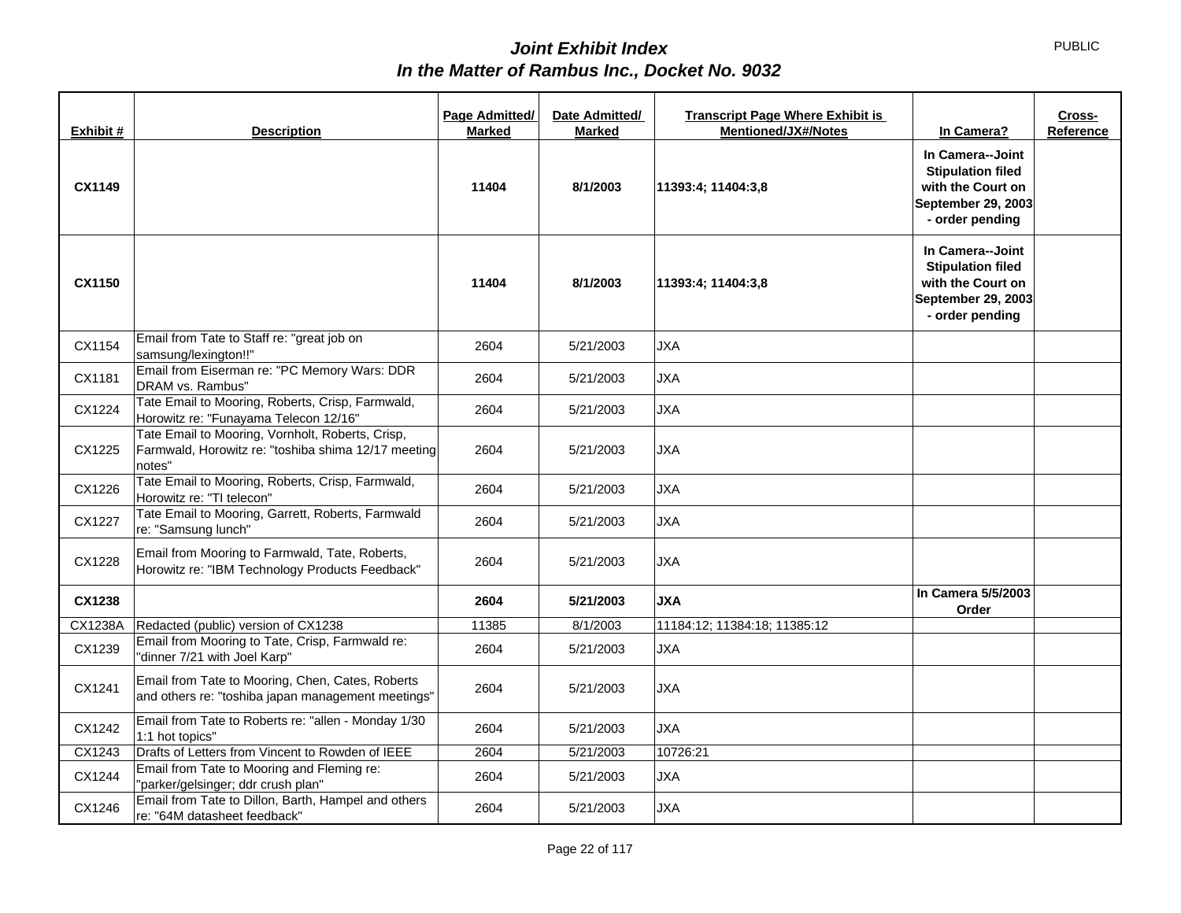# *Joint Exhibit Index*
# *In the Matter of Rambus Inc., Docket No. 9032*

PUBLIC

| Exhibit # | Description | Page Admitted/ Marked | Date Admitted/ Marked | Transcript Page Where Exhibit is Mentioned/JX#/Notes | In Camera? | Cross-Reference |
|---|---|---|---|---|---|---|
| **CX1149** | | **11404** | **8/1/2003** | **11393:4; 11404:3,8** | **In Camera--Joint Stipulation filed with the Court on September 29, 2003 - order pending** | |
| **CX1150** | | **11404** | **8/1/2003** | **11393:4; 11404:3,8** | **In Camera--Joint Stipulation filed with the Court on September 29, 2003 - order pending** | |
| CX1154 | Email from Tate to Staff re: "great job on samsung/lexington!!" | 2604 | 5/21/2003 | JXA | | |
| CX1181 | Email from Eiserman re: "PC Memory Wars: DDR DRAM vs. Rambus" | 2604 | 5/21/2003 | JXA | | |
| CX1224 | Tate Email to Mooring, Roberts, Crisp, Farmwald, Horowitz re: "Funayama Telecon 12/16" | 2604 | 5/21/2003 | JXA | | |
| CX1225 | Tate Email to Mooring, Vornholt, Roberts, Crisp, Farmwald, Horowitz re: "toshiba shima 12/17 meeting notes" | 2604 | 5/21/2003 | JXA | | |
| CX1226 | Tate Email to Mooring, Roberts, Crisp, Farmwald, Horowitz re: "TI telecon" | 2604 | 5/21/2003 | JXA | | |
| CX1227 | Tate Email to Mooring, Garrett, Roberts, Farmwald re: "Samsung lunch" | 2604 | 5/21/2003 | JXA | | |
| CX1228 | Email from Mooring to Farmwald, Tate, Roberts, Horowitz re: "IBM Technology Products Feedback" | 2604 | 5/21/2003 | JXA | | |
| **CX1238** | | **2604** | **5/21/2003** | **JXA** | **In Camera 5/5/2003 Order** | |
| CX1238A | Redacted (public) version of CX1238 | 11385 | 8/1/2003 | 11184:12; 11384:18; 11385:12 | | |
| CX1239 | Email from Mooring to Tate, Crisp, Farmwald re: "dinner 7/21 with Joel Karp" | 2604 | 5/21/2003 | JXA | | |
| CX1241 | Email from Tate to Mooring, Chen, Cates, Roberts and others re: "toshiba japan management meetings" | 2604 | 5/21/2003 | JXA | | |
| CX1242 | Email from Tate to Roberts re: "allen - Monday 1/30 1:1 hot topics" | 2604 | 5/21/2003 | JXA | | |
| CX1243 | Drafts of Letters from Vincent to Rowden of IEEE | 2604 | 5/21/2003 | 10726:21 | | |
| CX1244 | Email from Tate to Mooring and Fleming re: "parker/gelsinger; ddr crush plan" | 2604 | 5/21/2003 | JXA | | |
| CX1246 | Email from Tate to Dillon, Barth, Hampel and others re: "64M datasheet feedback" | 2604 | 5/21/2003 | JXA | | |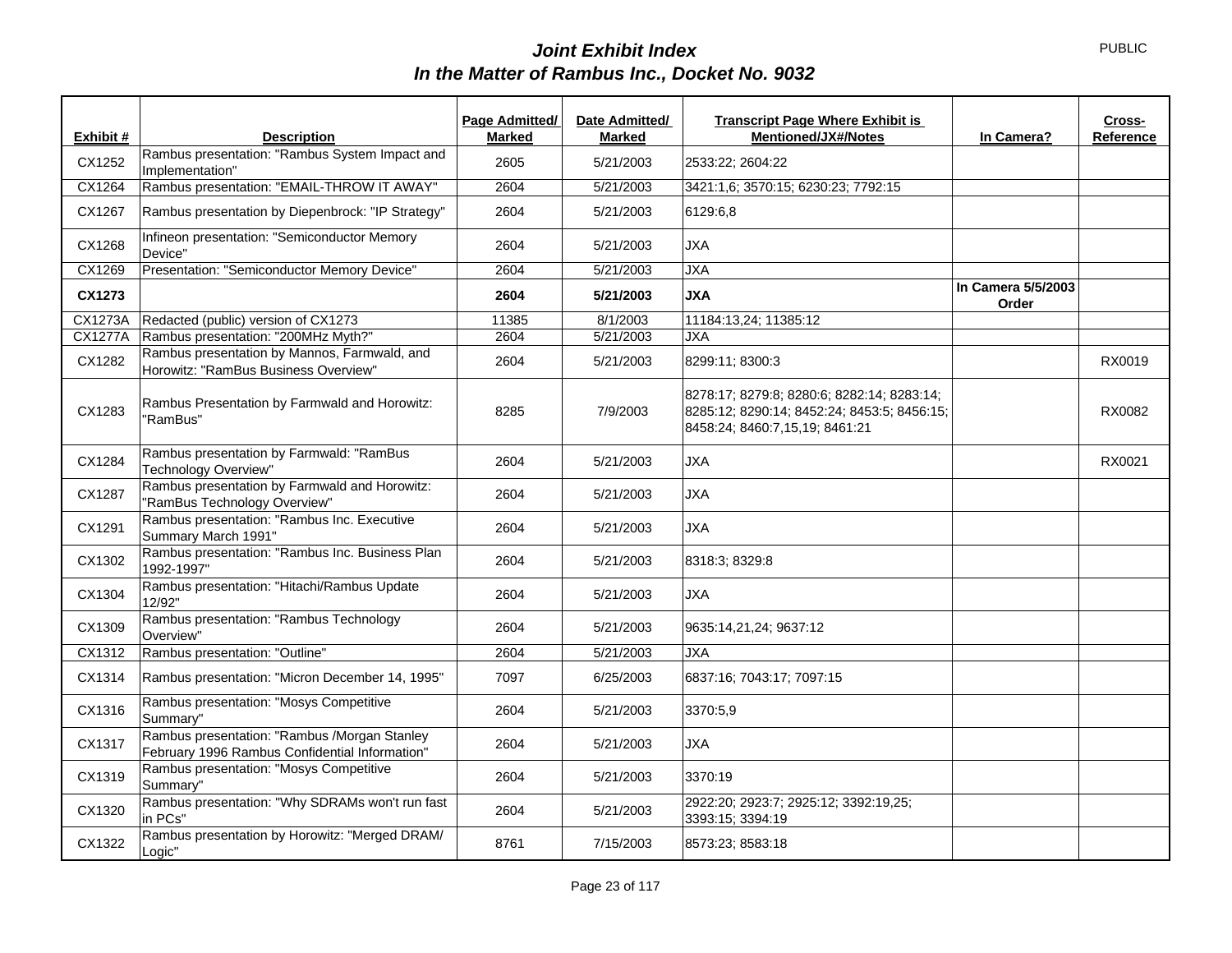# *Joint Exhibit Index*
# *In the Matter of Rambus Inc., Docket No. 9032*

PUBLIC

| Exhibit # | Description | Page Admitted/ Marked | Date Admitted/ Marked | Transcript Page Where Exhibit is Mentioned/JX#/Notes | In Camera? | Cross-Reference |
|---|---|---|---|---|---|---|
| CX1252 | Rambus presentation: "Rambus System Impact and Implementation" | 2605 | 5/21/2003 | 2533:22; 2604:22 | | |
| CX1264 | Rambus presentation: "EMAIL-THROW IT AWAY" | 2604 | 5/21/2003 | 3421:1,6; 3570:15; 6230:23; 7792:15 | | |
| CX1267 | Rambus presentation by Diepenbrock: "IP Strategy" | 2604 | 5/21/2003 | 6129:6,8 | | |
| CX1268 | Infineon presentation: "Semiconductor Memory Device" | 2604 | 5/21/2003 | JXA | | |
| CX1269 | Presentation: "Semiconductor Memory Device" | 2604 | 5/21/2003 | JXA | | |
| **CX1273** | | **2604** | **5/21/2003** | **JXA** | **In Camera 5/5/2003 Order** | |
| CX1273A | Redacted (public) version of CX1273 | 11385 | 8/1/2003 | 11184:13,24; 11385:12 | | |
| CX1277A | Rambus presentation: "200MHz Myth?" | 2604 | 5/21/2003 | JXA | | |
| CX1282 | Rambus presentation by Mannos, Farmwald, and Horowitz: "RamBus Business Overview" | 2604 | 5/21/2003 | 8299:11; 8300:3 | | RX0019 |
| CX1283 | Rambus Presentation by Farmwald and Horowitz: "RamBus" | 8285 | 7/9/2003 | 8278:17; 8279:8; 8280:6; 8282:14; 8283:14; 8285:12; 8290:14; 8452:24; 8453:5; 8456:15; 8458:24; 8460:7,15,19; 8461:21 | | RX0082 |
| CX1284 | Rambus presentation by Farmwald: "RamBus Technology Overview" | 2604 | 5/21/2003 | JXA | | RX0021 |
| CX1287 | Rambus presentation by Farmwald and Horowitz: "RamBus Technology Overview" | 2604 | 5/21/2003 | JXA | | |
| CX1291 | Rambus presentation: "Rambus Inc. Executive Summary March 1991" | 2604 | 5/21/2003 | JXA | | |
| CX1302 | Rambus presentation: "Rambus Inc. Business Plan 1992-1997" | 2604 | 5/21/2003 | 8318:3; 8329:8 | | |
| CX1304 | Rambus presentation: "Hitachi/Rambus Update 12/92" | 2604 | 5/21/2003 | JXA | | |
| CX1309 | Rambus presentation: "Rambus Technology Overview" | 2604 | 5/21/2003 | 9635:14,21,24; 9637:12 | | |
| CX1312 | Rambus presentation: "Outline" | 2604 | 5/21/2003 | JXA | | |
| CX1314 | Rambus presentation: "Micron December 14, 1995" | 7097 | 6/25/2003 | 6837:16; 7043:17; 7097:15 | | |
| CX1316 | Rambus presentation: "Mosys Competitive Summary" | 2604 | 5/21/2003 | 3370:5,9 | | |
| CX1317 | Rambus presentation: "Rambus /Morgan Stanley February 1996 Rambus Confidential Information" | 2604 | 5/21/2003 | JXA | | |
| CX1319 | Rambus presentation: "Mosys Competitive Summary" | 2604 | 5/21/2003 | 3370:19 | | |
| CX1320 | Rambus presentation: "Why SDRAMs won't run fast in PCs" | 2604 | 5/21/2003 | 2922:20; 2923:7; 2925:12; 3392:19,25; 3393:15; 3394:19 | | |
| CX1322 | Rambus presentation by Horowitz: "Merged DRAM/ Logic" | 8761 | 7/15/2003 | 8573:23; 8583:18 | | |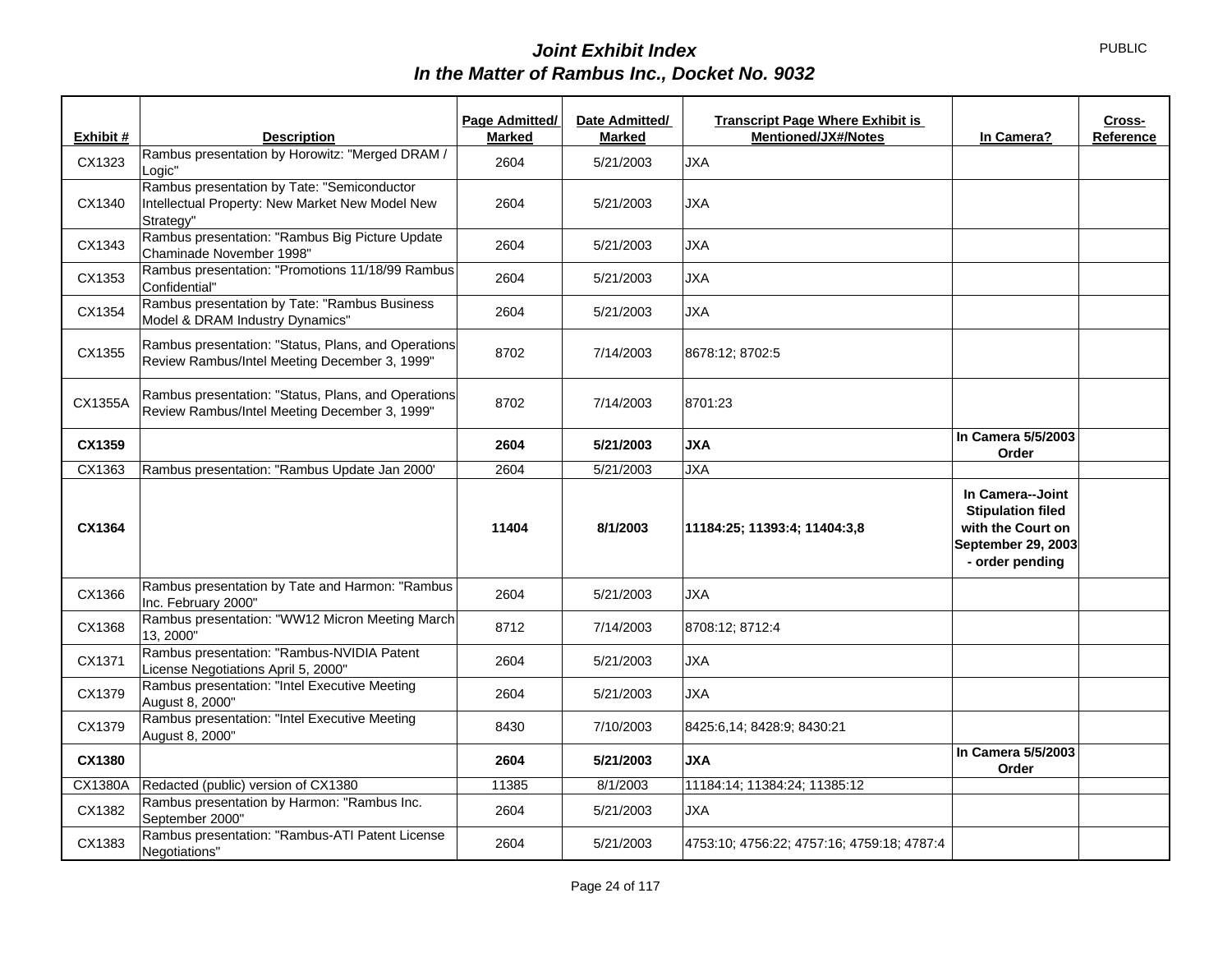# *Joint Exhibit Index*
# *In the Matter of Rambus Inc., Docket No. 9032*

PUBLIC

| Exhibit # | Description | Page Admitted/ Marked | Date Admitted/ Marked | Transcript Page Where Exhibit is Mentioned/JX#/Notes | In Camera? | Cross-Reference |
|---|---|---|---|---|---|---|
| CX1323 | Rambus presentation by Horowitz: "Merged DRAM / Logic" | 2604 | 5/21/2003 | JXA | | |
| CX1340 | Rambus presentation by Tate: "Semiconductor Intellectual Property: New Market New Model New Strategy" | 2604 | 5/21/2003 | JXA | | |
| CX1343 | Rambus presentation: "Rambus Big Picture Update Chaminade November 1998" | 2604 | 5/21/2003 | JXA | | |
| CX1353 | Rambus presentation: "Promotions 11/18/99 Rambus Confidential" | 2604 | 5/21/2003 | JXA | | |
| CX1354 | Rambus presentation by Tate: "Rambus Business Model & DRAM Industry Dynamics" | 2604 | 5/21/2003 | JXA | | |
| CX1355 | Rambus presentation: "Status, Plans, and Operations Review Rambus/Intel Meeting December 3, 1999" | 8702 | 7/14/2003 | 8678:12; 8702:5 | | |
| CX1355A | Rambus presentation: "Status, Plans, and Operations Review Rambus/Intel Meeting December 3, 1999" | 8702 | 7/14/2003 | 8701:23 | | |
| **CX1359** | | **2604** | **5/21/2003** | **JXA** | **In Camera 5/5/2003 Order** | |
| CX1363 | Rambus presentation: "Rambus Update Jan 2000' | 2604 | 5/21/2003 | JXA | | |
| **CX1364** | | **11404** | **8/1/2003** | **11184:25; 11393:4; 11404:3,8** | **In Camera--Joint Stipulation filed with the Court on September 29, 2003 - order pending** | |
| CX1366 | Rambus presentation by Tate and Harmon: "Rambus Inc. February 2000" | 2604 | 5/21/2003 | JXA | | |
| CX1368 | Rambus presentation: "WW12 Micron Meeting March 13, 2000" | 8712 | 7/14/2003 | 8708:12; 8712:4 | | |
| CX1371 | Rambus presentation: "Rambus-NVIDIA Patent License Negotiations April 5, 2000" | 2604 | 5/21/2003 | JXA | | |
| CX1379 | Rambus presentation: "Intel Executive Meeting August 8, 2000" | 2604 | 5/21/2003 | JXA | | |
| CX1379 | Rambus presentation: "Intel Executive Meeting August 8, 2000" | 8430 | 7/10/2003 | 8425:6,14; 8428:9; 8430:21 | | |
| **CX1380** | | **2604** | **5/21/2003** | **JXA** | **In Camera 5/5/2003 Order** | |
| CX1380A | Redacted (public) version of CX1380 | 11385 | 8/1/2003 | 11184:14; 11384:24; 11385:12 | | |
| CX1382 | Rambus presentation by Harmon: "Rambus Inc. September 2000" | 2604 | 5/21/2003 | JXA | | |
| CX1383 | Rambus presentation: "Rambus-ATI Patent License Negotiations" | 2604 | 5/21/2003 | 4753:10; 4756:22; 4757:16; 4759:18; 4787:4 | | |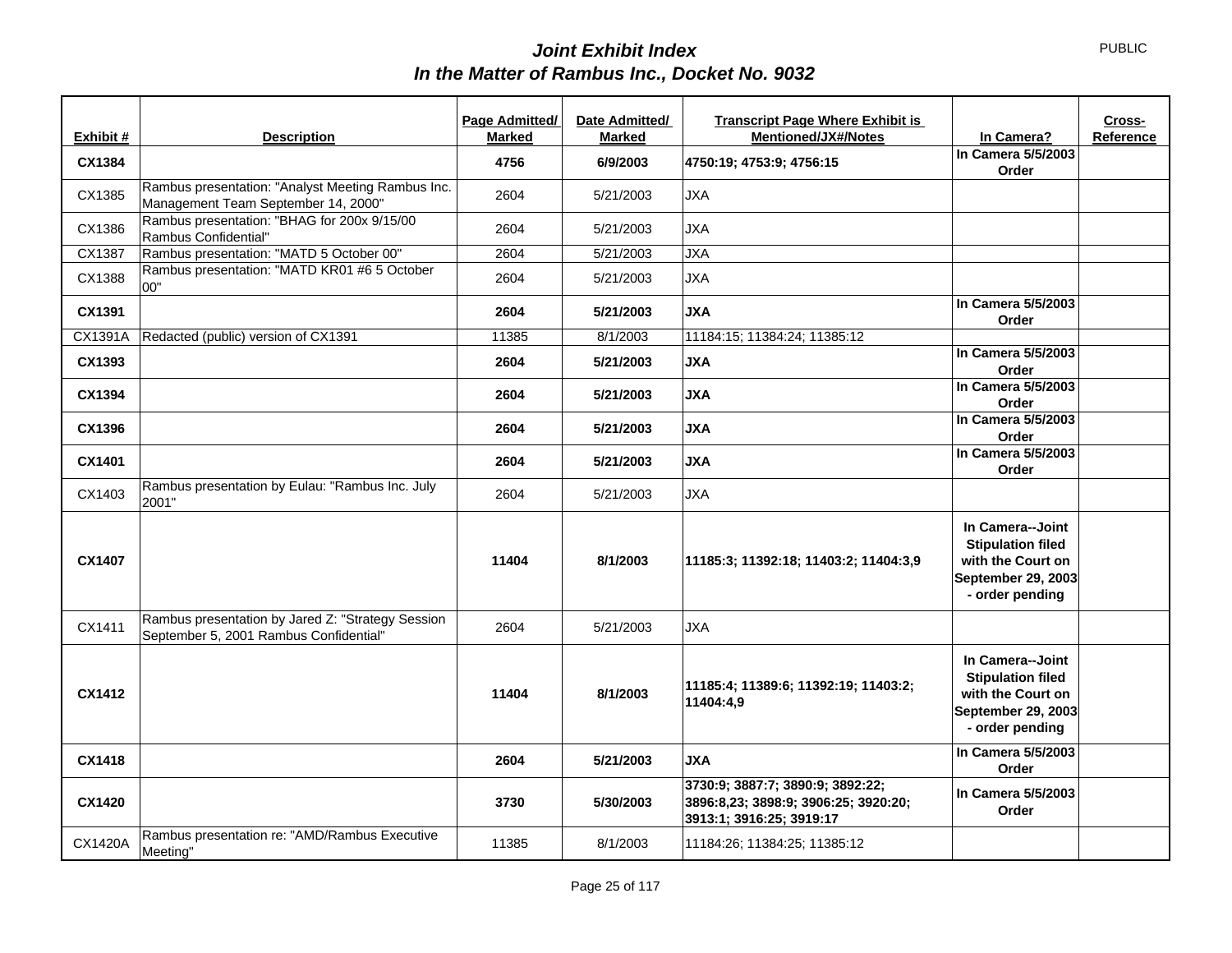# *Joint Exhibit Index*
## *In the Matter of Rambus Inc., Docket No. 9032*

PUBLIC

| Exhibit # | Description | Page Admitted/ Marked | Date Admitted/ Marked | Transcript Page Where Exhibit is Mentioned/JX#/Notes | In Camera? | Cross-Reference |
|---|---|---|---|---|---|---|
| **CX1384** | | **4756** | **6/9/2003** | **4750:19; 4753:9; 4756:15** | **In Camera 5/5/2003 Order** | |
| CX1385 | Rambus presentation: "Analyst Meeting Rambus Inc. Management Team September 14, 2000" | 2604 | 5/21/2003 | JXA | | |
| CX1386 | Rambus presentation: "BHAG for 200x 9/15/00 Rambus Confidential" | 2604 | 5/21/2003 | JXA | | |
| CX1387 | Rambus presentation: "MATD 5 October 00" | 2604 | 5/21/2003 | JXA | | |
| CX1388 | Rambus presentation: "MATD KR01 #6 5 October 00" | 2604 | 5/21/2003 | JXA | | |
| **CX1391** | | **2604** | **5/21/2003** | **JXA** | **In Camera 5/5/2003 Order** | |
| CX1391A | Redacted (public) version of CX1391 | 11385 | 8/1/2003 | 11184:15; 11384:24; 11385:12 | | |
| **CX1393** | | **2604** | **5/21/2003** | **JXA** | **In Camera 5/5/2003 Order** | |
| **CX1394** | | **2604** | **5/21/2003** | **JXA** | **In Camera 5/5/2003 Order** | |
| **CX1396** | | **2604** | **5/21/2003** | **JXA** | **In Camera 5/5/2003 Order** | |
| **CX1401** | | **2604** | **5/21/2003** | **JXA** | **In Camera 5/5/2003 Order** | |
| CX1403 | Rambus presentation by Eulau: "Rambus Inc. July 2001" | 2604 | 5/21/2003 | JXA | | |
| **CX1407** | | **11404** | **8/1/2003** | **11185:3; 11392:18; 11403:2; 11404:3,9** | **In Camera--Joint Stipulation filed with the Court on September 29, 2003 - order pending** | |
| CX1411 | Rambus presentation by Jared Z: "Strategy Session September 5, 2001 Rambus Confidential" | 2604 | 5/21/2003 | JXA | | |
| **CX1412** | | **11404** | **8/1/2003** | **11185:4; 11389:6; 11392:19; 11403:2; 11404:4,9** | **In Camera--Joint Stipulation filed with the Court on September 29, 2003 - order pending** | |
| **CX1418** | | **2604** | **5/21/2003** | **JXA** | **In Camera 5/5/2003 Order** | |
| **CX1420** | | **3730** | **5/30/2003** | **3730:9; 3887:7; 3890:9; 3892:22; 3896:8,23; 3898:9; 3906:25; 3920:20; 3913:1; 3916:25; 3919:17** | **In Camera 5/5/2003 Order** | |
| CX1420A | Rambus presentation re: "AMD/Rambus Executive Meeting" | 11385 | 8/1/2003 | 11184:26; 11384:25; 11385:12 | | |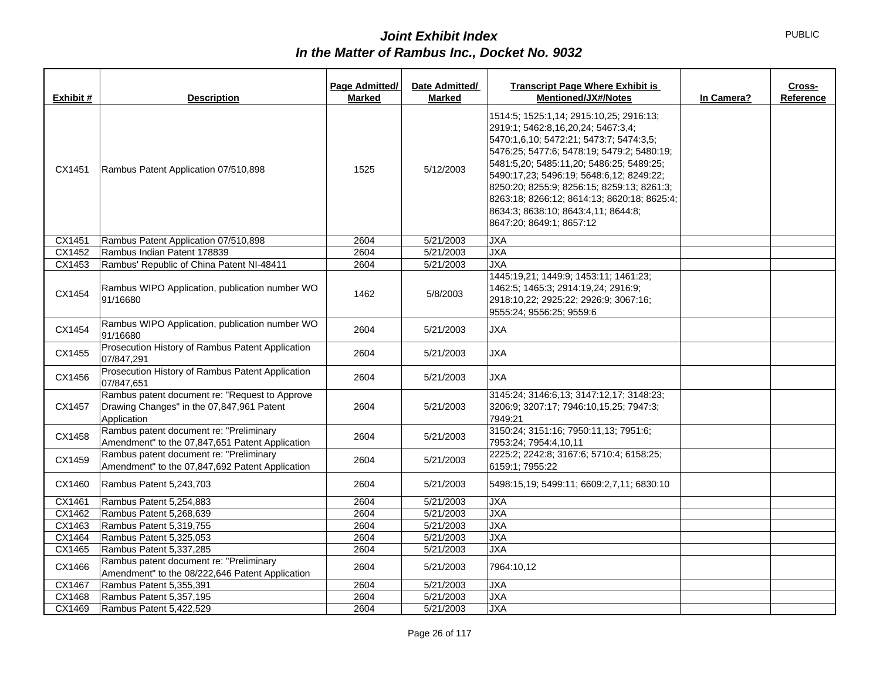# *Joint Exhibit Index*
# *In the Matter of Rambus Inc., Docket No. 9032*

PUBLIC

| Exhibit # | Description | Page Admitted/ Marked | Date Admitted/ Marked | Transcript Page Where Exhibit is Mentioned/JX#/Notes | In Camera? | Cross-Reference |
|---|---|---|---|---|---|---|
| CX1451 | Rambus Patent Application 07/510,898 | 1525 | 5/12/2003 | 1514:5; 1525:1,14; 2915:10,25; 2916:13; 2919:1; 5462:8,16,20,24; 5467:3,4; 5470:1,6,10; 5472:21; 5473:7; 5474:3,5; 5476:25; 5477:6; 5478:19; 5479:2; 5480:19; 5481:5,20; 5485:11,20; 5486:25; 5489:25; 5490:17,23; 5496:19; 5648:6,12; 8249:22; 8250:20; 8255:9; 8256:15; 8259:13; 8261:3; 8263:18; 8266:12; 8614:13; 8620:18; 8625:4; 8634:3; 8638:10; 8643:4,11; 8644:8; 8647:20; 8649:1; 8657:12 | | |
| CX1451 | Rambus Patent Application 07/510,898 | 2604 | 5/21/2003 | JXA | | |
| CX1452 | Rambus Indian Patent 178839 | 2604 | 5/21/2003 | JXA | | |
| CX1453 | Rambus' Republic of China Patent NI-48411 | 2604 | 5/21/2003 | JXA | | |
| CX1454 | Rambus WIPO Application, publication number WO 91/16680 | 1462 | 5/8/2003 | 1445:19,21; 1449:9; 1453:11; 1461:23; 1462:5; 1465:3; 2914:19,24; 2916:9; 2918:10,22; 2925:22; 2926:9; 3067:16; 9555:24; 9556:25; 9559:6 | | |
| CX1454 | Rambus WIPO Application, publication number WO 91/16680 | 2604 | 5/21/2003 | JXA | | |
| CX1455 | Prosecution History of Rambus Patent Application 07/847,291 | 2604 | 5/21/2003 | JXA | | |
| CX1456 | Prosecution History of Rambus Patent Application 07/847,651 | 2604 | 5/21/2003 | JXA | | |
| CX1457 | Rambus patent document re: "Request to Approve Drawing Changes" in the 07,847,961 Patent Application | 2604 | 5/21/2003 | 3145:24; 3146:6,13; 3147:12,17; 3148:23; 3206:9; 3207:17; 7946:10,15,25; 7947:3; 7949:21 | | |
| CX1458 | Rambus patent document re: "Preliminary Amendment" to the 07,847,651 Patent Application | 2604 | 5/21/2003 | 3150:24; 3151:16; 7950:11,13; 7951:6; 7953:24; 7954:4,10,11 | | |
| CX1459 | Rambus patent document re: "Preliminary Amendment" to the 07,847,692 Patent Application | 2604 | 5/21/2003 | 2225:2; 2242:8; 3167:6; 5710:4; 6158:25; 6159:1; 7955:22 | | |
| CX1460 | Rambus Patent 5,243,703 | 2604 | 5/21/2003 | 5498:15,19; 5499:11; 6609:2,7,11; 6830:10 | | |
| CX1461 | Rambus Patent 5,254,883 | 2604 | 5/21/2003 | JXA | | |
| CX1462 | Rambus Patent 5,268,639 | 2604 | 5/21/2003 | JXA | | |
| CX1463 | Rambus Patent 5,319,755 | 2604 | 5/21/2003 | JXA | | |
| CX1464 | Rambus Patent 5,325,053 | 2604 | 5/21/2003 | JXA | | |
| CX1465 | Rambus Patent 5,337,285 | 2604 | 5/21/2003 | JXA | | |
| CX1466 | Rambus patent document re: "Preliminary Amendment" to the 08/222,646 Patent Application | 2604 | 5/21/2003 | 7964:10,12 | | |
| CX1467 | Rambus Patent 5,355,391 | 2604 | 5/21/2003 | JXA | | |
| CX1468 | Rambus Patent 5,357,195 | 2604 | 5/21/2003 | JXA | | |
| CX1469 | Rambus Patent 5,422,529 | 2604 | 5/21/2003 | JXA | | |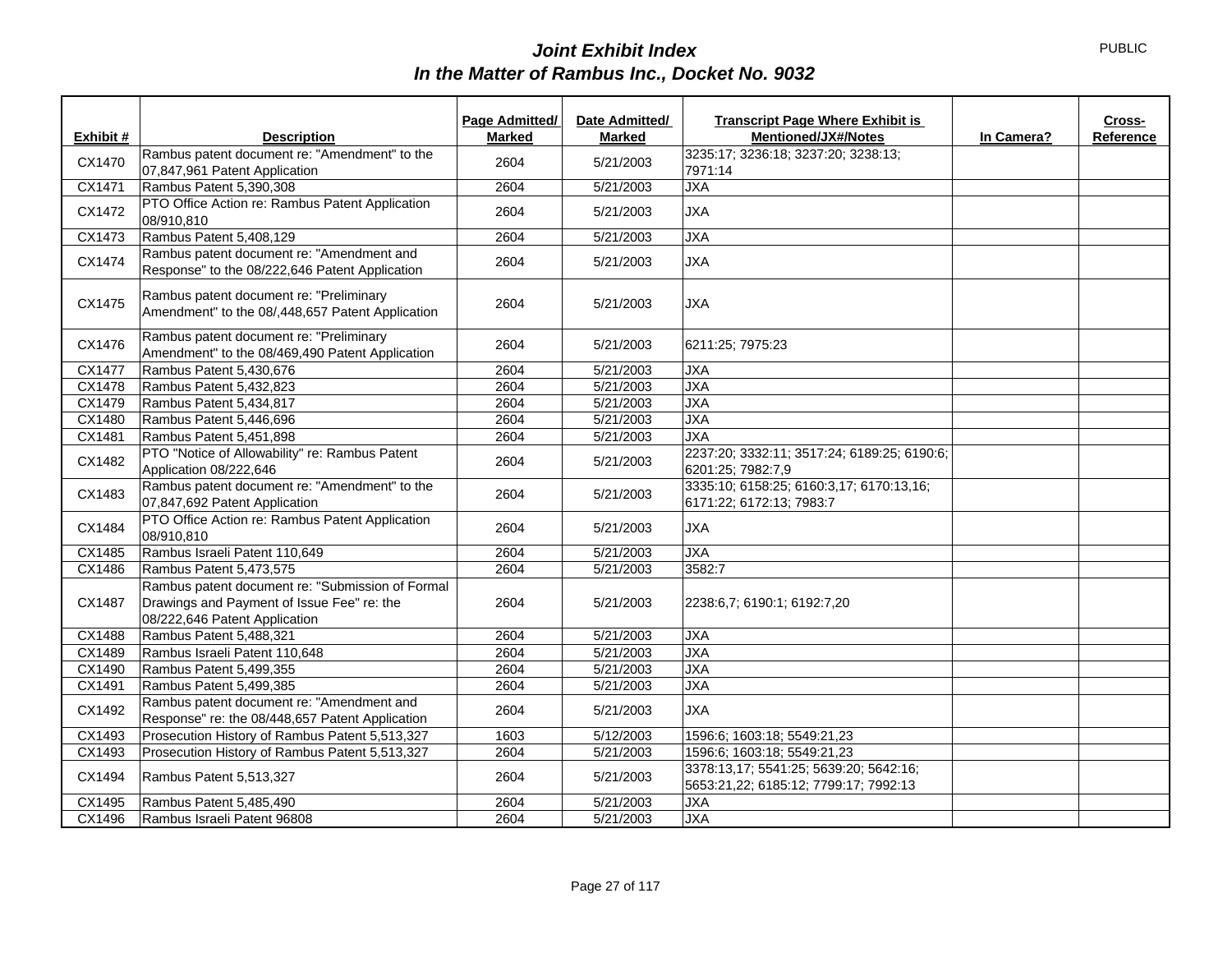# *Joint Exhibit Index*
# *In the Matter of Rambus Inc., Docket No. 9032*

PUBLIC

| Exhibit # | Description | Page Admitted/ Marked | Date Admitted/ Marked | Transcript Page Where Exhibit is Mentioned/JX#/Notes | In Camera? | Cross-Reference |
|---|---|---|---|---|---|---|
| CX1470 | Rambus patent document re: "Amendment" to the 07,847,961 Patent Application | 2604 | 5/21/2003 | 3235:17; 3236:18; 3237:20; 3238:13; 7971:14 | | |
| CX1471 | Rambus Patent 5,390,308 | 2604 | 5/21/2003 | JXA | | |
| CX1472 | PTO Office Action re: Rambus Patent Application 08/910,810 | 2604 | 5/21/2003 | JXA | | |
| CX1473 | Rambus Patent 5,408,129 | 2604 | 5/21/2003 | JXA | | |
| CX1474 | Rambus patent document re: "Amendment and Response" to the 08/222,646 Patent Application | 2604 | 5/21/2003 | JXA | | |
| CX1475 | Rambus patent document re: "Preliminary Amendment" to the 08/,448,657 Patent Application | 2604 | 5/21/2003 | JXA | | |
| CX1476 | Rambus patent document re: "Preliminary Amendment" to the 08/469,490 Patent Application | 2604 | 5/21/2003 | 6211:25; 7975:23 | | |
| CX1477 | Rambus Patent 5,430,676 | 2604 | 5/21/2003 | JXA | | |
| CX1478 | Rambus Patent 5,432,823 | 2604 | 5/21/2003 | JXA | | |
| CX1479 | Rambus Patent 5,434,817 | 2604 | 5/21/2003 | JXA | | |
| CX1480 | Rambus Patent 5,446,696 | 2604 | 5/21/2003 | JXA | | |
| CX1481 | Rambus Patent 5,451,898 | 2604 | 5/21/2003 | JXA | | |
| CX1482 | PTO "Notice of Allowability" re: Rambus Patent Application 08/222,646 | 2604 | 5/21/2003 | 2237:20; 3332:11; 3517:24; 6189:25; 6190:6; 6201:25; 7982:7,9 | | |
| CX1483 | Rambus patent document re: "Amendment" to the 07,847,692 Patent Application | 2604 | 5/21/2003 | 3335:10; 6158:25; 6160:3,17; 6170:13,16; 6171:22; 6172:13; 7983:7 | | |
| CX1484 | PTO Office Action re: Rambus Patent Application 08/910,810 | 2604 | 5/21/2003 | JXA | | |
| CX1485 | Rambus Israeli Patent 110,649 | 2604 | 5/21/2003 | JXA | | |
| CX1486 | Rambus Patent 5,473,575 | 2604 | 5/21/2003 | 3582:7 | | |
| CX1487 | Rambus patent document re: "Submission of Formal Drawings and Payment of Issue Fee" re: the 08/222,646 Patent Application | 2604 | 5/21/2003 | 2238:6,7; 6190:1; 6192:7,20 | | |
| CX1488 | Rambus Patent 5,488,321 | 2604 | 5/21/2003 | JXA | | |
| CX1489 | Rambus Israeli Patent 110,648 | 2604 | 5/21/2003 | JXA | | |
| CX1490 | Rambus Patent 5,499,355 | 2604 | 5/21/2003 | JXA | | |
| CX1491 | Rambus Patent 5,499,385 | 2604 | 5/21/2003 | JXA | | |
| CX1492 | Rambus patent document re: "Amendment and Response" re: the 08/448,657 Patent Application | 2604 | 5/21/2003 | JXA | | |
| CX1493 | Prosecution History of Rambus Patent 5,513,327 | 1603 | 5/12/2003 | 1596:6; 1603:18; 5549:21,23 | | |
| CX1493 | Prosecution History of Rambus Patent 5,513,327 | 2604 | 5/21/2003 | 1596:6; 1603:18; 5549:21,23 | | |
| CX1494 | Rambus Patent 5,513,327 | 2604 | 5/21/2003 | 3378:13,17; 5541:25; 5639:20; 5642:16; 5653:21,22; 6185:12; 7799:17; 7992:13 | | |
| CX1495 | Rambus Patent 5,485,490 | 2604 | 5/21/2003 | JXA | | |
| CX1496 | Rambus Israeli Patent 96808 | 2604 | 5/21/2003 | JXA | | |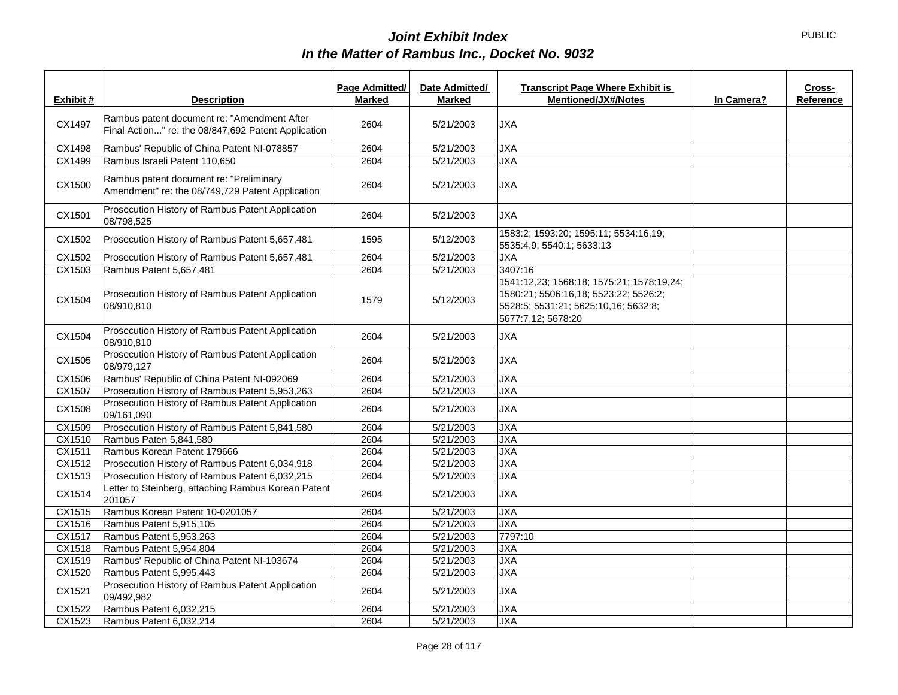# *Joint Exhibit Index*
# *In the Matter of Rambus Inc., Docket No. 9032*

PUBLIC

| Exhibit # | Description | Page Admitted/ Marked | Date Admitted/ Marked | Transcript Page Where Exhibit is Mentioned/JX#/Notes | In Camera? | Cross-Reference |
|---|---|---|---|---|---|---|
| CX1497 | Rambus patent document re: "Amendment After Final Action..." re: the 08/847,692 Patent Application | 2604 | 5/21/2003 | JXA | | |
| CX1498 | Rambus' Republic of China Patent NI-078857 | 2604 | 5/21/2003 | JXA | | |
| CX1499 | Rambus Israeli Patent 110,650 | 2604 | 5/21/2003 | JXA | | |
| CX1500 | Rambus patent document re: "Preliminary Amendment" re: the 08/749,729 Patent Application | 2604 | 5/21/2003 | JXA | | |
| CX1501 | Prosecution History of Rambus Patent Application 08/798,525 | 2604 | 5/21/2003 | JXA | | |
| CX1502 | Prosecution History of Rambus Patent 5,657,481 | 1595 | 5/12/2003 | 1583:2; 1593:20; 1595:11; 5534:16,19; 5535:4,9; 5540:1; 5633:13 | | |
| CX1502 | Prosecution History of Rambus Patent 5,657,481 | 2604 | 5/21/2003 | JXA | | |
| CX1503 | Rambus Patent 5,657,481 | 2604 | 5/21/2003 | 3407:16 | | |
| CX1504 | Prosecution History of Rambus Patent Application 08/910,810 | 1579 | 5/12/2003 | 1541:12,23; 1568:18; 1575:21; 1578:19,24; 1580:21; 5506:16,18; 5523:22; 5526:2; 5528:5; 5531:21; 5625:10,16; 5632:8; 5677:7,12; 5678:20 | | |
| CX1504 | Prosecution History of Rambus Patent Application 08/910,810 | 2604 | 5/21/2003 | JXA | | |
| CX1505 | Prosecution History of Rambus Patent Application 08/979,127 | 2604 | 5/21/2003 | JXA | | |
| CX1506 | Rambus' Republic of China Patent NI-092069 | 2604 | 5/21/2003 | JXA | | |
| CX1507 | Prosecution History of Rambus Patent 5,953,263 | 2604 | 5/21/2003 | JXA | | |
| CX1508 | Prosecution History of Rambus Patent Application 09/161,090 | 2604 | 5/21/2003 | JXA | | |
| CX1509 | Prosecution History of Rambus Patent 5,841,580 | 2604 | 5/21/2003 | JXA | | |
| CX1510 | Rambus Paten 5,841,580 | 2604 | 5/21/2003 | JXA | | |
| CX1511 | Rambus Korean Patent 179666 | 2604 | 5/21/2003 | JXA | | |
| CX1512 | Prosecution History of Rambus Patent 6,034,918 | 2604 | 5/21/2003 | JXA | | |
| CX1513 | Prosecution History of Rambus Patent 6,032,215 | 2604 | 5/21/2003 | JXA | | |
| CX1514 | Letter to Steinberg, attaching Rambus Korean Patent 201057 | 2604 | 5/21/2003 | JXA | | |
| CX1515 | Rambus Korean Patent 10-0201057 | 2604 | 5/21/2003 | JXA | | |
| CX1516 | Rambus Patent 5,915,105 | 2604 | 5/21/2003 | JXA | | |
| CX1517 | Rambus Patent 5,953,263 | 2604 | 5/21/2003 | 7797:10 | | |
| CX1518 | Rambus Patent 5,954,804 | 2604 | 5/21/2003 | JXA | | |
| CX1519 | Rambus' Republic of China Patent NI-103674 | 2604 | 5/21/2003 | JXA | | |
| CX1520 | Rambus Patent 5,995,443 | 2604 | 5/21/2003 | JXA | | |
| CX1521 | Prosecution History of Rambus Patent Application 09/492,982 | 2604 | 5/21/2003 | JXA | | |
| CX1522 | Rambus Patent 6,032,215 | 2604 | 5/21/2003 | JXA | | |
| CX1523 | Rambus Patent 6,032,214 | 2604 | 5/21/2003 | JXA | | |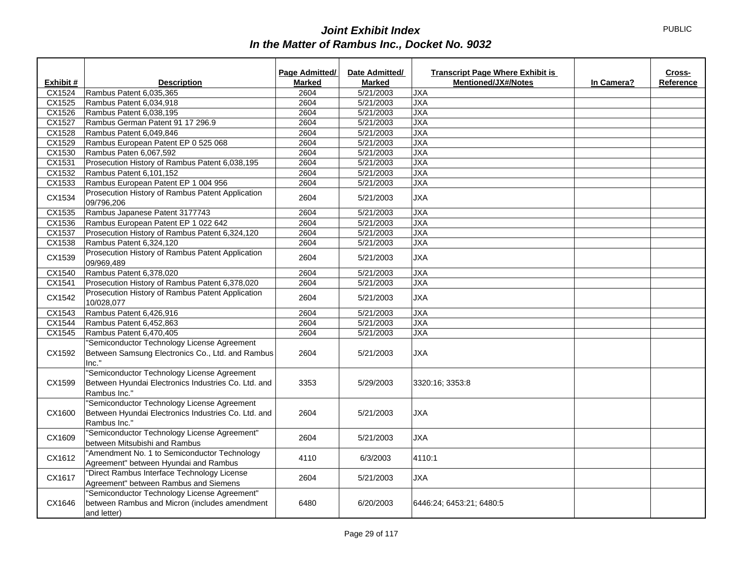# *Joint Exhibit Index*
# *In the Matter of Rambus Inc., Docket No. 9032*

PUBLIC

| Exhibit # | Description | Page Admitted/ Marked | Date Admitted/ Marked | Transcript Page Where Exhibit is Mentioned/JX#/Notes | In Camera? | Cross-Reference |
|---|---|---|---|---|---|---|
| CX1524 | Rambus Patent 6,035,365 | 2604 | 5/21/2003 | JXA | | |
| CX1525 | Rambus Patent 6,034,918 | 2604 | 5/21/2003 | JXA | | |
| CX1526 | Rambus Patent 6,038,195 | 2604 | 5/21/2003 | JXA | | |
| CX1527 | Rambus German Patent 91 17 296.9 | 2604 | 5/21/2003 | JXA | | |
| CX1528 | Rambus Patent 6,049,846 | 2604 | 5/21/2003 | JXA | | |
| CX1529 | Rambus European Patent EP 0 525 068 | 2604 | 5/21/2003 | JXA | | |
| CX1530 | Rambus Paten 6,067,592 | 2604 | 5/21/2003 | JXA | | |
| CX1531 | Prosecution History of Rambus Patent 6,038,195 | 2604 | 5/21/2003 | JXA | | |
| CX1532 | Rambus Patent 6,101,152 | 2604 | 5/21/2003 | JXA | | |
| CX1533 | Rambus European Patent EP 1 004 956 | 2604 | 5/21/2003 | JXA | | |
| CX1534 | Prosecution History of Rambus Patent Application 09/796,206 | 2604 | 5/21/2003 | JXA | | |
| CX1535 | Rambus Japanese Patent 3177743 | 2604 | 5/21/2003 | JXA | | |
| CX1536 | Rambus European Patent EP 1 022 642 | 2604 | 5/21/2003 | JXA | | |
| CX1537 | Prosecution History of Rambus Patent 6,324,120 | 2604 | 5/21/2003 | JXA | | |
| CX1538 | Rambus Patent 6,324,120 | 2604 | 5/21/2003 | JXA | | |
| CX1539 | Prosecution History of Rambus Patent Application 09/969,489 | 2604 | 5/21/2003 | JXA | | |
| CX1540 | Rambus Patent 6,378,020 | 2604 | 5/21/2003 | JXA | | |
| CX1541 | Prosecution History of Rambus Patent 6,378,020 | 2604 | 5/21/2003 | JXA | | |
| CX1542 | Prosecution History of Rambus Patent Application 10/028,077 | 2604 | 5/21/2003 | JXA | | |
| CX1543 | Rambus Patent 6,426,916 | 2604 | 5/21/2003 | JXA | | |
| CX1544 | Rambus Patent 6,452,863 | 2604 | 5/21/2003 | JXA | | |
| CX1545 | Rambus Patent 6,470,405 | 2604 | 5/21/2003 | JXA | | |
| CX1592 | "Semiconductor Technology License Agreement Between Samsung Electronics Co., Ltd. and Rambus Inc." | 2604 | 5/21/2003 | JXA | | |
| CX1599 | "Semiconductor Technology License Agreement Between Hyundai Electronics Industries Co. Ltd. and Rambus Inc." | 3353 | 5/29/2003 | 3320:16; 3353:8 | | |
| CX1600 | "Semiconductor Technology License Agreement Between Hyundai Electronics Industries Co. Ltd. and Rambus Inc." | 2604 | 5/21/2003 | JXA | | |
| CX1609 | "Semiconductor Technology License Agreement" between Mitsubishi and Rambus | 2604 | 5/21/2003 | JXA | | |
| CX1612 | "Amendment No. 1 to Semiconductor Technology Agreement" between Hyundai and Rambus | 4110 | 6/3/2003 | 4110:1 | | |
| CX1617 | "Direct Rambus Interface Technology License Agreement" between Rambus and Siemens | 2604 | 5/21/2003 | JXA | | |
| CX1646 | "Semiconductor Technology License Agreement" between Rambus and Micron (includes amendment and letter) | 6480 | 6/20/2003 | 6446:24; 6453:21; 6480:5 | | |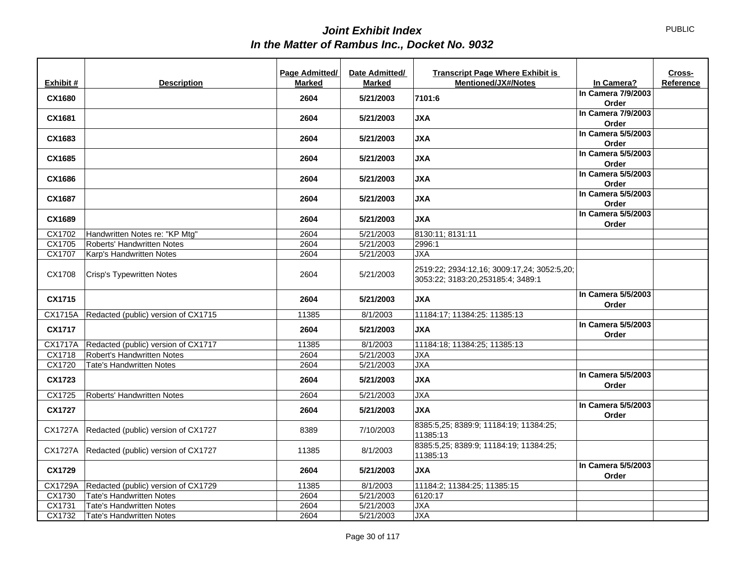# *Joint Exhibit Index*
# *In the Matter of Rambus Inc., Docket No. 9032*

PUBLIC

| Exhibit # | Description | Page Admitted/ Marked | Date Admitted/ Marked | Transcript Page Where Exhibit is Mentioned/JX#/Notes | In Camera? | Cross-Reference |
|---|---|---|---|---|---|---|
| **CX1680** | | **2604** | **5/21/2003** | **7101:6** | **In Camera 7/9/2003 Order** | |
| **CX1681** | | **2604** | **5/21/2003** | **JXA** | **In Camera 7/9/2003 Order** | |
| **CX1683** | | **2604** | **5/21/2003** | **JXA** | **In Camera 5/5/2003 Order** | |
| **CX1685** | | **2604** | **5/21/2003** | **JXA** | **In Camera 5/5/2003 Order** | |
| **CX1686** | | **2604** | **5/21/2003** | **JXA** | **In Camera 5/5/2003 Order** | |
| **CX1687** | | **2604** | **5/21/2003** | **JXA** | **In Camera 5/5/2003 Order** | |
| **CX1689** | | **2604** | **5/21/2003** | **JXA** | **In Camera 5/5/2003 Order** | |
| CX1702 | Handwritten Notes re: "KP Mtg" | 2604 | 5/21/2003 | 8130:11; 8131:11 | | |
| CX1705 | Roberts' Handwritten Notes | 2604 | 5/21/2003 | 2996:1 | | |
| CX1707 | Karp's Handwritten Notes | 2604 | 5/21/2003 | JXA | | |
| CX1708 | Crisp's Typewritten Notes | 2604 | 5/21/2003 | 2519:22; 2934:12,16; 3009:17,24; 3052:5,20; 3053:22; 3183:20,253185:4; 3489:1 | | |
| **CX1715** | | **2604** | **5/21/2003** | **JXA** | **In Camera 5/5/2003 Order** | |
| CX1715A | Redacted (public) version of CX1715 | 11385 | 8/1/2003 | 11184:17; 11384:25: 11385:13 | | |
| **CX1717** | | **2604** | **5/21/2003** | **JXA** | **In Camera 5/5/2003 Order** | |
| CX1717A | Redacted (public) version of CX1717 | 11385 | 8/1/2003 | 11184:18; 11384:25; 11385:13 | | |
| CX1718 | Robert's Handwritten Notes | 2604 | 5/21/2003 | JXA | | |
| CX1720 | Tate's Handwritten Notes | 2604 | 5/21/2003 | JXA | | |
| **CX1723** | | **2604** | **5/21/2003** | **JXA** | **In Camera 5/5/2003 Order** | |
| CX1725 | Roberts' Handwritten Notes | 2604 | 5/21/2003 | JXA | | |
| **CX1727** | | **2604** | **5/21/2003** | **JXA** | **In Camera 5/5/2003 Order** | |
| CX1727A | Redacted (public) version of CX1727 | 8389 | 7/10/2003 | 8385:5,25; 8389:9; 11184:19; 11384:25; 11385:13 | | |
| CX1727A | Redacted (public) version of CX1727 | 11385 | 8/1/2003 | 8385:5,25; 8389:9; 11184:19; 11384:25; 11385:13 | | |
| **CX1729** | | **2604** | **5/21/2003** | **JXA** | **In Camera 5/5/2003 Order** | |
| CX1729A | Redacted (public) version of CX1729 | 11385 | 8/1/2003 | 11184:2; 11384:25; 11385:15 | | |
| CX1730 | Tate's Handwritten Notes | 2604 | 5/21/2003 | 6120:17 | | |
| CX1731 | Tate's Handwritten Notes | 2604 | 5/21/2003 | JXA | | |
| CX1732 | Tate's Handwritten Notes | 2604 | 5/21/2003 | JXA | | |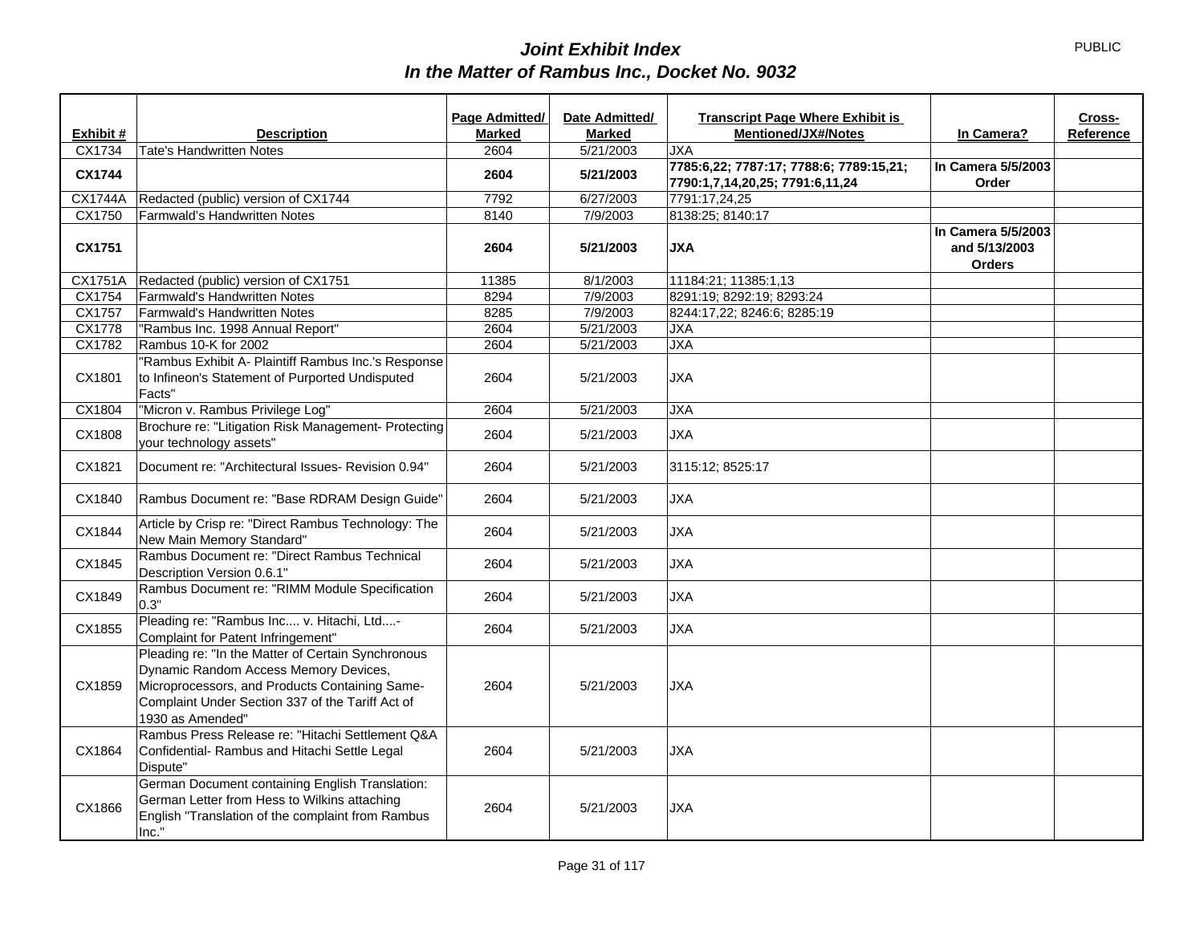# *Joint Exhibit Index*
# *In the Matter of Rambus Inc., Docket No. 9032*

PUBLIC

| Exhibit # | Description | Page Admitted/ Marked | Date Admitted/ Marked | Transcript Page Where Exhibit is Mentioned/JX#/Notes | In Camera? | Cross-Reference |
|---|---|---|---|---|---|---|
| CX1734 | Tate's Handwritten Notes | 2604 | 5/21/2003 | JXA | | |
| **CX1744** | | **2604** | **5/21/2003** | **7785:6,22; 7787:17; 7788:6; 7789:15,21; 7790:1,7,14,20,25; 7791:6,11,24** | **In Camera 5/5/2003 Order** | |
| CX1744A | Redacted (public) version of CX1744 | 7792 | 6/27/2003 | 7791:17,24,25 | | |
| CX1750 | Farmwald's Handwritten Notes | 8140 | 7/9/2003 | 8138:25; 8140:17 | | |
| **CX1751** | | **2604** | **5/21/2003** | **JXA** | **In Camera 5/5/2003 and 5/13/2003 Orders** | |
| CX1751A | Redacted (public) version of CX1751 | 11385 | 8/1/2003 | 11184:21; 11385:1,13 | | |
| CX1754 | Farmwald's Handwritten Notes | 8294 | 7/9/2003 | 8291:19; 8292:19; 8293:24 | | |
| CX1757 | Farmwald's Handwritten Notes | 8285 | 7/9/2003 | 8244:17,22; 8246:6; 8285:19 | | |
| CX1778 | "Rambus Inc. 1998 Annual Report" | 2604 | 5/21/2003 | JXA | | |
| CX1782 | Rambus 10-K for 2002 | 2604 | 5/21/2003 | JXA | | |
| CX1801 | "Rambus Exhibit A- Plaintiff Rambus Inc.'s Response to Infineon's Statement of Purported Undisputed Facts" | 2604 | 5/21/2003 | JXA | | |
| CX1804 | "Micron v. Rambus Privilege Log" | 2604 | 5/21/2003 | JXA | | |
| CX1808 | Brochure re: "Litigation Risk Management- Protecting your technology assets" | 2604 | 5/21/2003 | JXA | | |
| CX1821 | Document re: "Architectural Issues- Revision 0.94" | 2604 | 5/21/2003 | 3115:12; 8525:17 | | |
| CX1840 | Rambus Document re: "Base RDRAM Design Guide" | 2604 | 5/21/2003 | JXA | | |
| CX1844 | Article by Crisp re: "Direct Rambus Technology: The New Main Memory Standard" | 2604 | 5/21/2003 | JXA | | |
| CX1845 | Rambus Document re: "Direct Rambus Technical Description Version 0.6.1" | 2604 | 5/21/2003 | JXA | | |
| CX1849 | Rambus Document re: "RIMM Module Specification 0.3" | 2604 | 5/21/2003 | JXA | | |
| CX1855 | Pleading re: "Rambus Inc.... v. Hitachi, Ltd....- Complaint for Patent Infringement" | 2604 | 5/21/2003 | JXA | | |
| CX1859 | Pleading re: "In the Matter of Certain Synchronous Dynamic Random Access Memory Devices, Microprocessors, and Products Containing Same- Complaint Under Section 337 of the Tariff Act of 1930 as Amended" | 2604 | 5/21/2003 | JXA | | |
| CX1864 | Rambus Press Release re: "Hitachi Settlement Q&A Confidential- Rambus and Hitachi Settle Legal Dispute" | 2604 | 5/21/2003 | JXA | | |
| CX1866 | German Document containing English Translation: German Letter from Hess to Wilkins attaching English "Translation of the complaint from Rambus Inc." | 2604 | 5/21/2003 | JXA | | |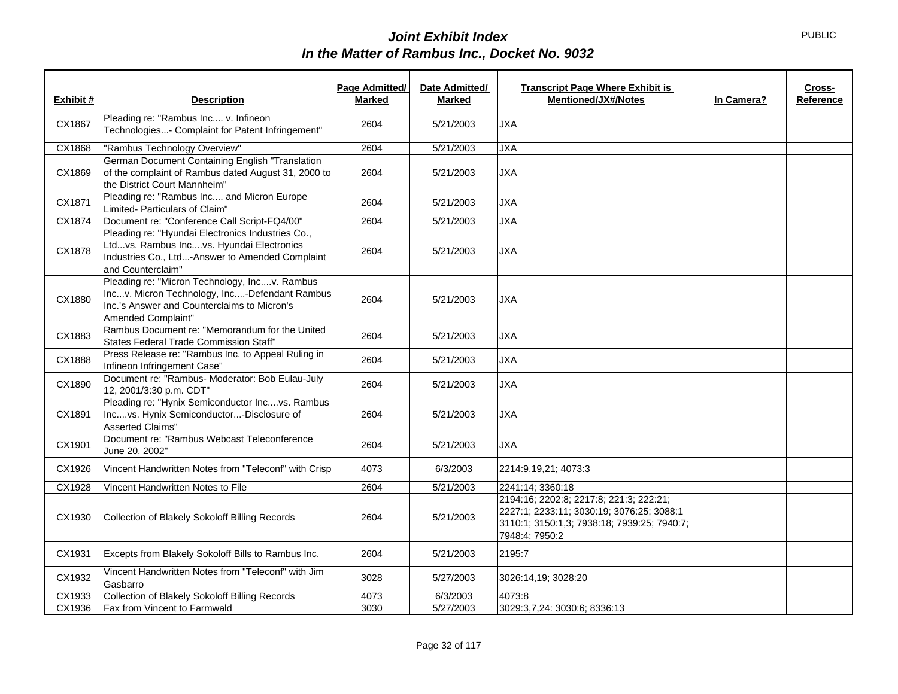# *Joint Exhibit Index*
## *In the Matter of Rambus Inc., Docket No. 9032*

PUBLIC

| Exhibit # | Description | Page Admitted/ Marked | Date Admitted/ Marked | Transcript Page Where Exhibit is Mentioned/JX#/Notes | In Camera? | Cross-Reference |
|---|---|---|---|---|---|---|
| CX1867 | Pleading re: "Rambus Inc.... v. Infineon Technologies...- Complaint for Patent Infringement" | 2604 | 5/21/2003 | JXA | | |
| CX1868 | "Rambus Technology Overview" | 2604 | 5/21/2003 | JXA | | |
| CX1869 | German Document Containing English "Translation of the complaint of Rambus dated August 31, 2000 to the District Court Mannheim" | 2604 | 5/21/2003 | JXA | | |
| CX1871 | Pleading re: "Rambus Inc.... and Micron Europe Limited- Particulars of Claim" | 2604 | 5/21/2003 | JXA | | |
| CX1874 | Document re: "Conference Call Script-FQ4/00" | 2604 | 5/21/2003 | JXA | | |
| CX1878 | Pleading re: "Hyundai Electronics Industries Co., Ltd...vs. Rambus Inc....vs. Hyundai Electronics Industries Co., Ltd...-Answer to Amended Complaint and Counterclaim" | 2604 | 5/21/2003 | JXA | | |
| CX1880 | Pleading re: "Micron Technology, Inc....v. Rambus Inc...v. Micron Technology, Inc....-Defendant Rambus Inc.'s Answer and Counterclaims to Micron's Amended Complaint" | 2604 | 5/21/2003 | JXA | | |
| CX1883 | Rambus Document re: "Memorandum for the United States Federal Trade Commission Staff" | 2604 | 5/21/2003 | JXA | | |
| CX1888 | Press Release re: "Rambus Inc. to Appeal Ruling in Infineon Infringement Case" | 2604 | 5/21/2003 | JXA | | |
| CX1890 | Document re: "Rambus- Moderator: Bob Eulau-July 12, 2001/3:30 p.m. CDT" | 2604 | 5/21/2003 | JXA | | |
| CX1891 | Pleading re: "Hynix Semiconductor Inc....vs. Rambus Inc....vs. Hynix Semiconductor...-Disclosure of Asserted Claims" | 2604 | 5/21/2003 | JXA | | |
| CX1901 | Document re: "Rambus Webcast Teleconference June 20, 2002" | 2604 | 5/21/2003 | JXA | | |
| CX1926 | Vincent Handwritten Notes from "Teleconf" with Crisp | 4073 | 6/3/2003 | 2214:9,19,21; 4073:3 | | |
| CX1928 | Vincent Handwritten Notes to File | 2604 | 5/21/2003 | 2241:14; 3360:18 | | |
| CX1930 | Collection of Blakely Sokoloff Billing Records | 2604 | 5/21/2003 | 2194:16; 2202:8; 2217:8; 221:3; 222:21; 2227:1; 2233:11; 3030:19; 3076:25; 3088:1 3110:1; 3150:1,3; 7938:18; 7939:25; 7940:7; 7948:4; 7950:2 | | |
| CX1931 | Excepts from Blakely Sokoloff Bills to Rambus Inc. | 2604 | 5/21/2003 | 2195:7 | | |
| CX1932 | Vincent Handwritten Notes from "Teleconf" with Jim Gasbarro | 3028 | 5/27/2003 | 3026:14,19; 3028:20 | | |
| CX1933 | Collection of Blakely Sokoloff Billing Records | 4073 | 6/3/2003 | 4073:8 | | |
| CX1936 | Fax from Vincent to Farmwald | 3030 | 5/27/2003 | 3029:3,7,24: 3030:6; 8336:13 | | |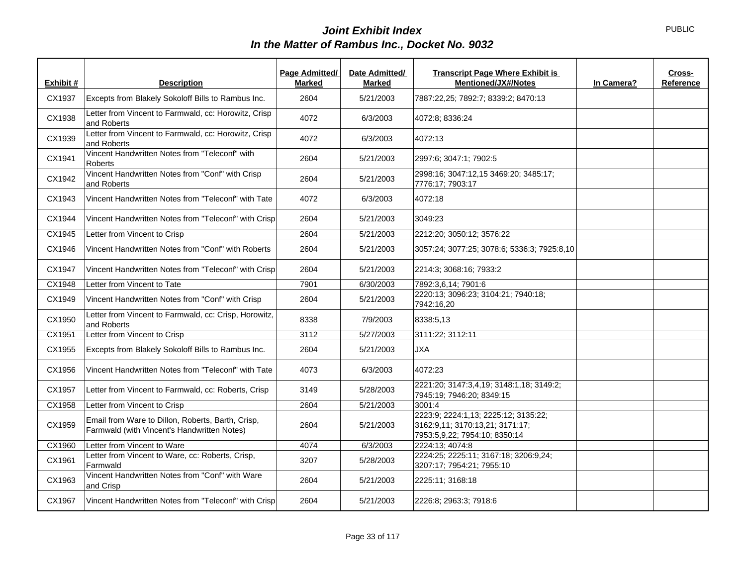# *Joint Exhibit Index*
# *In the Matter of Rambus Inc., Docket No. 9032*

PUBLIC

| Exhibit # | Description | Page Admitted/ Marked | Date Admitted/ Marked | Transcript Page Where Exhibit is Mentioned/JX#/Notes | In Camera? | Cross-Reference |
|---|---|---|---|---|---|---|
| CX1937 | Excepts from Blakely Sokoloff Bills to Rambus Inc. | 2604 | 5/21/2003 | 7887:22,25; 7892:7; 8339:2; 8470:13 | | |
| CX1938 | Letter from Vincent to Farmwald, cc: Horowitz, Crisp and Roberts | 4072 | 6/3/2003 | 4072:8; 8336:24 | | |
| CX1939 | Letter from Vincent to Farmwald, cc: Horowitz, Crisp and Roberts | 4072 | 6/3/2003 | 4072:13 | | |
| CX1941 | Vincent Handwritten Notes from "Teleconf" with Roberts | 2604 | 5/21/2003 | 2997:6; 3047:1; 7902:5 | | |
| CX1942 | Vincent Handwritten Notes from "Conf" with Crisp and Roberts | 2604 | 5/21/2003 | 2998:16; 3047:12,15 3469:20; 3485:17; 7776:17; 7903:17 | | |
| CX1943 | Vincent Handwritten Notes from "Teleconf" with Tate | 4072 | 6/3/2003 | 4072:18 | | |
| CX1944 | Vincent Handwritten Notes from "Teleconf" with Crisp | 2604 | 5/21/2003 | 3049:23 | | |
| CX1945 | Letter from Vincent to Crisp | 2604 | 5/21/2003 | 2212:20; 3050:12; 3576:22 | | |
| CX1946 | Vincent Handwritten Notes from "Conf" with Roberts | 2604 | 5/21/2003 | 3057:24; 3077:25; 3078:6; 5336:3; 7925:8,10 | | |
| CX1947 | Vincent Handwritten Notes from "Teleconf" with Crisp | 2604 | 5/21/2003 | 2214:3; 3068:16; 7933:2 | | |
| CX1948 | Letter from Vincent to Tate | 7901 | 6/30/2003 | 7892:3,6,14; 7901:6 | | |
| CX1949 | Vincent Handwritten Notes from "Conf" with Crisp | 2604 | 5/21/2003 | 2220:13; 3096:23; 3104:21; 7940:18; 7942:16,20 | | |
| CX1950 | Letter from Vincent to Farmwald, cc: Crisp, Horowitz, and Roberts | 8338 | 7/9/2003 | 8338:5,13 | | |
| CX1951 | Letter from Vincent to Crisp | 3112 | 5/27/2003 | 3111:22; 3112:11 | | |
| CX1955 | Excepts from Blakely Sokoloff Bills to Rambus Inc. | 2604 | 5/21/2003 | JXA | | |
| CX1956 | Vincent Handwritten Notes from "Teleconf" with Tate | 4073 | 6/3/2003 | 4072:23 | | |
| CX1957 | Letter from Vincent to Farmwald, cc: Roberts, Crisp | 3149 | 5/28/2003 | 2221:20; 3147:3,4,19; 3148:1,18; 3149:2; 7945:19; 7946:20; 8349:15 | | |
| CX1958 | Letter from Vincent to Crisp | 2604 | 5/21/2003 | 3001:4 | | |
| CX1959 | Email from Ware to Dillon, Roberts, Barth, Crisp, Farmwald (with Vincent's Handwritten Notes) | 2604 | 5/21/2003 | 2223:9; 2224:1,13; 2225:12; 3135:22; 3162:9,11; 3170:13,21; 3171:17; 7953:5,9,22; 7954:10; 8350:14 | | |
| CX1960 | Letter from Vincent to Ware | 4074 | 6/3/2003 | 2224:13; 4074:8 | | |
| CX1961 | Letter from Vincent to Ware, cc: Roberts, Crisp, Farmwald | 3207 | 5/28/2003 | 2224:25; 2225:11; 3167:18; 3206:9,24; 3207:17; 7954:21; 7955:10 | | |
| CX1963 | Vincent Handwritten Notes from "Conf" with Ware and Crisp | 2604 | 5/21/2003 | 2225:11; 3168:18 | | |
| CX1967 | Vincent Handwritten Notes from "Teleconf" with Crisp | 2604 | 5/21/2003 | 2226:8; 2963:3; 7918:6 | | |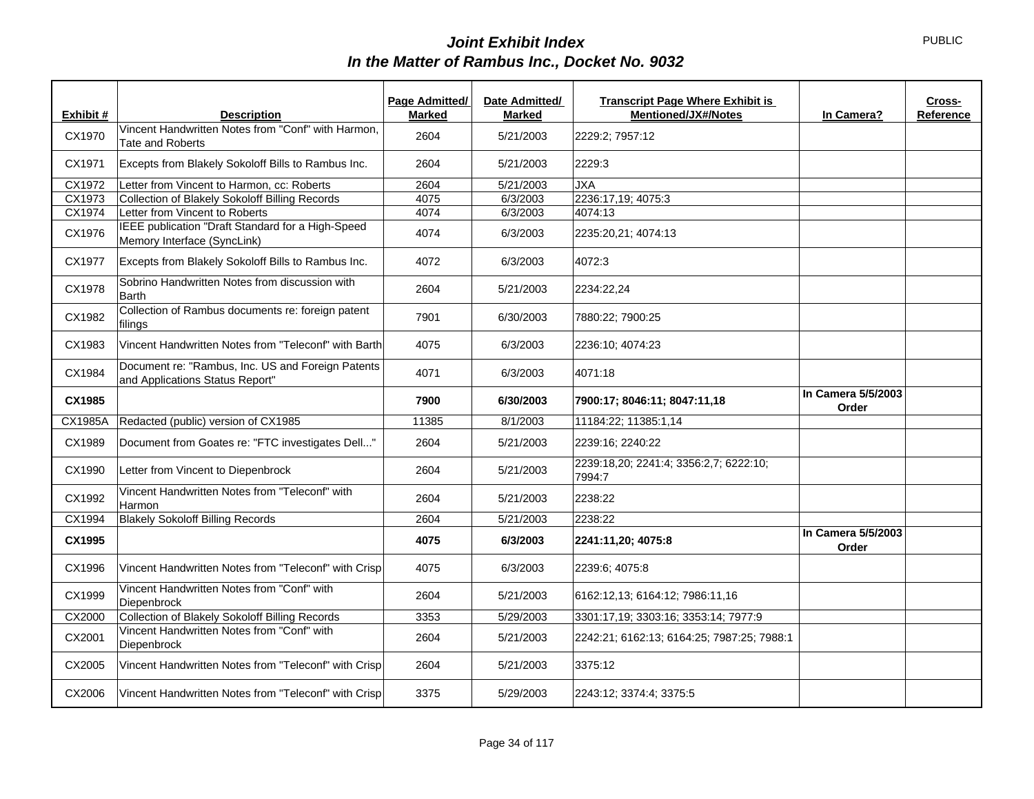# *Joint Exhibit Index*
## *In the Matter of Rambus Inc., Docket No. 9032*

PUBLIC

| Exhibit # | Description | Page Admitted/ Marked | Date Admitted/ Marked | Transcript Page Where Exhibit is Mentioned/JX#/Notes | In Camera? | Cross-Reference |
|---|---|---|---|---|---|---|
| CX1970 | Vincent Handwritten Notes from "Conf" with Harmon, Tate and Roberts | 2604 | 5/21/2003 | 2229:2; 7957:12 | | |
| CX1971 | Excepts from Blakely Sokoloff Bills to Rambus Inc. | 2604 | 5/21/2003 | 2229:3 | | |
| CX1972 | Letter from Vincent to Harmon, cc: Roberts | 2604 | 5/21/2003 | JXA | | |
| CX1973 | Collection of Blakely Sokoloff Billing Records | 4075 | 6/3/2003 | 2236:17,19; 4075:3 | | |
| CX1974 | Letter from Vincent to Roberts | 4074 | 6/3/2003 | 4074:13 | | |
| CX1976 | IEEE publication "Draft Standard for a High-Speed Memory Interface (SyncLink) | 4074 | 6/3/2003 | 2235:20,21; 4074:13 | | |
| CX1977 | Excepts from Blakely Sokoloff Bills to Rambus Inc. | 4072 | 6/3/2003 | 4072:3 | | |
| CX1978 | Sobrino Handwritten Notes from discussion with Barth | 2604 | 5/21/2003 | 2234:22,24 | | |
| CX1982 | Collection of Rambus documents re: foreign patent filings | 7901 | 6/30/2003 | 7880:22; 7900:25 | | |
| CX1983 | Vincent Handwritten Notes from "Teleconf" with Barth | 4075 | 6/3/2003 | 2236:10; 4074:23 | | |
| CX1984 | Document re: "Rambus, Inc. US and Foreign Patents and Applications Status Report" | 4071 | 6/3/2003 | 4071:18 | | |
| **CX1985** | | **7900** | **6/30/2003** | **7900:17; 8046:11; 8047:11,18** | **In Camera 5/5/2003 Order** | |
| CX1985A | Redacted (public) version of CX1985 | 11385 | 8/1/2003 | 11184:22; 11385:1,14 | | |
| CX1989 | Document from Goates re: "FTC investigates Dell..." | 2604 | 5/21/2003 | 2239:16; 2240:22 | | |
| CX1990 | Letter from Vincent to Diepenbrock | 2604 | 5/21/2003 | 2239:18,20; 2241:4; 3356:2,7; 6222:10; 7994:7 | | |
| CX1992 | Vincent Handwritten Notes from "Teleconf" with Harmon | 2604 | 5/21/2003 | 2238:22 | | |
| CX1994 | Blakely Sokoloff Billing Records | 2604 | 5/21/2003 | 2238:22 | | |
| **CX1995** | | **4075** | **6/3/2003** | **2241:11,20; 4075:8** | **In Camera 5/5/2003 Order** | |
| CX1996 | Vincent Handwritten Notes from "Teleconf" with Crisp | 4075 | 6/3/2003 | 2239:6; 4075:8 | | |
| CX1999 | Vincent Handwritten Notes from "Conf" with Diepenbrock | 2604 | 5/21/2003 | 6162:12,13; 6164:12; 7986:11,16 | | |
| CX2000 | Collection of Blakely Sokoloff Billing Records | 3353 | 5/29/2003 | 3301:17,19; 3303:16; 3353:14; 7977:9 | | |
| CX2001 | Vincent Handwritten Notes from "Conf" with Diepenbrock | 2604 | 5/21/2003 | 2242:21; 6162:13; 6164:25; 7987:25; 7988:1 | | |
| CX2005 | Vincent Handwritten Notes from "Teleconf" with Crisp | 2604 | 5/21/2003 | 3375:12 | | |
| CX2006 | Vincent Handwritten Notes from "Teleconf" with Crisp | 3375 | 5/29/2003 | 2243:12; 3374:4; 3375:5 | | |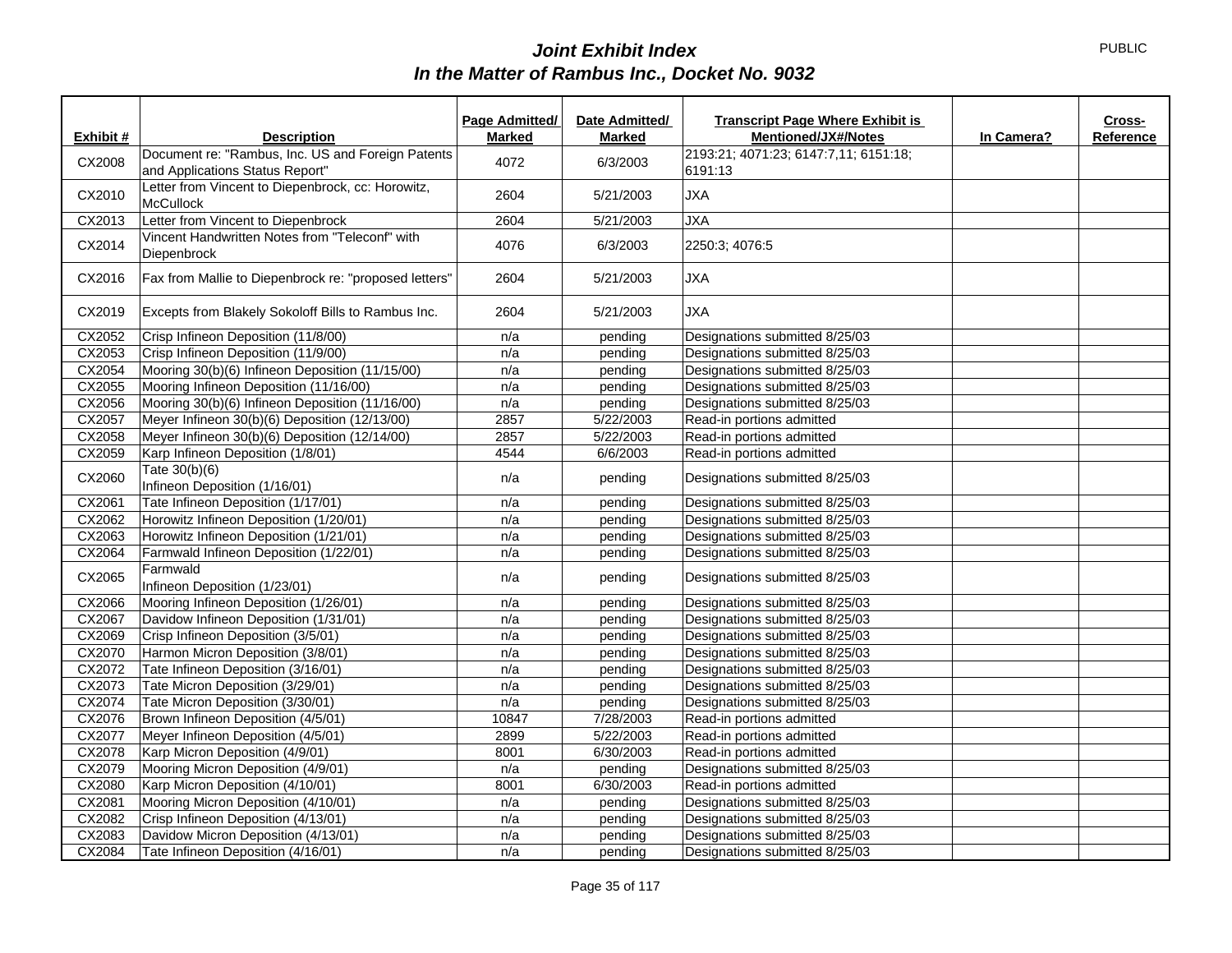# *Joint Exhibit Index*
# *In the Matter of Rambus Inc., Docket No. 9032*

PUBLIC

| Exhibit # | Description | Page Admitted/ Marked | Date Admitted/ Marked | Transcript Page Where Exhibit is Mentioned/JX#/Notes | In Camera? | Cross-Reference |
|---|---|---|---|---|---|---|
| CX2008 | Document re: "Rambus, Inc. US and Foreign Patents and Applications Status Report" | 4072 | 6/3/2003 | 2193:21; 4071:23; 6147:7,11; 6151:18; 6191:13 | | |
| CX2010 | Letter from Vincent to Diepenbrock, cc: Horowitz, McCullock | 2604 | 5/21/2003 | JXA | | |
| CX2013 | Letter from Vincent to Diepenbrock | 2604 | 5/21/2003 | JXA | | |
| CX2014 | Vincent Handwritten Notes from "Teleconf" with Diepenbrock | 4076 | 6/3/2003 | 2250:3; 4076:5 | | |
| CX2016 | Fax from Mallie to Diepenbrock re: "proposed letters" | 2604 | 5/21/2003 | JXA | | |
| CX2019 | Excepts from Blakely Sokoloff Bills to Rambus Inc. | 2604 | 5/21/2003 | JXA | | |
| CX2052 | Crisp Infineon Deposition (11/8/00) | n/a | pending | Designations submitted 8/25/03 | | |
| CX2053 | Crisp Infineon Deposition (11/9/00) | n/a | pending | Designations submitted 8/25/03 | | |
| CX2054 | Mooring 30(b)(6) Infineon Deposition (11/15/00) | n/a | pending | Designations submitted 8/25/03 | | |
| CX2055 | Mooring Infineon Deposition (11/16/00) | n/a | pending | Designations submitted 8/25/03 | | |
| CX2056 | Mooring 30(b)(6) Infineon Deposition (11/16/00) | n/a | pending | Designations submitted 8/25/03 | | |
| CX2057 | Meyer Infineon 30(b)(6) Deposition (12/13/00) | 2857 | 5/22/2003 | Read-in portions admitted | | |
| CX2058 | Meyer Infineon 30(b)(6) Deposition (12/14/00) | 2857 | 5/22/2003 | Read-in portions admitted | | |
| CX2059 | Karp Infineon Deposition (1/8/01) | 4544 | 6/6/2003 | Read-in portions admitted | | |
| CX2060 | Tate 30(b)(6) Infineon Deposition (1/16/01) | n/a | pending | Designations submitted 8/25/03 | | |
| CX2061 | Tate Infineon Deposition (1/17/01) | n/a | pending | Designations submitted 8/25/03 | | |
| CX2062 | Horowitz Infineon Deposition (1/20/01) | n/a | pending | Designations submitted 8/25/03 | | |
| CX2063 | Horowitz Infineon Deposition (1/21/01) | n/a | pending | Designations submitted 8/25/03 | | |
| CX2064 | Farmwald Infineon Deposition (1/22/01) | n/a | pending | Designations submitted 8/25/03 | | |
| CX2065 | Farmwald Infineon Deposition (1/23/01) | n/a | pending | Designations submitted 8/25/03 | | |
| CX2066 | Mooring Infineon Deposition (1/26/01) | n/a | pending | Designations submitted 8/25/03 | | |
| CX2067 | Davidow Infineon Deposition (1/31/01) | n/a | pending | Designations submitted 8/25/03 | | |
| CX2069 | Crisp Infineon Deposition (3/5/01) | n/a | pending | Designations submitted 8/25/03 | | |
| CX2070 | Harmon Micron Deposition (3/8/01) | n/a | pending | Designations submitted 8/25/03 | | |
| CX2072 | Tate Infineon Deposition (3/16/01) | n/a | pending | Designations submitted 8/25/03 | | |
| CX2073 | Tate Micron Deposition (3/29/01) | n/a | pending | Designations submitted 8/25/03 | | |
| CX2074 | Tate Micron Deposition (3/30/01) | n/a | pending | Designations submitted 8/25/03 | | |
| CX2076 | Brown Infineon Deposition (4/5/01) | 10847 | 7/28/2003 | Read-in portions admitted | | |
| CX2077 | Meyer Infineon Deposition (4/5/01) | 2899 | 5/22/2003 | Read-in portions admitted | | |
| CX2078 | Karp Micron Deposition (4/9/01) | 8001 | 6/30/2003 | Read-in portions admitted | | |
| CX2079 | Mooring Micron Deposition (4/9/01) | n/a | pending | Designations submitted 8/25/03 | | |
| CX2080 | Karp Micron Deposition (4/10/01) | 8001 | 6/30/2003 | Read-in portions admitted | | |
| CX2081 | Mooring Micron Deposition (4/10/01) | n/a | pending | Designations submitted 8/25/03 | | |
| CX2082 | Crisp Infineon Deposition (4/13/01) | n/a | pending | Designations submitted 8/25/03 | | |
| CX2083 | Davidow Micron Deposition (4/13/01) | n/a | pending | Designations submitted 8/25/03 | | |
| CX2084 | Tate Infineon Deposition (4/16/01) | n/a | pending | Designations submitted 8/25/03 | | |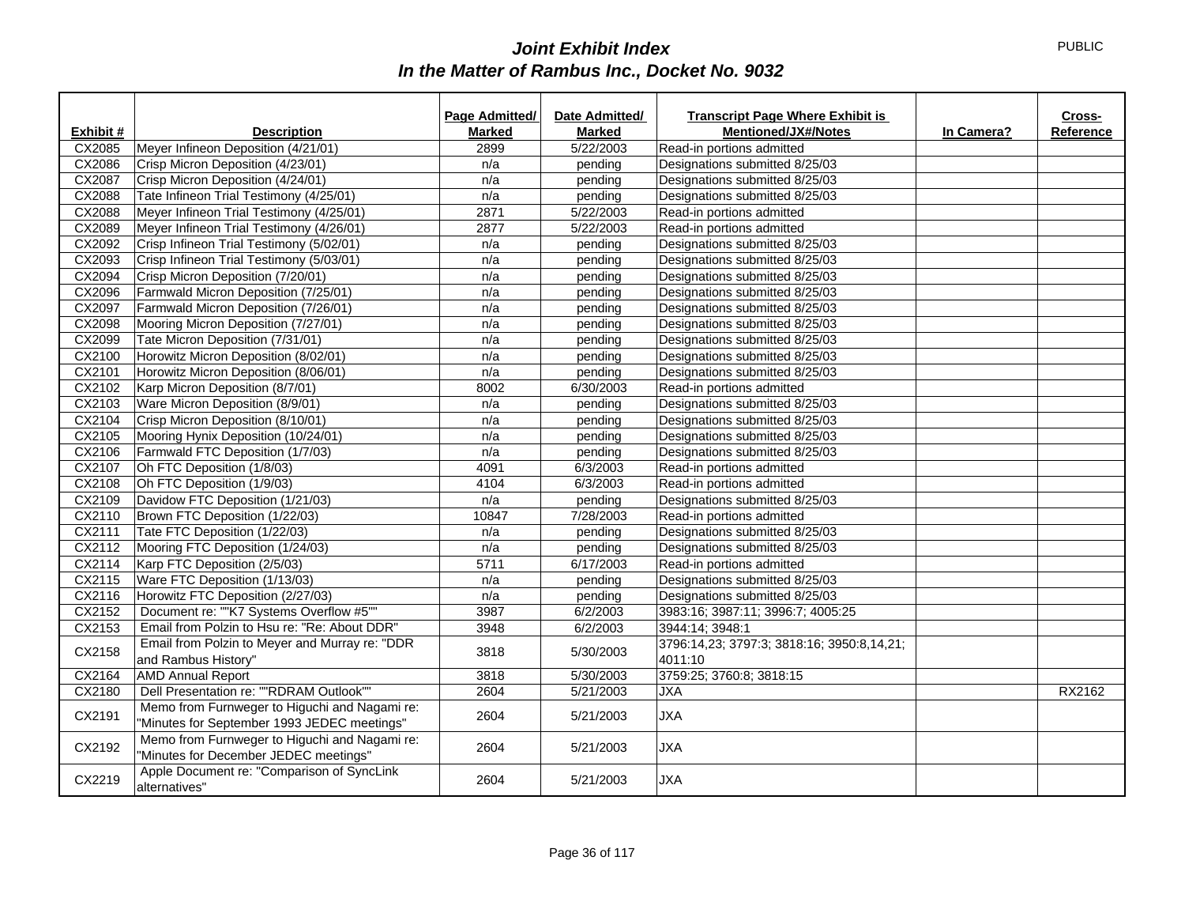# *Joint Exhibit Index*
# *In the Matter of Rambus Inc., Docket No. 9032*

PUBLIC

| Exhibit # | Description | Page Admitted/ Marked | Date Admitted/ Marked | Transcript Page Where Exhibit is Mentioned/JX#/Notes | In Camera? | Cross-Reference |
|---|---|---|---|---|---|---|
| CX2085 | Meyer Infineon Deposition (4/21/01) | 2899 | 5/22/2003 | Read-in portions admitted | | |
| CX2086 | Crisp Micron Deposition (4/23/01) | n/a | pending | Designations submitted 8/25/03 | | |
| CX2087 | Crisp Micron Deposition (4/24/01) | n/a | pending | Designations submitted 8/25/03 | | |
| CX2088 | Tate Infineon Trial Testimony (4/25/01) | n/a | pending | Designations submitted 8/25/03 | | |
| CX2088 | Meyer Infineon Trial Testimony (4/25/01) | 2871 | 5/22/2003 | Read-in portions admitted | | |
| CX2089 | Meyer Infineon Trial Testimony (4/26/01) | 2877 | 5/22/2003 | Read-in portions admitted | | |
| CX2092 | Crisp Infineon Trial Testimony (5/02/01) | n/a | pending | Designations submitted 8/25/03 | | |
| CX2093 | Crisp Infineon Trial Testimony (5/03/01) | n/a | pending | Designations submitted 8/25/03 | | |
| CX2094 | Crisp Micron Deposition (7/20/01) | n/a | pending | Designations submitted 8/25/03 | | |
| CX2096 | Farmwald Micron Deposition (7/25/01) | n/a | pending | Designations submitted 8/25/03 | | |
| CX2097 | Farmwald Micron Deposition (7/26/01) | n/a | pending | Designations submitted 8/25/03 | | |
| CX2098 | Mooring Micron Deposition (7/27/01) | n/a | pending | Designations submitted 8/25/03 | | |
| CX2099 | Tate Micron Deposition (7/31/01) | n/a | pending | Designations submitted 8/25/03 | | |
| CX2100 | Horowitz Micron Deposition (8/02/01) | n/a | pending | Designations submitted 8/25/03 | | |
| CX2101 | Horowitz Micron Deposition (8/06/01) | n/a | pending | Designations submitted 8/25/03 | | |
| CX2102 | Karp Micron Deposition (8/7/01) | 8002 | 6/30/2003 | Read-in portions admitted | | |
| CX2103 | Ware Micron Deposition (8/9/01) | n/a | pending | Designations submitted 8/25/03 | | |
| CX2104 | Crisp Micron Deposition (8/10/01) | n/a | pending | Designations submitted 8/25/03 | | |
| CX2105 | Mooring Hynix Deposition (10/24/01) | n/a | pending | Designations submitted 8/25/03 | | |
| CX2106 | Farmwald FTC Deposition (1/7/03) | n/a | pending | Designations submitted 8/25/03 | | |
| CX2107 | Oh FTC Deposition (1/8/03) | 4091 | 6/3/2003 | Read-in portions admitted | | |
| CX2108 | Oh FTC Deposition (1/9/03) | 4104 | 6/3/2003 | Read-in portions admitted | | |
| CX2109 | Davidow FTC Deposition (1/21/03) | n/a | pending | Designations submitted 8/25/03 | | |
| CX2110 | Brown FTC Deposition (1/22/03) | 10847 | 7/28/2003 | Read-in portions admitted | | |
| CX2111 | Tate FTC Deposition (1/22/03) | n/a | pending | Designations submitted 8/25/03 | | |
| CX2112 | Mooring FTC Deposition (1/24/03) | n/a | pending | Designations submitted 8/25/03 | | |
| CX2114 | Karp FTC Deposition (2/5/03) | 5711 | 6/17/2003 | Read-in portions admitted | | |
| CX2115 | Ware FTC Deposition (1/13/03) | n/a | pending | Designations submitted 8/25/03 | | |
| CX2116 | Horowitz FTC Deposition (2/27/03) | n/a | pending | Designations submitted 8/25/03 | | |
| CX2152 | Document re: ""K7 Systems Overflow #5"" | 3987 | 6/2/2003 | 3983:16; 3987:11; 3996:7; 4005:25 | | |
| CX2153 | Email from Polzin to Hsu re: "Re: About DDR" | 3948 | 6/2/2003 | 3944:14; 3948:1 | | |
| CX2158 | Email from Polzin to Meyer and Murray re: "DDR and Rambus History" | 3818 | 5/30/2003 | 3796:14,23; 3797:3; 3818:16; 3950:8,14,21; 4011:10 | | |
| CX2164 | AMD Annual Report | 3818 | 5/30/2003 | 3759:25; 3760:8; 3818:15 | | |
| CX2180 | Dell Presentation re: ""RDRAM Outlook"" | 2604 | 5/21/2003 | JXA | | RX2162 |
| CX2191 | Memo from Furnweger to Higuchi and Nagami re: "Minutes for September 1993 JEDEC meetings" | 2604 | 5/21/2003 | JXA | | |
| CX2192 | Memo from Furnweger to Higuchi and Nagami re: "Minutes for December JEDEC meetings" | 2604 | 5/21/2003 | JXA | | |
| CX2219 | Apple Document re: "Comparison of SyncLink alternatives" | 2604 | 5/21/2003 | JXA | | |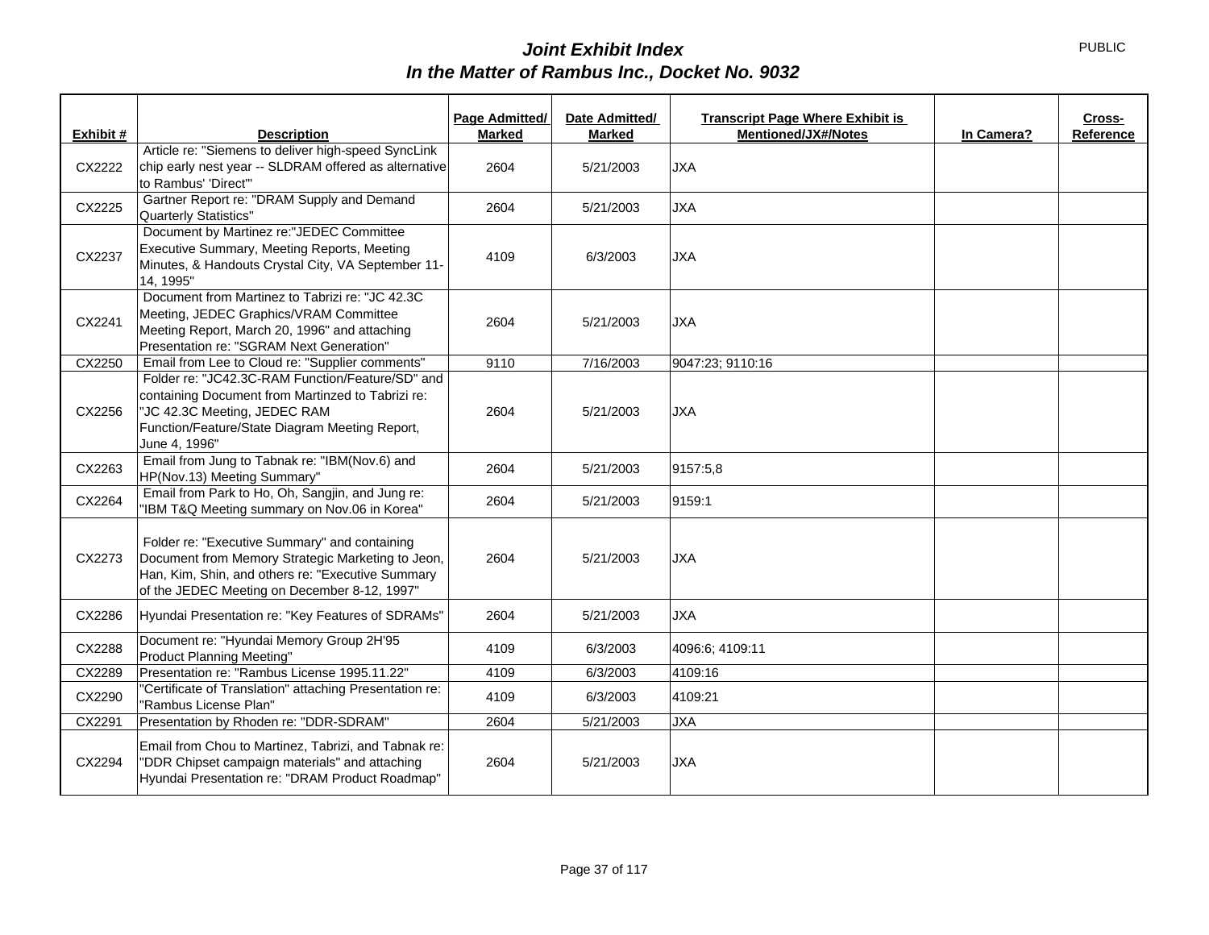PUBLIC

# *Joint Exhibit Index*
## *In the Matter of Rambus Inc., Docket No. 9032*

| Exhibit # | Description | Page Admitted/ Marked | Date Admitted/ Marked | Transcript Page Where Exhibit is Mentioned/JX#/Notes | In Camera? | Cross-Reference |
|---|---|---|---|---|---|---|
| CX2222 | Article re: "Siemens to deliver high-speed SyncLink chip early nest year -- SLDRAM offered as alternative to Rambus' 'Direct'" | 2604 | 5/21/2003 | JXA | | |
| CX2225 | Gartner Report re: "DRAM Supply and Demand Quarterly Statistics" | 2604 | 5/21/2003 | JXA | | |
| CX2237 | Document by Martinez re:"JEDEC Committee Executive Summary, Meeting Reports, Meeting Minutes, & Handouts Crystal City, VA September 11-14, 1995" | 4109 | 6/3/2003 | JXA | | |
| CX2241 | Document from Martinez to Tabrizi re: "JC 42.3C Meeting, JEDEC Graphics/VRAM Committee Meeting Report, March 20, 1996" and attaching Presentation re: "SGRAM Next Generation" | 2604 | 5/21/2003 | JXA | | |
| CX2250 | Email from Lee to Cloud re: "Supplier comments" | 9110 | 7/16/2003 | 9047:23; 9110:16 | | |
| CX2256 | Folder re: "JC42.3C-RAM Function/Feature/SD" and containing Document from Martinzed to Tabrizi re: "JC 42.3C Meeting, JEDEC RAM Function/Feature/State Diagram Meeting Report, June 4, 1996" | 2604 | 5/21/2003 | JXA | | |
| CX2263 | Email from Jung to Tabnak re: "IBM(Nov.6) and HP(Nov.13) Meeting Summary" | 2604 | 5/21/2003 | 9157:5,8 | | |
| CX2264 | Email from Park to Ho, Oh, Sangjin, and Jung re: "IBM T&Q Meeting summary on Nov.06 in Korea" | 2604 | 5/21/2003 | 9159:1 | | |
| CX2273 | Folder re: "Executive Summary" and containing Document from Memory Strategic Marketing to Jeon, Han, Kim, Shin, and others re: "Executive Summary of the JEDEC Meeting on December 8-12, 1997" | 2604 | 5/21/2003 | JXA | | |
| CX2286 | Hyundai Presentation re: "Key Features of SDRAMs" | 2604 | 5/21/2003 | JXA | | |
| CX2288 | Document re: "Hyundai Memory Group 2H'95 Product Planning Meeting" | 4109 | 6/3/2003 | 4096:6; 4109:11 | | |
| CX2289 | Presentation re: "Rambus License 1995.11.22" | 4109 | 6/3/2003 | 4109:16 | | |
| CX2290 | "Certificate of Translation" attaching Presentation re: "Rambus License Plan" | 4109 | 6/3/2003 | 4109:21 | | |
| CX2291 | Presentation by Rhoden re: "DDR-SDRAM" | 2604 | 5/21/2003 | JXA | | |
| CX2294 | Email from Chou to Martinez, Tabrizi, and Tabnak re: "DDR Chipset campaign materials" and attaching Hyundai Presentation re: "DRAM Product Roadmap" | 2604 | 5/21/2003 | JXA | | |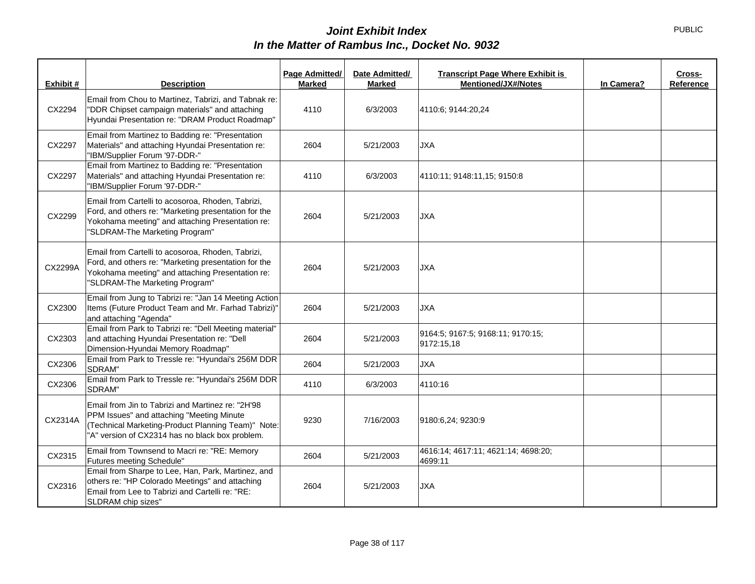# *Joint Exhibit Index*
# *In the Matter of Rambus Inc., Docket No. 9032*

PUBLIC

| Exhibit # | Description | Page Admitted/ Marked | Date Admitted/ Marked | Transcript Page Where Exhibit is Mentioned/JX#/Notes | In Camera? | Cross-Reference |
|---|---|---|---|---|---|---|
| CX2294 | Email from Chou to Martinez, Tabrizi, and Tabnak re: "DDR Chipset campaign materials" and attaching Hyundai Presentation re: "DRAM Product Roadmap" | 4110 | 6/3/2003 | 4110:6; 9144:20,24 | | |
| CX2297 | Email from Martinez to Badding re: "Presentation Materials" and attaching Hyundai Presentation re: "IBM/Supplier Forum '97-DDR-" | 2604 | 5/21/2003 | JXA | | |
| CX2297 | Email from Martinez to Badding re: "Presentation Materials" and attaching Hyundai Presentation re: "IBM/Supplier Forum '97-DDR-" | 4110 | 6/3/2003 | 4110:11; 9148:11,15; 9150:8 | | |
| CX2299 | Email from Cartelli to acosoroa, Rhoden, Tabrizi, Ford, and others re: "Marketing presentation for the Yokohama meeting" and attaching Presentation re: "SLDRAM-The Marketing Program" | 2604 | 5/21/2003 | JXA | | |
| CX2299A | Email from Cartelli to acosoroa, Rhoden, Tabrizi, Ford, and others re: "Marketing presentation for the Yokohama meeting" and attaching Presentation re: "SLDRAM-The Marketing Program" | 2604 | 5/21/2003 | JXA | | |
| CX2300 | Email from Jung to Tabrizi re: "Jan 14 Meeting Action Items (Future Product Team and Mr. Farhad Tabrizi)" and attaching "Agenda" | 2604 | 5/21/2003 | JXA | | |
| CX2303 | Email from Park to Tabrizi re: "Dell Meeting material" and attaching Hyundai Presentation re: "Dell Dimension-Hyundai Memory Roadmap" | 2604 | 5/21/2003 | 9164:5; 9167:5; 9168:11; 9170:15; 9172:15,18 | | |
| CX2306 | Email from Park to Tressle re: "Hyundai's 256M DDR SDRAM" | 2604 | 5/21/2003 | JXA | | |
| CX2306 | Email from Park to Tressle re: "Hyundai's 256M DDR SDRAM" | 4110 | 6/3/2003 | 4110:16 | | |
| CX2314A | Email from Jin to Tabrizi and Martinez re: "2H'98 PPM Issues" and attaching "Meeting Minute (Technical Marketing-Product Planning Team)" Note: "A" version of CX2314 has no black box problem. | 9230 | 7/16/2003 | 9180:6,24; 9230:9 | | |
| CX2315 | Email from Townsend to Macri re: "RE: Memory Futures meeting Schedule" | 2604 | 5/21/2003 | 4616:14; 4617:11; 4621:14; 4698:20; 4699:11 | | |
| CX2316 | Email from Sharpe to Lee, Han, Park, Martinez, and others re: "HP Colorado Meetings" and attaching Email from Lee to Tabrizi and Cartelli re: "RE: SLDRAM chip sizes" | 2604 | 5/21/2003 | JXA | | |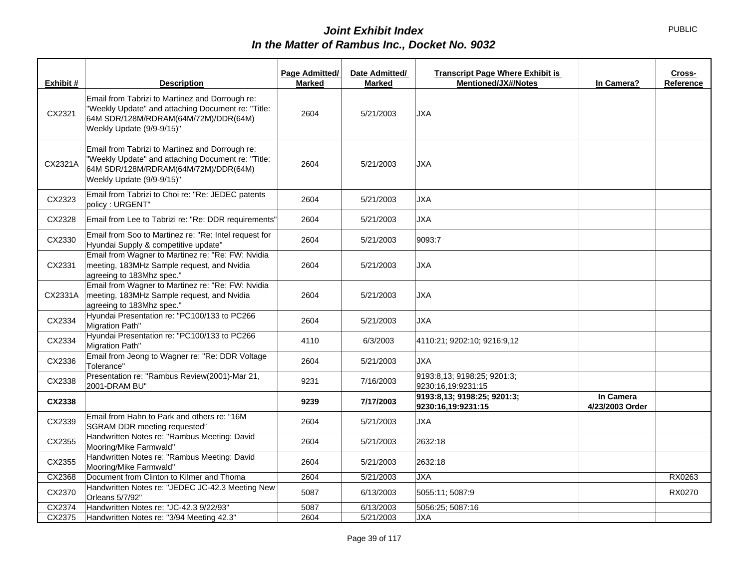# *Joint Exhibit Index*
# *In the Matter of Rambus Inc., Docket No. 9032*

PUBLIC

| Exhibit # | Description | Page Admitted/ Marked | Date Admitted/ Marked | Transcript Page Where Exhibit is Mentioned/JX#/Notes | In Camera? | Cross-Reference |
|---|---|---|---|---|---|---|
| CX2321 | Email from Tabrizi to Martinez and Dorrough re: "Weekly Update" and attaching Document re: "Title: 64M SDR/128M/RDRAM(64M/72M)/DDR(64M) Weekly Update (9/9-9/15)" | 2604 | 5/21/2003 | JXA | | |
| CX2321A | Email from Tabrizi to Martinez and Dorrough re: "Weekly Update" and attaching Document re: "Title: 64M SDR/128M/RDRAM(64M/72M)/DDR(64M) Weekly Update (9/9-9/15)" | 2604 | 5/21/2003 | JXA | | |
| CX2323 | Email from Tabrizi to Choi re: "Re: JEDEC patents policy : URGENT" | 2604 | 5/21/2003 | JXA | | |
| CX2328 | Email from Lee to Tabrizi re: "Re: DDR requirements" | 2604 | 5/21/2003 | JXA | | |
| CX2330 | Email from Soo to Martinez re: "Re: Intel request for Hyundai Supply & competitive update" | 2604 | 5/21/2003 | 9093:7 | | |
| CX2331 | Email from Wagner to Martinez re: "Re: FW: Nvidia meeting, 183MHz Sample request, and Nvidia agreeing to 183Mhz spec." | 2604 | 5/21/2003 | JXA | | |
| CX2331A | Email from Wagner to Martinez re: "Re: FW: Nvidia meeting, 183MHz Sample request, and Nvidia agreeing to 183Mhz spec." | 2604 | 5/21/2003 | JXA | | |
| CX2334 | Hyundai Presentation re: "PC100/133 to PC266 Migration Path" | 2604 | 5/21/2003 | JXA | | |
| CX2334 | Hyundai Presentation re: "PC100/133 to PC266 Migration Path" | 4110 | 6/3/2003 | 4110:21; 9202:10; 9216:9,12 | | |
| CX2336 | Email from Jeong to Wagner re: "Re: DDR Voltage Tolerance" | 2604 | 5/21/2003 | JXA | | |
| CX2338 | Presentation re: "Rambus Review(2001)-Mar 21, 2001-DRAM BU" | 9231 | 7/16/2003 | 9193:8,13; 9198:25; 9201:3; 9230:16,19:9231:15 | | |
| **CX2338** | | **9239** | **7/17/2003** | **9193:8,13; 9198:25; 9201:3; 9230:16,19:9231:15** | **In Camera 4/23/2003 Order** | |
| CX2339 | Email from Hahn to Park and others re: "16M SGRAM DDR meeting requested" | 2604 | 5/21/2003 | JXA | | |
| CX2355 | Handwritten Notes re: "Rambus Meeting: David Mooring/Mike Farmwald" | 2604 | 5/21/2003 | 2632:18 | | |
| CX2355 | Handwritten Notes re: "Rambus Meeting: David Mooring/Mike Farmwald" | 2604 | 5/21/2003 | 2632:18 | | |
| CX2368 | Document from Clinton to Kilmer and Thoma | 2604 | 5/21/2003 | JXA | | RX0263 |
| CX2370 | Handwritten Notes re: "JEDEC JC-42.3 Meeting New Orleans 5/7/92" | 5087 | 6/13/2003 | 5055:11; 5087:9 | | RX0270 |
| CX2374 | Handwritten Notes re: "JC-42.3 9/22/93" | 5087 | 6/13/2003 | 5056:25; 5087:16 | | |
| CX2375 | Handwritten Notes re: "3/94 Meeting 42.3" | 2604 | 5/21/2003 | JXA | | |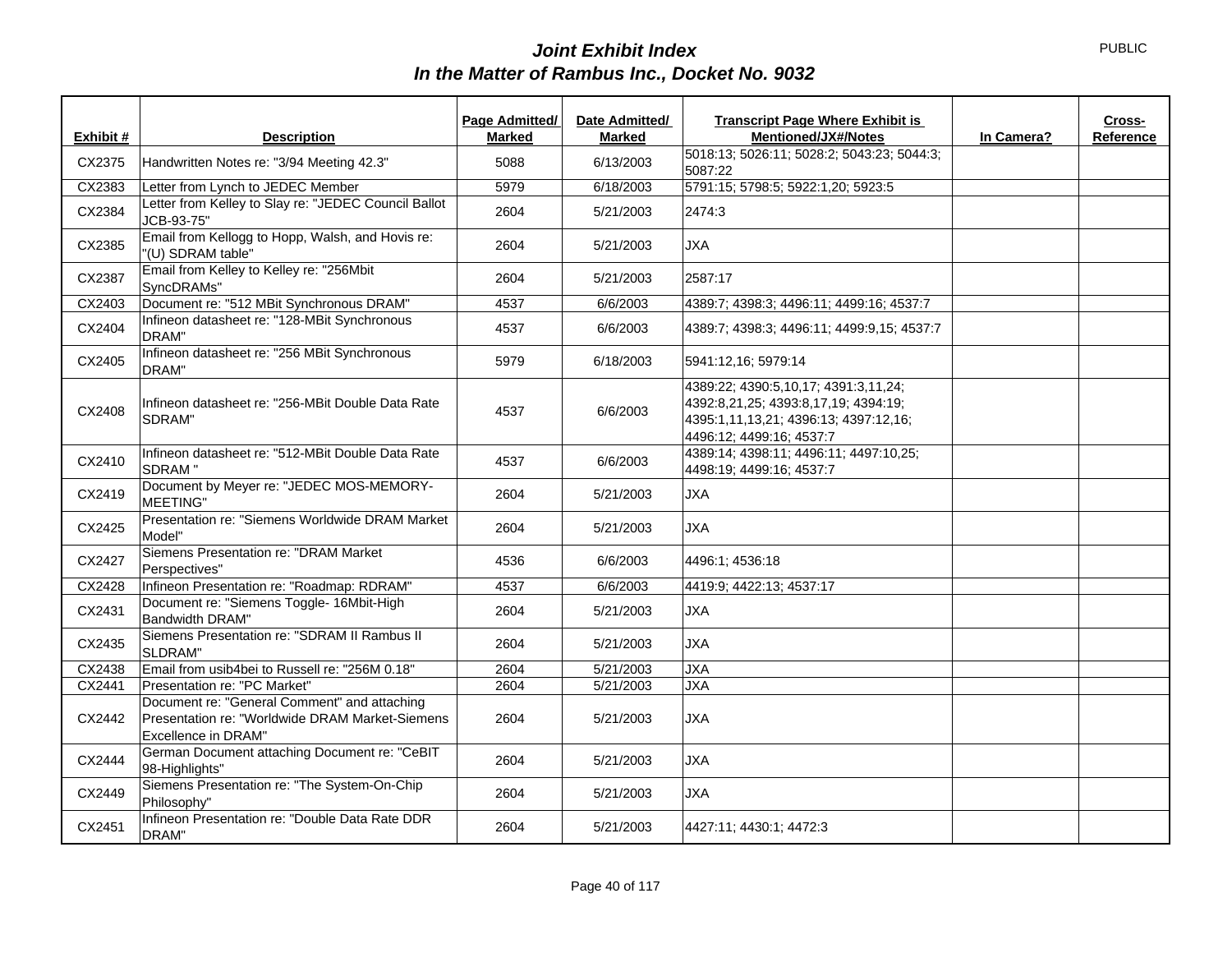PUBLIC

# *Joint Exhibit Index*
## *In the Matter of Rambus Inc., Docket No. 9032*

| Exhibit # | Description | Page Admitted/ Marked | Date Admitted/ Marked | Transcript Page Where Exhibit is Mentioned/JX#/Notes | In Camera? | Cross-Reference |
|---|---|---|---|---|---|---|
| CX2375 | Handwritten Notes re: "3/94 Meeting 42.3" | 5088 | 6/13/2003 | 5018:13; 5026:11; 5028:2; 5043:23; 5044:3; 5087:22 | | |
| CX2383 | Letter from Lynch to JEDEC Member | 5979 | 6/18/2003 | 5791:15; 5798:5; 5922:1,20; 5923:5 | | |
| CX2384 | Letter from Kelley to Slay re: "JEDEC Council Ballot JCB-93-75" | 2604 | 5/21/2003 | 2474:3 | | |
| CX2385 | Email from Kellogg to Hopp, Walsh, and Hovis re: "(U) SDRAM table" | 2604 | 5/21/2003 | JXA | | |
| CX2387 | Email from Kelley to Kelley re: "256Mbit SyncDRAMs" | 2604 | 5/21/2003 | 2587:17 | | |
| CX2403 | Document re: "512 MBit Synchronous DRAM" | 4537 | 6/6/2003 | 4389:7; 4398:3; 4496:11; 4499:16; 4537:7 | | |
| CX2404 | Infineon datasheet re: "128-MBit Synchronous DRAM" | 4537 | 6/6/2003 | 4389:7; 4398:3; 4496:11; 4499:9,15; 4537:7 | | |
| CX2405 | Infineon datasheet re: "256 MBit Synchronous DRAM" | 5979 | 6/18/2003 | 5941:12,16; 5979:14 | | |
| CX2408 | Infineon datasheet re: "256-MBit Double Data Rate SDRAM" | 4537 | 6/6/2003 | 4389:22; 4390:5,10,17; 4391:3,11,24; 4392:8,21,25; 4393:8,17,19; 4394:19; 4395:1,11,13,21; 4396:13; 4397:12,16; 4496:12; 4499:16; 4537:7 | | |
| CX2410 | Infineon datasheet re: "512-MBit Double Data Rate SDRAM " | 4537 | 6/6/2003 | 4389:14; 4398:11; 4496:11; 4497:10,25; 4498:19; 4499:16; 4537:7 | | |
| CX2419 | Document by Meyer re: "JEDEC MOS-MEMORY-MEETING" | 2604 | 5/21/2003 | JXA | | |
| CX2425 | Presentation re: "Siemens Worldwide DRAM Market Model" | 2604 | 5/21/2003 | JXA | | |
| CX2427 | Siemens Presentation re: "DRAM Market Perspectives" | 4536 | 6/6/2003 | 4496:1; 4536:18 | | |
| CX2428 | Infineon Presentation re: "Roadmap: RDRAM" | 4537 | 6/6/2003 | 4419:9; 4422:13; 4537:17 | | |
| CX2431 | Document re: "Siemens Toggle- 16Mbit-High Bandwidth DRAM" | 2604 | 5/21/2003 | JXA | | |
| CX2435 | Siemens Presentation re: "SDRAM II Rambus II SLDRAM" | 2604 | 5/21/2003 | JXA | | |
| CX2438 | Email from usib4bei to Russell re: "256M 0.18" | 2604 | 5/21/2003 | JXA | | |
| CX2441 | Presentation re: "PC Market" | 2604 | 5/21/2003 | JXA | | |
| CX2442 | Document re: "General Comment" and attaching Presentation re: "Worldwide DRAM Market-Siemens Excellence in DRAM" | 2604 | 5/21/2003 | JXA | | |
| CX2444 | German Document attaching Document re: "CeBIT 98-Highlights" | 2604 | 5/21/2003 | JXA | | |
| CX2449 | Siemens Presentation re: "The System-On-Chip Philosophy" | 2604 | 5/21/2003 | JXA | | |
| CX2451 | Infineon Presentation re: "Double Data Rate DDR DRAM" | 2604 | 5/21/2003 | 4427:11; 4430:1; 4472:3 | | |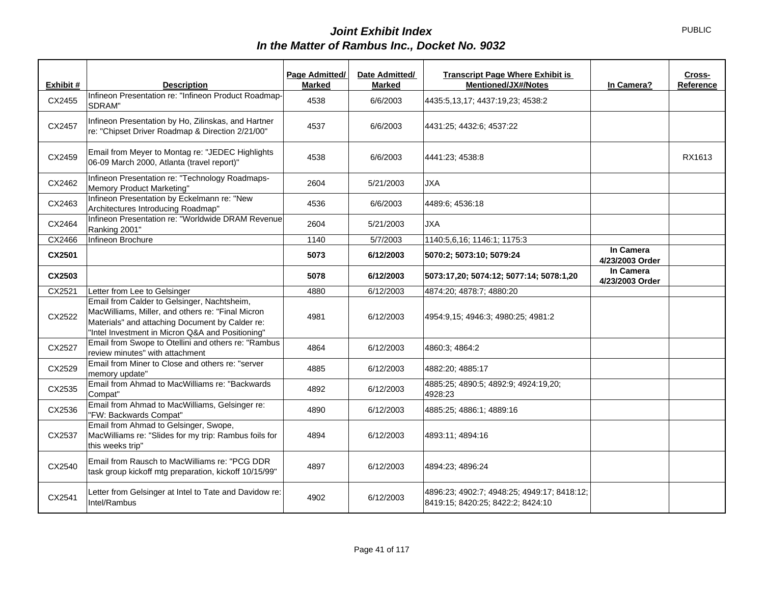# *Joint Exhibit Index*
## *In the Matter of Rambus Inc., Docket No. 9032*

PUBLIC

| Exhibit # | Description | Page Admitted/ Marked | Date Admitted/ Marked | Transcript Page Where Exhibit is Mentioned/JX#/Notes | In Camera? | Cross-Reference |
|---|---|---|---|---|---|---|
| CX2455 | Infineon Presentation re: "Infineon Product Roadmap-SDRAM" | 4538 | 6/6/2003 | 4435:5,13,17; 4437:19,23; 4538:2 | | |
| CX2457 | Infineon Presentation by Ho, Zilinskas, and Hartner re: "Chipset Driver Roadmap & Direction 2/21/00" | 4537 | 6/6/2003 | 4431:25; 4432:6; 4537:22 | | |
| CX2459 | Email from Meyer to Montag re: "JEDEC Highlights 06-09 March 2000, Atlanta (travel report)" | 4538 | 6/6/2003 | 4441:23; 4538:8 | | RX1613 |
| CX2462 | Infineon Presentation re: "Technology Roadmaps-Memory Product Marketing" | 2604 | 5/21/2003 | JXA | | |
| CX2463 | Infineon Presentation by Eckelmann re: "New Architectures Introducing Roadmap" | 4536 | 6/6/2003 | 4489:6; 4536:18 | | |
| CX2464 | Infineon Presentation re: "Worldwide DRAM Revenue Ranking 2001" | 2604 | 5/21/2003 | JXA | | |
| CX2466 | Infineon Brochure | 1140 | 5/7/2003 | 1140:5,6,16; 1146:1; 1175:3 | | |
| **CX2501** | | **5073** | **6/12/2003** | **5070:2; 5073:10; 5079:24** | **In Camera 4/23/2003 Order** | |
| **CX2503** | | **5078** | **6/12/2003** | **5073:17,20; 5074:12; 5077:14; 5078:1,20** | **In Camera 4/23/2003 Order** | |
| CX2521 | Letter from Lee to Gelsinger | 4880 | 6/12/2003 | 4874:20; 4878:7; 4880:20 | | |
| CX2522 | Email from Calder to Gelsinger, Nachtsheim, MacWilliams, Miller, and others re: "Final Micron Materials" and attaching Document by Calder re: "Intel Investment in Micron Q&A and Positioning" | 4981 | 6/12/2003 | 4954:9,15; 4946:3; 4980:25; 4981:2 | | |
| CX2527 | Email from Swope to Otellini and others re: "Rambus review minutes" with attachment | 4864 | 6/12/2003 | 4860:3; 4864:2 | | |
| CX2529 | Email from Miner to Close and others re: "server memory update" | 4885 | 6/12/2003 | 4882:20; 4885:17 | | |
| CX2535 | Email from Ahmad to MacWilliams re: "Backwards Compat" | 4892 | 6/12/2003 | 4885:25; 4890:5; 4892:9; 4924:19,20; 4928:23 | | |
| CX2536 | Email from Ahmad to MacWilliams, Gelsinger re: "FW: Backwards Compat" | 4890 | 6/12/2003 | 4885:25; 4886:1; 4889:16 | | |
| CX2537 | Email from Ahmad to Gelsinger, Swope, MacWilliams re: "Slides for my trip: Rambus foils for this weeks trip" | 4894 | 6/12/2003 | 4893:11; 4894:16 | | |
| CX2540 | Email from Rausch to MacWilliams re: "PCG DDR task group kickoff mtg preparation, kickoff 10/15/99" | 4897 | 6/12/2003 | 4894:23; 4896:24 | | |
| CX2541 | Letter from Gelsinger at Intel to Tate and Davidow re: Intel/Rambus | 4902 | 6/12/2003 | 4896:23; 4902:7; 4948:25; 4949:17; 8418:12; 8419:15; 8420:25; 8422:2; 8424:10 | | |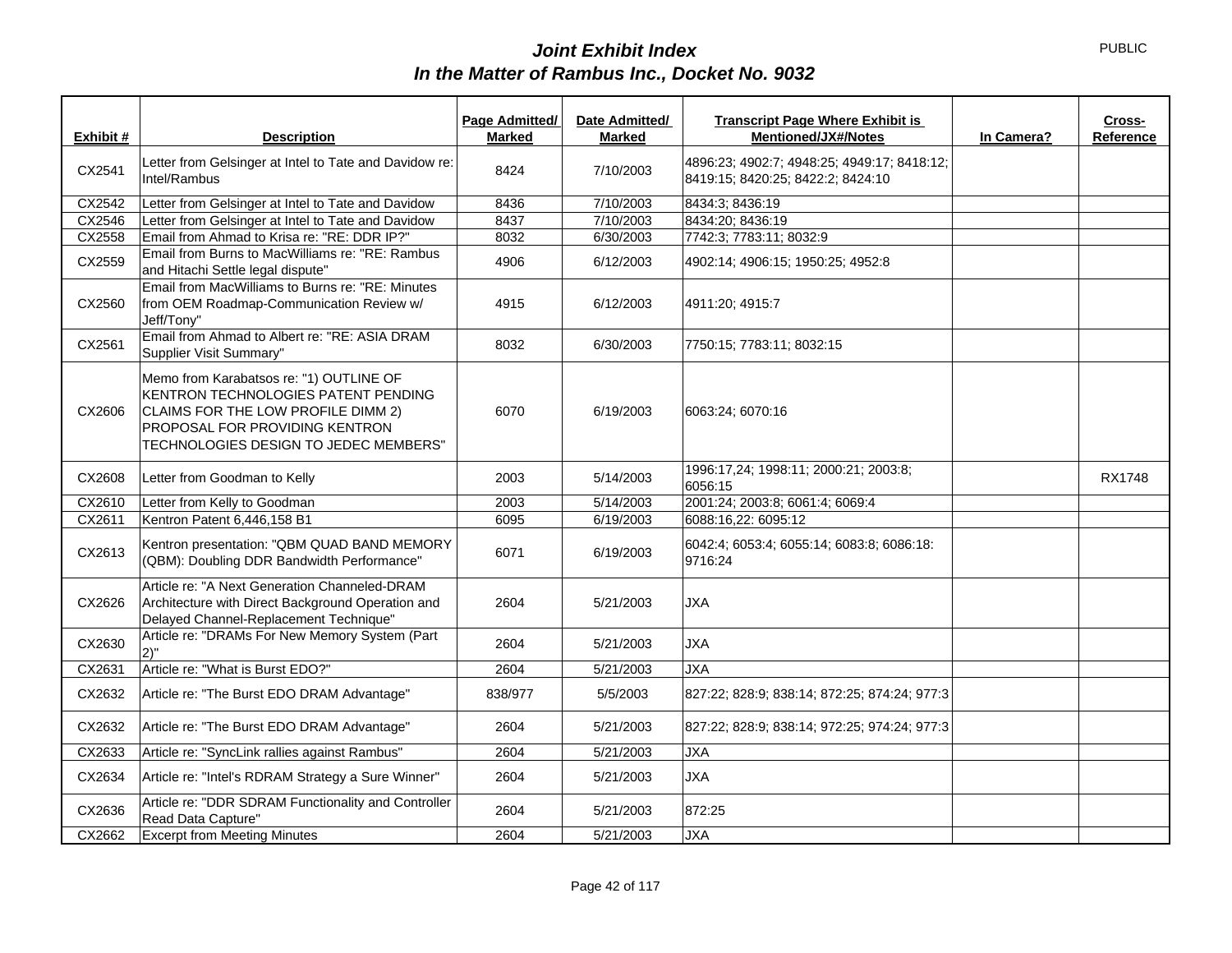# *Joint Exhibit Index*
# *In the Matter of Rambus Inc., Docket No. 9032*

PUBLIC

| Exhibit # | Description | Page Admitted/ Marked | Date Admitted/ Marked | Transcript Page Where Exhibit is Mentioned/JX#/Notes | In Camera? | Cross-Reference |
|---|---|---|---|---|---|---|
| CX2541 | Letter from Gelsinger at Intel to Tate and Davidow re: Intel/Rambus | 8424 | 7/10/2003 | 4896:23; 4902:7; 4948:25; 4949:17; 8418:12; 8419:15; 8420:25; 8422:2; 8424:10 | | |
| CX2542 | Letter from Gelsinger at Intel to Tate and Davidow | 8436 | 7/10/2003 | 8434:3; 8436:19 | | |
| CX2546 | Letter from Gelsinger at Intel to Tate and Davidow | 8437 | 7/10/2003 | 8434:20; 8436:19 | | |
| CX2558 | Email from Ahmad to Krisa re: "RE: DDR IP?" | 8032 | 6/30/2003 | 7742:3; 7783:11; 8032:9 | | |
| CX2559 | Email from Burns to MacWilliams re: "RE: Rambus and Hitachi Settle legal dispute" | 4906 | 6/12/2003 | 4902:14; 4906:15; 1950:25; 4952:8 | | |
| CX2560 | Email from MacWilliams to Burns re: "RE: Minutes from OEM Roadmap-Communication Review w/ Jeff/Tony" | 4915 | 6/12/2003 | 4911:20; 4915:7 | | |
| CX2561 | Email from Ahmad to Albert re: "RE: ASIA DRAM Supplier Visit Summary" | 8032 | 6/30/2003 | 7750:15; 7783:11; 8032:15 | | |
| CX2606 | Memo from Karabatsos re: "1) OUTLINE OF KENTRON TECHNOLOGIES PATENT PENDING CLAIMS FOR THE LOW PROFILE DIMM 2) PROPOSAL FOR PROVIDING KENTRON TECHNOLOGIES DESIGN TO JEDEC MEMBERS" | 6070 | 6/19/2003 | 6063:24; 6070:16 | | |
| CX2608 | Letter from Goodman to Kelly | 2003 | 5/14/2003 | 1996:17,24; 1998:11; 2000:21; 2003:8; 6056:15 | | RX1748 |
| CX2610 | Letter from Kelly to Goodman | 2003 | 5/14/2003 | 2001:24; 2003:8; 6061:4; 6069:4 | | |
| CX2611 | Kentron Patent 6,446,158 B1 | 6095 | 6/19/2003 | 6088:16,22: 6095:12 | | |
| CX2613 | Kentron presentation: "QBM QUAD BAND MEMORY (QBM): Doubling DDR Bandwidth Performance" | 6071 | 6/19/2003 | 6042:4; 6053:4; 6055:14; 6083:8; 6086:18: 9716:24 | | |
| CX2626 | Article re: "A Next Generation Channeled-DRAM Architecture with Direct Background Operation and Delayed Channel-Replacement Technique" | 2604 | 5/21/2003 | JXA | | |
| CX2630 | Article re: "DRAMs For New Memory System (Part 2)" | 2604 | 5/21/2003 | JXA | | |
| CX2631 | Article re: "What is Burst EDO?" | 2604 | 5/21/2003 | JXA | | |
| CX2632 | Article re: "The Burst EDO DRAM Advantage" | 838/977 | 5/5/2003 | 827:22; 828:9; 838:14; 872:25; 874:24; 977:3 | | |
| CX2632 | Article re: "The Burst EDO DRAM Advantage" | 2604 | 5/21/2003 | 827:22; 828:9; 838:14; 972:25; 974:24; 977:3 | | |
| CX2633 | Article re: "SyncLink rallies against Rambus" | 2604 | 5/21/2003 | JXA | | |
| CX2634 | Article re: "Intel's RDRAM Strategy a Sure Winner" | 2604 | 5/21/2003 | JXA | | |
| CX2636 | Article re: "DDR SDRAM Functionality and Controller Read Data Capture" | 2604 | 5/21/2003 | 872:25 | | |
| CX2662 | Excerpt from Meeting Minutes | 2604 | 5/21/2003 | JXA | | |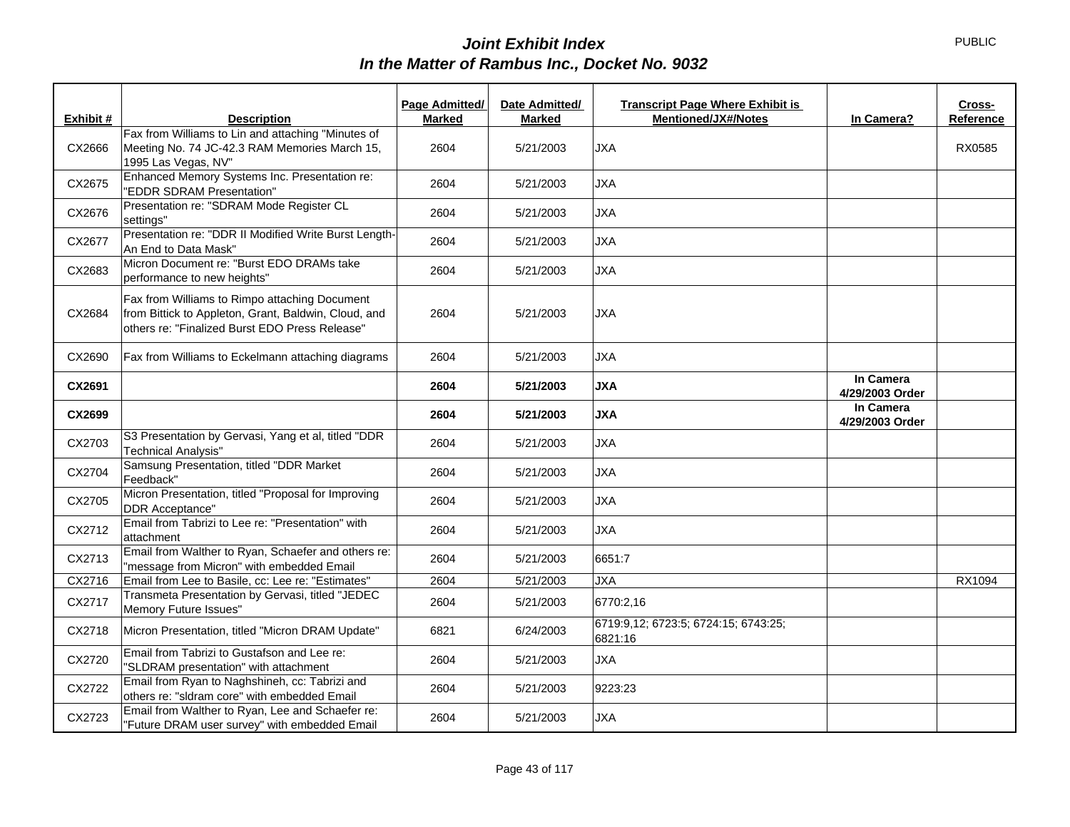# *Joint Exhibit Index*
# *In the Matter of Rambus Inc., Docket No. 9032*

PUBLIC

| Exhibit # | Description | Page Admitted/ Marked | Date Admitted/ Marked | Transcript Page Where Exhibit is Mentioned/JX#/Notes | In Camera? | Cross-Reference |
|---|---|---|---|---|---|---|
| CX2666 | Fax from Williams to Lin and attaching "Minutes of Meeting No. 74 JC-42.3 RAM Memories March 15, 1995 Las Vegas, NV" | 2604 | 5/21/2003 | JXA | | RX0585 |
| CX2675 | Enhanced Memory Systems Inc. Presentation re: "EDDR SDRAM Presentation" | 2604 | 5/21/2003 | JXA | | |
| CX2676 | Presentation re: "SDRAM Mode Register CL settings" | 2604 | 5/21/2003 | JXA | | |
| CX2677 | Presentation re: "DDR II Modified Write Burst Length- An End to Data Mask" | 2604 | 5/21/2003 | JXA | | |
| CX2683 | Micron Document re: "Burst EDO DRAMs take performance to new heights" | 2604 | 5/21/2003 | JXA | | |
| CX2684 | Fax from Williams to Rimpo attaching Document from Bittick to Appleton, Grant, Baldwin, Cloud, and others re: "Finalized Burst EDO Press Release" | 2604 | 5/21/2003 | JXA | | |
| CX2690 | Fax from Williams to Eckelmann attaching diagrams | 2604 | 5/21/2003 | JXA | | |
| **CX2691** | | **2604** | **5/21/2003** | **JXA** | **In Camera 4/29/2003 Order** | |
| **CX2699** | | **2604** | **5/21/2003** | **JXA** | **In Camera 4/29/2003 Order** | |
| CX2703 | S3 Presentation by Gervasi, Yang et al, titled "DDR Technical Analysis" | 2604 | 5/21/2003 | JXA | | |
| CX2704 | Samsung Presentation, titled "DDR Market Feedback" | 2604 | 5/21/2003 | JXA | | |
| CX2705 | Micron Presentation, titled "Proposal for Improving DDR Acceptance" | 2604 | 5/21/2003 | JXA | | |
| CX2712 | Email from Tabrizi to Lee re: "Presentation" with attachment | 2604 | 5/21/2003 | JXA | | |
| CX2713 | Email from Walther to Ryan, Schaefer and others re: "message from Micron" with embedded Email | 2604 | 5/21/2003 | 6651:7 | | |
| CX2716 | Email from Lee to Basile, cc: Lee re: "Estimates" | 2604 | 5/21/2003 | JXA | | RX1094 |
| CX2717 | Transmeta Presentation by Gervasi, titled "JEDEC Memory Future Issues" | 2604 | 5/21/2003 | 6770:2,16 | | |
| CX2718 | Micron Presentation, titled "Micron DRAM Update" | 6821 | 6/24/2003 | 6719:9,12; 6723:5; 6724:15; 6743:25; 6821:16 | | |
| CX2720 | Email from Tabrizi to Gustafson and Lee re: "SLDRAM presentation" with attachment | 2604 | 5/21/2003 | JXA | | |
| CX2722 | Email from Ryan to Naghshineh, cc: Tabrizi and others re: "sldram core" with embedded Email | 2604 | 5/21/2003 | 9223:23 | | |
| CX2723 | Email from Walther to Ryan, Lee and Schaefer re: "Future DRAM user survey" with embedded Email | 2604 | 5/21/2003 | JXA | | |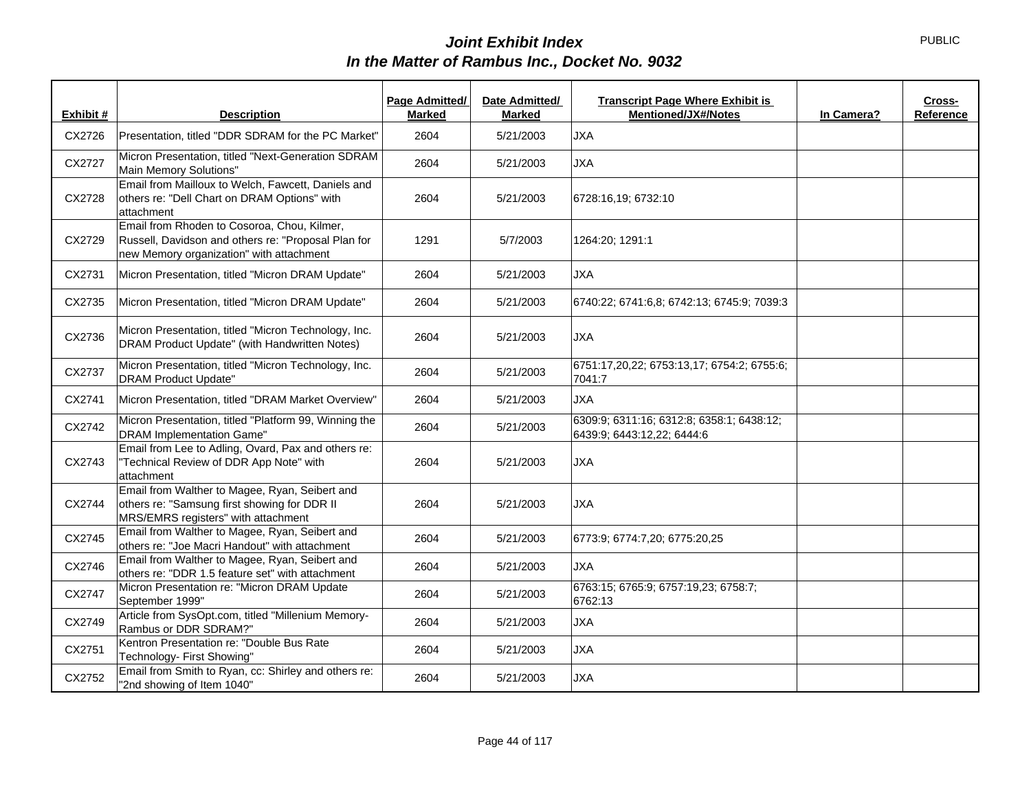# *Joint Exhibit Index*
## *In the Matter of Rambus Inc., Docket No. 9032*

PUBLIC

| Exhibit # | Description | Page Admitted/ Marked | Date Admitted/ Marked | Transcript Page Where Exhibit is Mentioned/JX#/Notes | In Camera? | Cross-Reference |
|---|---|---|---|---|---|---|
| CX2726 | Presentation, titled "DDR SDRAM for the PC Market" | 2604 | 5/21/2003 | JXA | | |
| CX2727 | Micron Presentation, titled "Next-Generation SDRAM Main Memory Solutions" | 2604 | 5/21/2003 | JXA | | |
| CX2728 | Email from Mailloux to Welch, Fawcett, Daniels and others re: "Dell Chart on DRAM Options" with attachment | 2604 | 5/21/2003 | 6728:16,19; 6732:10 | | |
| CX2729 | Email from Rhoden to Cosoroa, Chou, Kilmer, Russell, Davidson and others re: "Proposal Plan for new Memory organization" with attachment | 1291 | 5/7/2003 | 1264:20; 1291:1 | | |
| CX2731 | Micron Presentation, titled "Micron DRAM Update" | 2604 | 5/21/2003 | JXA | | |
| CX2735 | Micron Presentation, titled "Micron DRAM Update" | 2604 | 5/21/2003 | 6740:22; 6741:6,8; 6742:13; 6745:9; 7039:3 | | |
| CX2736 | Micron Presentation, titled "Micron Technology, Inc. DRAM Product Update" (with Handwritten Notes) | 2604 | 5/21/2003 | JXA | | |
| CX2737 | Micron Presentation, titled "Micron Technology, Inc. DRAM Product Update" | 2604 | 5/21/2003 | 6751:17,20,22; 6753:13,17; 6754:2; 6755:6; 7041:7 | | |
| CX2741 | Micron Presentation, titled "DRAM Market Overview" | 2604 | 5/21/2003 | JXA | | |
| CX2742 | Micron Presentation, titled "Platform 99, Winning the DRAM Implementation Game" | 2604 | 5/21/2003 | 6309:9; 6311:16; 6312:8; 6358:1; 6438:12; 6439:9; 6443:12,22; 6444:6 | | |
| CX2743 | Email from Lee to Adling, Ovard, Pax and others re: "Technical Review of DDR App Note" with attachment | 2604 | 5/21/2003 | JXA | | |
| CX2744 | Email from Walther to Magee, Ryan, Seibert and others re: "Samsung first showing for DDR II MRS/EMRS registers" with attachment | 2604 | 5/21/2003 | JXA | | |
| CX2745 | Email from Walther to Magee, Ryan, Seibert and others re: "Joe Macri Handout" with attachment | 2604 | 5/21/2003 | 6773:9; 6774:7,20; 6775:20,25 | | |
| CX2746 | Email from Walther to Magee, Ryan, Seibert and others re: "DDR 1.5 feature set" with attachment | 2604 | 5/21/2003 | JXA | | |
| CX2747 | Micron Presentation re: "Micron DRAM Update September 1999" | 2604 | 5/21/2003 | 6763:15; 6765:9; 6757:19,23; 6758:7; 6762:13 | | |
| CX2749 | Article from SysOpt.com, titled "Millenium Memory-Rambus or DDR SDRAM?" | 2604 | 5/21/2003 | JXA | | |
| CX2751 | Kentron Presentation re: "Double Bus Rate Technology- First Showing" | 2604 | 5/21/2003 | JXA | | |
| CX2752 | Email from Smith to Ryan, cc: Shirley and others re: "2nd showing of Item 1040" | 2604 | 5/21/2003 | JXA | | |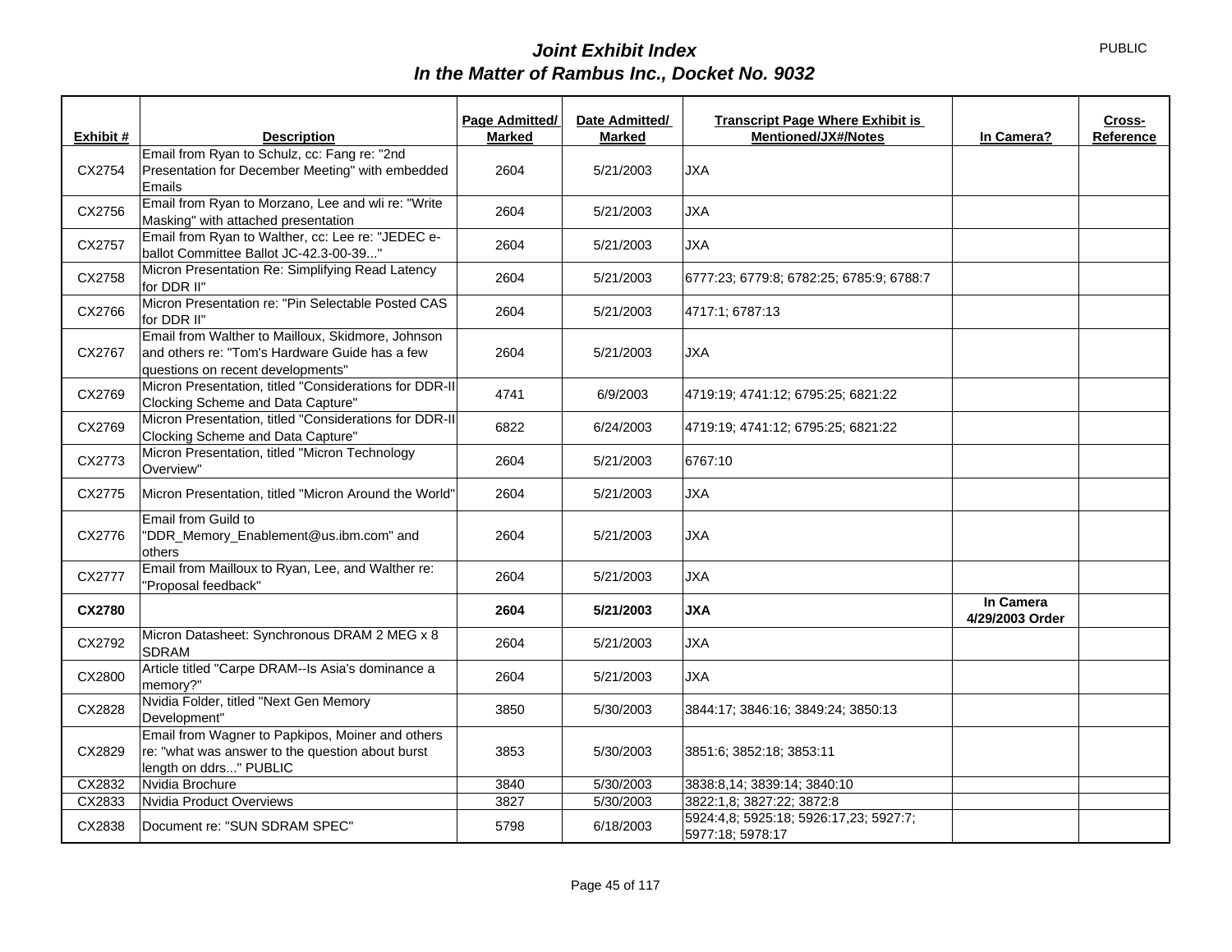# *Joint Exhibit Index*
# *In the Matter of Rambus Inc., Docket No. 9032*

PUBLIC

| Exhibit # | Description | Page Admitted/ Marked | Date Admitted/ Marked | Transcript Page Where Exhibit is Mentioned/JX#/Notes | In Camera? | Cross-Reference |
|---|---|---|---|---|---|---|
| CX2754 | Email from Ryan to Schulz, cc: Fang re: "2nd Presentation for December Meeting" with embedded Emails | 2604 | 5/21/2003 | JXA | | |
| CX2756 | Email from Ryan to Morzano, Lee and wli re: "Write Masking" with attached presentation | 2604 | 5/21/2003 | JXA | | |
| CX2757 | Email from Ryan to Walther, cc: Lee re: "JEDEC e-ballot Committee Ballot JC-42.3-00-39..." | 2604 | 5/21/2003 | JXA | | |
| CX2758 | Micron Presentation Re: Simplifying Read Latency for DDR II" | 2604 | 5/21/2003 | 6777:23; 6779:8; 6782:25; 6785:9; 6788:7 | | |
| CX2766 | Micron Presentation re: "Pin Selectable Posted CAS for DDR II" | 2604 | 5/21/2003 | 4717:1; 6787:13 | | |
| CX2767 | Email from Walther to Mailloux, Skidmore, Johnson and others re: "Tom's Hardware Guide has a few questions on recent developments" | 2604 | 5/21/2003 | JXA | | |
| CX2769 | Micron Presentation, titled "Considerations for DDR-II Clocking Scheme and Data Capture" | 4741 | 6/9/2003 | 4719:19; 4741:12; 6795:25; 6821:22 | | |
| CX2769 | Micron Presentation, titled "Considerations for DDR-II Clocking Scheme and Data Capture" | 6822 | 6/24/2003 | 4719:19; 4741:12; 6795:25; 6821:22 | | |
| CX2773 | Micron Presentation, titled "Micron Technology Overview" | 2604 | 5/21/2003 | 6767:10 | | |
| CX2775 | Micron Presentation, titled "Micron Around the World" | 2604 | 5/21/2003 | JXA | | |
| CX2776 | Email from Guild to "DDR_Memory_Enablement@us.ibm.com" and others | 2604 | 5/21/2003 | JXA | | |
| CX2777 | Email from Mailloux to Ryan, Lee, and Walther re: "Proposal feedback" | 2604 | 5/21/2003 | JXA | | |
| **CX2780** | | **2604** | **5/21/2003** | **JXA** | **In Camera 4/29/2003 Order** | |
| CX2792 | Micron Datasheet: Synchronous DRAM 2 MEG x 8 SDRAM | 2604 | 5/21/2003 | JXA | | |
| CX2800 | Article titled "Carpe DRAM--Is Asia's dominance a memory?" | 2604 | 5/21/2003 | JXA | | |
| CX2828 | Nvidia Folder, titled "Next Gen Memory Development" | 3850 | 5/30/2003 | 3844:17; 3846:16; 3849:24; 3850:13 | | |
| CX2829 | Email from Wagner to Papkipos, Moiner and others re: "what was answer to the question about burst length on ddrs..." PUBLIC | 3853 | 5/30/2003 | 3851:6; 3852:18; 3853:11 | | |
| CX2832 | Nvidia Brochure | 3840 | 5/30/2003 | 3838:8,14; 3839:14; 3840:10 | | |
| CX2833 | Nvidia Product Overviews | 3827 | 5/30/2003 | 3822:1,8; 3827:22; 3872:8 | | |
| CX2838 | Document re: "SUN SDRAM SPEC" | 5798 | 6/18/2003 | 5924:4,8; 5925:18; 5926:17,23; 5927:7; 5977:18; 5978:17 | | |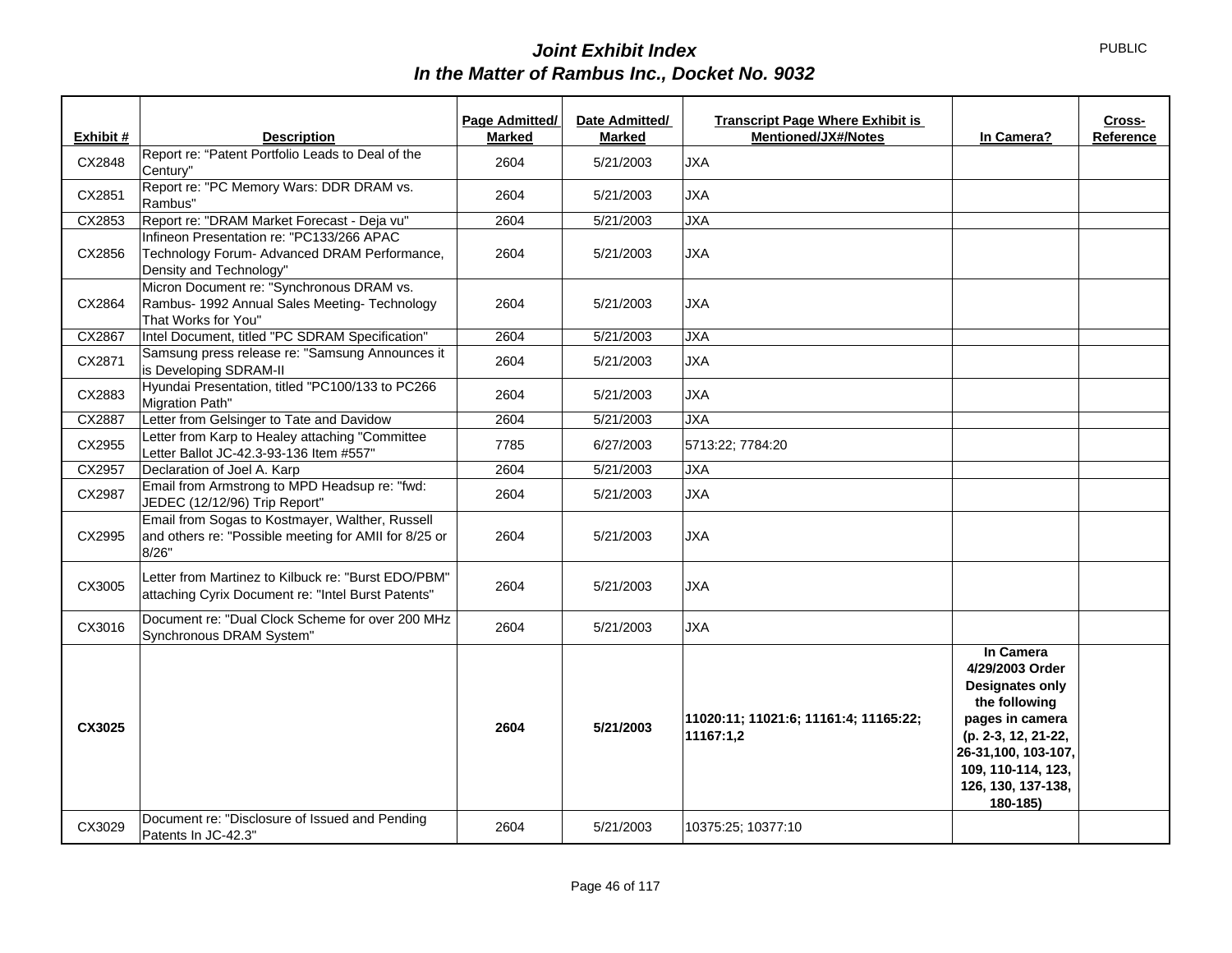# *Joint Exhibit Index*
## *In the Matter of Rambus Inc., Docket No. 9032*

PUBLIC

| Exhibit # | Description | Page Admitted/ Marked | Date Admitted/ Marked | Transcript Page Where Exhibit is Mentioned/JX#/Notes | In Camera? | Cross-Reference |
|---|---|---|---|---|---|---|
| CX2848 | Report re: “Patent Portfolio Leads to Deal of the Century" | 2604 | 5/21/2003 | JXA | | |
| CX2851 | Report re: "PC Memory Wars: DDR DRAM vs. Rambus" | 2604 | 5/21/2003 | JXA | | |
| CX2853 | Report re: "DRAM Market Forecast - Deja vu" | 2604 | 5/21/2003 | JXA | | |
| CX2856 | Infineon Presentation re: "PC133/266 APAC Technology Forum- Advanced DRAM Performance, Density and Technology" | 2604 | 5/21/2003 | JXA | | |
| CX2864 | Micron Document re: "Synchronous DRAM vs. Rambus- 1992 Annual Sales Meeting- Technology That Works for You" | 2604 | 5/21/2003 | JXA | | |
| CX2867 | Intel Document, titled "PC SDRAM Specification" | 2604 | 5/21/2003 | JXA | | |
| CX2871 | Samsung press release re: "Samsung Announces it is Developing SDRAM-II | 2604 | 5/21/2003 | JXA | | |
| CX2883 | Hyundai Presentation, titled "PC100/133 to PC266 Migration Path" | 2604 | 5/21/2003 | JXA | | |
| CX2887 | Letter from Gelsinger to Tate and Davidow | 2604 | 5/21/2003 | JXA | | |
| CX2955 | Letter from Karp to Healey attaching "Committee Letter Ballot JC-42.3-93-136 Item #557" | 7785 | 6/27/2003 | 5713:22; 7784:20 | | |
| CX2957 | Declaration of Joel A. Karp | 2604 | 5/21/2003 | JXA | | |
| CX2987 | Email from Armstrong to MPD Headsup re: "fwd: JEDEC (12/12/96) Trip Report" | 2604 | 5/21/2003 | JXA | | |
| CX2995 | Email from Sogas to Kostmayer, Walther, Russell and others re: "Possible meeting for AMII for 8/25 or 8/26" | 2604 | 5/21/2003 | JXA | | |
| CX3005 | Letter from Martinez to Kilbuck re: "Burst EDO/PBM" attaching Cyrix Document re: "Intel Burst Patents" | 2604 | 5/21/2003 | JXA | | |
| CX3016 | Document re: "Dual Clock Scheme for over 200 MHz Synchronous DRAM System" | 2604 | 5/21/2003 | JXA | | |
| **CX3025** | | **2604** | **5/21/2003** | **11020:11; 11021:6; 11161:4; 11165:22; 11167:1,2** | **In Camera 4/29/2003 Order Designates only the following pages in camera (p. 2-3, 12, 21-22, 26-31,100, 103-107, 109, 110-114, 123, 126, 130, 137-138, 180-185)** | |
| CX3029 | Document re: "Disclosure of Issued and Pending Patents In JC-42.3" | 2604 | 5/21/2003 | 10375:25; 10377:10 | | |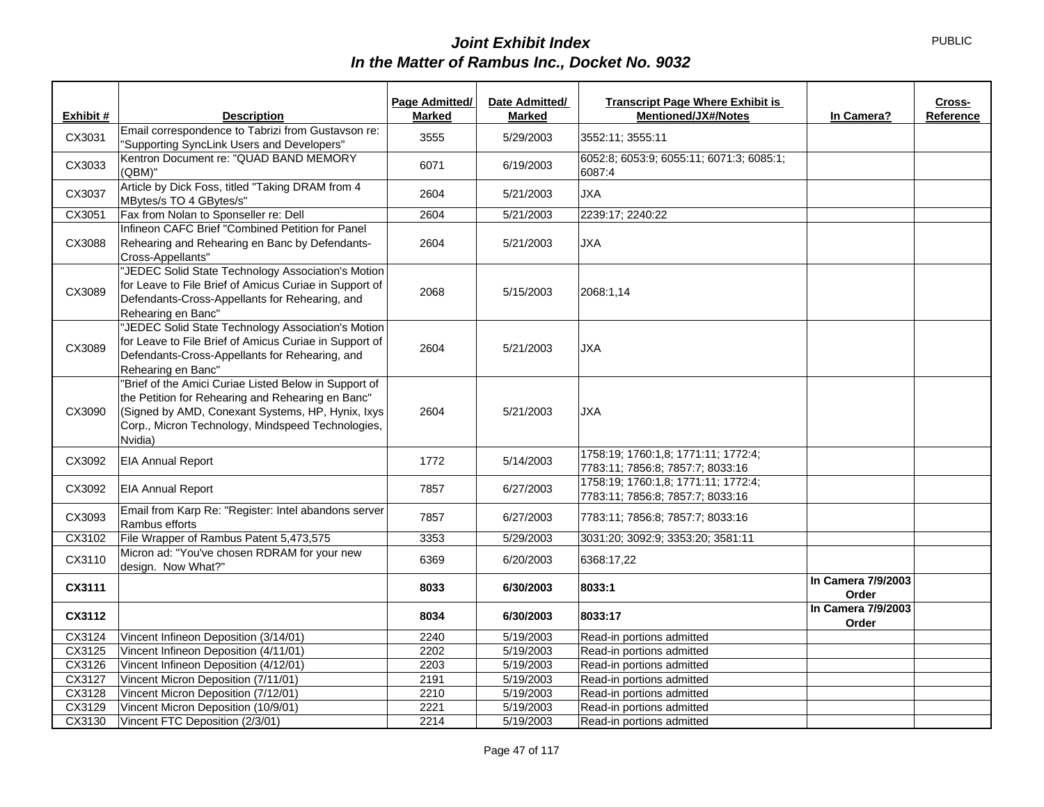# *Joint Exhibit Index*
## *In the Matter of Rambus Inc., Docket No. 9032*

PUBLIC

| Exhibit # | Description | Page Admitted/ Marked | Date Admitted/ Marked | Transcript Page Where Exhibit is Mentioned/JX#/Notes | In Camera? | Cross-Reference |
|---|---|---|---|---|---|---|
| CX3031 | Email correspondence to Tabrizi from Gustavson re: "Supporting SyncLink Users and Developers" | 3555 | 5/29/2003 | 3552:11; 3555:11 | | |
| CX3033 | Kentron Document re: "QUAD BAND MEMORY (QBM)" | 6071 | 6/19/2003 | 6052:8; 6053:9; 6055:11; 6071:3; 6085:1; 6087:4 | | |
| CX3037 | Article by Dick Foss, titled "Taking DRAM from 4 MBytes/s TO 4 GBytes/s" | 2604 | 5/21/2003 | JXA | | |
| CX3051 | Fax from Nolan to Sponseller re: Dell | 2604 | 5/21/2003 | 2239:17; 2240:22 | | |
| CX3088 | Infineon CAFC Brief "Combined Petition for Panel Rehearing and Rehearing en Banc by Defendants-Cross-Appellants" | 2604 | 5/21/2003 | JXA | | |
| CX3089 | "JEDEC Solid State Technology Association's Motion for Leave to File Brief of Amicus Curiae in Support of Defendants-Cross-Appellants for Rehearing, and Rehearing en Banc" | 2068 | 5/15/2003 | 2068:1,14 | | |
| CX3089 | "JEDEC Solid State Technology Association's Motion for Leave to File Brief of Amicus Curiae in Support of Defendants-Cross-Appellants for Rehearing, and Rehearing en Banc" | 2604 | 5/21/2003 | JXA | | |
| CX3090 | "Brief of the Amici Curiae Listed Below in Support of the Petition for Rehearing and Rehearing en Banc" (Signed by AMD, Conexant Systems, HP, Hynix, Ixys Corp., Micron Technology, Mindspeed Technologies, Nvidia) | 2604 | 5/21/2003 | JXA | | |
| CX3092 | EIA Annual Report | 1772 | 5/14/2003 | 1758:19; 1760:1,8; 1771:11; 1772:4; 7783:11; 7856:8; 7857:7; 8033:16 | | |
| CX3092 | EIA Annual Report | 7857 | 6/27/2003 | 1758:19; 1760:1,8; 1771:11; 1772:4; 7783:11; 7856:8; 7857:7; 8033:16 | | |
| CX3093 | Email from Karp Re: "Register: Intel abandons server Rambus efforts | 7857 | 6/27/2003 | 7783:11; 7856:8; 7857:7; 8033:16 | | |
| CX3102 | File Wrapper of Rambus Patent 5,473,575 | 3353 | 5/29/2003 | 3031:20; 3092:9; 3353:20; 3581:11 | | |
| CX3110 | Micron ad: "You've chosen RDRAM for your new design. Now What?" | 6369 | 6/20/2003 | 6368:17,22 | | |
| **CX3111** | | **8033** | **6/30/2003** | **8033:1** | **In Camera 7/9/2003 Order** | |
| **CX3112** | | **8034** | **6/30/2003** | **8033:17** | **In Camera 7/9/2003 Order** | |
| CX3124 | Vincent Infineon Deposition (3/14/01) | 2240 | 5/19/2003 | Read-in portions admitted | | |
| CX3125 | Vincent Infineon Deposition (4/11/01) | 2202 | 5/19/2003 | Read-in portions admitted | | |
| CX3126 | Vincent Infineon Deposition (4/12/01) | 2203 | 5/19/2003 | Read-in portions admitted | | |
| CX3127 | Vincent Micron Deposition (7/11/01) | 2191 | 5/19/2003 | Read-in portions admitted | | |
| CX3128 | Vincent Micron Deposition (7/12/01) | 2210 | 5/19/2003 | Read-in portions admitted | | |
| CX3129 | Vincent Micron Deposition (10/9/01) | 2221 | 5/19/2003 | Read-in portions admitted | | |
| CX3130 | Vincent FTC Deposition (2/3/01) | 2214 | 5/19/2003 | Read-in portions admitted | | |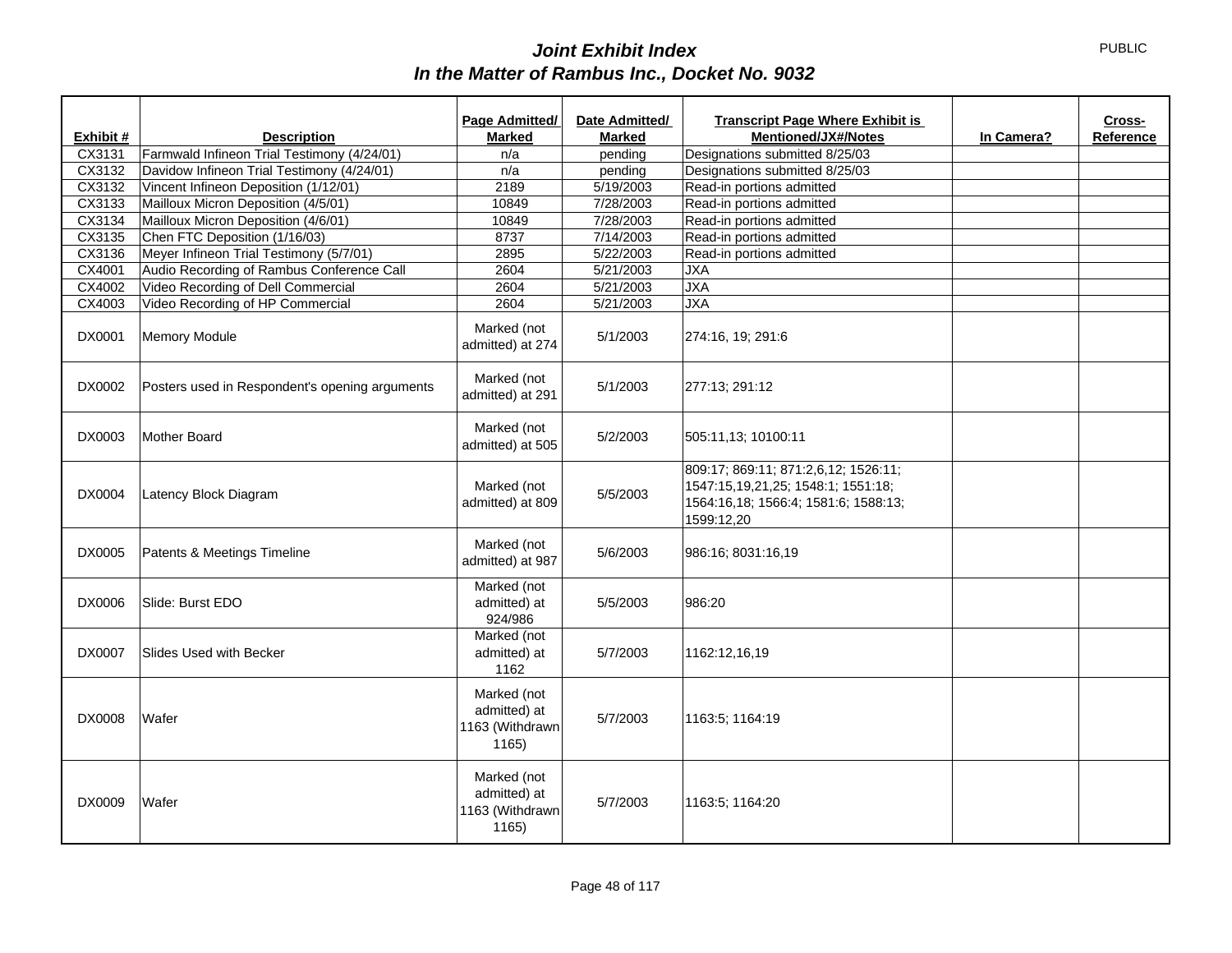# *Joint Exhibit Index*
# *In the Matter of Rambus Inc., Docket No. 9032*

PUBLIC

| Exhibit # | Description | Page Admitted/ Marked | Date Admitted/ Marked | Transcript Page Where Exhibit is Mentioned/JX#/Notes | In Camera? | Cross-Reference |
|---|---|---|---|---|---|---|
| CX3131 | Farmwald Infineon Trial Testimony (4/24/01) | n/a | pending | Designations submitted 8/25/03 | | |
| CX3132 | Davidow Infineon Trial Testimony (4/24/01) | n/a | pending | Designations submitted 8/25/03 | | |
| CX3132 | Vincent Infineon Deposition (1/12/01) | 2189 | 5/19/2003 | Read-in portions admitted | | |
| CX3133 | Mailloux Micron Deposition (4/5/01) | 10849 | 7/28/2003 | Read-in portions admitted | | |
| CX3134 | Mailloux Micron Deposition (4/6/01) | 10849 | 7/28/2003 | Read-in portions admitted | | |
| CX3135 | Chen FTC Deposition (1/16/03) | 8737 | 7/14/2003 | Read-in portions admitted | | |
| CX3136 | Meyer Infineon Trial Testimony (5/7/01) | 2895 | 5/22/2003 | Read-in portions admitted | | |
| CX4001 | Audio Recording of Rambus Conference Call | 2604 | 5/21/2003 | JXA | | |
| CX4002 | Video Recording of Dell Commercial | 2604 | 5/21/2003 | JXA | | |
| CX4003 | Video Recording of HP Commercial | 2604 | 5/21/2003 | JXA | | |
| DX0001 | Memory Module | Marked (not admitted) at 274 | 5/1/2003 | 274:16, 19; 291:6 | | |
| DX0002 | Posters used in Respondent's opening arguments | Marked (not admitted) at 291 | 5/1/2003 | 277:13; 291:12 | | |
| DX0003 | Mother Board | Marked (not admitted) at 505 | 5/2/2003 | 505:11,13; 10100:11 | | |
| DX0004 | Latency Block Diagram | Marked (not admitted) at 809 | 5/5/2003 | 809:17; 869:11; 871:2,6,12; 1526:11; 1547:15,19,21,25; 1548:1; 1551:18; 1564:16,18; 1566:4; 1581:6; 1588:13; 1599:12,20 | | |
| DX0005 | Patents & Meetings Timeline | Marked (not admitted) at 987 | 5/6/2003 | 986:16; 8031:16,19 | | |
| DX0006 | Slide: Burst EDO | Marked (not admitted) at 924/986 | 5/5/2003 | 986:20 | | |
| DX0007 | Slides Used with Becker | Marked (not admitted) at 1162 | 5/7/2003 | 1162:12,16,19 | | |
| DX0008 | Wafer | Marked (not admitted) at 1163 (Withdrawn 1165) | 5/7/2003 | 1163:5; 1164:19 | | |
| DX0009 | Wafer | Marked (not admitted) at 1163 (Withdrawn 1165) | 5/7/2003 | 1163:5; 1164:20 | | |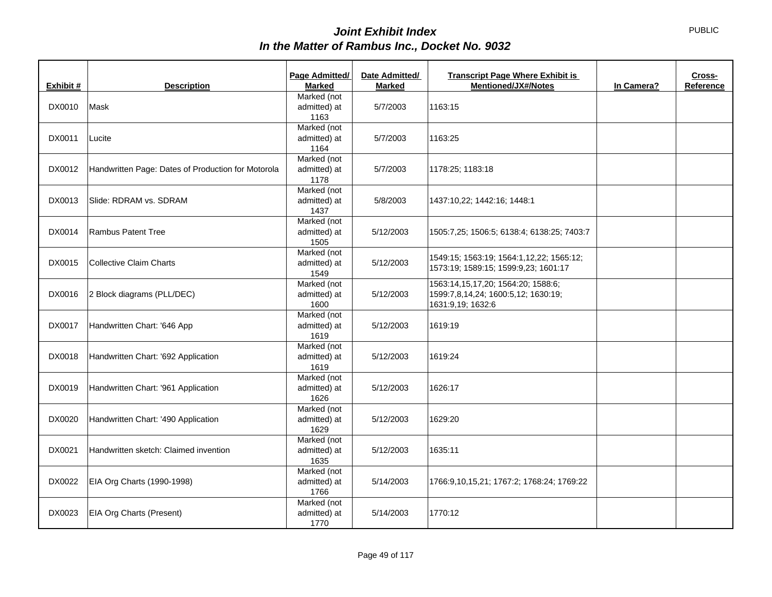PUBLIC

# *Joint Exhibit Index*
## *In the Matter of Rambus Inc., Docket No. 9032*

| Exhibit # | Description | Page Admitted/ Marked | Date Admitted/ Marked | Transcript Page Where Exhibit is Mentioned/JX#/Notes | In Camera? | Cross-Reference |
|---|---|---|---|---|---|---|
| DX0010 | Mask | Marked (not admitted) at 1163 | 5/7/2003 | 1163:15 | | |
| DX0011 | Lucite | Marked (not admitted) at 1164 | 5/7/2003 | 1163:25 | | |
| DX0012 | Handwritten Page: Dates of Production for Motorola | Marked (not admitted) at 1178 | 5/7/2003 | 1178:25; 1183:18 | | |
| DX0013 | Slide: RDRAM vs. SDRAM | Marked (not admitted) at 1437 | 5/8/2003 | 1437:10,22; 1442:16; 1448:1 | | |
| DX0014 | Rambus Patent Tree | Marked (not admitted) at 1505 | 5/12/2003 | 1505:7,25; 1506:5; 6138:4; 6138:25; 7403:7 | | |
| DX0015 | Collective Claim Charts | Marked (not admitted) at 1549 | 5/12/2003 | 1549:15; 1563:19; 1564:1,12,22; 1565:12; 1573:19; 1589:15; 1599:9,23; 1601:17 | | |
| DX0016 | 2 Block diagrams (PLL/DEC) | Marked (not admitted) at 1600 | 5/12/2003 | 1563:14,15,17,20; 1564:20; 1588:6; 1599:7,8,14,24; 1600:5,12; 1630:19; 1631:9,19; 1632:6 | | |
| DX0017 | Handwritten Chart: '646 App | Marked (not admitted) at 1619 | 5/12/2003 | 1619:19 | | |
| DX0018 | Handwritten Chart: '692 Application | Marked (not admitted) at 1619 | 5/12/2003 | 1619:24 | | |
| DX0019 | Handwritten Chart: '961 Application | Marked (not admitted) at 1626 | 5/12/2003 | 1626:17 | | |
| DX0020 | Handwritten Chart: '490 Application | Marked (not admitted) at 1629 | 5/12/2003 | 1629:20 | | |
| DX0021 | Handwritten sketch: Claimed invention | Marked (not admitted) at 1635 | 5/12/2003 | 1635:11 | | |
| DX0022 | EIA Org Charts (1990-1998) | Marked (not admitted) at 1766 | 5/14/2003 | 1766:9,10,15,21; 1767:2; 1768:24; 1769:22 | | |
| DX0023 | EIA Org Charts (Present) | Marked (not admitted) at 1770 | 5/14/2003 | 1770:12 | | |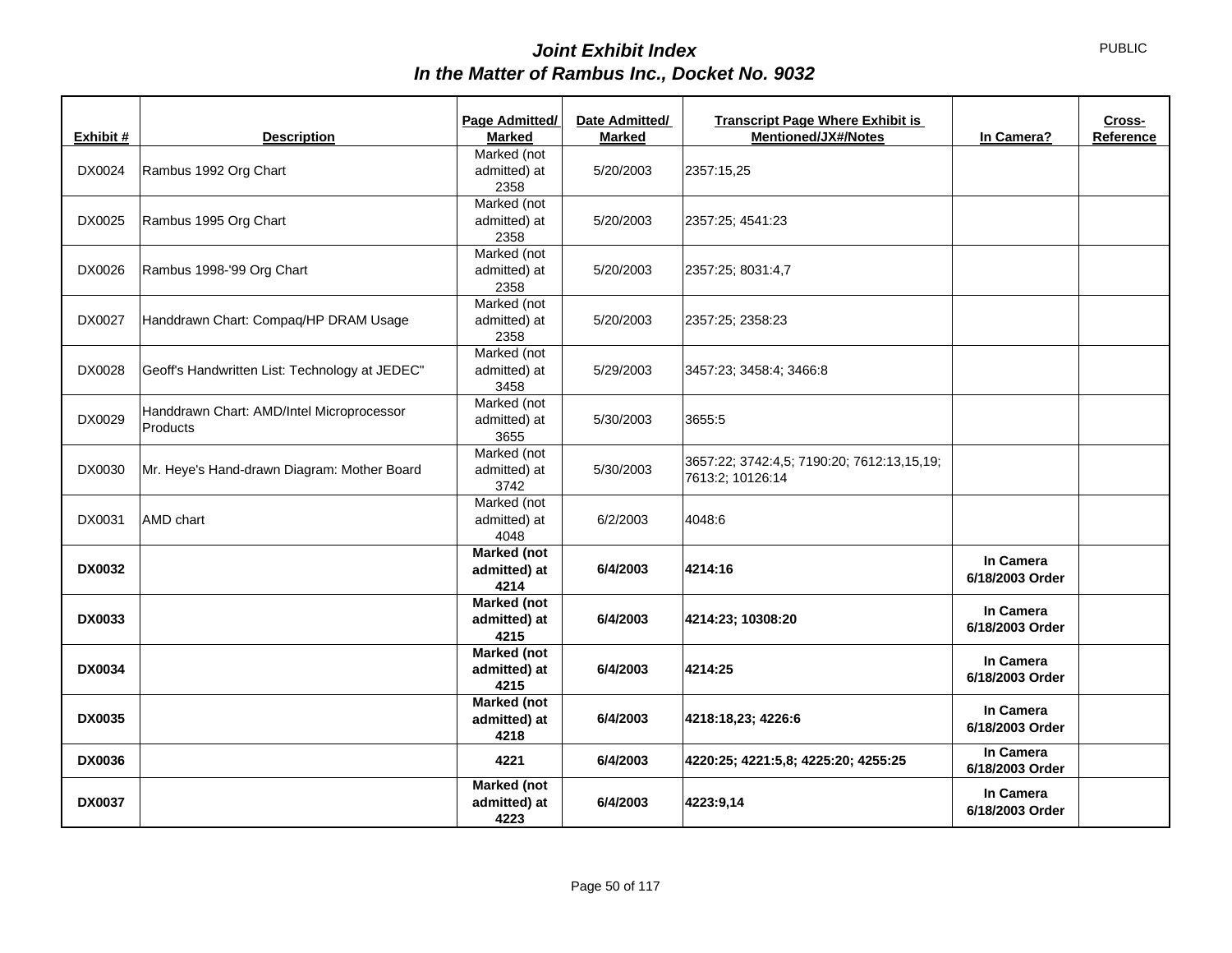# *Joint Exhibit Index*
# *In the Matter of Rambus Inc., Docket No. 9032*

PUBLIC

| Exhibit # | Description | Page Admitted/ Marked | Date Admitted/ Marked | Transcript Page Where Exhibit is Mentioned/JX#/Notes | In Camera? | Cross-Reference |
|---|---|---|---|---|---|---|
| DX0024 | Rambus 1992 Org Chart | Marked (not admitted) at 2358 | 5/20/2003 | 2357:15,25 | | |
| DX0025 | Rambus 1995 Org Chart | Marked (not admitted) at 2358 | 5/20/2003 | 2357:25; 4541:23 | | |
| DX0026 | Rambus 1998-'99 Org Chart | Marked (not admitted) at 2358 | 5/20/2003 | 2357:25; 8031:4,7 | | |
| DX0027 | Handdrawn Chart: Compaq/HP DRAM Usage | Marked (not admitted) at 2358 | 5/20/2003 | 2357:25; 2358:23 | | |
| DX0028 | Geoff's Handwritten List: Technology at JEDEC" | Marked (not admitted) at 3458 | 5/29/2003 | 3457:23; 3458:4; 3466:8 | | |
| DX0029 | Handdrawn Chart: AMD/Intel Microprocessor Products | Marked (not admitted) at 3655 | 5/30/2003 | 3655:5 | | |
| DX0030 | Mr. Heye's Hand-drawn Diagram: Mother Board | Marked (not admitted) at 3742 | 5/30/2003 | 3657:22; 3742:4,5; 7190:20; 7612:13,15,19; 7613:2; 10126:14 | | |
| DX0031 | AMD chart | Marked (not admitted) at 4048 | 6/2/2003 | 4048:6 | | |
| **DX0032** | | **Marked (not admitted) at 4214** | **6/4/2003** | **4214:16** | **In Camera 6/18/2003 Order** | |
| **DX0033** | | **Marked (not admitted) at 4215** | **6/4/2003** | **4214:23; 10308:20** | **In Camera 6/18/2003 Order** | |
| **DX0034** | | **Marked (not admitted) at 4215** | **6/4/2003** | **4214:25** | **In Camera 6/18/2003 Order** | |
| **DX0035** | | **Marked (not admitted) at 4218** | **6/4/2003** | **4218:18,23; 4226:6** | **In Camera 6/18/2003 Order** | |
| **DX0036** | | **4221** | **6/4/2003** | **4220:25; 4221:5,8; 4225:20; 4255:25** | **In Camera 6/18/2003 Order** | |
| **DX0037** | | **Marked (not admitted) at 4223** | **6/4/2003** | **4223:9,14** | **In Camera 6/18/2003 Order** | |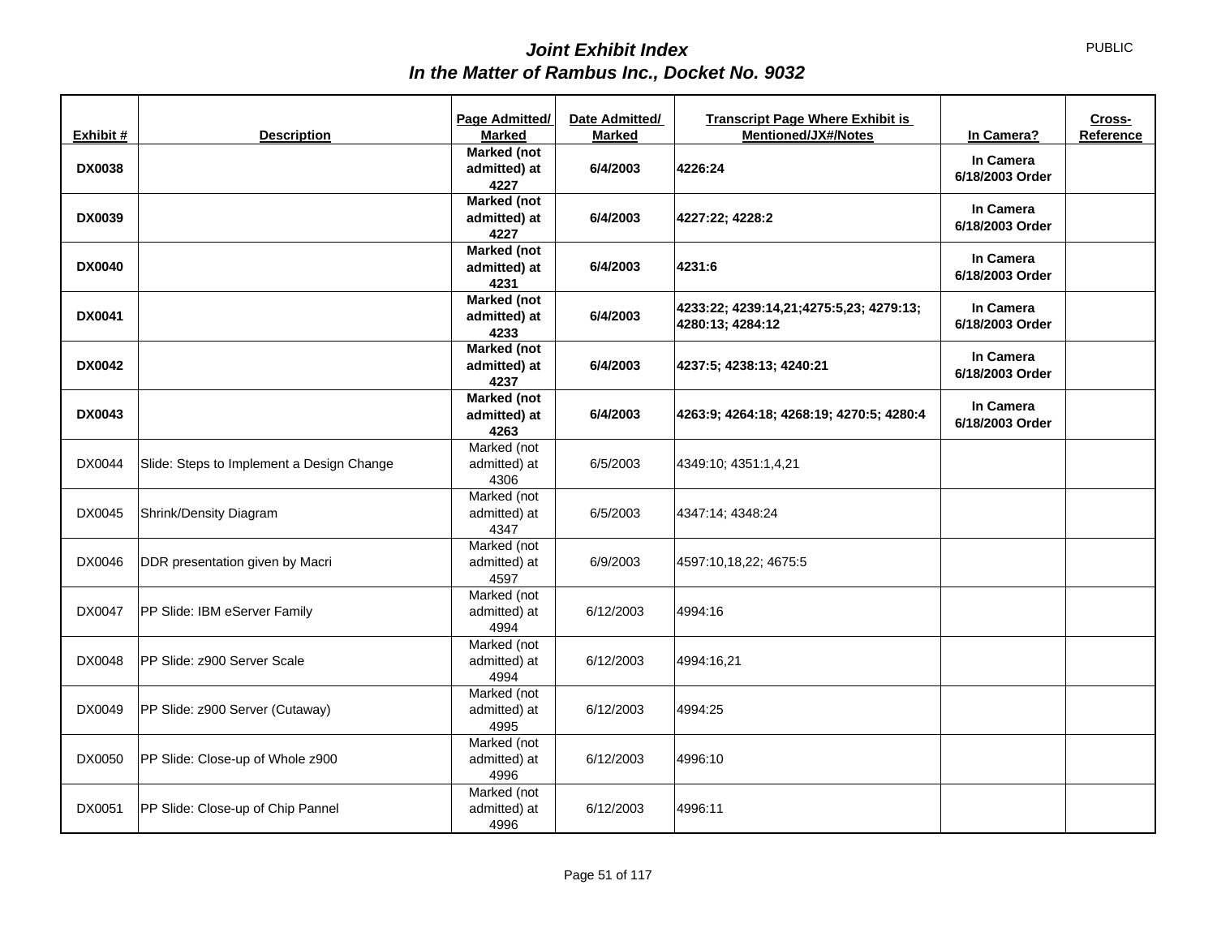# *Joint Exhibit Index*
## *In the Matter of Rambus Inc., Docket No. 9032*

PUBLIC

| Exhibit # | Description | Page Admitted/ Marked | Date Admitted/ Marked | Transcript Page Where Exhibit is Mentioned/JX#/Notes | In Camera? | Cross-Reference |
|---|---|---|---|---|---|---|
| **DX0038** | | **Marked (not admitted) at 4227** | **6/4/2003** | **4226:24** | **In Camera 6/18/2003 Order** | |
| **DX0039** | | **Marked (not admitted) at 4227** | **6/4/2003** | **4227:22; 4228:2** | **In Camera 6/18/2003 Order** | |
| **DX0040** | | **Marked (not admitted) at 4231** | **6/4/2003** | **4231:6** | **In Camera 6/18/2003 Order** | |
| **DX0041** | | **Marked (not admitted) at 4233** | **6/4/2003** | **4233:22; 4239:14,21;4275:5,23; 4279:13; 4280:13; 4284:12** | **In Camera 6/18/2003 Order** | |
| **DX0042** | | **Marked (not admitted) at 4237** | **6/4/2003** | **4237:5; 4238:13; 4240:21** | **In Camera 6/18/2003 Order** | |
| **DX0043** | | **Marked (not admitted) at 4263** | **6/4/2003** | **4263:9; 4264:18; 4268:19; 4270:5; 4280:4** | **In Camera 6/18/2003 Order** | |
| DX0044 | Slide: Steps to Implement a Design Change | Marked (not admitted) at 4306 | 6/5/2003 | 4349:10; 4351:1,4,21 | | |
| DX0045 | Shrink/Density Diagram | Marked (not admitted) at 4347 | 6/5/2003 | 4347:14; 4348:24 | | |
| DX0046 | DDR presentation given by Macri | Marked (not admitted) at 4597 | 6/9/2003 | 4597:10,18,22; 4675:5 | | |
| DX0047 | PP Slide: IBM eServer Family | Marked (not admitted) at 4994 | 6/12/2003 | 4994:16 | | |
| DX0048 | PP Slide: z900 Server Scale | Marked (not admitted) at 4994 | 6/12/2003 | 4994:16,21 | | |
| DX0049 | PP Slide: z900 Server (Cutaway) | Marked (not admitted) at 4995 | 6/12/2003 | 4994:25 | | |
| DX0050 | PP Slide: Close-up of Whole z900 | Marked (not admitted) at 4996 | 6/12/2003 | 4996:10 | | |
| DX0051 | PP Slide: Close-up of Chip Pannel | Marked (not admitted) at 4996 | 6/12/2003 | 4996:11 | | |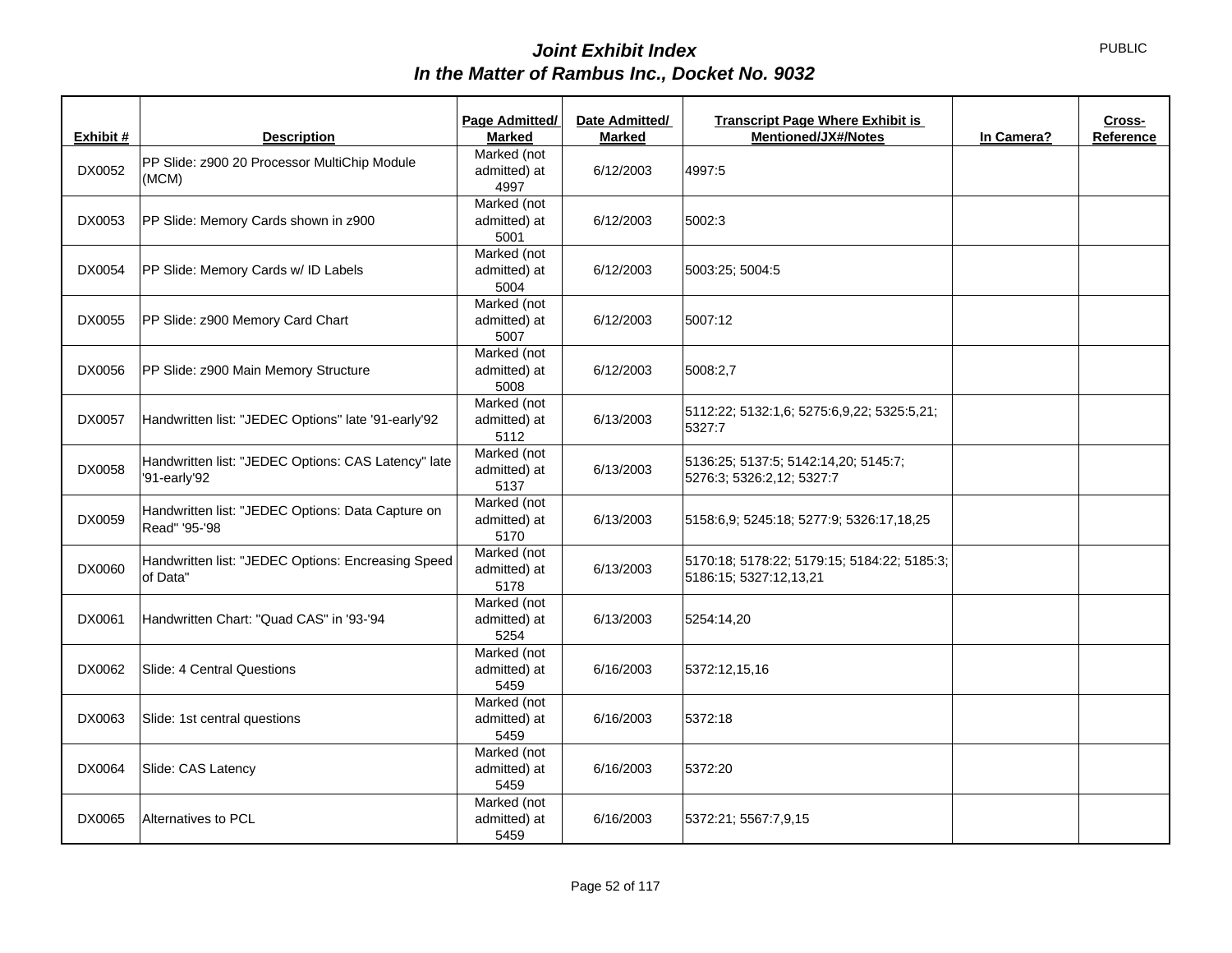# *Joint Exhibit Index*
# *In the Matter of Rambus Inc., Docket No. 9032*

PUBLIC

| Exhibit # | Description | Page Admitted/ Marked | Date Admitted/ Marked | Transcript Page Where Exhibit is Mentioned/JX#/Notes | In Camera? | Cross-Reference |
|---|---|---|---|---|---|---|
| DX0052 | PP Slide: z900 20 Processor MultiChip Module (MCM) | Marked (not admitted) at 4997 | 6/12/2003 | 4997:5 | | |
| DX0053 | PP Slide: Memory Cards shown in z900 | Marked (not admitted) at 5001 | 6/12/2003 | 5002:3 | | |
| DX0054 | PP Slide: Memory Cards w/ ID Labels | Marked (not admitted) at 5004 | 6/12/2003 | 5003:25; 5004:5 | | |
| DX0055 | PP Slide: z900 Memory Card Chart | Marked (not admitted) at 5007 | 6/12/2003 | 5007:12 | | |
| DX0056 | PP Slide: z900 Main Memory Structure | Marked (not admitted) at 5008 | 6/12/2003 | 5008:2,7 | | |
| DX0057 | Handwritten list: "JEDEC Options" late '91-early'92 | Marked (not admitted) at 5112 | 6/13/2003 | 5112:22; 5132:1,6; 5275:6,9,22; 5325:5,21; 5327:7 | | |
| DX0058 | Handwritten list: "JEDEC Options: CAS Latency" late '91-early'92 | Marked (not admitted) at 5137 | 6/13/2003 | 5136:25; 5137:5; 5142:14,20; 5145:7; 5276:3; 5326:2,12; 5327:7 | | |
| DX0059 | Handwritten list: "JEDEC Options: Data Capture on Read" '95-'98 | Marked (not admitted) at 5170 | 6/13/2003 | 5158:6,9; 5245:18; 5277:9; 5326:17,18,25 | | |
| DX0060 | Handwritten list: "JEDEC Options: Encreasing Speed of Data" | Marked (not admitted) at 5178 | 6/13/2003 | 5170:18; 5178:22; 5179:15; 5184:22; 5185:3; 5186:15; 5327:12,13,21 | | |
| DX0061 | Handwritten Chart: "Quad CAS" in '93-'94 | Marked (not admitted) at 5254 | 6/13/2003 | 5254:14,20 | | |
| DX0062 | Slide: 4 Central Questions | Marked (not admitted) at 5459 | 6/16/2003 | 5372:12,15,16 | | |
| DX0063 | Slide: 1st central questions | Marked (not admitted) at 5459 | 6/16/2003 | 5372:18 | | |
| DX0064 | Slide: CAS Latency | Marked (not admitted) at 5459 | 6/16/2003 | 5372:20 | | |
| DX0065 | Alternatives to PCL | Marked (not admitted) at 5459 | 6/16/2003 | 5372:21; 5567:7,9,15 | | |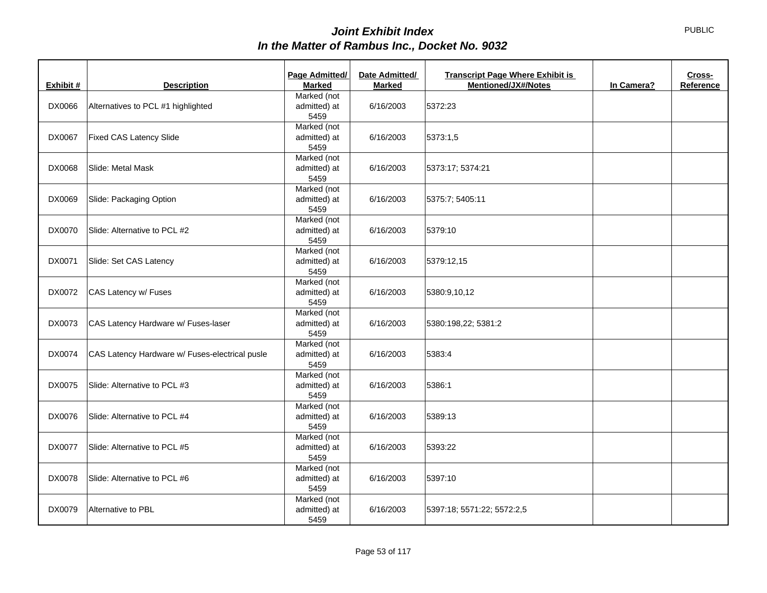# Joint Exhibit Index

## In the Matter of Rambus Inc., Docket No. 9032

PUBLIC

| Exhibit # | Description | Page Admitted/ Marked | Date Admitted/ Marked | Transcript Page Where Exhibit is Mentioned/JX#/Notes | In Camera? | Cross-Reference |
|---|---|---|---|---|---|---|
| DX0066 | Alternatives to PCL #1 highlighted | Marked (not admitted) at 5459 | 6/16/2003 | 5372:23 | | |
| DX0067 | Fixed CAS Latency Slide | Marked (not admitted) at 5459 | 6/16/2003 | 5373:1,5 | | |
| DX0068 | Slide: Metal Mask | Marked (not admitted) at 5459 | 6/16/2003 | 5373:17; 5374:21 | | |
| DX0069 | Slide: Packaging Option | Marked (not admitted) at 5459 | 6/16/2003 | 5375:7; 5405:11 | | |
| DX0070 | Slide: Alternative to PCL #2 | Marked (not admitted) at 5459 | 6/16/2003 | 5379:10 | | |
| DX0071 | Slide: Set CAS Latency | Marked (not admitted) at 5459 | 6/16/2003 | 5379:12,15 | | |
| DX0072 | CAS Latency w/ Fuses | Marked (not admitted) at 5459 | 6/16/2003 | 5380:9,10,12 | | |
| DX0073 | CAS Latency Hardware w/ Fuses-laser | Marked (not admitted) at 5459 | 6/16/2003 | 5380:198,22; 5381:2 | | |
| DX0074 | CAS Latency Hardware w/ Fuses-electrical pusle | Marked (not admitted) at 5459 | 6/16/2003 | 5383:4 | | |
| DX0075 | Slide: Alternative to PCL #3 | Marked (not admitted) at 5459 | 6/16/2003 | 5386:1 | | |
| DX0076 | Slide: Alternative to PCL #4 | Marked (not admitted) at 5459 | 6/16/2003 | 5389:13 | | |
| DX0077 | Slide: Alternative to PCL #5 | Marked (not admitted) at 5459 | 6/16/2003 | 5393:22 | | |
| DX0078 | Slide: Alternative to PCL #6 | Marked (not admitted) at 5459 | 6/16/2003 | 5397:10 | | |
| DX0079 | Alternative to PBL | Marked (not admitted) at 5459 | 6/16/2003 | 5397:18; 5571:22; 5572:2,5 | | |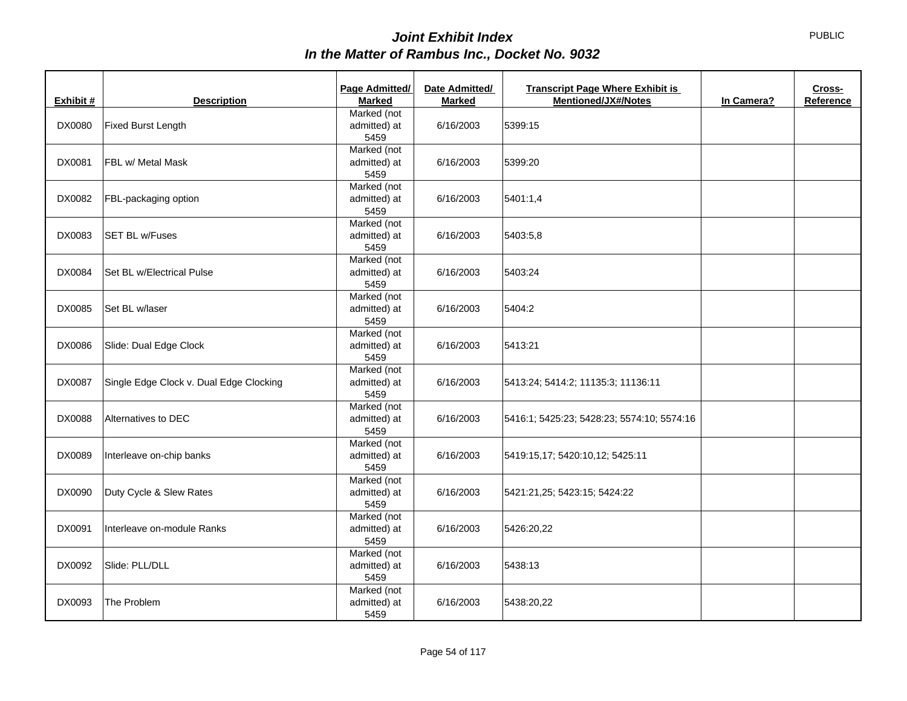# *Joint Exhibit Index*
## *In the Matter of Rambus Inc., Docket No. 9032*

PUBLIC

| Exhibit # | Description | Page Admitted/ Marked | Date Admitted/ Marked | Transcript Page Where Exhibit is Mentioned/JX#/Notes | In Camera? | Cross-Reference |
|---|---|---|---|---|---|---|
| DX0080 | Fixed Burst Length | Marked (not admitted) at 5459 | 6/16/2003 | 5399:15 | | |
| DX0081 | FBL w/ Metal Mask | Marked (not admitted) at 5459 | 6/16/2003 | 5399:20 | | |
| DX0082 | FBL-packaging option | Marked (not admitted) at 5459 | 6/16/2003 | 5401:1,4 | | |
| DX0083 | SET BL w/Fuses | Marked (not admitted) at 5459 | 6/16/2003 | 5403:5,8 | | |
| DX0084 | Set BL w/Electrical Pulse | Marked (not admitted) at 5459 | 6/16/2003 | 5403:24 | | |
| DX0085 | Set BL w/laser | Marked (not admitted) at 5459 | 6/16/2003 | 5404:2 | | |
| DX0086 | Slide: Dual Edge Clock | Marked (not admitted) at 5459 | 6/16/2003 | 5413:21 | | |
| DX0087 | Single Edge Clock v. Dual Edge Clocking | Marked (not admitted) at 5459 | 6/16/2003 | 5413:24; 5414:2; 11135:3; 11136:11 | | |
| DX0088 | Alternatives to DEC | Marked (not admitted) at 5459 | 6/16/2003 | 5416:1; 5425:23; 5428:23; 5574:10; 5574:16 | | |
| DX0089 | Interleave on-chip banks | Marked (not admitted) at 5459 | 6/16/2003 | 5419:15,17; 5420:10,12; 5425:11 | | |
| DX0090 | Duty Cycle & Slew Rates | Marked (not admitted) at 5459 | 6/16/2003 | 5421:21,25; 5423:15; 5424:22 | | |
| DX0091 | Interleave on-module Ranks | Marked (not admitted) at 5459 | 6/16/2003 | 5426:20,22 | | |
| DX0092 | Slide: PLL/DLL | Marked (not admitted) at 5459 | 6/16/2003 | 5438:13 | | |
| DX0093 | The Problem | Marked (not admitted) at 5459 | 6/16/2003 | 5438:20,22 | | |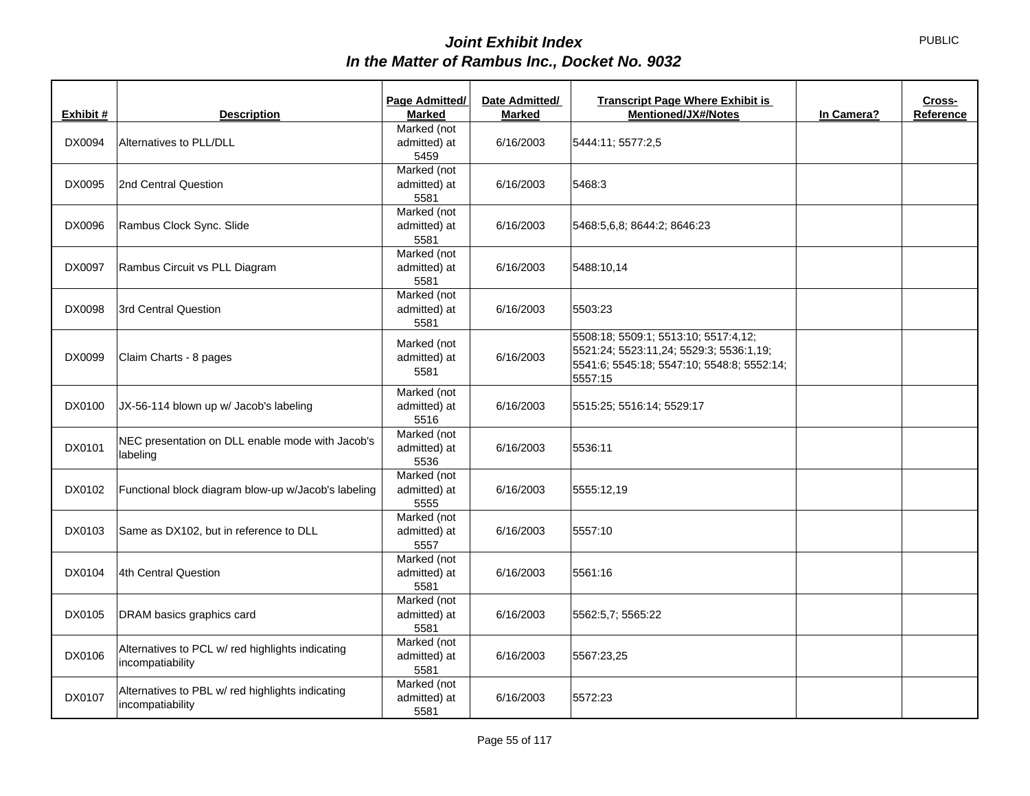PUBLIC

# *Joint Exhibit Index*
## *In the Matter of Rambus Inc., Docket No. 9032*

| Exhibit # | Description | Page Admitted/ Marked | Date Admitted/ Marked | Transcript Page Where Exhibit is Mentioned/JX#/Notes | In Camera? | Cross-Reference |
|---|---|---|---|---|---|---|
| DX0094 | Alternatives to PLL/DLL | Marked (not admitted) at 5459 | 6/16/2003 | 5444:11; 5577:2,5 | | |
| DX0095 | 2nd Central Question | Marked (not admitted) at 5581 | 6/16/2003 | 5468:3 | | |
| DX0096 | Rambus Clock Sync. Slide | Marked (not admitted) at 5581 | 6/16/2003 | 5468:5,6,8; 8644:2; 8646:23 | | |
| DX0097 | Rambus Circuit vs PLL Diagram | Marked (not admitted) at 5581 | 6/16/2003 | 5488:10,14 | | |
| DX0098 | 3rd Central Question | Marked (not admitted) at 5581 | 6/16/2003 | 5503:23 | | |
| DX0099 | Claim Charts - 8 pages | Marked (not admitted) at 5581 | 6/16/2003 | 5508:18; 5509:1; 5513:10; 5517:4,12; 5521:24; 5523:11,24; 5529:3; 5536:1,19; 5541:6; 5545:18; 5547:10; 5548:8; 5552:14; 5557:15 | | |
| DX0100 | JX-56-114 blown up w/ Jacob's labeling | Marked (not admitted) at 5516 | 6/16/2003 | 5515:25; 5516:14; 5529:17 | | |
| DX0101 | NEC presentation on DLL enable mode with Jacob's labeling | Marked (not admitted) at 5536 | 6/16/2003 | 5536:11 | | |
| DX0102 | Functional block diagram blow-up w/Jacob's labeling | Marked (not admitted) at 5555 | 6/16/2003 | 5555:12,19 | | |
| DX0103 | Same as DX102, but in reference to DLL | Marked (not admitted) at 5557 | 6/16/2003 | 5557:10 | | |
| DX0104 | 4th Central Question | Marked (not admitted) at 5581 | 6/16/2003 | 5561:16 | | |
| DX0105 | DRAM basics graphics card | Marked (not admitted) at 5581 | 6/16/2003 | 5562:5,7; 5565:22 | | |
| DX0106 | Alternatives to PCL w/ red highlights indicating incompatiability | Marked (not admitted) at 5581 | 6/16/2003 | 5567:23,25 | | |
| DX0107 | Alternatives to PBL w/ red highlights indicating incompatiability | Marked (not admitted) at 5581 | 6/16/2003 | 5572:23 | | |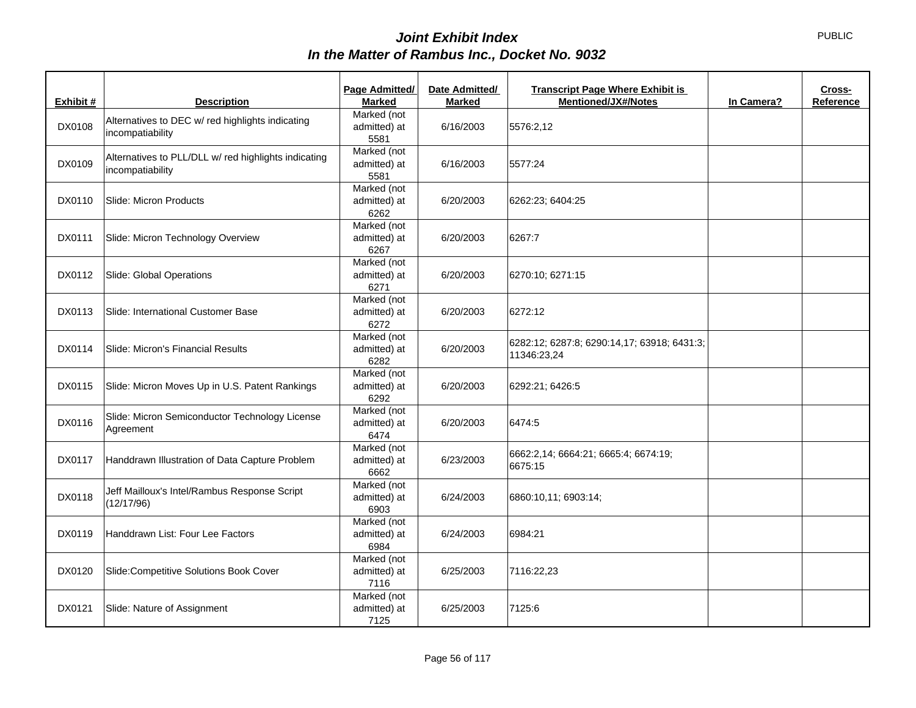# Joint Exhibit Index
## In the Matter of Rambus Inc., Docket No. 9032

PUBLIC

| Exhibit # | Description | Page Admitted/ Marked | Date Admitted/ Marked | Transcript Page Where Exhibit is Mentioned/JX#/Notes | In Camera? | Cross-Reference |
|---|---|---|---|---|---|---|
| DX0108 | Alternatives to DEC w/ red highlights indicating incompatiability | Marked (not admitted) at 5581 | 6/16/2003 | 5576:2,12 | | |
| DX0109 | Alternatives to PLL/DLL w/ red highlights indicating incompatiability | Marked (not admitted) at 5581 | 6/16/2003 | 5577:24 | | |
| DX0110 | Slide: Micron Products | Marked (not admitted) at 6262 | 6/20/2003 | 6262:23; 6404:25 | | |
| DX0111 | Slide: Micron Technology Overview | Marked (not admitted) at 6267 | 6/20/2003 | 6267:7 | | |
| DX0112 | Slide: Global Operations | Marked (not admitted) at 6271 | 6/20/2003 | 6270:10; 6271:15 | | |
| DX0113 | Slide: International Customer Base | Marked (not admitted) at 6272 | 6/20/2003 | 6272:12 | | |
| DX0114 | Slide: Micron's Financial Results | Marked (not admitted) at 6282 | 6/20/2003 | 6282:12; 6287:8; 6290:14,17; 63918; 6431:3; 11346:23,24 | | |
| DX0115 | Slide: Micron Moves Up in U.S. Patent Rankings | Marked (not admitted) at 6292 | 6/20/2003 | 6292:21; 6426:5 | | |
| DX0116 | Slide: Micron Semiconductor Technology License Agreement | Marked (not admitted) at 6474 | 6/20/2003 | 6474:5 | | |
| DX0117 | Handdrawn Illustration of Data Capture Problem | Marked (not admitted) at 6662 | 6/23/2003 | 6662:2,14; 6664:21; 6665:4; 6674:19; 6675:15 | | |
| DX0118 | Jeff Mailloux's Intel/Rambus Response Script (12/17/96) | Marked (not admitted) at 6903 | 6/24/2003 | 6860:10,11; 6903:14; | | |
| DX0119 | Handdrawn List: Four Lee Factors | Marked (not admitted) at 6984 | 6/24/2003 | 6984:21 | | |
| DX0120 | Slide:Competitive Solutions Book Cover | Marked (not admitted) at 7116 | 6/25/2003 | 7116:22,23 | | |
| DX0121 | Slide: Nature of Assignment | Marked (not admitted) at 7125 | 6/25/2003 | 7125:6 | | |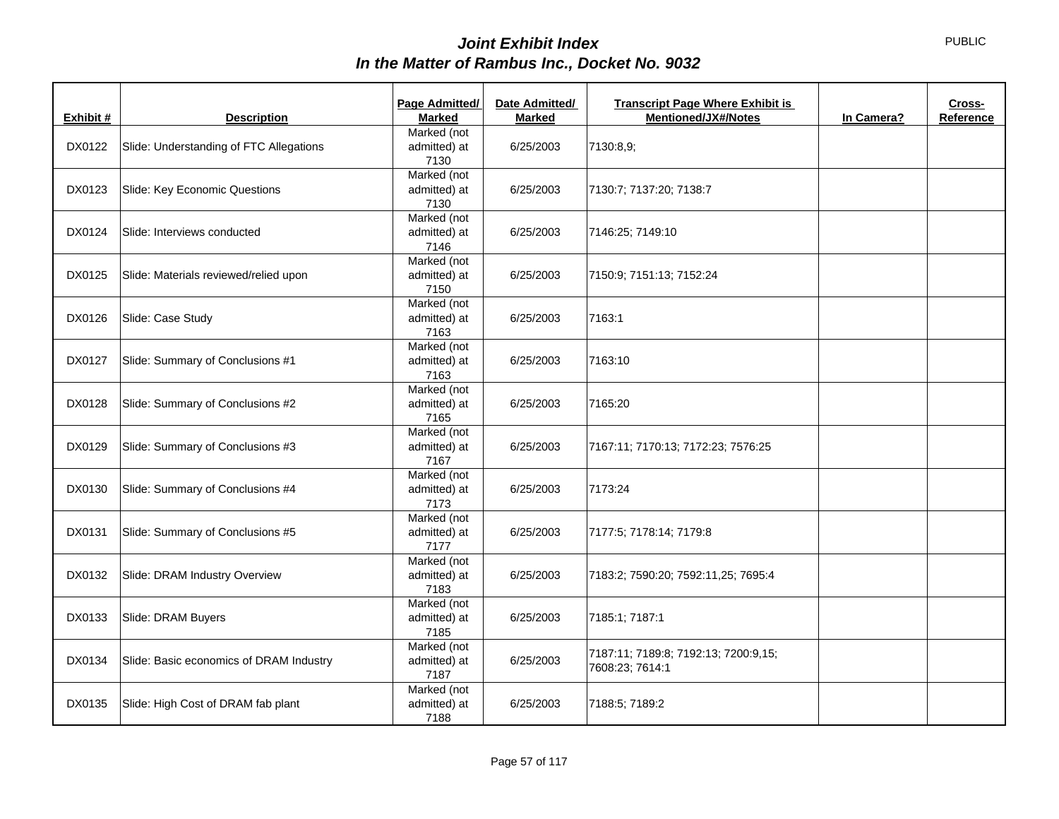# *Joint Exhibit Index*
## *In the Matter of Rambus Inc., Docket No. 9032*

PUBLIC

| Exhibit # | Description | Page Admitted/ Marked | Date Admitted/ Marked | Transcript Page Where Exhibit is Mentioned/JX#/Notes | In Camera? | Cross-Reference |
|---|---|---|---|---|---|---|
| DX0122 | Slide: Understanding of FTC Allegations | Marked (not admitted) at 7130 | 6/25/2003 | 7130:8,9; | | |
| DX0123 | Slide: Key Economic Questions | Marked (not admitted) at 7130 | 6/25/2003 | 7130:7; 7137:20; 7138:7 | | |
| DX0124 | Slide: Interviews conducted | Marked (not admitted) at 7146 | 6/25/2003 | 7146:25; 7149:10 | | |
| DX0125 | Slide: Materials reviewed/relied upon | Marked (not admitted) at 7150 | 6/25/2003 | 7150:9; 7151:13; 7152:24 | | |
| DX0126 | Slide: Case Study | Marked (not admitted) at 7163 | 6/25/2003 | 7163:1 | | |
| DX0127 | Slide: Summary of Conclusions #1 | Marked (not admitted) at 7163 | 6/25/2003 | 7163:10 | | |
| DX0128 | Slide: Summary of Conclusions #2 | Marked (not admitted) at 7165 | 6/25/2003 | 7165:20 | | |
| DX0129 | Slide: Summary of Conclusions #3 | Marked (not admitted) at 7167 | 6/25/2003 | 7167:11; 7170:13; 7172:23; 7576:25 | | |
| DX0130 | Slide: Summary of Conclusions #4 | Marked (not admitted) at 7173 | 6/25/2003 | 7173:24 | | |
| DX0131 | Slide: Summary of Conclusions #5 | Marked (not admitted) at 7177 | 6/25/2003 | 7177:5; 7178:14; 7179:8 | | |
| DX0132 | Slide: DRAM Industry Overview | Marked (not admitted) at 7183 | 6/25/2003 | 7183:2; 7590:20; 7592:11,25; 7695:4 | | |
| DX0133 | Slide: DRAM Buyers | Marked (not admitted) at 7185 | 6/25/2003 | 7185:1; 7187:1 | | |
| DX0134 | Slide: Basic economics of DRAM Industry | Marked (not admitted) at 7187 | 6/25/2003 | 7187:11; 7189:8; 7192:13; 7200:9,15; 7608:23; 7614:1 | | |
| DX0135 | Slide: High Cost of DRAM fab plant | Marked (not admitted) at 7188 | 6/25/2003 | 7188:5; 7189:2 | | |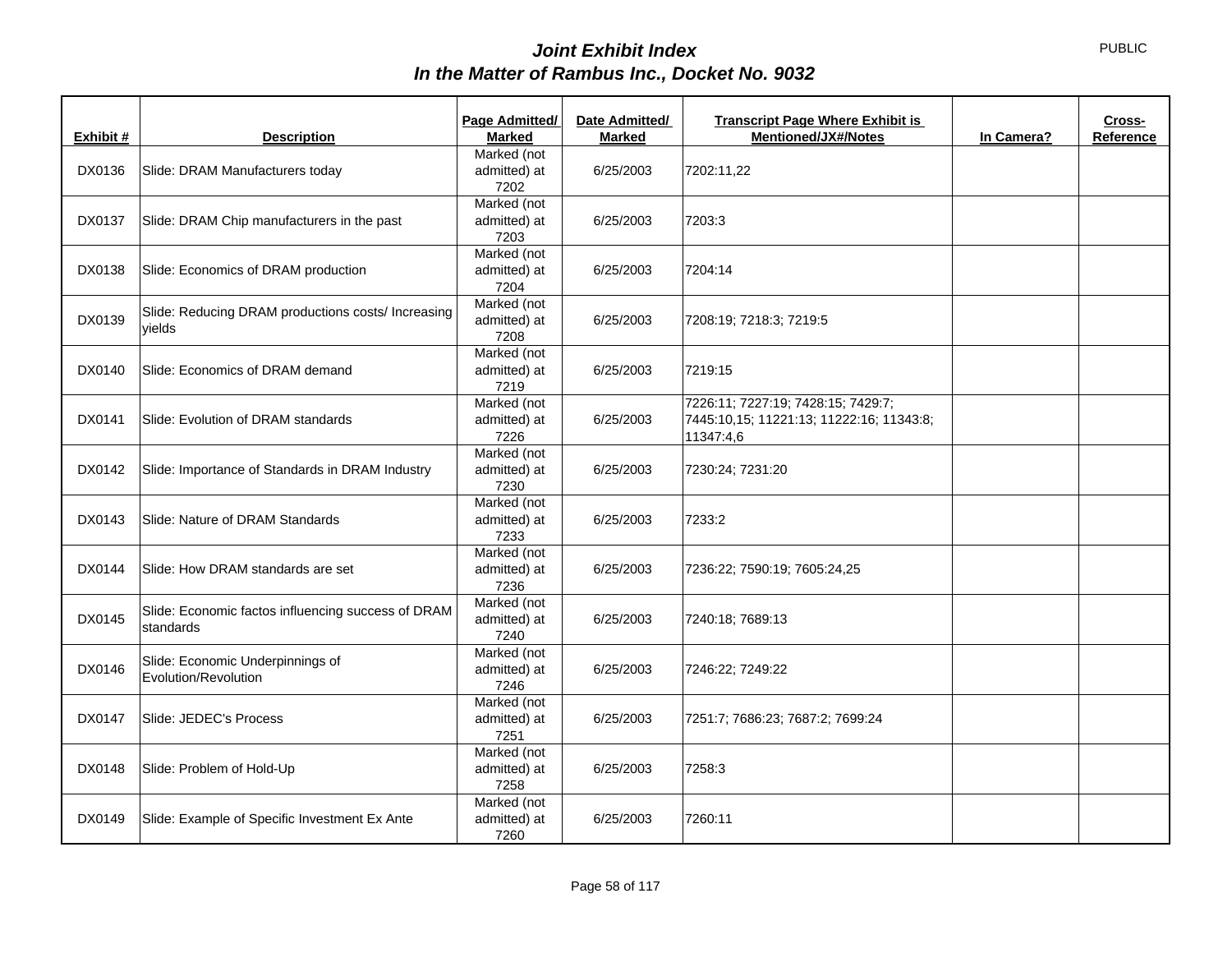PUBLIC

# *Joint Exhibit Index*
## *In the Matter of Rambus Inc., Docket No. 9032*

| Exhibit # | Description | Page Admitted/ Marked | Date Admitted/ Marked | Transcript Page Where Exhibit is Mentioned/JX#/Notes | In Camera? | Cross-Reference |
|---|---|---|---|---|---|---|
| DX0136 | Slide: DRAM Manufacturers today | Marked (not admitted) at 7202 | 6/25/2003 | 7202:11,22 | | |
| DX0137 | Slide: DRAM Chip manufacturers in the past | Marked (not admitted) at 7203 | 6/25/2003 | 7203:3 | | |
| DX0138 | Slide: Economics of DRAM production | Marked (not admitted) at 7204 | 6/25/2003 | 7204:14 | | |
| DX0139 | Slide: Reducing DRAM productions costs/ Increasing yields | Marked (not admitted) at 7208 | 6/25/2003 | 7208:19; 7218:3; 7219:5 | | |
| DX0140 | Slide: Economics of DRAM demand | Marked (not admitted) at 7219 | 6/25/2003 | 7219:15 | | |
| DX0141 | Slide: Evolution of DRAM standards | Marked (not admitted) at 7226 | 6/25/2003 | 7226:11; 7227:19; 7428:15; 7429:7; 7445:10,15; 11221:13; 11222:16; 11343:8; 11347:4,6 | | |
| DX0142 | Slide: Importance of Standards in DRAM Industry | Marked (not admitted) at 7230 | 6/25/2003 | 7230:24; 7231:20 | | |
| DX0143 | Slide: Nature of DRAM Standards | Marked (not admitted) at 7233 | 6/25/2003 | 7233:2 | | |
| DX0144 | Slide: How DRAM standards are set | Marked (not admitted) at 7236 | 6/25/2003 | 7236:22; 7590:19; 7605:24,25 | | |
| DX0145 | Slide: Economic factos influencing success of DRAM standards | Marked (not admitted) at 7240 | 6/25/2003 | 7240:18; 7689:13 | | |
| DX0146 | Slide: Economic Underpinnings of Evolution/Revolution | Marked (not admitted) at 7246 | 6/25/2003 | 7246:22; 7249:22 | | |
| DX0147 | Slide: JEDEC's Process | Marked (not admitted) at 7251 | 6/25/2003 | 7251:7; 7686:23; 7687:2; 7699:24 | | |
| DX0148 | Slide: Problem of Hold-Up | Marked (not admitted) at 7258 | 6/25/2003 | 7258:3 | | |
| DX0149 | Slide: Example of Specific Investment Ex Ante | Marked (not admitted) at 7260 | 6/25/2003 | 7260:11 | | |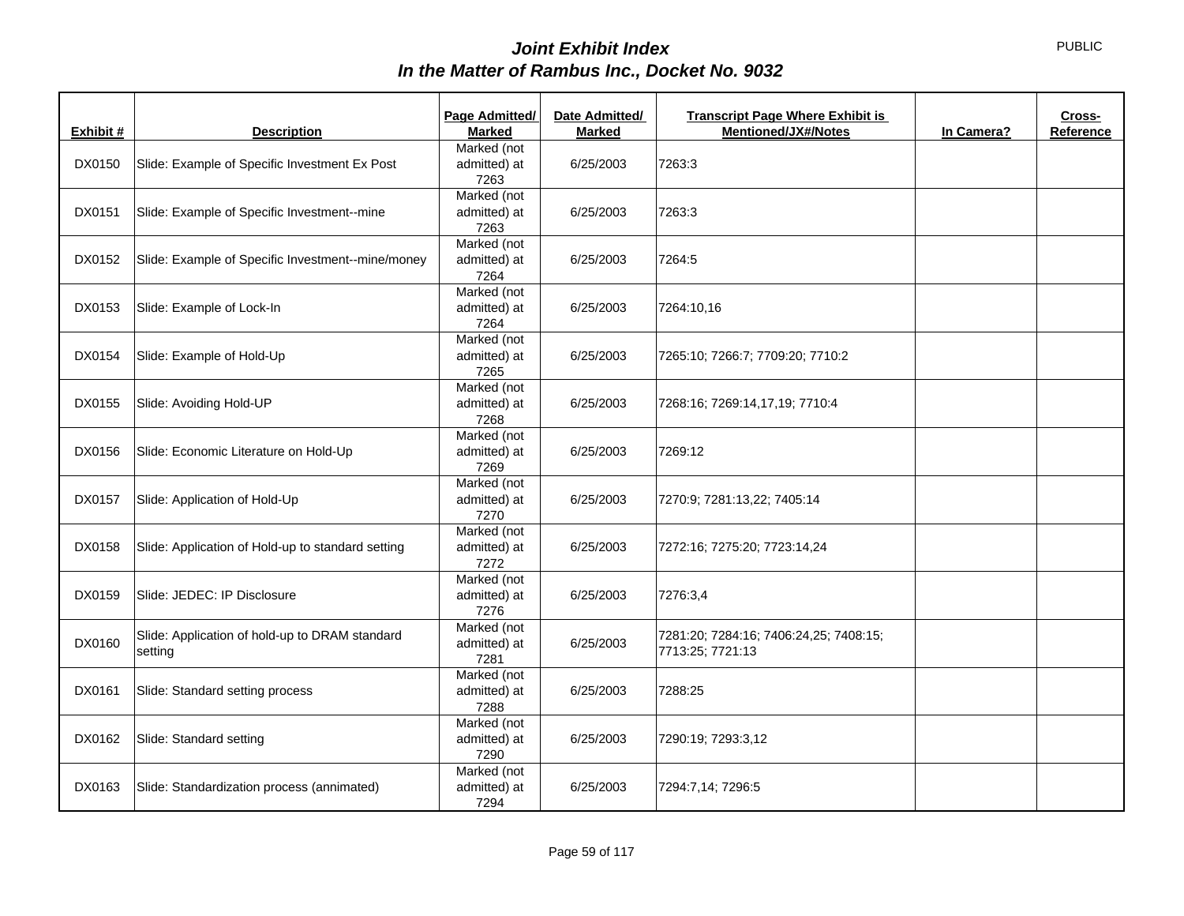# *Joint Exhibit Index*
## *In the Matter of Rambus Inc., Docket No. 9032*

PUBLIC

| Exhibit # | Description | Page Admitted/ Marked | Date Admitted/ Marked | Transcript Page Where Exhibit is Mentioned/JX#/Notes | In Camera? | Cross-Reference |
|---|---|---|---|---|---|---|
| DX0150 | Slide: Example of Specific Investment Ex Post | Marked (not admitted) at 7263 | 6/25/2003 | 7263:3 | | |
| DX0151 | Slide: Example of Specific Investment--mine | Marked (not admitted) at 7263 | 6/25/2003 | 7263:3 | | |
| DX0152 | Slide: Example of Specific Investment--mine/money | Marked (not admitted) at 7264 | 6/25/2003 | 7264:5 | | |
| DX0153 | Slide: Example of Lock-In | Marked (not admitted) at 7264 | 6/25/2003 | 7264:10,16 | | |
| DX0154 | Slide: Example of Hold-Up | Marked (not admitted) at 7265 | 6/25/2003 | 7265:10; 7266:7; 7709:20; 7710:2 | | |
| DX0155 | Slide: Avoiding Hold-UP | Marked (not admitted) at 7268 | 6/25/2003 | 7268:16; 7269:14,17,19; 7710:4 | | |
| DX0156 | Slide: Economic Literature on Hold-Up | Marked (not admitted) at 7269 | 6/25/2003 | 7269:12 | | |
| DX0157 | Slide: Application of Hold-Up | Marked (not admitted) at 7270 | 6/25/2003 | 7270:9; 7281:13,22; 7405:14 | | |
| DX0158 | Slide: Application of Hold-up to standard setting | Marked (not admitted) at 7272 | 6/25/2003 | 7272:16; 7275:20; 7723:14,24 | | |
| DX0159 | Slide: JEDEC: IP Disclosure | Marked (not admitted) at 7276 | 6/25/2003 | 7276:3,4 | | |
| DX0160 | Slide: Application of hold-up to DRAM standard setting | Marked (not admitted) at 7281 | 6/25/2003 | 7281:20; 7284:16; 7406:24,25; 7408:15; 7713:25; 7721:13 | | |
| DX0161 | Slide: Standard setting process | Marked (not admitted) at 7288 | 6/25/2003 | 7288:25 | | |
| DX0162 | Slide: Standard setting | Marked (not admitted) at 7290 | 6/25/2003 | 7290:19; 7293:3,12 | | |
| DX0163 | Slide: Standardization process (annimated) | Marked (not admitted) at 7294 | 6/25/2003 | 7294:7,14; 7296:5 | | |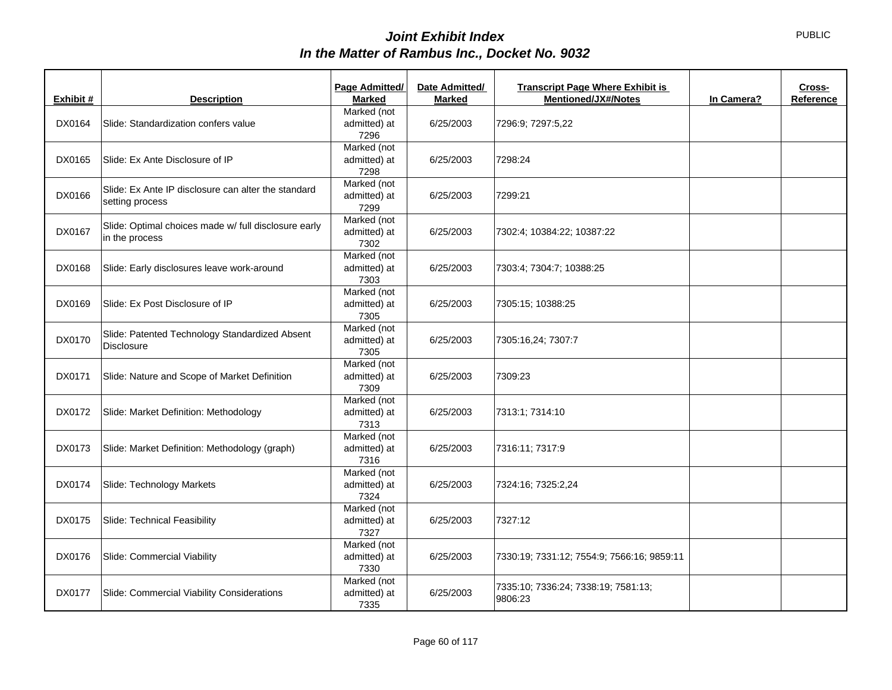# *Joint Exhibit Index*
# *In the Matter of Rambus Inc., Docket No. 9032*

PUBLIC

| Exhibit # | Description | Page Admitted/ Marked | Date Admitted/ Marked | Transcript Page Where Exhibit is Mentioned/JX#/Notes | In Camera? | Cross-Reference |
|---|---|---|---|---|---|---|
| DX0164 | Slide: Standardization confers value | Marked (not admitted) at 7296 | 6/25/2003 | 7296:9; 7297:5,22 | | |
| DX0165 | Slide: Ex Ante Disclosure of IP | Marked (not admitted) at 7298 | 6/25/2003 | 7298:24 | | |
| DX0166 | Slide: Ex Ante IP disclosure can alter the standard setting process | Marked (not admitted) at 7299 | 6/25/2003 | 7299:21 | | |
| DX0167 | Slide: Optimal choices made w/ full disclosure early in the process | Marked (not admitted) at 7302 | 6/25/2003 | 7302:4; 10384:22; 10387:22 | | |
| DX0168 | Slide: Early disclosures leave work-around | Marked (not admitted) at 7303 | 6/25/2003 | 7303:4; 7304:7; 10388:25 | | |
| DX0169 | Slide: Ex Post Disclosure of IP | Marked (not admitted) at 7305 | 6/25/2003 | 7305:15; 10388:25 | | |
| DX0170 | Slide: Patented Technology Standardized Absent Disclosure | Marked (not admitted) at 7305 | 6/25/2003 | 7305:16,24; 7307:7 | | |
| DX0171 | Slide: Nature and Scope of Market Definition | Marked (not admitted) at 7309 | 6/25/2003 | 7309:23 | | |
| DX0172 | Slide: Market Definition: Methodology | Marked (not admitted) at 7313 | 6/25/2003 | 7313:1; 7314:10 | | |
| DX0173 | Slide: Market Definition: Methodology (graph) | Marked (not admitted) at 7316 | 6/25/2003 | 7316:11; 7317:9 | | |
| DX0174 | Slide: Technology Markets | Marked (not admitted) at 7324 | 6/25/2003 | 7324:16; 7325:2,24 | | |
| DX0175 | Slide: Technical Feasibility | Marked (not admitted) at 7327 | 6/25/2003 | 7327:12 | | |
| DX0176 | Slide: Commercial Viability | Marked (not admitted) at 7330 | 6/25/2003 | 7330:19; 7331:12; 7554:9; 7566:16; 9859:11 | | |
| DX0177 | Slide: Commercial Viability Considerations | Marked (not admitted) at 7335 | 6/25/2003 | 7335:10; 7336:24; 7338:19; 7581:13; 9806:23 | | |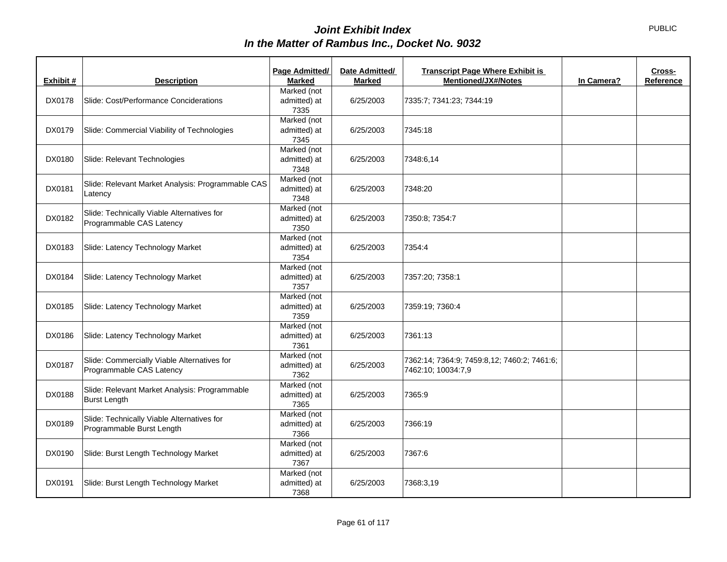# *Joint Exhibit Index*
## *In the Matter of Rambus Inc., Docket No. 9032*

PUBLIC

| Exhibit # | Description | Page Admitted/ Marked | Date Admitted/ Marked | Transcript Page Where Exhibit is Mentioned/JX#/Notes | In Camera? | Cross-Reference |
|---|---|---|---|---|---|---|
| DX0178 | Slide: Cost/Performance Concniderations | Marked (not admitted) at 7335 | 6/25/2003 | 7335:7; 7341:23; 7344:19 | | |
| DX0179 | Slide: Commercial Viability of Technologies | Marked (not admitted) at 7345 | 6/25/2003 | 7345:18 | | |
| DX0180 | Slide: Relevant Technologies | Marked (not admitted) at 7348 | 6/25/2003 | 7348:6,14 | | |
| DX0181 | Slide: Relevant Market Analysis: Programmable CAS Latency | Marked (not admitted) at 7348 | 6/25/2003 | 7348:20 | | |
| DX0182 | Slide: Technically Viable Alternatives for Programmable CAS Latency | Marked (not admitted) at 7350 | 6/25/2003 | 7350:8; 7354:7 | | |
| DX0183 | Slide: Latency Technology Market | Marked (not admitted) at 7354 | 6/25/2003 | 7354:4 | | |
| DX0184 | Slide: Latency Technology Market | Marked (not admitted) at 7357 | 6/25/2003 | 7357:20; 7358:1 | | |
| DX0185 | Slide: Latency Technology Market | Marked (not admitted) at 7359 | 6/25/2003 | 7359:19; 7360:4 | | |
| DX0186 | Slide: Latency Technology Market | Marked (not admitted) at 7361 | 6/25/2003 | 7361:13 | | |
| DX0187 | Slide: Commercially Viable Alternatives for Programmable CAS Latency | Marked (not admitted) at 7362 | 6/25/2003 | 7362:14; 7364:9; 7459:8,12; 7460:2; 7461:6; 7462:10; 10034:7,9 | | |
| DX0188 | Slide: Relevant Market Analysis: Programmable Burst Length | Marked (not admitted) at 7365 | 6/25/2003 | 7365:9 | | |
| DX0189 | Slide: Technically Viable Alternatives for Programmable Burst Length | Marked (not admitted) at 7366 | 6/25/2003 | 7366:19 | | |
| DX0190 | Slide: Burst Length Technology Market | Marked (not admitted) at 7367 | 6/25/2003 | 7367:6 | | |
| DX0191 | Slide: Burst Length Technology Market | Marked (not admitted) at 7368 | 6/25/2003 | 7368:3,19 | | |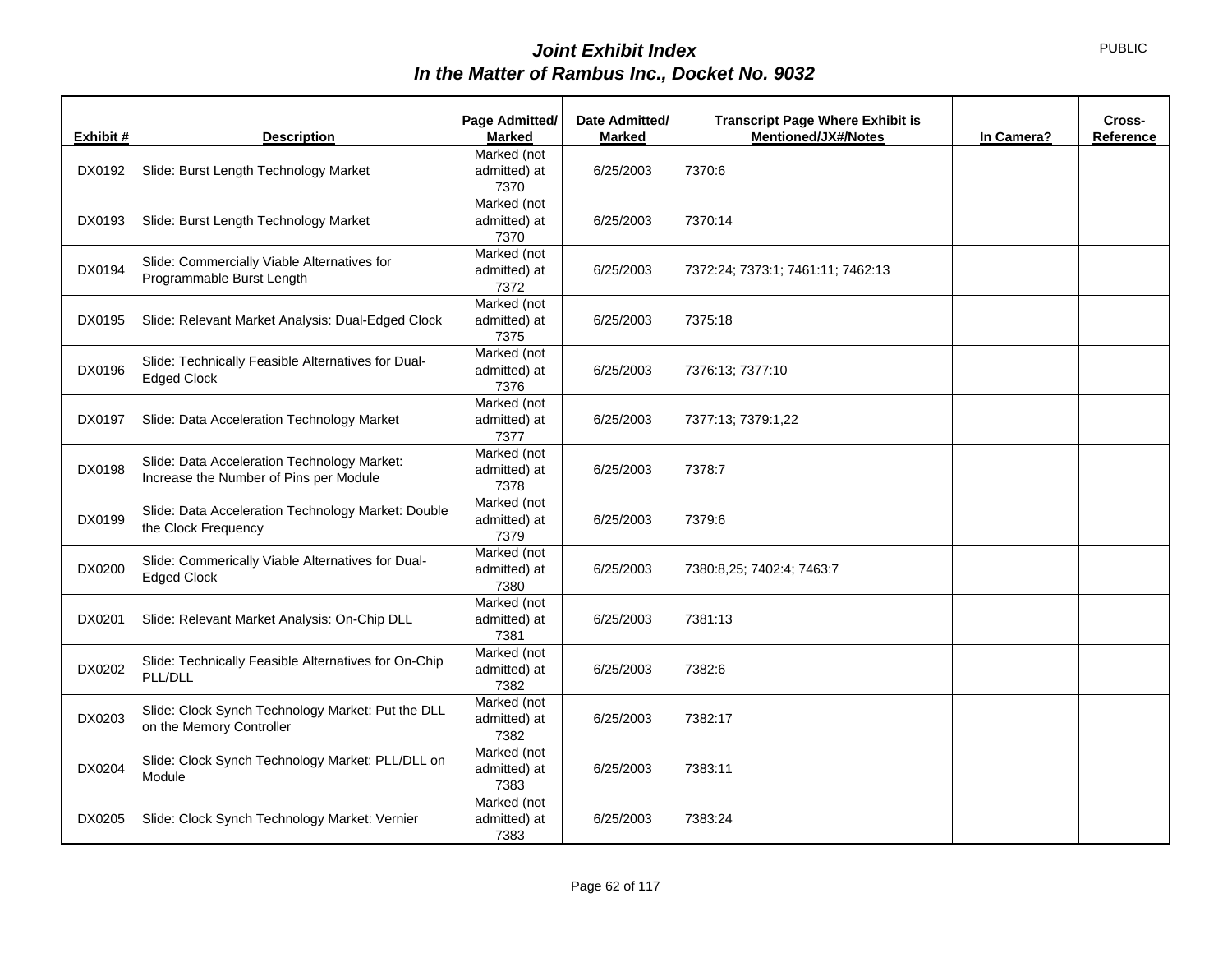# *Joint Exhibit Index*
## *In the Matter of Rambus Inc., Docket No. 9032*

PUBLIC

| Exhibit # | Description | Page Admitted/ Marked | Date Admitted/ Marked | Transcript Page Where Exhibit is Mentioned/JX#/Notes | In Camera? | Cross-Reference |
|---|---|---|---|---|---|---|
| DX0192 | Slide: Burst Length Technology Market | Marked (not admitted) at 7370 | 6/25/2003 | 7370:6 | | |
| DX0193 | Slide: Burst Length Technology Market | Marked (not admitted) at 7370 | 6/25/2003 | 7370:14 | | |
| DX0194 | Slide: Commercially Viable Alternatives for Programmable Burst Length | Marked (not admitted) at 7372 | 6/25/2003 | 7372:24; 7373:1; 7461:11; 7462:13 | | |
| DX0195 | Slide: Relevant Market Analysis: Dual-Edged Clock | Marked (not admitted) at 7375 | 6/25/2003 | 7375:18 | | |
| DX0196 | Slide: Technically Feasible Alternatives for Dual-Edged Clock | Marked (not admitted) at 7376 | 6/25/2003 | 7376:13; 7377:10 | | |
| DX0197 | Slide: Data Acceleration Technology Market | Marked (not admitted) at 7377 | 6/25/2003 | 7377:13; 7379:1,22 | | |
| DX0198 | Slide: Data Acceleration Technology Market: Increase the Number of Pins per Module | Marked (not admitted) at 7378 | 6/25/2003 | 7378:7 | | |
| DX0199 | Slide: Data Acceleration Technology Market: Double the Clock Frequency | Marked (not admitted) at 7379 | 6/25/2003 | 7379:6 | | |
| DX0200 | Slide: Commerically Viable Alternatives for Dual-Edged Clock | Marked (not admitted) at 7380 | 6/25/2003 | 7380:8,25; 7402:4; 7463:7 | | |
| DX0201 | Slide: Relevant Market Analysis: On-Chip DLL | Marked (not admitted) at 7381 | 6/25/2003 | 7381:13 | | |
| DX0202 | Slide: Technically Feasible Alternatives for On-Chip PLL/DLL | Marked (not admitted) at 7382 | 6/25/2003 | 7382:6 | | |
| DX0203 | Slide: Clock Synch Technology Market: Put the DLL on the Memory Controller | Marked (not admitted) at 7382 | 6/25/2003 | 7382:17 | | |
| DX0204 | Slide: Clock Synch Technology Market: PLL/DLL on Module | Marked (not admitted) at 7383 | 6/25/2003 | 7383:11 | | |
| DX0205 | Slide: Clock Synch Technology Market: Vernier | Marked (not admitted) at 7383 | 6/25/2003 | 7383:24 | | |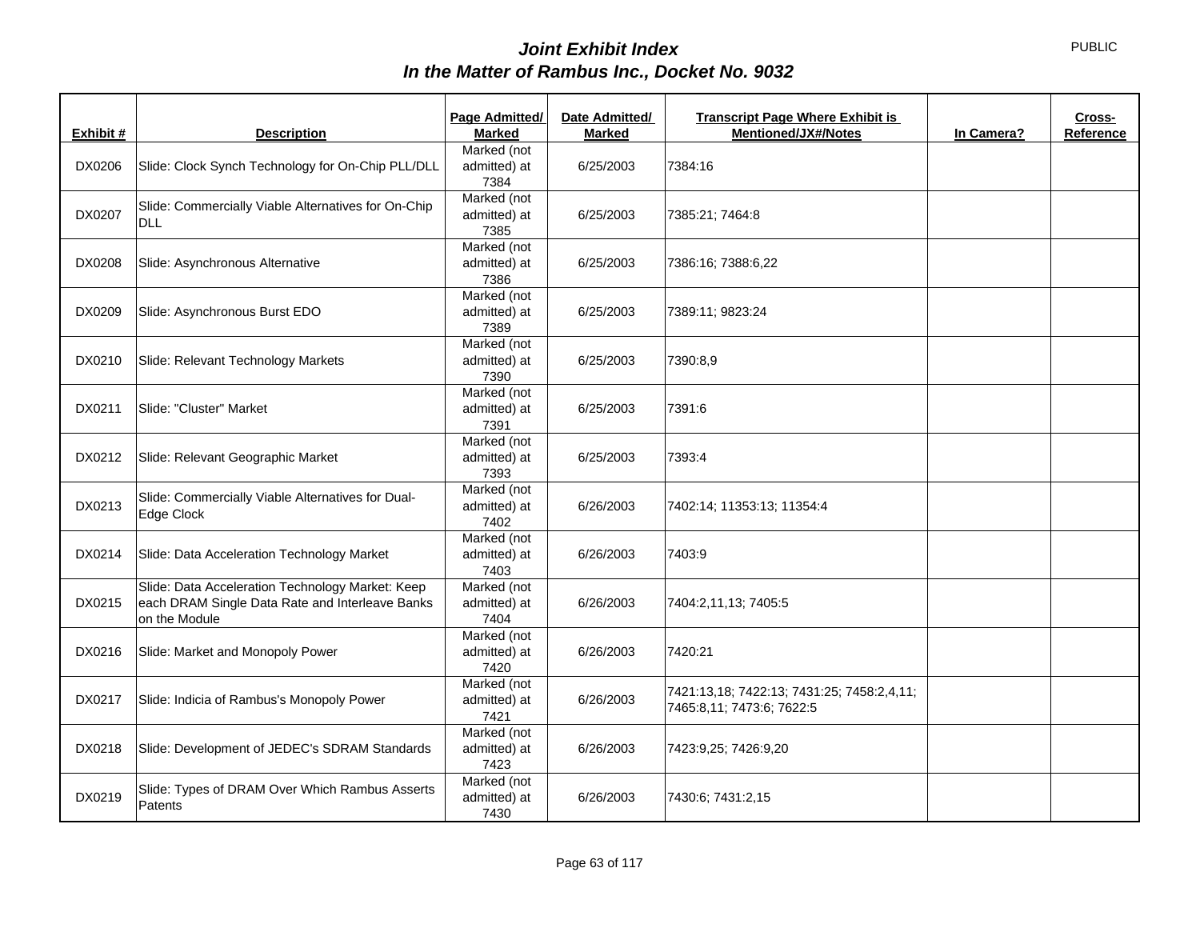# *Joint Exhibit Index*
# *In the Matter of Rambus Inc., Docket No. 9032*

PUBLIC

| Exhibit # | Description | Page Admitted/ Marked | Date Admitted/ Marked | Transcript Page Where Exhibit is Mentioned/JX#/Notes | In Camera? | Cross-Reference |
|---|---|---|---|---|---|---|
| DX0206 | Slide: Clock Synch Technology for On-Chip PLL/DLL | Marked (not admitted) at 7384 | 6/25/2003 | 7384:16 | | |
| DX0207 | Slide: Commercially Viable Alternatives for On-Chip DLL | Marked (not admitted) at 7385 | 6/25/2003 | 7385:21; 7464:8 | | |
| DX0208 | Slide: Asynchronous Alternative | Marked (not admitted) at 7386 | 6/25/2003 | 7386:16; 7388:6,22 | | |
| DX0209 | Slide: Asynchronous Burst EDO | Marked (not admitted) at 7389 | 6/25/2003 | 7389:11; 9823:24 | | |
| DX0210 | Slide: Relevant Technology Markets | Marked (not admitted) at 7390 | 6/25/2003 | 7390:8,9 | | |
| DX0211 | Slide: "Cluster" Market | Marked (not admitted) at 7391 | 6/25/2003 | 7391:6 | | |
| DX0212 | Slide: Relevant Geographic Market | Marked (not admitted) at 7393 | 6/25/2003 | 7393:4 | | |
| DX0213 | Slide: Commercially Viable Alternatives for Dual-Edge Clock | Marked (not admitted) at 7402 | 6/26/2003 | 7402:14; 11353:13; 11354:4 | | |
| DX0214 | Slide: Data Acceleration Technology Market | Marked (not admitted) at 7403 | 6/26/2003 | 7403:9 | | |
| DX0215 | Slide: Data Acceleration Technology Market: Keep each DRAM Single Data Rate and Interleave Banks on the Module | Marked (not admitted) at 7404 | 6/26/2003 | 7404:2,11,13; 7405:5 | | |
| DX0216 | Slide: Market and Monopoly Power | Marked (not admitted) at 7420 | 6/26/2003 | 7420:21 | | |
| DX0217 | Slide: Indicia of Rambus's Monopoly Power | Marked (not admitted) at 7421 | 6/26/2003 | 7421:13,18; 7422:13; 7431:25; 7458:2,4,11; 7465:8,11; 7473:6; 7622:5 | | |
| DX0218 | Slide: Development of JEDEC's SDRAM Standards | Marked (not admitted) at 7423 | 6/26/2003 | 7423:9,25; 7426:9,20 | | |
| DX0219 | Slide: Types of DRAM Over Which Rambus Asserts Patents | Marked (not admitted) at 7430 | 6/26/2003 | 7430:6; 7431:2,15 | | |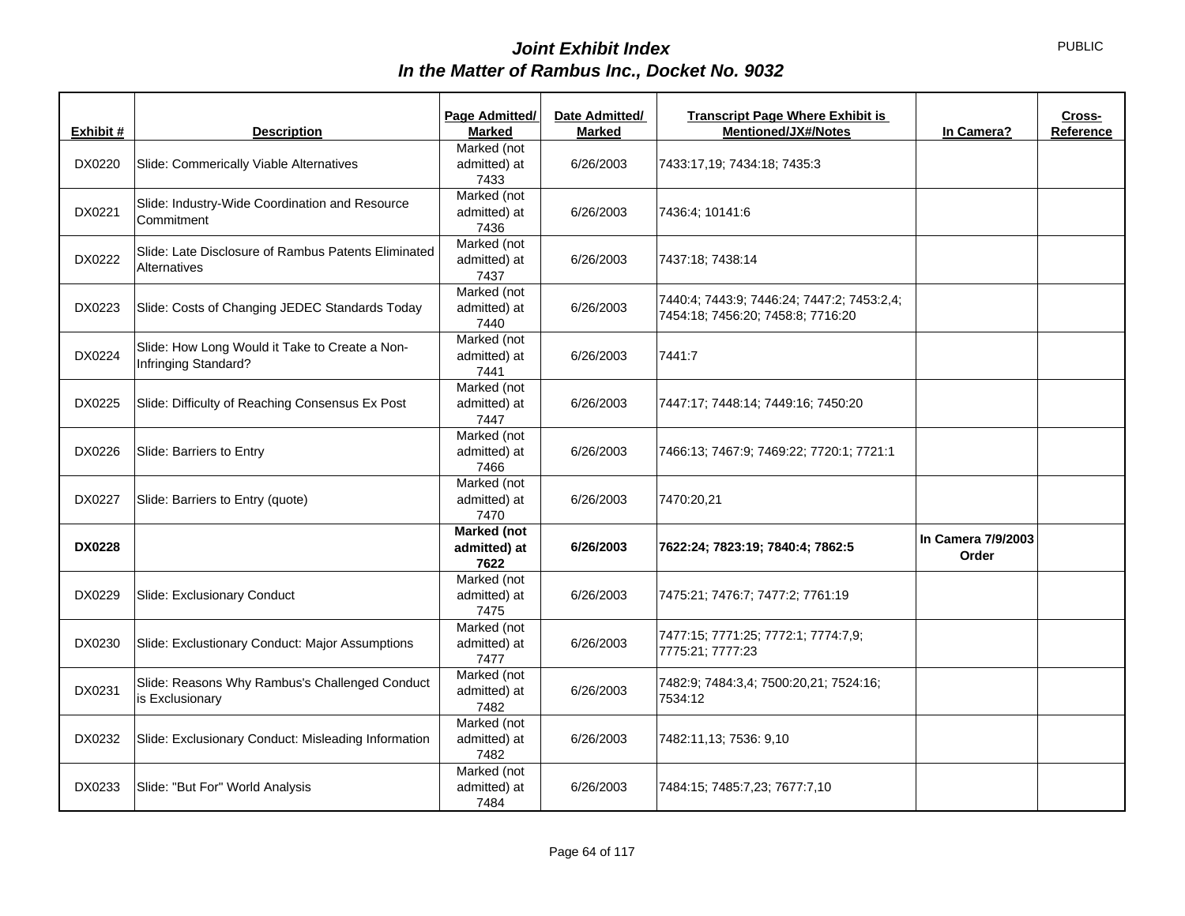# *Joint Exhibit Index*
## *In the Matter of Rambus Inc., Docket No. 9032*

PUBLIC

| Exhibit # | Description | Page Admitted/ Marked | Date Admitted/ Marked | Transcript Page Where Exhibit is Mentioned/JX#/Notes | In Camera? | Cross-Reference |
|---|---|---|---|---|---|---|
| DX0220 | Slide: Commerically Viable Alternatives | Marked (not admitted) at 7433 | 6/26/2003 | 7433:17,19; 7434:18; 7435:3 | | |
| DX0221 | Slide: Industry-Wide Coordination and Resource Commitment | Marked (not admitted) at 7436 | 6/26/2003 | 7436:4; 10141:6 | | |
| DX0222 | Slide: Late Disclosure of Rambus Patents Eliminated Alternatives | Marked (not admitted) at 7437 | 6/26/2003 | 7437:18; 7438:14 | | |
| DX0223 | Slide: Costs of Changing JEDEC Standards Today | Marked (not admitted) at 7440 | 6/26/2003 | 7440:4; 7443:9; 7446:24; 7447:2; 7453:2,4; 7454:18; 7456:20; 7458:8; 7716:20 | | |
| DX0224 | Slide: How Long Would it Take to Create a Non-Infringing Standard? | Marked (not admitted) at 7441 | 6/26/2003 | 7441:7 | | |
| DX0225 | Slide: Difficulty of Reaching Consensus Ex Post | Marked (not admitted) at 7447 | 6/26/2003 | 7447:17; 7448:14; 7449:16; 7450:20 | | |
| DX0226 | Slide: Barriers to Entry | Marked (not admitted) at 7466 | 6/26/2003 | 7466:13; 7467:9; 7469:22; 7720:1; 7721:1 | | |
| DX0227 | Slide: Barriers to Entry (quote) | Marked (not admitted) at 7470 | 6/26/2003 | 7470:20,21 | | |
| **DX0228** | | **Marked (not admitted) at 7622** | **6/26/2003** | **7622:24; 7823:19; 7840:4; 7862:5** | **In Camera 7/9/2003 Order** | |
| DX0229 | Slide: Exclusionary Conduct | Marked (not admitted) at 7475 | 6/26/2003 | 7475:21; 7476:7; 7477:2; 7761:19 | | |
| DX0230 | Slide: Exclustionary Conduct: Major Assumptions | Marked (not admitted) at 7477 | 6/26/2003 | 7477:15; 7771:25; 7772:1; 7774:7,9; 7775:21; 7777:23 | | |
| DX0231 | Slide: Reasons Why Rambus's Challenged Conduct is Exclusionary | Marked (not admitted) at 7482 | 6/26/2003 | 7482:9; 7484:3,4; 7500:20,21; 7524:16; 7534:12 | | |
| DX0232 | Slide: Exclusionary Conduct: Misleading Information | Marked (not admitted) at 7482 | 6/26/2003 | 7482:11,13; 7536: 9,10 | | |
| DX0233 | Slide: "But For" World Analysis | Marked (not admitted) at 7484 | 6/26/2003 | 7484:15; 7485:7,23; 7677:7,10 | | |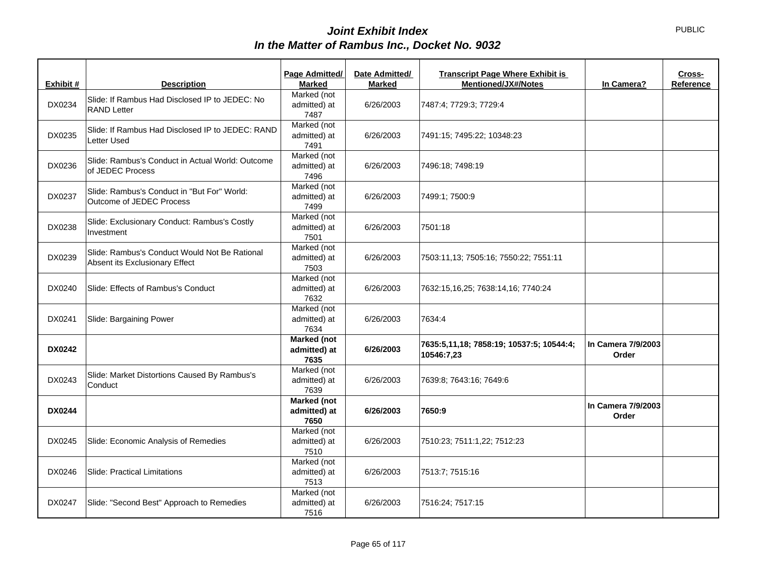# *Joint Exhibit Index*
## *In the Matter of Rambus Inc., Docket No. 9032*

PUBLIC

| Exhibit # | Description | Page Admitted/ Marked | Date Admitted/ Marked | Transcript Page Where Exhibit is Mentioned/JX#/Notes | In Camera? | Cross-Reference |
|---|---|---|---|---|---|---|
| DX0234 | Slide: If Rambus Had Disclosed IP to JEDEC: No RAND Letter | Marked (not admitted) at 7487 | 6/26/2003 | 7487:4; 7729:3; 7729:4 | | |
| DX0235 | Slide: If Rambus Had Disclosed IP to JEDEC: RAND Letter Used | Marked (not admitted) at 7491 | 6/26/2003 | 7491:15; 7495:22; 10348:23 | | |
| DX0236 | Slide: Rambus's Conduct in Actual World: Outcome of JEDEC Process | Marked (not admitted) at 7496 | 6/26/2003 | 7496:18; 7498:19 | | |
| DX0237 | Slide: Rambus's Conduct in "But For" World: Outcome of JEDEC Process | Marked (not admitted) at 7499 | 6/26/2003 | 7499:1; 7500:9 | | |
| DX0238 | Slide: Exclusionary Conduct: Rambus's Costly Investment | Marked (not admitted) at 7501 | 6/26/2003 | 7501:18 | | |
| DX0239 | Slide: Rambus's Conduct Would Not Be Rational Absent its Exclusionary Effect | Marked (not admitted) at 7503 | 6/26/2003 | 7503:11,13; 7505:16; 7550:22; 7551:11 | | |
| DX0240 | Slide: Effects of Rambus's Conduct | Marked (not admitted) at 7632 | 6/26/2003 | 7632:15,16,25; 7638:14,16; 7740:24 | | |
| DX0241 | Slide: Bargaining Power | Marked (not admitted) at 7634 | 6/26/2003 | 7634:4 | | |
| **DX0242** | | **Marked (not admitted) at 7635** | **6/26/2003** | **7635:5,11,18; 7858:19; 10537:5; 10544:4; 10546:7,23** | **In Camera 7/9/2003 Order** | |
| DX0243 | Slide: Market Distortions Caused By Rambus's Conduct | Marked (not admitted) at 7639 | 6/26/2003 | 7639:8; 7643:16; 7649:6 | | |
| **DX0244** | | **Marked (not admitted) at 7650** | **6/26/2003** | **7650:9** | **In Camera 7/9/2003 Order** | |
| DX0245 | Slide: Economic Analysis of Remedies | Marked (not admitted) at 7510 | 6/26/2003 | 7510:23; 7511:1,22; 7512:23 | | |
| DX0246 | Slide: Practical Limitations | Marked (not admitted) at 7513 | 6/26/2003 | 7513:7; 7515:16 | | |
| DX0247 | Slide: "Second Best" Approach to Remedies | Marked (not admitted) at 7516 | 6/26/2003 | 7516:24; 7517:15 | | |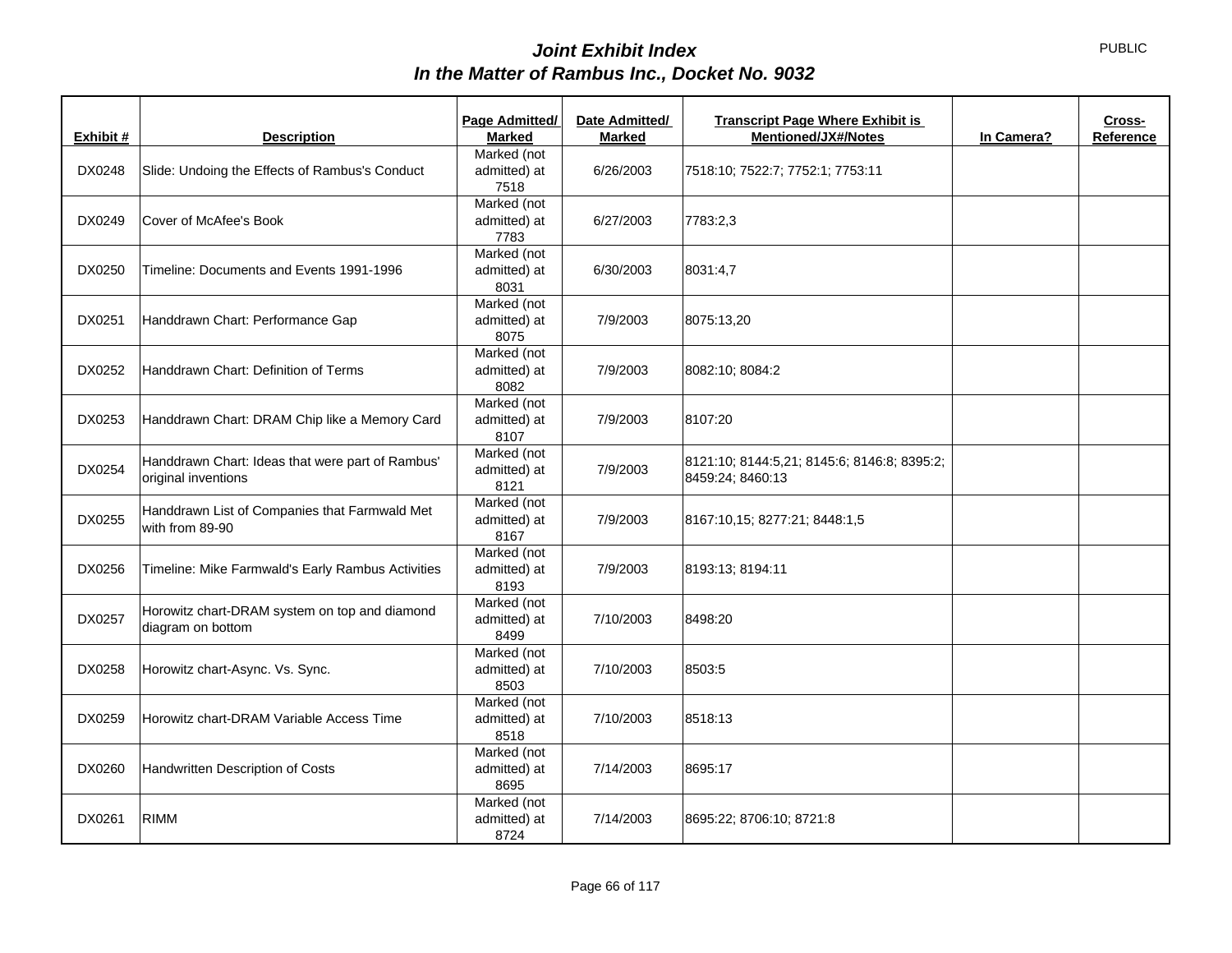# *Joint Exhibit Index*
# *In the Matter of Rambus Inc., Docket No. 9032*

PUBLIC

| Exhibit # | Description | Page Admitted/ Marked | Date Admitted/ Marked | Transcript Page Where Exhibit is Mentioned/JX#/Notes | In Camera? | Cross-Reference |
|---|---|---|---|---|---|---|
| DX0248 | Slide: Undoing the Effects of Rambus's Conduct | Marked (not admitted) at 7518 | 6/26/2003 | 7518:10; 7522:7; 7752:1; 7753:11 | | |
| DX0249 | Cover of McAfee's Book | Marked (not admitted) at 7783 | 6/27/2003 | 7783:2,3 | | |
| DX0250 | Timeline: Documents and Events 1991-1996 | Marked (not admitted) at 8031 | 6/30/2003 | 8031:4,7 | | |
| DX0251 | Handdrawn Chart: Performance Gap | Marked (not admitted) at 8075 | 7/9/2003 | 8075:13,20 | | |
| DX0252 | Handdrawn Chart: Definition of Terms | Marked (not admitted) at 8082 | 7/9/2003 | 8082:10; 8084:2 | | |
| DX0253 | Handdrawn Chart: DRAM Chip like a Memory Card | Marked (not admitted) at 8107 | 7/9/2003 | 8107:20 | | |
| DX0254 | Handdrawn Chart: Ideas that were part of Rambus' original inventions | Marked (not admitted) at 8121 | 7/9/2003 | 8121:10; 8144:5,21; 8145:6; 8146:8; 8395:2; 8459:24; 8460:13 | | |
| DX0255 | Handdrawn List of Companies that Farmwald Met with from 89-90 | Marked (not admitted) at 8167 | 7/9/2003 | 8167:10,15; 8277:21; 8448:1,5 | | |
| DX0256 | Timeline: Mike Farmwald's Early Rambus Activities | Marked (not admitted) at 8193 | 7/9/2003 | 8193:13; 8194:11 | | |
| DX0257 | Horowitz chart-DRAM system on top and diamond diagram on bottom | Marked (not admitted) at 8499 | 7/10/2003 | 8498:20 | | |
| DX0258 | Horowitz chart-Async. Vs. Sync. | Marked (not admitted) at 8503 | 7/10/2003 | 8503:5 | | |
| DX0259 | Horowitz chart-DRAM Variable Access Time | Marked (not admitted) at 8518 | 7/10/2003 | 8518:13 | | |
| DX0260 | Handwritten Description of Costs | Marked (not admitted) at 8695 | 7/14/2003 | 8695:17 | | |
| DX0261 | RIMM | Marked (not admitted) at 8724 | 7/14/2003 | 8695:22; 8706:10; 8721:8 | | |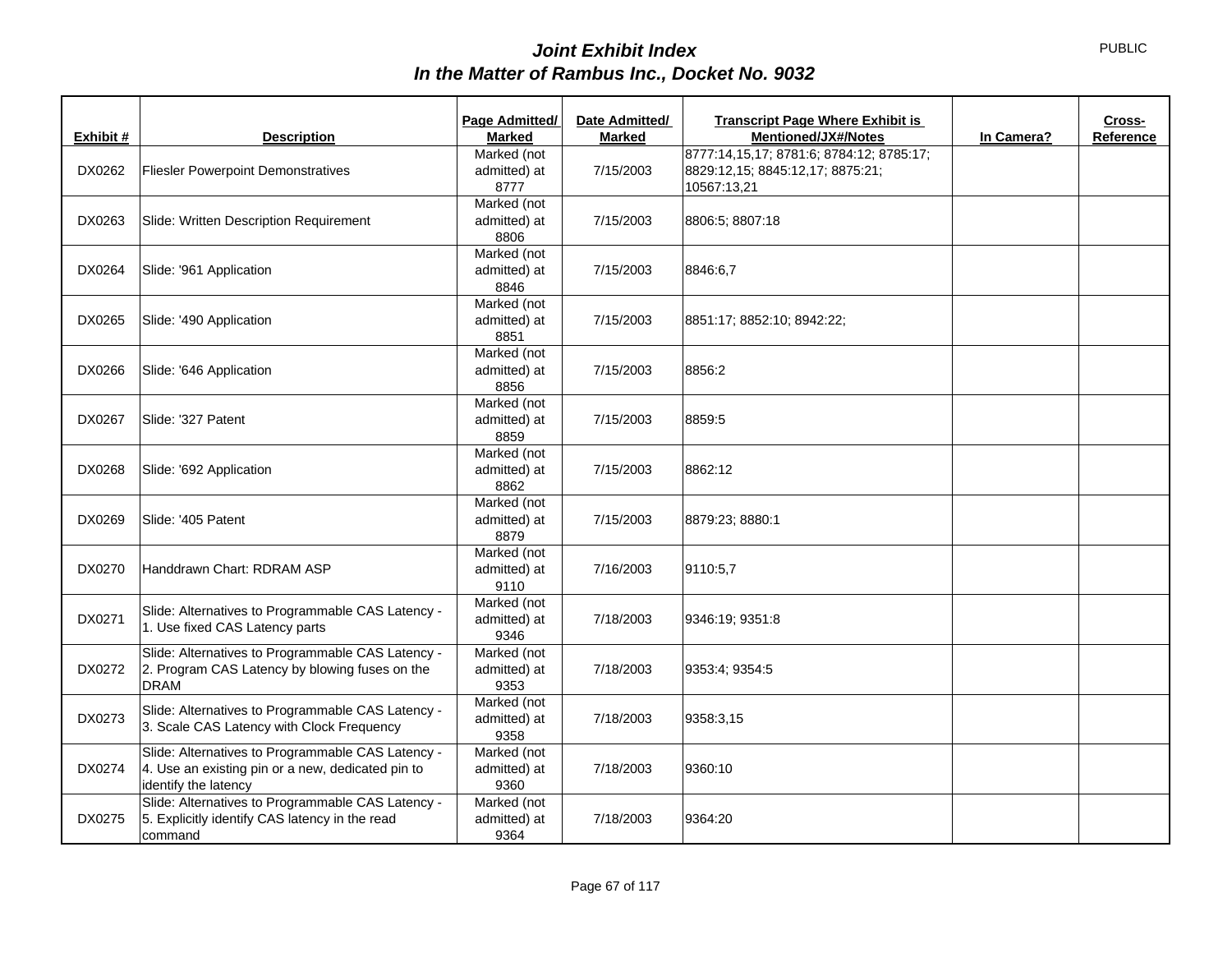# *Joint Exhibit Index*
## *In the Matter of Rambus Inc., Docket No. 9032*

PUBLIC

| Exhibit # | Description | Page Admitted/ Marked | Date Admitted/ Marked | Transcript Page Where Exhibit is Mentioned/JX#/Notes | In Camera? | Cross-Reference |
|---|---|---|---|---|---|---|
| DX0262 | Fliesler Powerpoint Demonstratives | Marked (not admitted) at 8777 | 7/15/2003 | 8777:14,15,17; 8781:6; 8784:12; 8785:17; 8829:12,15; 8845:12,17; 8875:21; 10567:13,21 | | |
| DX0263 | Slide: Written Description Requirement | Marked (not admitted) at 8806 | 7/15/2003 | 8806:5; 8807:18 | | |
| DX0264 | Slide: '961 Application | Marked (not admitted) at 8846 | 7/15/2003 | 8846:6,7 | | |
| DX0265 | Slide: '490 Application | Marked (not admitted) at 8851 | 7/15/2003 | 8851:17; 8852:10; 8942:22; | | |
| DX0266 | Slide: '646 Application | Marked (not admitted) at 8856 | 7/15/2003 | 8856:2 | | |
| DX0267 | Slide: '327 Patent | Marked (not admitted) at 8859 | 7/15/2003 | 8859:5 | | |
| DX0268 | Slide: '692 Application | Marked (not admitted) at 8862 | 7/15/2003 | 8862:12 | | |
| DX0269 | Slide: '405 Patent | Marked (not admitted) at 8879 | 7/15/2003 | 8879:23; 8880:1 | | |
| DX0270 | Handdrawn Chart: RDRAM ASP | Marked (not admitted) at 9110 | 7/16/2003 | 9110:5,7 | | |
| DX0271 | Slide: Alternatives to Programmable CAS Latency - 1. Use fixed CAS Latency parts | Marked (not admitted) at 9346 | 7/18/2003 | 9346:19; 9351:8 | | |
| DX0272 | Slide: Alternatives to Programmable CAS Latency - 2. Program CAS Latency by blowing fuses on the DRAM | Marked (not admitted) at 9353 | 7/18/2003 | 9353:4; 9354:5 | | |
| DX0273 | Slide: Alternatives to Programmable CAS Latency - 3. Scale CAS Latency with Clock Frequency | Marked (not admitted) at 9358 | 7/18/2003 | 9358:3,15 | | |
| DX0274 | Slide: Alternatives to Programmable CAS Latency - 4. Use an existing pin or a new, dedicated pin to identify the latency | Marked (not admitted) at 9360 | 7/18/2003 | 9360:10 | | |
| DX0275 | Slide: Alternatives to Programmable CAS Latency - 5. Explicitly identify CAS latency in the read command | Marked (not admitted) at 9364 | 7/18/2003 | 9364:20 | | |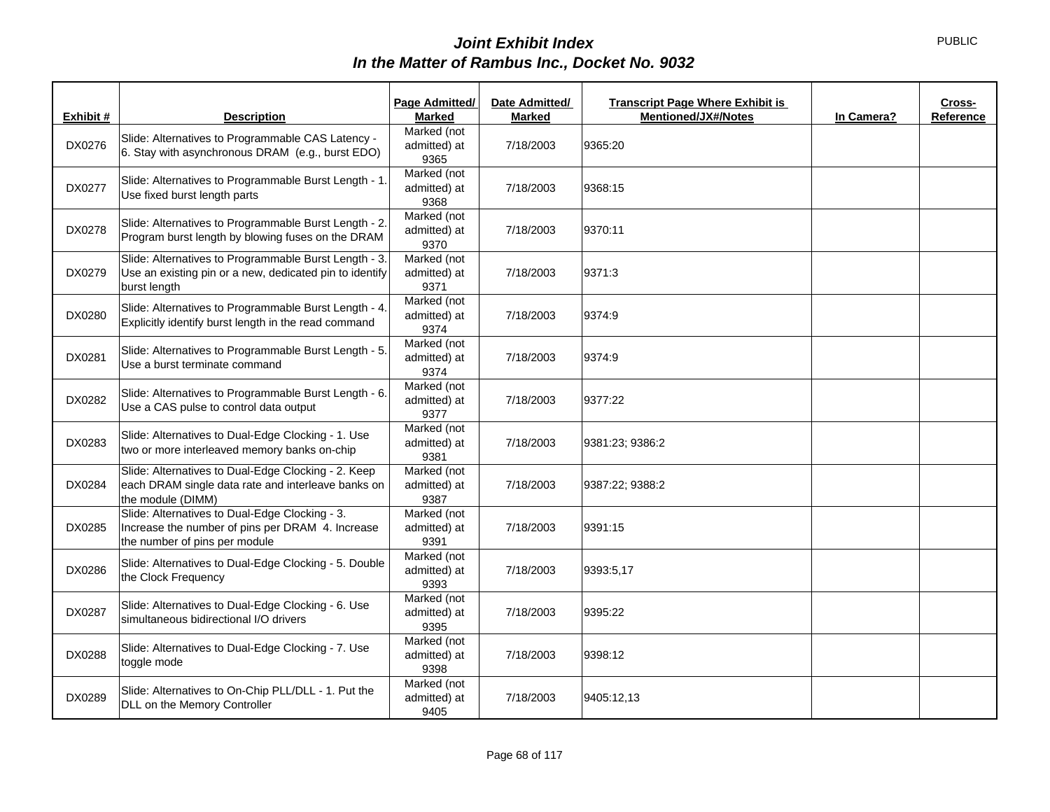# *Joint Exhibit Index*
## *In the Matter of Rambus Inc., Docket No. 9032*

PUBLIC

| Exhibit # | Description | Page Admitted/ Marked | Date Admitted/ Marked | Transcript Page Where Exhibit is Mentioned/JX#/Notes | In Camera? | Cross-Reference |
|---|---|---|---|---|---|---|
| DX0276 | Slide: Alternatives to Programmable CAS Latency - 6. Stay with asynchronous DRAM (e.g., burst EDO) | Marked (not admitted) at 9365 | 7/18/2003 | 9365:20 | | |
| DX0277 | Slide: Alternatives to Programmable Burst Length - 1. Use fixed burst length parts | Marked (not admitted) at 9368 | 7/18/2003 | 9368:15 | | |
| DX0278 | Slide: Alternatives to Programmable Burst Length - 2. Program burst length by blowing fuses on the DRAM | Marked (not admitted) at 9370 | 7/18/2003 | 9370:11 | | |
| DX0279 | Slide: Alternatives to Programmable Burst Length - 3. Use an existing pin or a new, dedicated pin to identify burst length | Marked (not admitted) at 9371 | 7/18/2003 | 9371:3 | | |
| DX0280 | Slide: Alternatives to Programmable Burst Length - 4. Explicitly identify burst length in the read command | Marked (not admitted) at 9374 | 7/18/2003 | 9374:9 | | |
| DX0281 | Slide: Alternatives to Programmable Burst Length - 5. Use a burst terminate command | Marked (not admitted) at 9374 | 7/18/2003 | 9374:9 | | |
| DX0282 | Slide: Alternatives to Programmable Burst Length - 6. Use a CAS pulse to control data output | Marked (not admitted) at 9377 | 7/18/2003 | 9377:22 | | |
| DX0283 | Slide: Alternatives to Dual-Edge Clocking - 1. Use two or more interleaved memory banks on-chip | Marked (not admitted) at 9381 | 7/18/2003 | 9381:23; 9386:2 | | |
| DX0284 | Slide: Alternatives to Dual-Edge Clocking - 2. Keep each DRAM single data rate and interleave banks on the module (DIMM) | Marked (not admitted) at 9387 | 7/18/2003 | 9387:22; 9388:2 | | |
| DX0285 | Slide: Alternatives to Dual-Edge Clocking - 3. Increase the number of pins per DRAM 4. Increase the number of pins per module | Marked (not admitted) at 9391 | 7/18/2003 | 9391:15 | | |
| DX0286 | Slide: Alternatives to Dual-Edge Clocking - 5. Double the Clock Frequency | Marked (not admitted) at 9393 | 7/18/2003 | 9393:5,17 | | |
| DX0287 | Slide: Alternatives to Dual-Edge Clocking - 6. Use simultaneous bidirectional I/O drivers | Marked (not admitted) at 9395 | 7/18/2003 | 9395:22 | | |
| DX0288 | Slide: Alternatives to Dual-Edge Clocking - 7. Use toggle mode | Marked (not admitted) at 9398 | 7/18/2003 | 9398:12 | | |
| DX0289 | Slide: Alternatives to On-Chip PLL/DLL - 1. Put the DLL on the Memory Controller | Marked (not admitted) at 9405 | 7/18/2003 | 9405:12,13 | | |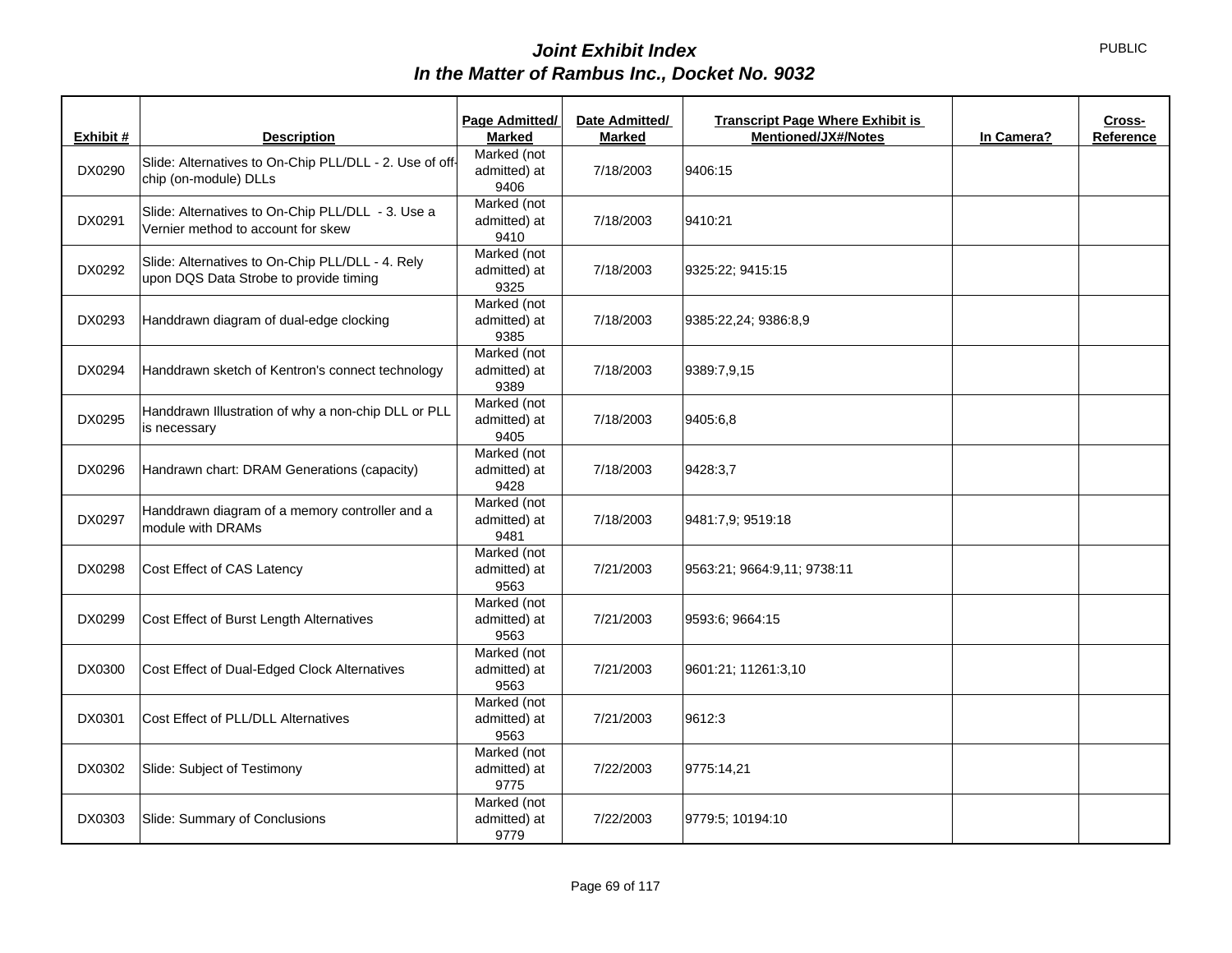# *Joint Exhibit Index*
## *In the Matter of Rambus Inc., Docket No. 9032*

PUBLIC

| Exhibit # | Description | Page Admitted/ Marked | Date Admitted/ Marked | Transcript Page Where Exhibit is Mentioned/JX#/Notes | In Camera? | Cross-Reference |
|---|---|---|---|---|---|---|
| DX0290 | Slide: Alternatives to On-Chip PLL/DLL - 2. Use of off-chip (on-module) DLLs | Marked (not admitted) at 9406 | 7/18/2003 | 9406:15 | | |
| DX0291 | Slide: Alternatives to On-Chip PLL/DLL - 3. Use a Vernier method to account for skew | Marked (not admitted) at 9410 | 7/18/2003 | 9410:21 | | |
| DX0292 | Slide: Alternatives to On-Chip PLL/DLL - 4. Rely upon DQS Data Strobe to provide timing | Marked (not admitted) at 9325 | 7/18/2003 | 9325:22; 9415:15 | | |
| DX0293 | Handdrawn diagram of dual-edge clocking | Marked (not admitted) at 9385 | 7/18/2003 | 9385:22,24; 9386:8,9 | | |
| DX0294 | Handdrawn sketch of Kentron's connect technology | Marked (not admitted) at 9389 | 7/18/2003 | 9389:7,9,15 | | |
| DX0295 | Handdrawn Illustration of why a non-chip DLL or PLL is necessary | Marked (not admitted) at 9405 | 7/18/2003 | 9405:6,8 | | |
| DX0296 | Handrawn chart: DRAM Generations (capacity) | Marked (not admitted) at 9428 | 7/18/2003 | 9428:3,7 | | |
| DX0297 | Handdrawn diagram of a memory controller and a module with DRAMs | Marked (not admitted) at 9481 | 7/18/2003 | 9481:7,9; 9519:18 | | |
| DX0298 | Cost Effect of CAS Latency | Marked (not admitted) at 9563 | 7/21/2003 | 9563:21; 9664:9,11; 9738:11 | | |
| DX0299 | Cost Effect of Burst Length Alternatives | Marked (not admitted) at 9563 | 7/21/2003 | 9593:6; 9664:15 | | |
| DX0300 | Cost Effect of Dual-Edged Clock Alternatives | Marked (not admitted) at 9563 | 7/21/2003 | 9601:21; 11261:3,10 | | |
| DX0301 | Cost Effect of PLL/DLL Alternatives | Marked (not admitted) at 9563 | 7/21/2003 | 9612:3 | | |
| DX0302 | Slide: Subject of Testimony | Marked (not admitted) at 9775 | 7/22/2003 | 9775:14,21 | | |
| DX0303 | Slide: Summary of Conclusions | Marked (not admitted) at 9779 | 7/22/2003 | 9779:5; 10194:10 | | |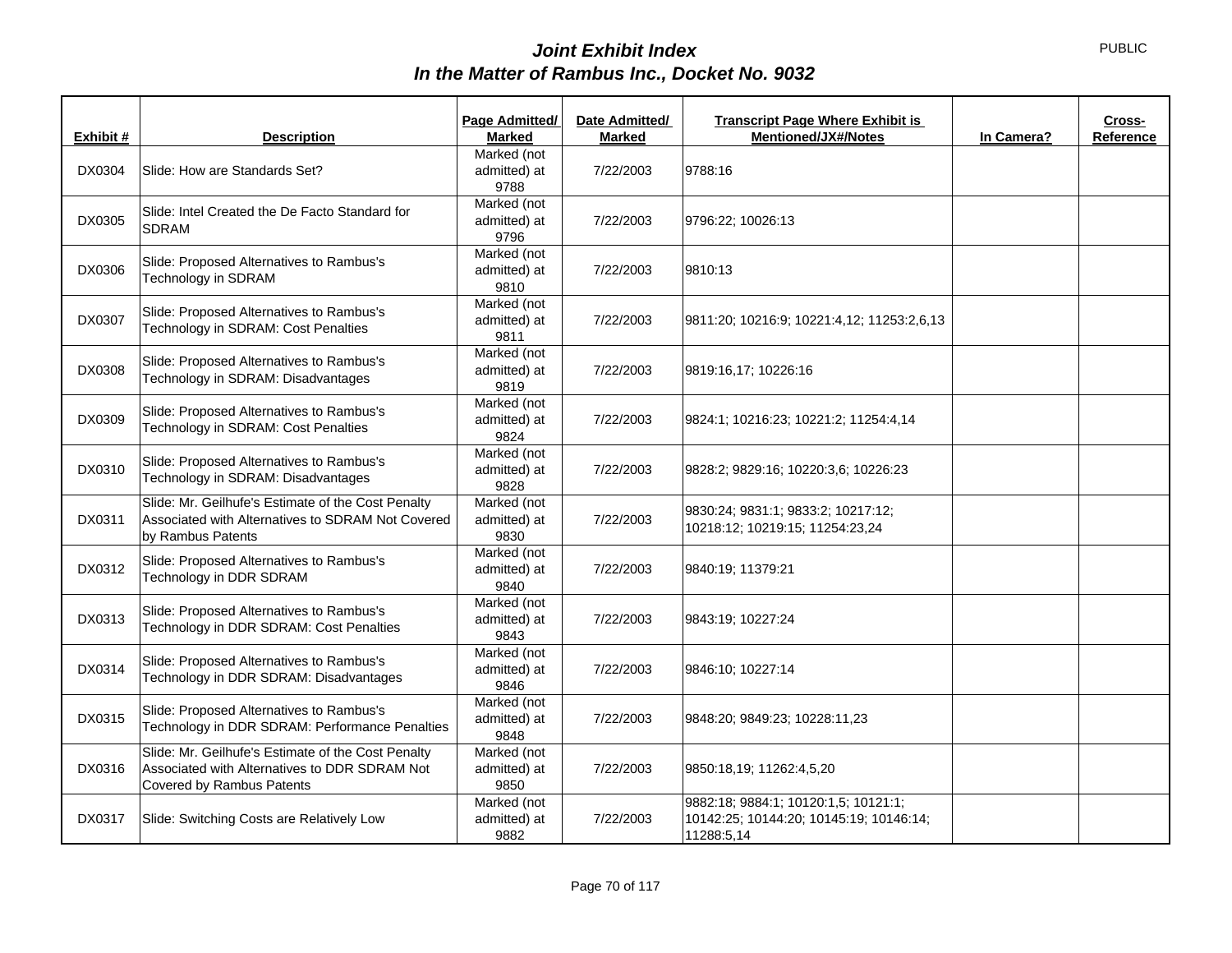# *Joint Exhibit Index*
## *In the Matter of Rambus Inc., Docket No. 9032*

PUBLIC

| Exhibit # | Description | Page Admitted/ Marked | Date Admitted/ Marked | Transcript Page Where Exhibit is Mentioned/JX#/Notes | In Camera? | Cross-Reference |
|---|---|---|---|---|---|---|
| DX0304 | Slide: How are Standards Set? | Marked (not admitted) at 9788 | 7/22/2003 | 9788:16 | | |
| DX0305 | Slide: Intel Created the De Facto Standard for SDRAM | Marked (not admitted) at 9796 | 7/22/2003 | 9796:22; 10026:13 | | |
| DX0306 | Slide: Proposed Alternatives to Rambus's Technology in SDRAM | Marked (not admitted) at 9810 | 7/22/2003 | 9810:13 | | |
| DX0307 | Slide: Proposed Alternatives to Rambus's Technology in SDRAM: Cost Penalties | Marked (not admitted) at 9811 | 7/22/2003 | 9811:20; 10216:9; 10221:4,12; 11253:2,6,13 | | |
| DX0308 | Slide: Proposed Alternatives to Rambus's Technology in SDRAM: Disadvantages | Marked (not admitted) at 9819 | 7/22/2003 | 9819:16,17; 10226:16 | | |
| DX0309 | Slide: Proposed Alternatives to Rambus's Technology in SDRAM: Cost Penalties | Marked (not admitted) at 9824 | 7/22/2003 | 9824:1; 10216:23; 10221:2; 11254:4,14 | | |
| DX0310 | Slide: Proposed Alternatives to Rambus's Technology in SDRAM: Disadvantages | Marked (not admitted) at 9828 | 7/22/2003 | 9828:2; 9829:16; 10220:3,6; 10226:23 | | |
| DX0311 | Slide: Mr. Geilhufe's Estimate of the Cost Penalty Associated with Alternatives to SDRAM Not Covered by Rambus Patents | Marked (not admitted) at 9830 | 7/22/2003 | 9830:24; 9831:1; 9833:2; 10217:12; 10218:12; 10219:15; 11254:23,24 | | |
| DX0312 | Slide: Proposed Alternatives to Rambus's Technology in DDR SDRAM | Marked (not admitted) at 9840 | 7/22/2003 | 9840:19; 11379:21 | | |
| DX0313 | Slide: Proposed Alternatives to Rambus's Technology in DDR SDRAM: Cost Penalties | Marked (not admitted) at 9843 | 7/22/2003 | 9843:19; 10227:24 | | |
| DX0314 | Slide: Proposed Alternatives to Rambus's Technology in DDR SDRAM: Disadvantages | Marked (not admitted) at 9846 | 7/22/2003 | 9846:10; 10227:14 | | |
| DX0315 | Slide: Proposed Alternatives to Rambus's Technology in DDR SDRAM: Performance Penalties | Marked (not admitted) at 9848 | 7/22/2003 | 9848:20; 9849:23; 10228:11,23 | | |
| DX0316 | Slide: Mr. Geilhufe's Estimate of the Cost Penalty Associated with Alternatives to DDR SDRAM Not Covered by Rambus Patents | Marked (not admitted) at 9850 | 7/22/2003 | 9850:18,19; 11262:4,5,20 | | |
| DX0317 | Slide: Switching Costs are Relatively Low | Marked (not admitted) at 9882 | 7/22/2003 | 9882:18; 9884:1; 10120:1,5; 10121:1; 10142:25; 10144:20; 10145:19; 10146:14; 11288:5,14 | | |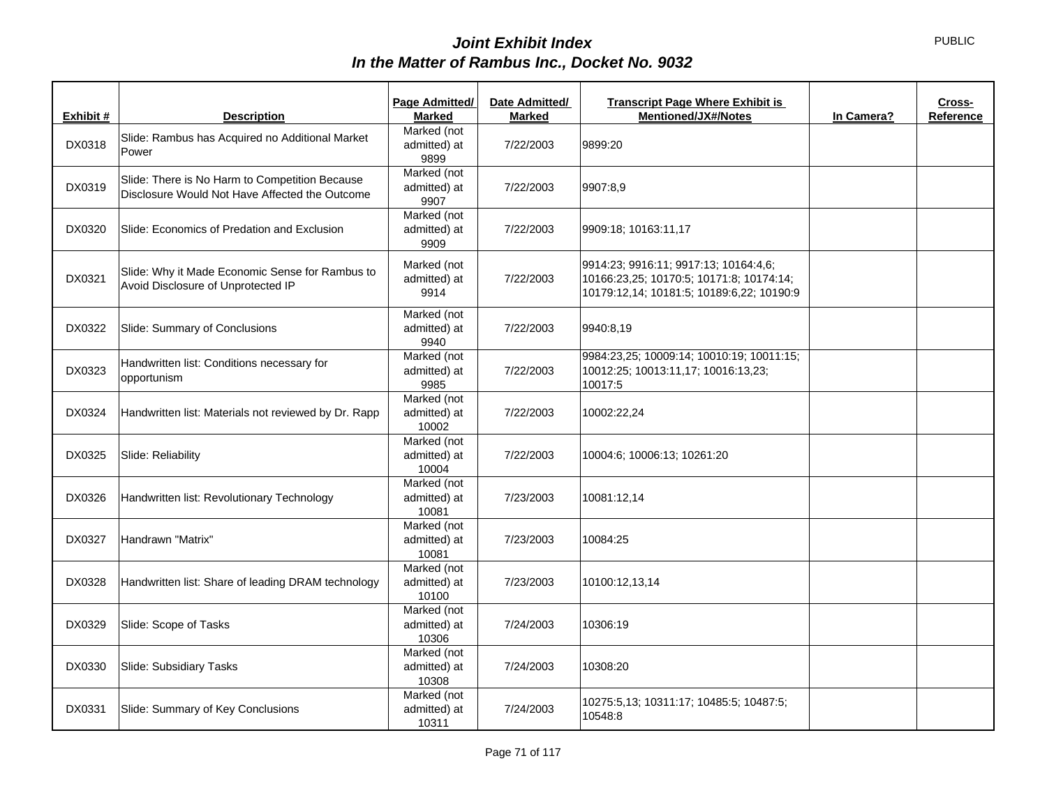# *Joint Exhibit Index*
## *In the Matter of Rambus Inc., Docket No. 9032*

PUBLIC

| Exhibit # | Description | Page Admitted/ Marked | Date Admitted/ Marked | Transcript Page Where Exhibit is Mentioned/JX#/Notes | In Camera? | Cross-Reference |
|---|---|---|---|---|---|---|
| DX0318 | Slide: Rambus has Acquired no Additional Market Power | Marked (not admitted) at 9899 | 7/22/2003 | 9899:20 | | |
| DX0319 | Slide: There is No Harm to Competition Because Disclosure Would Not Have Affected the Outcome | Marked (not admitted) at 9907 | 7/22/2003 | 9907:8,9 | | |
| DX0320 | Slide: Economics of Predation and Exclusion | Marked (not admitted) at 9909 | 7/22/2003 | 9909:18; 10163:11,17 | | |
| DX0321 | Slide: Why it Made Economic Sense for Rambus to Avoid Disclosure of Unprotected IP | Marked (not admitted) at 9914 | 7/22/2003 | 9914:23; 9916:11; 9917:13; 10164:4,6; 10166:23,25; 10170:5; 10171:8; 10174:14; 10179:12,14; 10181:5; 10189:6,22; 10190:9 | | |
| DX0322 | Slide: Summary of Conclusions | Marked (not admitted) at 9940 | 7/22/2003 | 9940:8,19 | | |
| DX0323 | Handwritten list: Conditions necessary for opportunism | Marked (not admitted) at 9985 | 7/22/2003 | 9984:23,25; 10009:14; 10010:19; 10011:15; 10012:25; 10013:11,17; 10016:13,23; 10017:5 | | |
| DX0324 | Handwritten list: Materials not reviewed by Dr. Rapp | Marked (not admitted) at 10002 | 7/22/2003 | 10002:22,24 | | |
| DX0325 | Slide: Reliability | Marked (not admitted) at 10004 | 7/22/2003 | 10004:6; 10006:13; 10261:20 | | |
| DX0326 | Handwritten list: Revolutionary Technology | Marked (not admitted) at 10081 | 7/23/2003 | 10081:12,14 | | |
| DX0327 | Handrawn "Matrix" | Marked (not admitted) at 10081 | 7/23/2003 | 10084:25 | | |
| DX0328 | Handwritten list: Share of leading DRAM technology | Marked (not admitted) at 10100 | 7/23/2003 | 10100:12,13,14 | | |
| DX0329 | Slide: Scope of Tasks | Marked (not admitted) at 10306 | 7/24/2003 | 10306:19 | | |
| DX0330 | Slide: Subsidiary Tasks | Marked (not admitted) at 10308 | 7/24/2003 | 10308:20 | | |
| DX0331 | Slide: Summary of Key Conclusions | Marked (not admitted) at 10311 | 7/24/2003 | 10275:5,13; 10311:17; 10485:5; 10487:5; 10548:8 | | |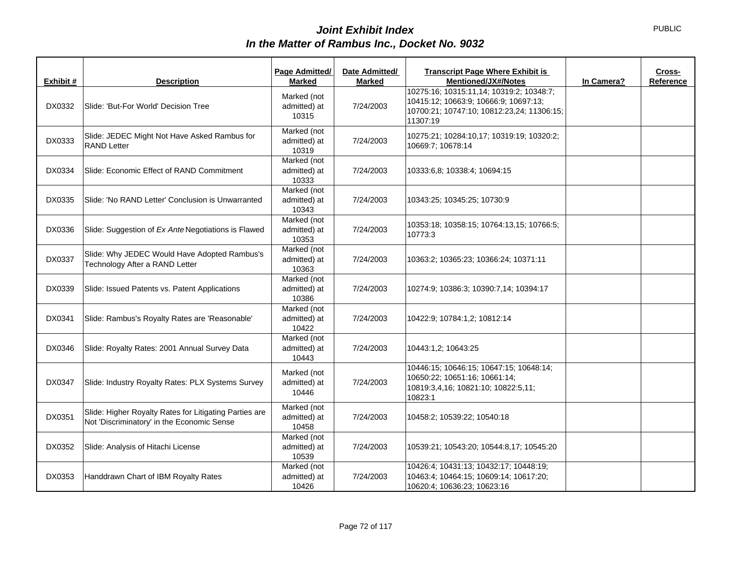PUBLIC

# *Joint Exhibit Index*
## *In the Matter of Rambus Inc., Docket No. 9032*

| Exhibit # | Description | Page Admitted/ Marked | Date Admitted/ Marked | Transcript Page Where Exhibit is Mentioned/JX#/Notes | In Camera? | Cross-Reference |
|---|---|---|---|---|---|---|
| DX0332 | Slide: 'But-For World' Decision Tree | Marked (not admitted) at 10315 | 7/24/2003 | 10275:16; 10315:11,14; 10319:2; 10348:7; 10415:12; 10663:9; 10666:9; 10697:13; 10700:21; 10747:10; 10812:23,24; 11306:15; 11307:19 | | |
| DX0333 | Slide: JEDEC Might Not Have Asked Rambus for RAND Letter | Marked (not admitted) at 10319 | 7/24/2003 | 10275:21; 10284:10,17; 10319:19; 10320:2; 10669:7; 10678:14 | | |
| DX0334 | Slide: Economic Effect of RAND Commitment | Marked (not admitted) at 10333 | 7/24/2003 | 10333:6,8; 10338:4; 10694:15 | | |
| DX0335 | Slide: 'No RAND Letter' Conclusion is Unwarranted | Marked (not admitted) at 10343 | 7/24/2003 | 10343:25; 10345:25; 10730:9 | | |
| DX0336 | Slide: Suggestion of *Ex Ante* Negotiations is Flawed | Marked (not admitted) at 10353 | 7/24/2003 | 10353:18; 10358:15; 10764:13,15; 10766:5; 10773:3 | | |
| DX0337 | Slide: Why JEDEC Would Have Adopted Rambus's Technology After a RAND Letter | Marked (not admitted) at 10363 | 7/24/2003 | 10363:2; 10365:23; 10366:24; 10371:11 | | |
| DX0339 | Slide: Issued Patents vs. Patent Applications | Marked (not admitted) at 10386 | 7/24/2003 | 10274:9; 10386:3; 10390:7,14; 10394:17 | | |
| DX0341 | Slide: Rambus's Royalty Rates are 'Reasonable' | Marked (not admitted) at 10422 | 7/24/2003 | 10422:9; 10784:1,2; 10812:14 | | |
| DX0346 | Slide: Royalty Rates: 2001 Annual Survey Data | Marked (not admitted) at 10443 | 7/24/2003 | 10443:1,2; 10643:25 | | |
| DX0347 | Slide: Industry Royalty Rates: PLX Systems Survey | Marked (not admitted) at 10446 | 7/24/2003 | 10446:15; 10646:15; 10647:15; 10648:14; 10650:22; 10651:16; 10661:14; 10819:3,4,16; 10821:10; 10822:5,11; 10823:1 | | |
| DX0351 | Slide: Higher Royalty Rates for Litigating Parties are Not 'Discriminatory' in the Economic Sense | Marked (not admitted) at 10458 | 7/24/2003 | 10458:2; 10539:22; 10540:18 | | |
| DX0352 | Slide: Analysis of Hitachi License | Marked (not admitted) at 10539 | 7/24/2003 | 10539:21; 10543:20; 10544:8,17; 10545:20 | | |
| DX0353 | Handdrawn Chart of IBM Royalty Rates | Marked (not admitted) at 10426 | 7/24/2003 | 10426:4; 10431:13; 10432:17; 10448:19; 10463:4; 10464:15; 10609:14; 10617:20; 10620:4; 10636:23; 10623:16 | | |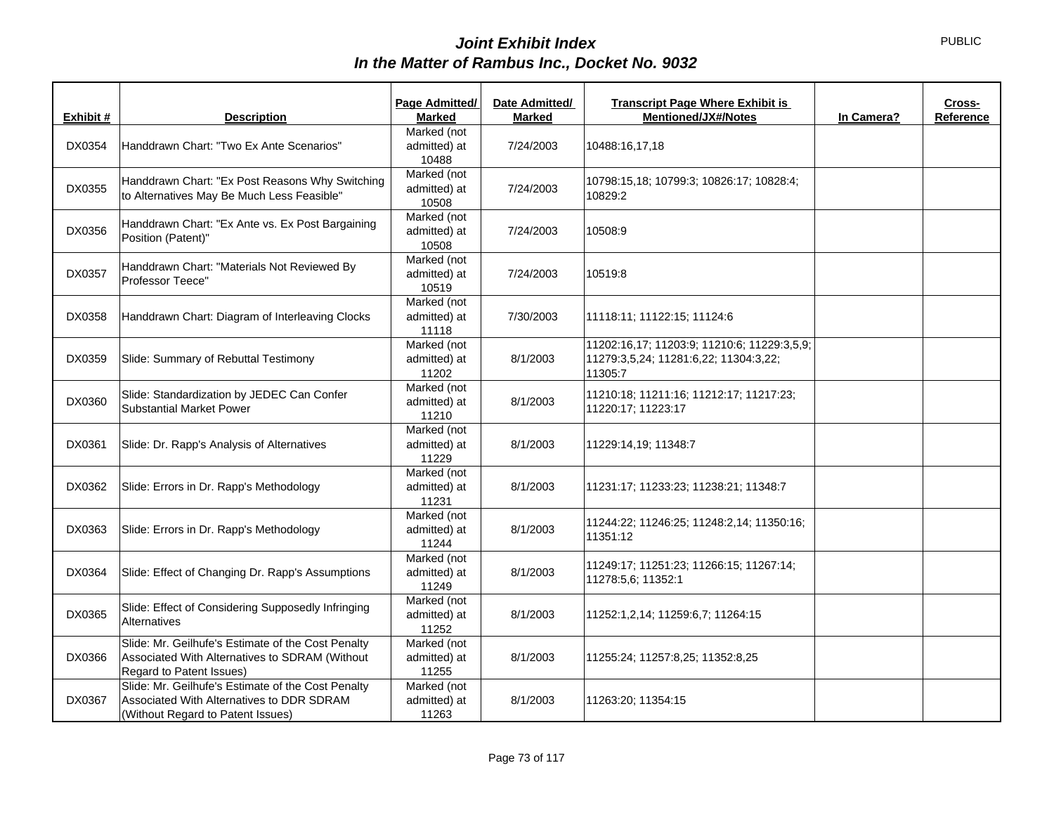# *Joint Exhibit Index*
## *In the Matter of Rambus Inc., Docket No. 9032*

PUBLIC

| Exhibit # | Description | Page Admitted/ Marked | Date Admitted/ Marked | Transcript Page Where Exhibit is Mentioned/JX#/Notes | In Camera? | Cross-Reference |
|---|---|---|---|---|---|---|
| DX0354 | Handdrawn Chart: "Two Ex Ante Scenarios" | Marked (not admitted) at 10488 | 7/24/2003 | 10488:16,17,18 | | |
| DX0355 | Handdrawn Chart: "Ex Post Reasons Why Switching to Alternatives May Be Much Less Feasible" | Marked (not admitted) at 10508 | 7/24/2003 | 10798:15,18; 10799:3; 10826:17; 10828:4; 10829:2 | | |
| DX0356 | Handdrawn Chart: "Ex Ante vs. Ex Post Bargaining Position (Patent)" | Marked (not admitted) at 10508 | 7/24/2003 | 10508:9 | | |
| DX0357 | Handdrawn Chart: "Materials Not Reviewed By Professor Teece" | Marked (not admitted) at 10519 | 7/24/2003 | 10519:8 | | |
| DX0358 | Handdrawn Chart: Diagram of Interleaving Clocks | Marked (not admitted) at 11118 | 7/30/2003 | 11118:11; 11122:15; 11124:6 | | |
| DX0359 | Slide: Summary of Rebuttal Testimony | Marked (not admitted) at 11202 | 8/1/2003 | 11202:16,17; 11203:9; 11210:6; 11229:3,5,9; 11279:3,5,24; 11281:6,22; 11304:3,22; 11305:7 | | |
| DX0360 | Slide: Standardization by JEDEC Can Confer Substantial Market Power | Marked (not admitted) at 11210 | 8/1/2003 | 11210:18; 11211:16; 11212:17; 11217:23; 11220:17; 11223:17 | | |
| DX0361 | Slide: Dr. Rapp's Analysis of Alternatives | Marked (not admitted) at 11229 | 8/1/2003 | 11229:14,19; 11348:7 | | |
| DX0362 | Slide: Errors in Dr. Rapp's Methodology | Marked (not admitted) at 11231 | 8/1/2003 | 11231:17; 11233:23; 11238:21; 11348:7 | | |
| DX0363 | Slide: Errors in Dr. Rapp's Methodology | Marked (not admitted) at 11244 | 8/1/2003 | 11244:22; 11246:25; 11248:2,14; 11350:16; 11351:12 | | |
| DX0364 | Slide: Effect of Changing Dr. Rapp's Assumptions | Marked (not admitted) at 11249 | 8/1/2003 | 11249:17; 11251:23; 11266:15; 11267:14; 11278:5,6; 11352:1 | | |
| DX0365 | Slide: Effect of Considering Supposedly Infringing Alternatives | Marked (not admitted) at 11252 | 8/1/2003 | 11252:1,2,14; 11259:6,7; 11264:15 | | |
| DX0366 | Slide: Mr. Geilhufe's Estimate of the Cost Penalty Associated With Alternatives to SDRAM (Without Regard to Patent Issues) | Marked (not admitted) at 11255 | 8/1/2003 | 11255:24; 11257:8,25; 11352:8,25 | | |
| DX0367 | Slide: Mr. Geilhufe's Estimate of the Cost Penalty Associated With Alternatives to DDR SDRAM (Without Regard to Patent Issues) | Marked (not admitted) at 11263 | 8/1/2003 | 11263:20; 11354:15 | | |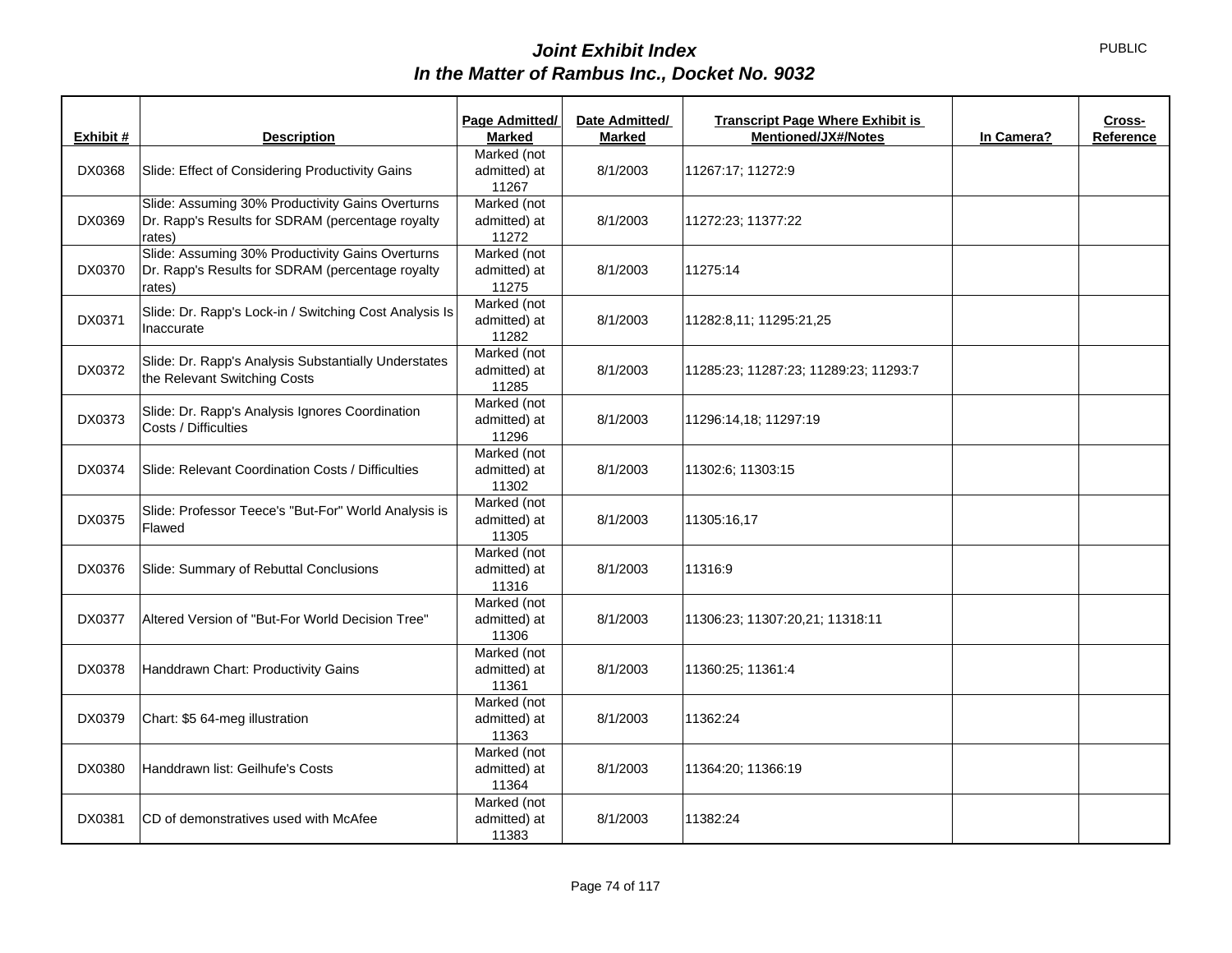# *Joint Exhibit Index*
# *In the Matter of Rambus Inc., Docket No. 9032*

PUBLIC

| Exhibit # | Description | Page Admitted/ Marked | Date Admitted/ Marked | Transcript Page Where Exhibit is Mentioned/JX#/Notes | In Camera? | Cross-Reference |
|---|---|---|---|---|---|---|
| DX0368 | Slide: Effect of Considering Productivity Gains | Marked (not admitted) at 11267 | 8/1/2003 | 11267:17; 11272:9 | | |
| DX0369 | Slide: Assuming 30% Productivity Gains Overturns Dr. Rapp's Results for SDRAM (percentage royalty rates) | Marked (not admitted) at 11272 | 8/1/2003 | 11272:23; 11377:22 | | |
| DX0370 | Slide: Assuming 30% Productivity Gains Overturns Dr. Rapp's Results for SDRAM (percentage royalty rates) | Marked (not admitted) at 11275 | 8/1/2003 | 11275:14 | | |
| DX0371 | Slide: Dr. Rapp's Lock-in / Switching Cost Analysis Is Inaccurate | Marked (not admitted) at 11282 | 8/1/2003 | 11282:8,11; 11295:21,25 | | |
| DX0372 | Slide: Dr. Rapp's Analysis Substantially Understates the Relevant Switching Costs | Marked (not admitted) at 11285 | 8/1/2003 | 11285:23; 11287:23; 11289:23; 11293:7 | | |
| DX0373 | Slide: Dr. Rapp's Analysis Ignores Coordination Costs / Difficulties | Marked (not admitted) at 11296 | 8/1/2003 | 11296:14,18; 11297:19 | | |
| DX0374 | Slide: Relevant Coordination Costs / Difficulties | Marked (not admitted) at 11302 | 8/1/2003 | 11302:6; 11303:15 | | |
| DX0375 | Slide: Professor Teece's "But-For" World Analysis is Flawed | Marked (not admitted) at 11305 | 8/1/2003 | 11305:16,17 | | |
| DX0376 | Slide: Summary of Rebuttal Conclusions | Marked (not admitted) at 11316 | 8/1/2003 | 11316:9 | | |
| DX0377 | Altered Version of "But-For World Decision Tree" | Marked (not admitted) at 11306 | 8/1/2003 | 11306:23; 11307:20,21; 11318:11 | | |
| DX0378 | Handdrawn Chart: Productivity Gains | Marked (not admitted) at 11361 | 8/1/2003 | 11360:25; 11361:4 | | |
| DX0379 | Chart: $5 64-meg illustration | Marked (not admitted) at 11363 | 8/1/2003 | 11362:24 | | |
| DX0380 | Handdrawn list: Geilhufe's Costs | Marked (not admitted) at 11364 | 8/1/2003 | 11364:20; 11366:19 | | |
| DX0381 | CD of demonstratives used with McAfee | Marked (not admitted) at 11383 | 8/1/2003 | 11382:24 | | |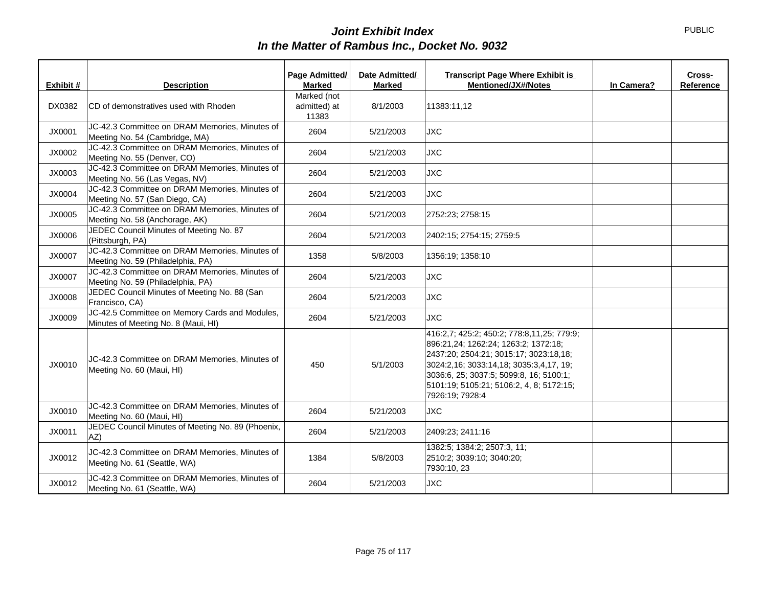PUBLIC

# *Joint Exhibit Index*
## *In the Matter of Rambus Inc., Docket No. 9032*

| Exhibit # | Description | Page Admitted/ Marked | Date Admitted/ Marked | Transcript Page Where Exhibit is Mentioned/JX#/Notes | In Camera? | Cross-Reference |
|---|---|---|---|---|---|---|
| DX0382 | CD of demonstratives used with Rhoden | Marked (not admitted) at 11383 | 8/1/2003 | 11383:11,12 | | |
| JX0001 | JC-42.3 Committee on DRAM Memories, Minutes of Meeting No. 54 (Cambridge, MA) | 2604 | 5/21/2003 | JXC | | |
| JX0002 | JC-42.3 Committee on DRAM Memories, Minutes of Meeting No. 55 (Denver, CO) | 2604 | 5/21/2003 | JXC | | |
| JX0003 | JC-42.3 Committee on DRAM Memories, Minutes of Meeting No. 56 (Las Vegas, NV) | 2604 | 5/21/2003 | JXC | | |
| JX0004 | JC-42.3 Committee on DRAM Memories, Minutes of Meeting No. 57 (San Diego, CA) | 2604 | 5/21/2003 | JXC | | |
| JX0005 | JC-42.3 Committee on DRAM Memories, Minutes of Meeting No. 58 (Anchorage, AK) | 2604 | 5/21/2003 | 2752:23; 2758:15 | | |
| JX0006 | JEDEC Council Minutes of Meeting No. 87 (Pittsburgh, PA) | 2604 | 5/21/2003 | 2402:15; 2754:15; 2759:5 | | |
| JX0007 | JC-42.3 Committee on DRAM Memories, Minutes of Meeting No. 59 (Philadelphia, PA) | 1358 | 5/8/2003 | 1356:19; 1358:10 | | |
| JX0007 | JC-42.3 Committee on DRAM Memories, Minutes of Meeting No. 59 (Philadelphia, PA) | 2604 | 5/21/2003 | JXC | | |
| JX0008 | JEDEC Council Minutes of Meeting No. 88 (San Francisco, CA) | 2604 | 5/21/2003 | JXC | | |
| JX0009 | JC-42.5 Committee on Memory Cards and Modules, Minutes of Meeting No. 8 (Maui, HI) | 2604 | 5/21/2003 | JXC | | |
| JX0010 | JC-42.3 Committee on DRAM Memories, Minutes of Meeting No. 60 (Maui, HI) | 450 | 5/1/2003 | 416:2,7; 425:2; 450:2; 778:8,11,25; 779:9; 896:21,24; 1262:24; 1263:2; 1372:18; 2437:20; 2504:21; 3015:17; 3023:18,18; 3024:2,16; 3033:14,18; 3035:3,4,17, 19; 3036:6, 25; 3037:5; 5099:8, 16; 5100:1; 5101:19; 5105:21; 5106:2, 4, 8; 5172:15; 7926:19; 7928:4 | | |
| JX0010 | JC-42.3 Committee on DRAM Memories, Minutes of Meeting No. 60 (Maui, HI) | 2604 | 5/21/2003 | JXC | | |
| JX0011 | JEDEC Council Minutes of Meeting No. 89 (Phoenix, AZ) | 2604 | 5/21/2003 | 2409:23; 2411:16 | | |
| JX0012 | JC-42.3 Committee on DRAM Memories, Minutes of Meeting No. 61 (Seattle, WA) | 1384 | 5/8/2003 | 1382:5; 1384:2; 2507:3, 11; 2510:2; 3039:10; 3040:20; 7930:10, 23 | | |
| JX0012 | JC-42.3 Committee on DRAM Memories, Minutes of Meeting No. 61 (Seattle, WA) | 2604 | 5/21/2003 | JXC | | |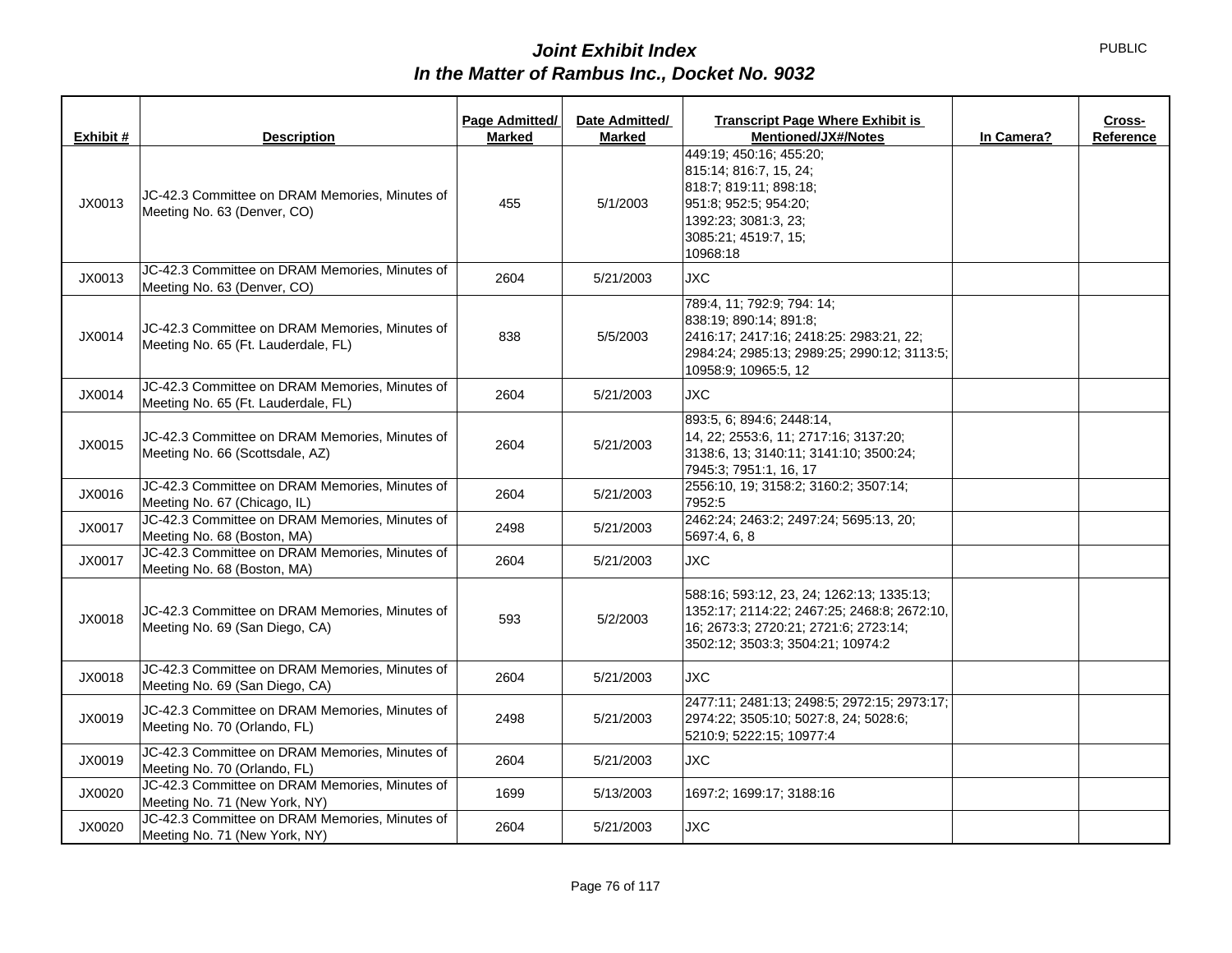PUBLIC

# *Joint Exhibit Index*
## *In the Matter of Rambus Inc., Docket No. 9032*

| Exhibit # | Description | Page Admitted/ Marked | Date Admitted/ Marked | Transcript Page Where Exhibit is Mentioned/JX#/Notes | In Camera? | Cross-Reference |
|---|---|---|---|---|---|---|
| JX0013 | JC-42.3 Committee on DRAM Memories, Minutes of Meeting No. 63 (Denver, CO) | 455 | 5/1/2003 | 449:19; 450:16; 455:20; 815:14; 816:7, 15, 24; 818:7; 819:11; 898:18; 951:8; 952:5; 954:20; 1392:23; 3081:3, 23; 3085:21; 4519:7, 15; 10968:18 | | |
| JX0013 | JC-42.3 Committee on DRAM Memories, Minutes of Meeting No. 63 (Denver, CO) | 2604 | 5/21/2003 | JXC | | |
| JX0014 | JC-42.3 Committee on DRAM Memories, Minutes of Meeting No. 65 (Ft. Lauderdale, FL) | 838 | 5/5/2003 | 789:4, 11; 792:9; 794: 14; 838:19; 890:14; 891:8; 2416:17; 2417:16; 2418:25: 2983:21, 22; 2984:24; 2985:13; 2989:25; 2990:12; 3113:5; 10958:9; 10965:5, 12 | | |
| JX0014 | JC-42.3 Committee on DRAM Memories, Minutes of Meeting No. 65 (Ft. Lauderdale, FL) | 2604 | 5/21/2003 | JXC | | |
| JX0015 | JC-42.3 Committee on DRAM Memories, Minutes of Meeting No. 66 (Scottsdale, AZ) | 2604 | 5/21/2003 | 893:5, 6; 894:6; 2448:14, 14, 22; 2553:6, 11; 2717:16; 3137:20; 3138:6, 13; 3140:11; 3141:10; 3500:24; 7945:3; 7951:1, 16, 17 | | |
| JX0016 | JC-42.3 Committee on DRAM Memories, Minutes of Meeting No. 67 (Chicago, IL) | 2604 | 5/21/2003 | 2556:10, 19; 3158:2; 3160:2; 3507:14; 7952:5 | | |
| JX0017 | JC-42.3 Committee on DRAM Memories, Minutes of Meeting No. 68 (Boston, MA) | 2498 | 5/21/2003 | 2462:24; 2463:2; 2497:24; 5695:13, 20; 5697:4, 6, 8 | | |
| JX0017 | JC-42.3 Committee on DRAM Memories, Minutes of Meeting No. 68 (Boston, MA) | 2604 | 5/21/2003 | JXC | | |
| JX0018 | JC-42.3 Committee on DRAM Memories, Minutes of Meeting No. 69 (San Diego, CA) | 593 | 5/2/2003 | 588:16; 593:12, 23, 24; 1262:13; 1335:13; 1352:17; 2114:22; 2467:25; 2468:8; 2672:10, 16; 2673:3; 2720:21; 2721:6; 2723:14; 3502:12; 3503:3; 3504:21; 10974:2 | | |
| JX0018 | JC-42.3 Committee on DRAM Memories, Minutes of Meeting No. 69 (San Diego, CA) | 2604 | 5/21/2003 | JXC | | |
| JX0019 | JC-42.3 Committee on DRAM Memories, Minutes of Meeting No. 70 (Orlando, FL) | 2498 | 5/21/2003 | 2477:11; 2481:13; 2498:5; 2972:15; 2973:17; 2974:22; 3505:10; 5027:8, 24; 5028:6; 5210:9; 5222:15; 10977:4 | | |
| JX0019 | JC-42.3 Committee on DRAM Memories, Minutes of Meeting No. 70 (Orlando, FL) | 2604 | 5/21/2003 | JXC | | |
| JX0020 | JC-42.3 Committee on DRAM Memories, Minutes of Meeting No. 71 (New York, NY) | 1699 | 5/13/2003 | 1697:2; 1699:17; 3188:16 | | |
| JX0020 | JC-42.3 Committee on DRAM Memories, Minutes of Meeting No. 71 (New York, NY) | 2604 | 5/21/2003 | JXC | | |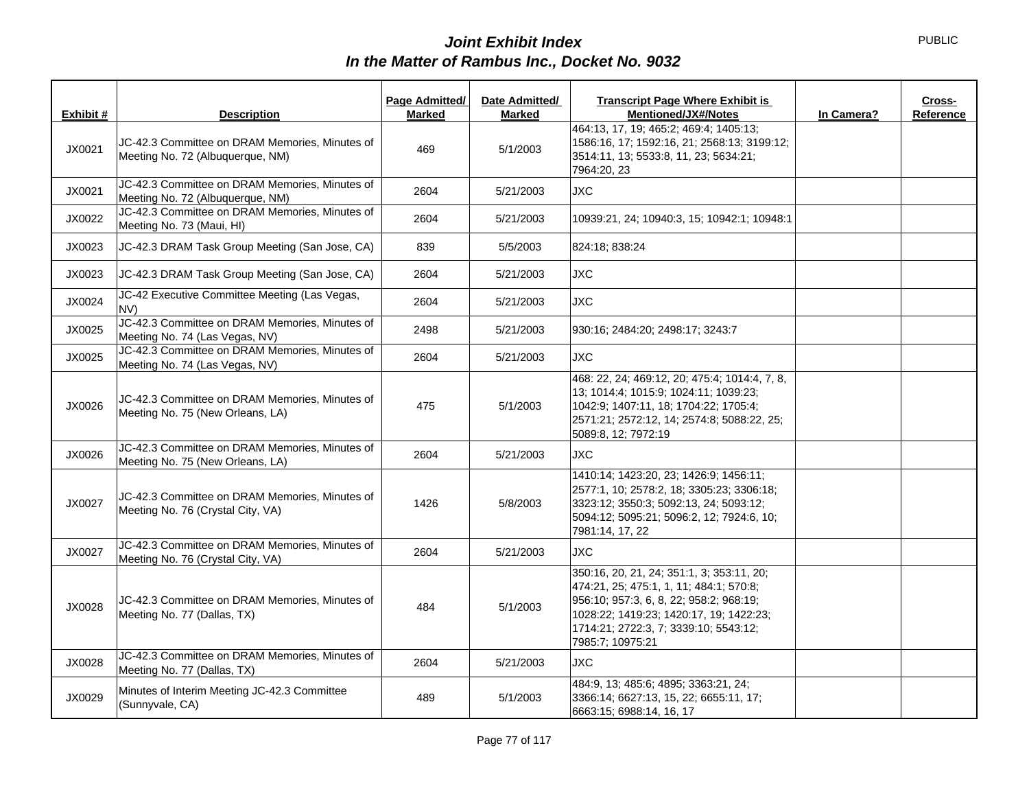# *Joint Exhibit Index*
# *In the Matter of Rambus Inc., Docket No. 9032*

PUBLIC

| Exhibit # | Description | Page Admitted/ Marked | Date Admitted/ Marked | Transcript Page Where Exhibit is Mentioned/JX#/Notes | In Camera? | Cross-Reference |
|---|---|---|---|---|---|---|
| JX0021 | JC-42.3 Committee on DRAM Memories, Minutes of Meeting No. 72 (Albuquerque, NM) | 469 | 5/1/2003 | 464:13, 17, 19; 465:2; 469:4; 1405:13; 1586:16, 17; 1592:16, 21; 2568:13; 3199:12; 3514:11, 13; 5533:8, 11, 23; 5634:21; 7964:20, 23 | | |
| JX0021 | JC-42.3 Committee on DRAM Memories, Minutes of Meeting No. 72 (Albuquerque, NM) | 2604 | 5/21/2003 | JXC | | |
| JX0022 | JC-42.3 Committee on DRAM Memories, Minutes of Meeting No. 73 (Maui, HI) | 2604 | 5/21/2003 | 10939:21, 24; 10940:3, 15; 10942:1; 10948:1 | | |
| JX0023 | JC-42.3 DRAM Task Group Meeting (San Jose, CA) | 839 | 5/5/2003 | 824:18; 838:24 | | |
| JX0023 | JC-42.3 DRAM Task Group Meeting (San Jose, CA) | 2604 | 5/21/2003 | JXC | | |
| JX0024 | JC-42 Executive Committee Meeting (Las Vegas, NV) | 2604 | 5/21/2003 | JXC | | |
| JX0025 | JC-42.3 Committee on DRAM Memories, Minutes of Meeting No. 74 (Las Vegas, NV) | 2498 | 5/21/2003 | 930:16; 2484:20; 2498:17; 3243:7 | | |
| JX0025 | JC-42.3 Committee on DRAM Memories, Minutes of Meeting No. 74 (Las Vegas, NV) | 2604 | 5/21/2003 | JXC | | |
| JX0026 | JC-42.3 Committee on DRAM Memories, Minutes of Meeting No. 75 (New Orleans, LA) | 475 | 5/1/2003 | 468: 22, 24; 469:12, 20; 475:4; 1014:4, 7, 8, 13; 1014:4; 1015:9; 1024:11; 1039:23; 1042:9; 1407:11, 18; 1704:22; 1705:4; 2571:21; 2572:12, 14; 2574:8; 5088:22, 25; 5089:8, 12; 7972:19 | | |
| JX0026 | JC-42.3 Committee on DRAM Memories, Minutes of Meeting No. 75 (New Orleans, LA) | 2604 | 5/21/2003 | JXC | | |
| JX0027 | JC-42.3 Committee on DRAM Memories, Minutes of Meeting No. 76 (Crystal City, VA) | 1426 | 5/8/2003 | 1410:14; 1423:20, 23; 1426:9; 1456:11; 2577:1, 10; 2578:2, 18; 3305:23; 3306:18; 3323:12; 3550:3; 5092:13, 24; 5093:12; 5094:12; 5095:21; 5096:2, 12; 7924:6, 10; 7981:14, 17, 22 | | |
| JX0027 | JC-42.3 Committee on DRAM Memories, Minutes of Meeting No. 76 (Crystal City, VA) | 2604 | 5/21/2003 | JXC | | |
| JX0028 | JC-42.3 Committee on DRAM Memories, Minutes of Meeting No. 77 (Dallas, TX) | 484 | 5/1/2003 | 350:16, 20, 21, 24; 351:1, 3; 353:11, 20; 474:21, 25; 475:1, 1, 11; 484:1; 570:8; 956:10; 957:3, 6, 8, 22; 958:2; 968:19; 1028:22; 1419:23; 1420:17, 19; 1422:23; 1714:21; 2722:3, 7; 3339:10; 5543:12; 7985:7; 10975:21 | | |
| JX0028 | JC-42.3 Committee on DRAM Memories, Minutes of Meeting No. 77 (Dallas, TX) | 2604 | 5/21/2003 | JXC | | |
| JX0029 | Minutes of Interim Meeting JC-42.3 Committee (Sunnyvale, CA) | 489 | 5/1/2003 | 484:9, 13; 485:6; 4895; 3363:21, 24; 3366:14; 6627:13, 15, 22; 6655:11, 17; 6663:15; 6988:14, 16, 17 | | |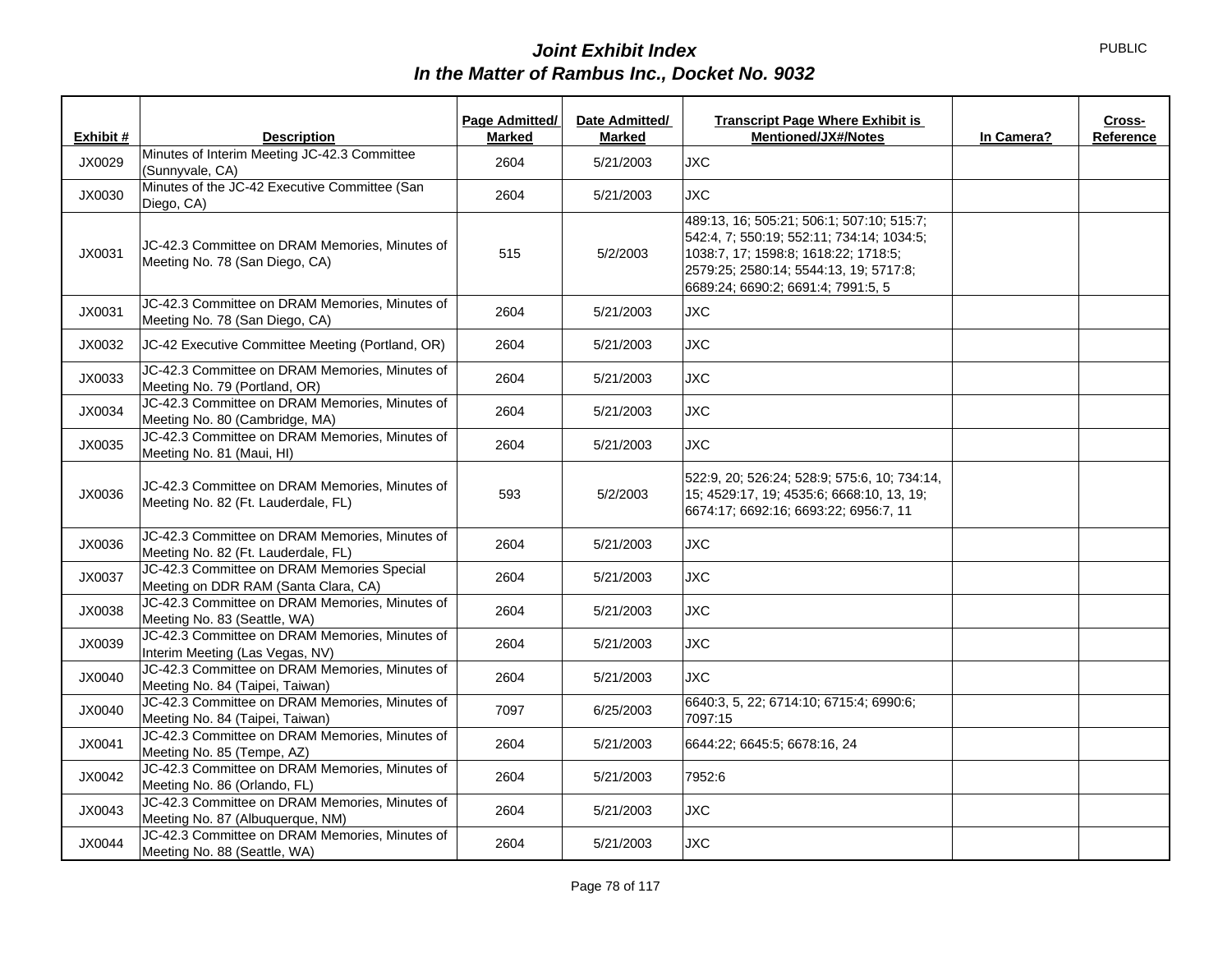# *Joint Exhibit Index*
## *In the Matter of Rambus Inc., Docket No. 9032*

PUBLIC

| Exhibit # | Description | Page Admitted/ Marked | Date Admitted/ Marked | Transcript Page Where Exhibit is Mentioned/JX#/Notes | In Camera? | Cross-Reference |
|---|---|---|---|---|---|---|
| JX0029 | Minutes of Interim Meeting JC-42.3 Committee (Sunnyvale, CA) | 2604 | 5/21/2003 | JXC | | |
| JX0030 | Minutes of the JC-42 Executive Committee (San Diego, CA) | 2604 | 5/21/2003 | JXC | | |
| JX0031 | JC-42.3 Committee on DRAM Memories, Minutes of Meeting No. 78 (San Diego, CA) | 515 | 5/2/2003 | 489:13, 16; 505:21; 506:1; 507:10; 515:7; 542:4, 7; 550:19; 552:11; 734:14; 1034:5; 1038:7, 17; 1598:8; 1618:22; 1718:5; 2579:25; 2580:14; 5544:13, 19; 5717:8; 6689:24; 6690:2; 6691:4; 7991:5, 5 | | |
| JX0031 | JC-42.3 Committee on DRAM Memories, Minutes of Meeting No. 78 (San Diego, CA) | 2604 | 5/21/2003 | JXC | | |
| JX0032 | JC-42 Executive Committee Meeting (Portland, OR) | 2604 | 5/21/2003 | JXC | | |
| JX0033 | JC-42.3 Committee on DRAM Memories, Minutes of Meeting No. 79 (Portland, OR) | 2604 | 5/21/2003 | JXC | | |
| JX0034 | JC-42.3 Committee on DRAM Memories, Minutes of Meeting No. 80 (Cambridge, MA) | 2604 | 5/21/2003 | JXC | | |
| JX0035 | JC-42.3 Committee on DRAM Memories, Minutes of Meeting No. 81 (Maui, HI) | 2604 | 5/21/2003 | JXC | | |
| JX0036 | JC-42.3 Committee on DRAM Memories, Minutes of Meeting No. 82 (Ft. Lauderdale, FL) | 593 | 5/2/2003 | 522:9, 20; 526:24; 528:9; 575:6, 10; 734:14, 15; 4529:17, 19; 4535:6; 6668:10, 13, 19; 6674:17; 6692:16; 6693:22; 6956:7, 11 | | |
| JX0036 | JC-42.3 Committee on DRAM Memories, Minutes of Meeting No. 82 (Ft. Lauderdale, FL) | 2604 | 5/21/2003 | JXC | | |
| JX0037 | JC-42.3 Committee on DRAM Memories Special Meeting on DDR RAM (Santa Clara, CA) | 2604 | 5/21/2003 | JXC | | |
| JX0038 | JC-42.3 Committee on DRAM Memories, Minutes of Meeting No. 83 (Seattle, WA) | 2604 | 5/21/2003 | JXC | | |
| JX0039 | JC-42.3 Committee on DRAM Memories, Minutes of Interim Meeting (Las Vegas, NV) | 2604 | 5/21/2003 | JXC | | |
| JX0040 | JC-42.3 Committee on DRAM Memories, Minutes of Meeting No. 84 (Taipei, Taiwan) | 2604 | 5/21/2003 | JXC | | |
| JX0040 | JC-42.3 Committee on DRAM Memories, Minutes of Meeting No. 84 (Taipei, Taiwan) | 7097 | 6/25/2003 | 6640:3, 5, 22; 6714:10; 6715:4; 6990:6; 7097:15 | | |
| JX0041 | JC-42.3 Committee on DRAM Memories, Minutes of Meeting No. 85 (Tempe, AZ) | 2604 | 5/21/2003 | 6644:22; 6645:5; 6678:16, 24 | | |
| JX0042 | JC-42.3 Committee on DRAM Memories, Minutes of Meeting No. 86 (Orlando, FL) | 2604 | 5/21/2003 | 7952:6 | | |
| JX0043 | JC-42.3 Committee on DRAM Memories, Minutes of Meeting No. 87 (Albuquerque, NM) | 2604 | 5/21/2003 | JXC | | |
| JX0044 | JC-42.3 Committee on DRAM Memories, Minutes of Meeting No. 88 (Seattle, WA) | 2604 | 5/21/2003 | JXC | | |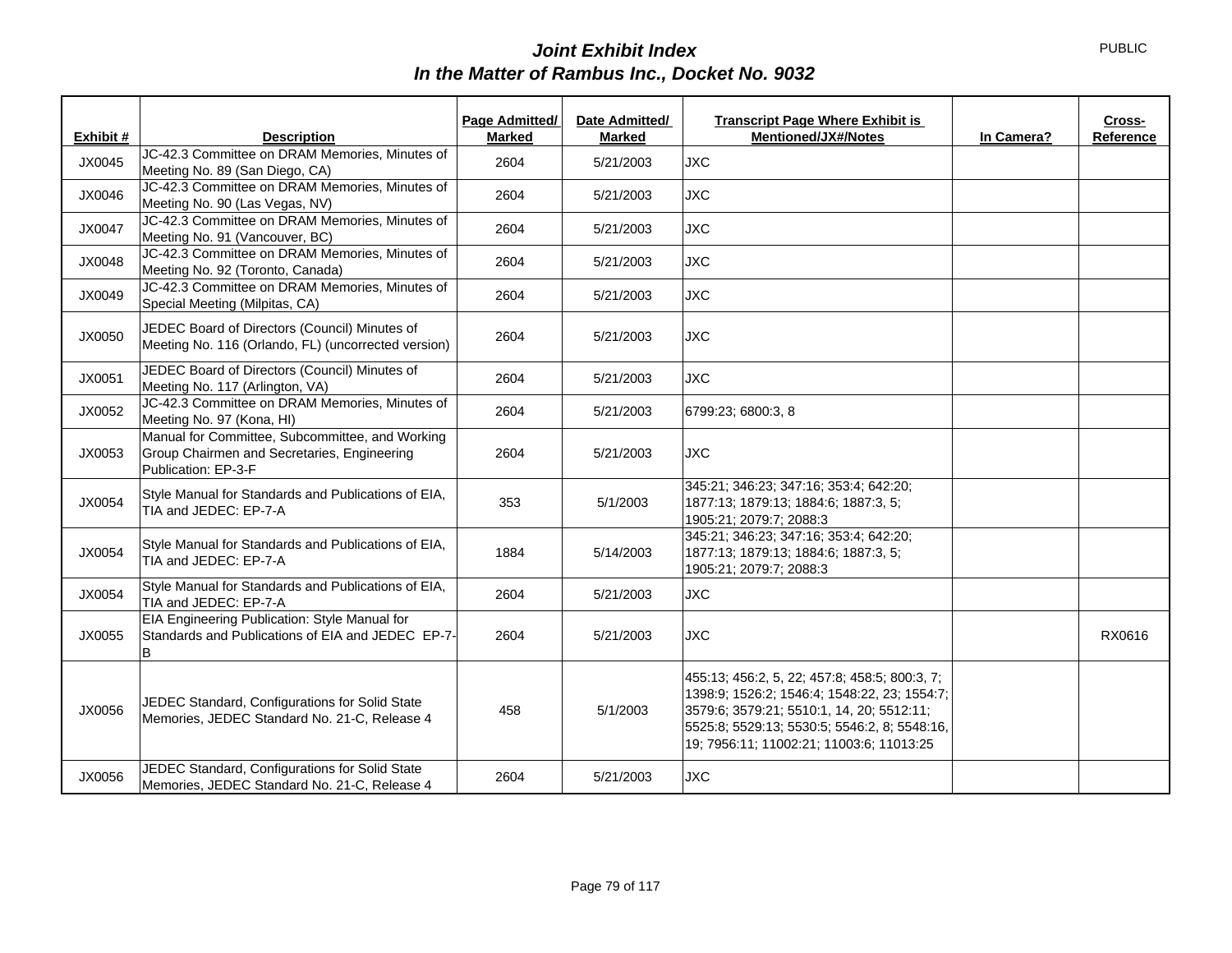# *Joint Exhibit Index*
# *In the Matter of Rambus Inc., Docket No. 9032*

PUBLIC

| Exhibit # | Description | Page Admitted/ Marked | Date Admitted/ Marked | Transcript Page Where Exhibit is Mentioned/JX#/Notes | In Camera? | Cross-Reference |
|---|---|---|---|---|---|---|
| JX0045 | JC-42.3 Committee on DRAM Memories, Minutes of Meeting No. 89 (San Diego, CA) | 2604 | 5/21/2003 | JXC | | |
| JX0046 | JC-42.3 Committee on DRAM Memories, Minutes of Meeting No. 90 (Las Vegas, NV) | 2604 | 5/21/2003 | JXC | | |
| JX0047 | JC-42.3 Committee on DRAM Memories, Minutes of Meeting No. 91 (Vancouver, BC) | 2604 | 5/21/2003 | JXC | | |
| JX0048 | JC-42.3 Committee on DRAM Memories, Minutes of Meeting No. 92 (Toronto, Canada) | 2604 | 5/21/2003 | JXC | | |
| JX0049 | JC-42.3 Committee on DRAM Memories, Minutes of Special Meeting (Milpitas, CA) | 2604 | 5/21/2003 | JXC | | |
| JX0050 | JEDEC Board of Directors (Council) Minutes of Meeting No. 116 (Orlando, FL) (uncorrected version) | 2604 | 5/21/2003 | JXC | | |
| JX0051 | JEDEC Board of Directors (Council) Minutes of Meeting No. 117 (Arlington, VA) | 2604 | 5/21/2003 | JXC | | |
| JX0052 | JC-42.3 Committee on DRAM Memories, Minutes of Meeting No. 97 (Kona, HI) | 2604 | 5/21/2003 | 6799:23; 6800:3, 8 | | |
| JX0053 | Manual for Committee, Subcommittee, and Working Group Chairmen and Secretaries, Engineering Publication: EP-3-F | 2604 | 5/21/2003 | JXC | | |
| JX0054 | Style Manual for Standards and Publications of EIA, TIA and JEDEC: EP-7-A | 353 | 5/1/2003 | 345:21; 346:23; 347:16; 353:4; 642:20; 1877:13; 1879:13; 1884:6; 1887:3, 5; 1905:21; 2079:7; 2088:3 | | |
| JX0054 | Style Manual for Standards and Publications of EIA, TIA and JEDEC: EP-7-A | 1884 | 5/14/2003 | 345:21; 346:23; 347:16; 353:4; 642:20; 1877:13; 1879:13; 1884:6; 1887:3, 5; 1905:21; 2079:7; 2088:3 | | |
| JX0054 | Style Manual for Standards and Publications of EIA, TIA and JEDEC: EP-7-A | 2604 | 5/21/2003 | JXC | | |
| JX0055 | EIA Engineering Publication: Style Manual for Standards and Publications of EIA and JEDEC EP-7-B | 2604 | 5/21/2003 | JXC | | RX0616 |
| JX0056 | JEDEC Standard, Configurations for Solid State Memories, JEDEC Standard No. 21-C, Release 4 | 458 | 5/1/2003 | 455:13; 456:2, 5, 22; 457:8; 458:5; 800:3, 7; 1398:9; 1526:2; 1546:4; 1548:22, 23; 1554:7; 3579:6; 3579:21; 5510:1, 14, 20; 5512:11; 5525:8; 5529:13; 5530:5; 5546:2, 8; 5548:16, 19; 7956:11; 11002:21; 11003:6; 11013:25 | | |
| JX0056 | JEDEC Standard, Configurations for Solid State Memories, JEDEC Standard No. 21-C, Release 4 | 2604 | 5/21/2003 | JXC | | |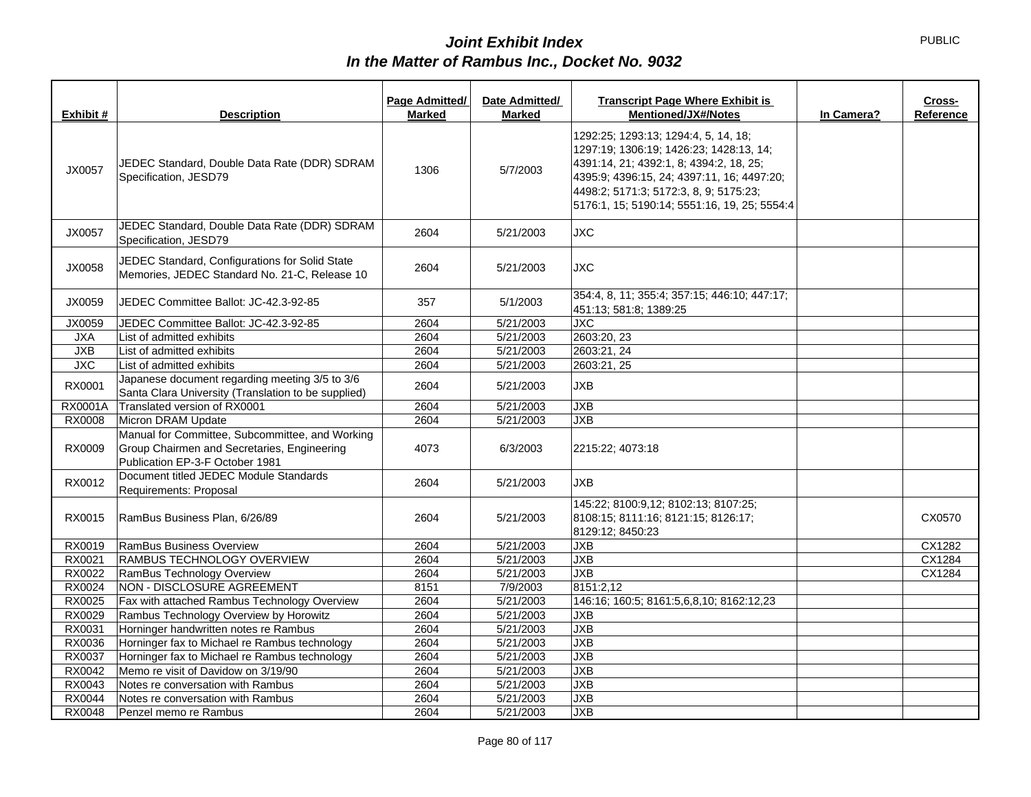# *Joint Exhibit Index*
## *In the Matter of Rambus Inc., Docket No. 9032*

PUBLIC

| Exhibit # | Description | Page Admitted/ Marked | Date Admitted/ Marked | Transcript Page Where Exhibit is Mentioned/JX#/Notes | In Camera? | Cross-Reference |
|---|---|---|---|---|---|---|
| JX0057 | JEDEC Standard, Double Data Rate (DDR) SDRAM Specification, JESD79 | 1306 | 5/7/2003 | 1292:25; 1293:13; 1294:4, 5, 14, 18; 1297:19; 1306:19; 1426:23; 1428:13, 14; 4391:14, 21; 4392:1, 8; 4394:2, 18, 25; 4395:9; 4396:15, 24; 4397:11, 16; 4497:20; 4498:2; 5171:3; 5172:3, 8, 9; 5175:23; 5176:1, 15; 5190:14; 5551:16, 19, 25; 5554:4 | | |
| JX0057 | JEDEC Standard, Double Data Rate (DDR) SDRAM Specification, JESD79 | 2604 | 5/21/2003 | JXC | | |
| JX0058 | JEDEC Standard, Configurations for Solid State Memories, JEDEC Standard No. 21-C, Release 10 | 2604 | 5/21/2003 | JXC | | |
| JX0059 | JEDEC Committee Ballot: JC-42.3-92-85 | 357 | 5/1/2003 | 354:4, 8, 11; 355:4; 357:15; 446:10; 447:17; 451:13; 581:8; 1389:25 | | |
| JX0059 | JEDEC Committee Ballot: JC-42.3-92-85 | 2604 | 5/21/2003 | JXC | | |
| JXA | List of admitted exhibits | 2604 | 5/21/2003 | 2603:20, 23 | | |
| JXB | List of admitted exhibits | 2604 | 5/21/2003 | 2603:21, 24 | | |
| JXC | List of admitted exhibits | 2604 | 5/21/2003 | 2603:21, 25 | | |
| RX0001 | Japanese document regarding meeting 3/5 to 3/6 Santa Clara University (Translation to be supplied) | 2604 | 5/21/2003 | JXB | | |
| RX0001A | Translated version of RX0001 | 2604 | 5/21/2003 | JXB | | |
| RX0008 | Micron DRAM Update | 2604 | 5/21/2003 | JXB | | |
| RX0009 | Manual for Committee, Subcommittee, and Working Group Chairmen and Secretaries, Engineering Publication EP-3-F October 1981 | 4073 | 6/3/2003 | 2215:22; 4073:18 | | |
| RX0012 | Document titled JEDEC Module Standards Requirements: Proposal | 2604 | 5/21/2003 | JXB | | |
| RX0015 | RamBus Business Plan, 6/26/89 | 2604 | 5/21/2003 | 145:22; 8100:9,12; 8102:13; 8107:25; 8108:15; 8111:16; 8121:15; 8126:17; 8129:12; 8450:23 | | CX0570 |
| RX0019 | RamBus Business Overview | 2604 | 5/21/2003 | JXB | | CX1282 |
| RX0021 | RAMBUS TECHNOLOGY OVERVIEW | 2604 | 5/21/2003 | JXB | | CX1284 |
| RX0022 | RamBus Technology Overview | 2604 | 5/21/2003 | JXB | | CX1284 |
| RX0024 | NON - DISCLOSURE AGREEMENT | 8151 | 7/9/2003 | 8151:2,12 | | |
| RX0025 | Fax with attached Rambus Technology Overview | 2604 | 5/21/2003 | 146:16; 160:5; 8161:5,6,8,10; 8162:12,23 | | |
| RX0029 | Rambus Technology Overview by Horowitz | 2604 | 5/21/2003 | JXB | | |
| RX0031 | Horninger handwritten notes re Rambus | 2604 | 5/21/2003 | JXB | | |
| RX0036 | Horninger fax to Michael re Rambus technology | 2604 | 5/21/2003 | JXB | | |
| RX0037 | Horninger fax to Michael re Rambus technology | 2604 | 5/21/2003 | JXB | | |
| RX0042 | Memo re visit of Davidow on 3/19/90 | 2604 | 5/21/2003 | JXB | | |
| RX0043 | Notes re conversation with Rambus | 2604 | 5/21/2003 | JXB | | |
| RX0044 | Notes re conversation with Rambus | 2604 | 5/21/2003 | JXB | | |
| RX0048 | Penzel memo re Rambus | 2604 | 5/21/2003 | JXB | | |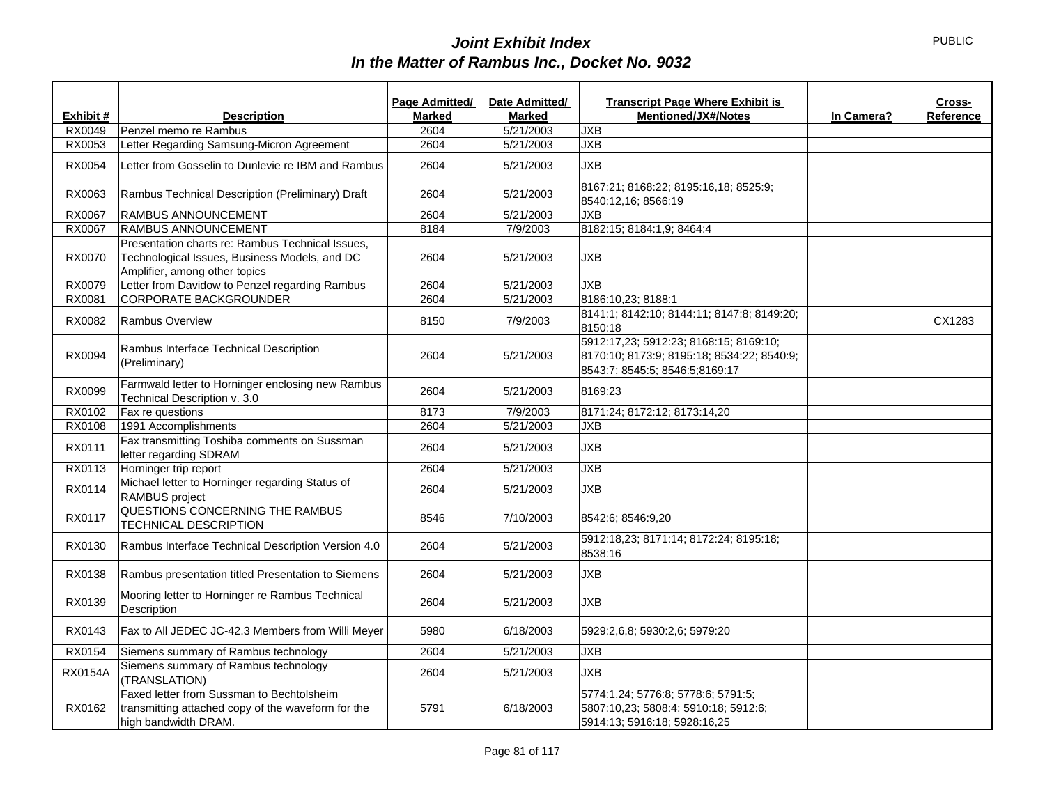# Joint Exhibit Index
## In the Matter of Rambus Inc., Docket No. 9032

PUBLIC

| Exhibit # | Description | Page Admitted/ Marked | Date Admitted/ Marked | Transcript Page Where Exhibit is Mentioned/JX#/Notes | In Camera? | Cross-Reference |
|---|---|---|---|---|---|---|
| RX0049 | Penzel memo re Rambus | 2604 | 5/21/2003 | JXB | | |
| RX0053 | Letter Regarding Samsung-Micron Agreement | 2604 | 5/21/2003 | JXB | | |
| RX0054 | Letter from Gosselin to Dunlevie re IBM and Rambus | 2604 | 5/21/2003 | JXB | | |
| RX0063 | Rambus Technical Description (Preliminary) Draft | 2604 | 5/21/2003 | 8167:21; 8168:22; 8195:16,18; 8525:9; 8540:12,16; 8566:19 | | |
| RX0067 | RAMBUS ANNOUNCEMENT | 2604 | 5/21/2003 | JXB | | |
| RX0067 | RAMBUS ANNOUNCEMENT | 8184 | 7/9/2003 | 8182:15; 8184:1,9; 8464:4 | | |
| RX0070 | Presentation charts re: Rambus Technical Issues, Technological Issues, Business Models, and DC Amplifier, among other topics | 2604 | 5/21/2003 | JXB | | |
| RX0079 | Letter from Davidow to Penzel regarding Rambus | 2604 | 5/21/2003 | JXB | | |
| RX0081 | CORPORATE BACKGROUNDER | 2604 | 5/21/2003 | 8186:10,23; 8188:1 | | |
| RX0082 | Rambus Overview | 8150 | 7/9/2003 | 8141:1; 8142:10; 8144:11; 8147:8; 8149:20; 8150:18 | | CX1283 |
| RX0094 | Rambus Interface Technical Description (Preliminary) | 2604 | 5/21/2003 | 5912:17,23; 5912:23; 8168:15; 8169:10; 8170:10; 8173:9; 8195:18; 8534:22; 8540:9; 8543:7; 8545:5; 8546:5;8169:17 | | |
| RX0099 | Farmwald letter to Horninger enclosing new Rambus Technical Description v. 3.0 | 2604 | 5/21/2003 | 8169:23 | | |
| RX0102 | Fax re questions | 8173 | 7/9/2003 | 8171:24; 8172:12; 8173:14,20 | | |
| RX0108 | 1991 Accomplishments | 2604 | 5/21/2003 | JXB | | |
| RX0111 | Fax transmitting Toshiba comments on Sussman letter regarding SDRAM | 2604 | 5/21/2003 | JXB | | |
| RX0113 | Horninger trip report | 2604 | 5/21/2003 | JXB | | |
| RX0114 | Michael letter to Horninger regarding Status of RAMBUS project | 2604 | 5/21/2003 | JXB | | |
| RX0117 | QUESTIONS CONCERNING THE RAMBUS TECHNICAL DESCRIPTION | 8546 | 7/10/2003 | 8542:6; 8546:9,20 | | |
| RX0130 | Rambus Interface Technical Description Version 4.0 | 2604 | 5/21/2003 | 5912:18,23; 8171:14; 8172:24; 8195:18; 8538:16 | | |
| RX0138 | Rambus presentation titled Presentation to Siemens | 2604 | 5/21/2003 | JXB | | |
| RX0139 | Mooring letter to Horninger re Rambus Technical Description | 2604 | 5/21/2003 | JXB | | |
| RX0143 | Fax to All JEDEC JC-42.3 Members from Willi Meyer | 5980 | 6/18/2003 | 5929:2,6,8; 5930:2,6; 5979:20 | | |
| RX0154 | Siemens summary of Rambus technology | 2604 | 5/21/2003 | JXB | | |
| RX0154A | Siemens summary of Rambus technology (TRANSLATION) | 2604 | 5/21/2003 | JXB | | |
| RX0162 | Faxed letter from Sussman to Bechtolsheim transmitting attached copy of the waveform for the high bandwidth DRAM. | 5791 | 6/18/2003 | 5774:1,24; 5776:8; 5778:6; 5791:5; 5807:10,23; 5808:4; 5910:18; 5912:6; 5914:13; 5916:18; 5928:16,25 | | |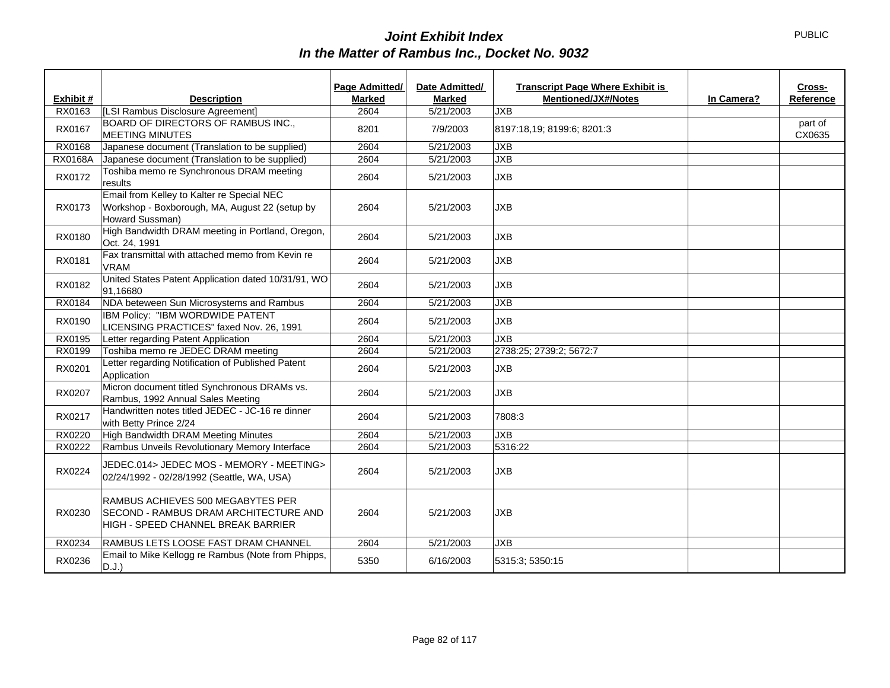PUBLIC

# *Joint Exhibit Index*
## *In the Matter of Rambus Inc., Docket No. 9032*

| Exhibit # | Description | Page Admitted/ Marked | Date Admitted/ Marked | Transcript Page Where Exhibit is Mentioned/JX#/Notes | In Camera? | Cross-Reference |
|---|---|---|---|---|---|---|
| RX0163 | [LSI Rambus Disclosure Agreement] | 2604 | 5/21/2003 | JXB | | |
| RX0167 | BOARD OF DIRECTORS OF RAMBUS INC., MEETING MINUTES | 8201 | 7/9/2003 | 8197:18,19; 8199:6; 8201:3 | | part of CX0635 |
| RX0168 | Japanese document (Translation to be supplied) | 2604 | 5/21/2003 | JXB | | |
| RX0168A | Japanese document (Translation to be supplied) | 2604 | 5/21/2003 | JXB | | |
| RX0172 | Toshiba memo re Synchronous DRAM meeting results | 2604 | 5/21/2003 | JXB | | |
| RX0173 | Email from Kelley to Kalter re Special NEC Workshop - Boxborough, MA, August 22 (setup by Howard Sussman) | 2604 | 5/21/2003 | JXB | | |
| RX0180 | High Bandwidth DRAM meeting in Portland, Oregon, Oct. 24, 1991 | 2604 | 5/21/2003 | JXB | | |
| RX0181 | Fax transmittal with attached memo from Kevin re VRAM | 2604 | 5/21/2003 | JXB | | |
| RX0182 | United States Patent Application dated 10/31/91, WO 91,16680 | 2604 | 5/21/2003 | JXB | | |
| RX0184 | NDA beteween Sun Microsystems and Rambus | 2604 | 5/21/2003 | JXB | | |
| RX0190 | IBM Policy: "IBM WORDWIDE PATENT LICENSING PRACTICES" faxed Nov. 26, 1991 | 2604 | 5/21/2003 | JXB | | |
| RX0195 | Letter regarding Patent Application | 2604 | 5/21/2003 | JXB | | |
| RX0199 | Toshiba memo re JEDEC DRAM meeting | 2604 | 5/21/2003 | 2738:25; 2739:2; 5672:7 | | |
| RX0201 | Letter regarding Notification of Published Patent Application | 2604 | 5/21/2003 | JXB | | |
| RX0207 | Micron document titled Synchronous DRAMs vs. Rambus, 1992 Annual Sales Meeting | 2604 | 5/21/2003 | JXB | | |
| RX0217 | Handwritten notes titled JEDEC - JC-16 re dinner with Betty Prince 2/24 | 2604 | 5/21/2003 | 7808:3 | | |
| RX0220 | High Bandwidth DRAM Meeting Minutes | 2604 | 5/21/2003 | JXB | | |
| RX0222 | Rambus Unveils Revolutionary Memory Interface | 2604 | 5/21/2003 | 5316:22 | | |
| RX0224 | JEDEC.014> JEDEC MOS - MEMORY - MEETING> 02/24/1992 - 02/28/1992 (Seattle, WA, USA) | 2604 | 5/21/2003 | JXB | | |
| RX0230 | RAMBUS ACHIEVES 500 MEGABYTES PER SECOND - RAMBUS DRAM ARCHITECTURE AND HIGH - SPEED CHANNEL BREAK BARRIER | 2604 | 5/21/2003 | JXB | | |
| RX0234 | RAMBUS LETS LOOSE FAST DRAM CHANNEL | 2604 | 5/21/2003 | JXB | | |
| RX0236 | Email to Mike Kellogg re Rambus (Note from Phipps, D.J.) | 5350 | 6/16/2003 | 5315:3; 5350:15 | | |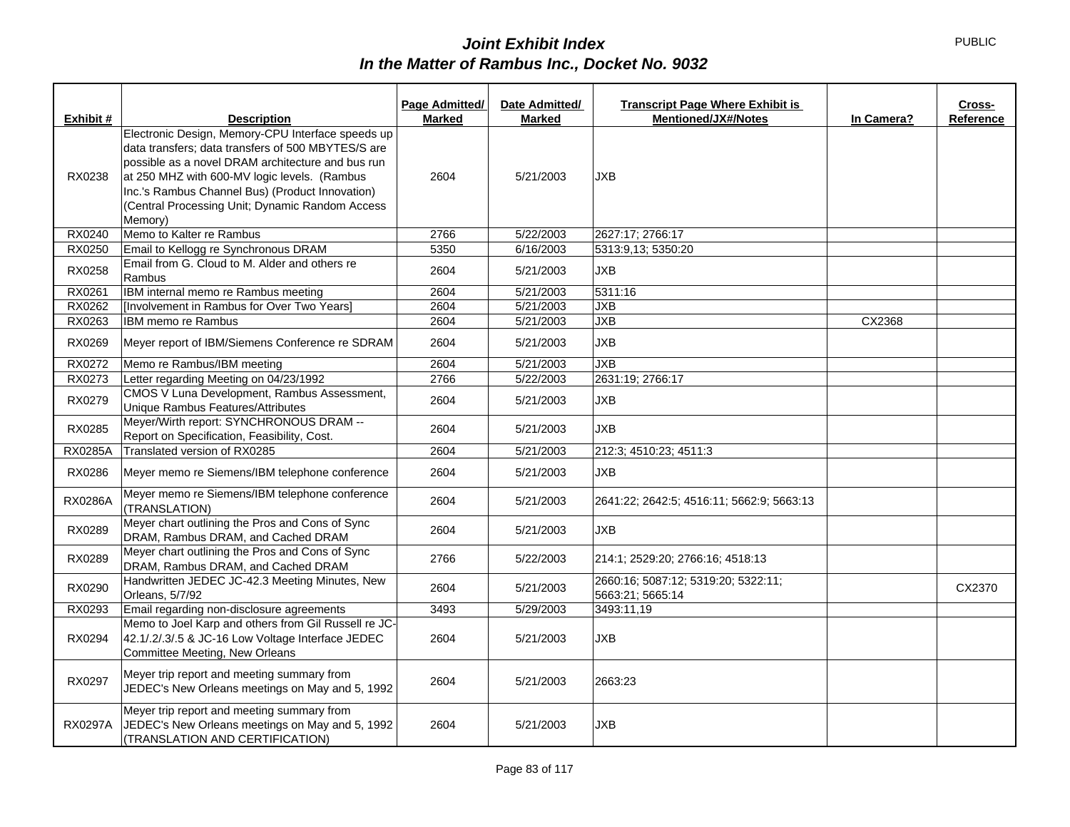# *Joint Exhibit Index*
## *In the Matter of Rambus Inc., Docket No. 9032*

PUBLIC

| Exhibit # | Description | Page Admitted/ Marked | Date Admitted/ Marked | Transcript Page Where Exhibit is Mentioned/JX#/Notes | In Camera? | Cross-Reference |
|---|---|---|---|---|---|---|
| RX0238 | Electronic Design, Memory-CPU Interface speeds up data transfers; data transfers of 500 MBYTES/S are possible as a novel DRAM architecture and bus run at 250 MHZ with 600-MV logic levels. (Rambus Inc.'s Rambus Channel Bus) (Product Innovation) (Central Processing Unit; Dynamic Random Access Memory) | 2604 | 5/21/2003 | JXB | | |
| RX0240 | Memo to Kalter re Rambus | 2766 | 5/22/2003 | 2627:17; 2766:17 | | |
| RX0250 | Email to Kellogg re Synchronous DRAM | 5350 | 6/16/2003 | 5313:9,13; 5350:20 | | |
| RX0258 | Email from G. Cloud to M. Alder and others re Rambus | 2604 | 5/21/2003 | JXB | | |
| RX0261 | IBM internal memo re Rambus meeting | 2604 | 5/21/2003 | 5311:16 | | |
| RX0262 | [Involvement in Rambus for Over Two Years] | 2604 | 5/21/2003 | JXB | | |
| RX0263 | IBM memo re Rambus | 2604 | 5/21/2003 | JXB | CX2368 | |
| RX0269 | Meyer report of IBM/Siemens Conference re SDRAM | 2604 | 5/21/2003 | JXB | | |
| RX0272 | Memo re Rambus/IBM meeting | 2604 | 5/21/2003 | JXB | | |
| RX0273 | Letter regarding Meeting on 04/23/1992 | 2766 | 5/22/2003 | 2631:19; 2766:17 | | |
| RX0279 | CMOS V Luna Development, Rambus Assessment, Unique Rambus Features/Attributes | 2604 | 5/21/2003 | JXB | | |
| RX0285 | Meyer/Wirth report: SYNCHRONOUS DRAM -- Report on Specification, Feasibility, Cost. | 2604 | 5/21/2003 | JXB | | |
| RX0285A | Translated version of RX0285 | 2604 | 5/21/2003 | 212:3; 4510:23; 4511:3 | | |
| RX0286 | Meyer memo re Siemens/IBM telephone conference | 2604 | 5/21/2003 | JXB | | |
| RX0286A | Meyer memo re Siemens/IBM telephone conference (TRANSLATION) | 2604 | 5/21/2003 | 2641:22; 2642:5; 4516:11; 5662:9; 5663:13 | | |
| RX0289 | Meyer chart outlining the Pros and Cons of Sync DRAM, Rambus DRAM, and Cached DRAM | 2604 | 5/21/2003 | JXB | | |
| RX0289 | Meyer chart outlining the Pros and Cons of Sync DRAM, Rambus DRAM, and Cached DRAM | 2766 | 5/22/2003 | 214:1; 2529:20; 2766:16; 4518:13 | | |
| RX0290 | Handwritten JEDEC JC-42.3 Meeting Minutes, New Orleans, 5/7/92 | 2604 | 5/21/2003 | 2660:16; 5087:12; 5319:20; 5322:11; 5663:21; 5665:14 | | CX2370 |
| RX0293 | Email regarding non-disclosure agreements | 3493 | 5/29/2003 | 3493:11,19 | | |
| RX0294 | Memo to Joel Karp and others from Gil Russell re JC-42.1/.2/.3/.5 & JC-16 Low Voltage Interface JEDEC Committee Meeting, New Orleans | 2604 | 5/21/2003 | JXB | | |
| RX0297 | Meyer trip report and meeting summary from JEDEC's New Orleans meetings on May and 5, 1992 | 2604 | 5/21/2003 | 2663:23 | | |
| RX0297A | Meyer trip report and meeting summary from JEDEC's New Orleans meetings on May and 5, 1992 (TRANSLATION AND CERTIFICATION) | 2604 | 5/21/2003 | JXB | | |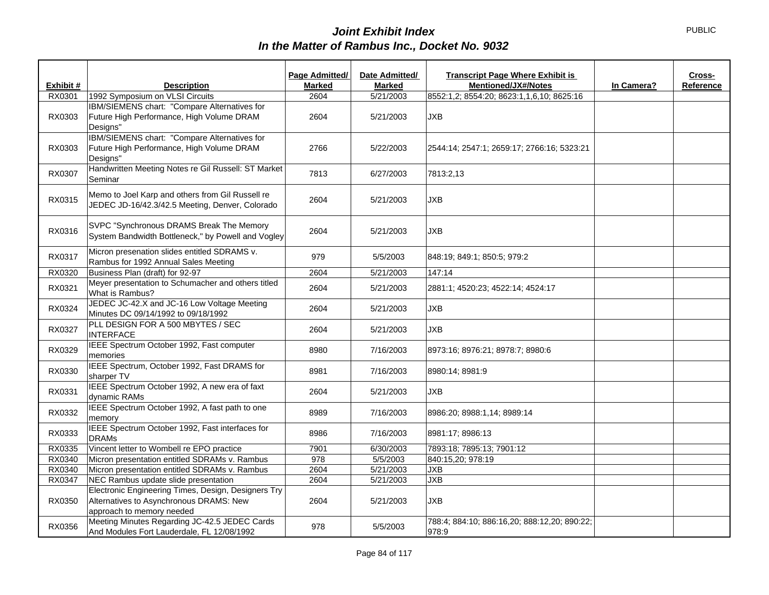PUBLIC

# *Joint Exhibit Index*
## *In the Matter of Rambus Inc., Docket No. 9032*

| Exhibit # | Description | Page Admitted/ Marked | Date Admitted/ Marked | Transcript Page Where Exhibit is Mentioned/JX#/Notes | In Camera? | Cross-Reference |
|---|---|---|---|---|---|---|
| RX0301 | 1992 Symposium on VLSI Circuits | 2604 | 5/21/2003 | 8552:1,2; 8554:20; 8623:1,1,6,10; 8625:16 | | |
| RX0303 | IBM/SIEMENS chart: "Compare Alternatives for Future High Performance, High Volume DRAM Designs" | 2604 | 5/21/2003 | JXB | | |
| RX0303 | IBM/SIEMENS chart: "Compare Alternatives for Future High Performance, High Volume DRAM Designs" | 2766 | 5/22/2003 | 2544:14; 2547:1; 2659:17; 2766:16; 5323:21 | | |
| RX0307 | Handwritten Meeting Notes re Gil Russell: ST Market Seminar | 7813 | 6/27/2003 | 7813:2,13 | | |
| RX0315 | Memo to Joel Karp and others from Gil Russell re JEDEC JD-16/42.3/42.5 Meeting, Denver, Colorado | 2604 | 5/21/2003 | JXB | | |
| RX0316 | SVPC "Synchronous DRAMS Break The Memory System Bandwidth Bottleneck," by Powell and Vogley | 2604 | 5/21/2003 | JXB | | |
| RX0317 | Micron presenation slides entitled SDRAMS v. Rambus for 1992 Annual Sales Meeting | 979 | 5/5/2003 | 848:19; 849:1; 850:5; 979:2 | | |
| RX0320 | Business Plan (draft) for 92-97 | 2604 | 5/21/2003 | 147:14 | | |
| RX0321 | Meyer presentation to Schumacher and others titled What is Rambus? | 2604 | 5/21/2003 | 2881:1; 4520:23; 4522:14; 4524:17 | | |
| RX0324 | JEDEC JC-42.X and JC-16 Low Voltage Meeting Minutes DC 09/14/1992 to 09/18/1992 | 2604 | 5/21/2003 | JXB | | |
| RX0327 | PLL DESIGN FOR A 500 MBYTES / SEC INTERFACE | 2604 | 5/21/2003 | JXB | | |
| RX0329 | IEEE Spectrum October 1992, Fast computer memories | 8980 | 7/16/2003 | 8973:16; 8976:21; 8978:7; 8980:6 | | |
| RX0330 | IEEE Spectrum, October 1992, Fast DRAMS for sharper TV | 8981 | 7/16/2003 | 8980:14; 8981:9 | | |
| RX0331 | IEEE Spectrum October 1992, A new era of faxt dynamic RAMs | 2604 | 5/21/2003 | JXB | | |
| RX0332 | IEEE Spectrum October 1992, A fast path to one memory | 8989 | 7/16/2003 | 8986:20; 8988:1,14; 8989:14 | | |
| RX0333 | IEEE Spectrum October 1992, Fast interfaces for DRAMs | 8986 | 7/16/2003 | 8981:17; 8986:13 | | |
| RX0335 | Vincent letter to Wombell re EPO practice | 7901 | 6/30/2003 | 7893:18; 7895:13; 7901:12 | | |
| RX0340 | Micron presentation entitled SDRAMs v. Rambus | 978 | 5/5/2003 | 840:15,20; 978:19 | | |
| RX0340 | Micron presentation entitled SDRAMs v. Rambus | 2604 | 5/21/2003 | JXB | | |
| RX0347 | NEC Rambus update slide presentation | 2604 | 5/21/2003 | JXB | | |
| RX0350 | Electronic Engineering Times, Design, Designers Try Alternatives to Asynchronous DRAMS: New approach to memory needed | 2604 | 5/21/2003 | JXB | | |
| RX0356 | Meeting Minutes Regarding JC-42.5 JEDEC Cards And Modules Fort Lauderdale, FL 12/08/1992 | 978 | 5/5/2003 | 788:4; 884:10; 886:16,20; 888:12,20; 890:22; 978:9 | | |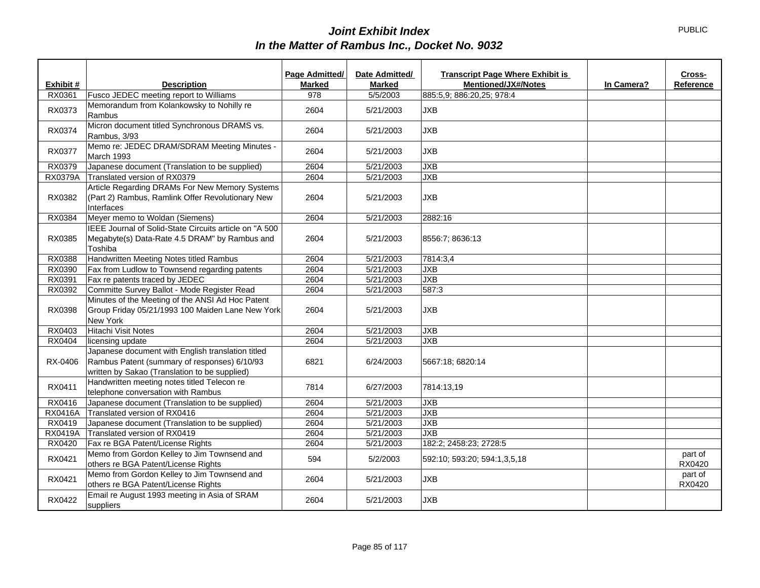# *Joint Exhibit Index*
# *In the Matter of Rambus Inc., Docket No. 9032*

PUBLIC

| Exhibit # | Description | Page Admitted/ Marked | Date Admitted/ Marked | Transcript Page Where Exhibit is Mentioned/JX#/Notes | In Camera? | Cross-Reference |
|---|---|---|---|---|---|---|
| RX0361 | Fusco JEDEC meeting report to Williams | 978 | 5/5/2003 | 885:5,9; 886:20,25; 978:4 | | |
| RX0373 | Memorandum from Kolankowsky to Nohilly re Rambus | 2604 | 5/21/2003 | JXB | | |
| RX0374 | Micron document titled Synchronous DRAMS vs. Rambus, 3/93 | 2604 | 5/21/2003 | JXB | | |
| RX0377 | Memo re: JEDEC DRAM/SDRAM Meeting Minutes - March 1993 | 2604 | 5/21/2003 | JXB | | |
| RX0379 | Japanese document (Translation to be supplied) | 2604 | 5/21/2003 | JXB | | |
| RX0379A | Translated version of RX0379 | 2604 | 5/21/2003 | JXB | | |
| RX0382 | Article Regarding DRAMs For New Memory Systems (Part 2) Rambus, Ramlink Offer Revolutionary New Interfaces | 2604 | 5/21/2003 | JXB | | |
| RX0384 | Meyer memo to Woldan (Siemens) | 2604 | 5/21/2003 | 2882:16 | | |
| RX0385 | IEEE Journal of Solid-State Circuits article on "A 500 Megabyte(s) Data-Rate 4.5 DRAM" by Rambus and Toshiba | 2604 | 5/21/2003 | 8556:7; 8636:13 | | |
| RX0388 | Handwritten Meeting Notes titled Rambus | 2604 | 5/21/2003 | 7814:3,4 | | |
| RX0390 | Fax from Ludlow to Townsend regarding patents | 2604 | 5/21/2003 | JXB | | |
| RX0391 | Fax re patents traced by JEDEC | 2604 | 5/21/2003 | JXB | | |
| RX0392 | Committe Survey Ballot - Mode Register Read | 2604 | 5/21/2003 | 587:3 | | |
| RX0398 | Minutes of the Meeting of the ANSI Ad Hoc Patent Group Friday 05/21/1993 100 Maiden Lane New York New York | 2604 | 5/21/2003 | JXB | | |
| RX0403 | Hitachi Visit Notes | 2604 | 5/21/2003 | JXB | | |
| RX0404 | licensing update | 2604 | 5/21/2003 | JXB | | |
| RX-0406 | Japanese document with English translation titled Rambus Patent (summary of responses) 6/10/93 written by Sakao (Translation to be supplied) | 6821 | 6/24/2003 | 5667:18; 6820:14 | | |
| RX0411 | Handwritten meeting notes titled Telecon re telephone conversation with Rambus | 7814 | 6/27/2003 | 7814:13,19 | | |
| RX0416 | Japanese document (Translation to be supplied) | 2604 | 5/21/2003 | JXB | | |
| RX0416A | Translated version of RX0416 | 2604 | 5/21/2003 | JXB | | |
| RX0419 | Japanese document (Translation to be supplied) | 2604 | 5/21/2003 | JXB | | |
| RX0419A | Translated version of RX0419 | 2604 | 5/21/2003 | JXB | | |
| RX0420 | Fax re BGA Patent/License Rights | 2604 | 5/21/2003 | 182:2; 2458:23; 2728:5 | | |
| RX0421 | Memo from Gordon Kelley to Jim Townsend and others re BGA Patent/License Rights | 594 | 5/2/2003 | 592:10; 593:20; 594:1,3,5,18 | | part of RX0420 |
| RX0421 | Memo from Gordon Kelley to Jim Townsend and others re BGA Patent/License Rights | 2604 | 5/21/2003 | JXB | | part of RX0420 |
| RX0422 | Email re August 1993 meeting in Asia of SRAM suppliers | 2604 | 5/21/2003 | JXB | | |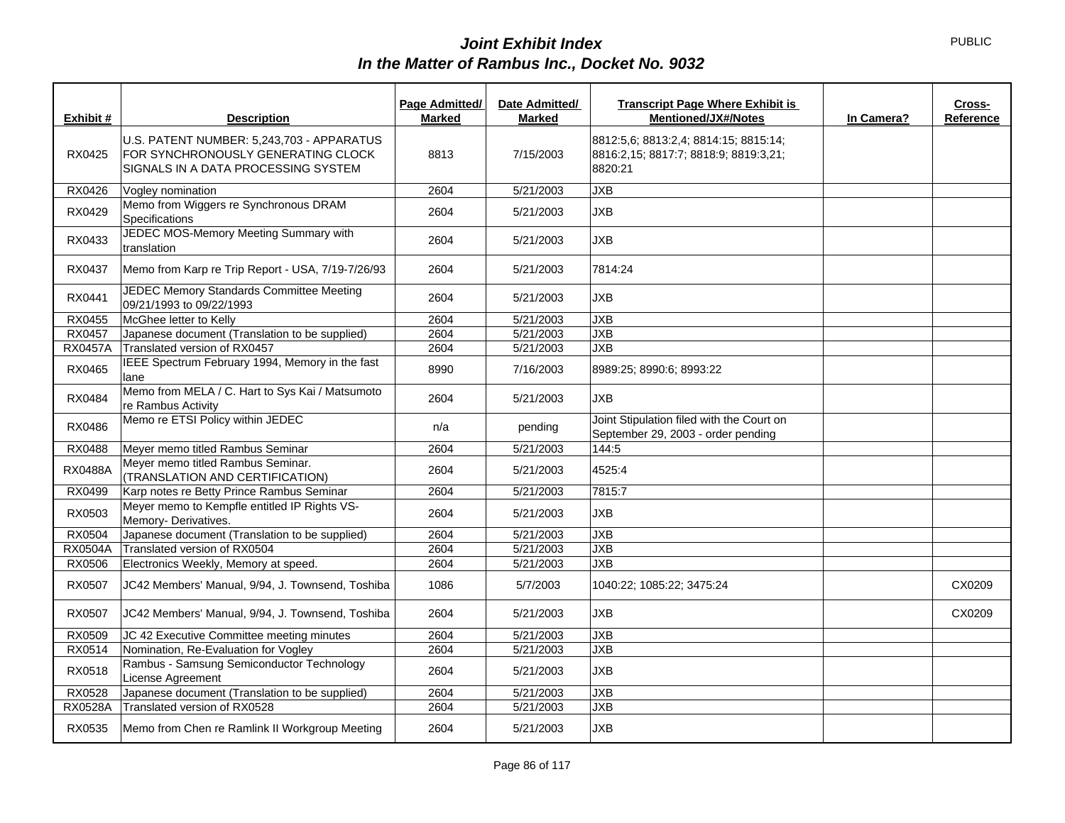# *Joint Exhibit Index*
## *In the Matter of Rambus Inc., Docket No. 9032*

PUBLIC

| Exhibit # | Description | Page Admitted/ Marked | Date Admitted/ Marked | Transcript Page Where Exhibit is Mentioned/JX#/Notes | In Camera? | Cross-Reference |
|---|---|---|---|---|---|---|
| RX0425 | U.S. PATENT NUMBER: 5,243,703 - APPARATUS FOR SYNCHRONOUSLY GENERATING CLOCK SIGNALS IN A DATA PROCESSING SYSTEM | 8813 | 7/15/2003 | 8812:5,6; 8813:2,4; 8814:15; 8815:14; 8816:2,15; 8817:7; 8818:9; 8819:3,21; 8820:21 | | |
| RX0426 | Vogley nomination | 2604 | 5/21/2003 | JXB | | |
| RX0429 | Memo from Wiggers re Synchronous DRAM Specifications | 2604 | 5/21/2003 | JXB | | |
| RX0433 | JEDEC MOS-Memory Meeting Summary with translation | 2604 | 5/21/2003 | JXB | | |
| RX0437 | Memo from Karp re Trip Report - USA, 7/19-7/26/93 | 2604 | 5/21/2003 | 7814:24 | | |
| RX0441 | JEDEC Memory Standards Committee Meeting 09/21/1993 to 09/22/1993 | 2604 | 5/21/2003 | JXB | | |
| RX0455 | McGhee letter to Kelly | 2604 | 5/21/2003 | JXB | | |
| RX0457 | Japanese document (Translation to be supplied) | 2604 | 5/21/2003 | JXB | | |
| RX0457A | Translated version of RX0457 | 2604 | 5/21/2003 | JXB | | |
| RX0465 | IEEE Spectrum February 1994, Memory in the fast lane | 8990 | 7/16/2003 | 8989:25; 8990:6; 8993:22 | | |
| RX0484 | Memo from MELA / C. Hart to Sys Kai / Matsumoto re Rambus Activity | 2604 | 5/21/2003 | JXB | | |
| RX0486 | Memo re ETSI Policy within JEDEC | n/a | pending | Joint Stipulation filed with the Court on September 29, 2003 - order pending | | |
| RX0488 | Meyer memo titled Rambus Seminar | 2604 | 5/21/2003 | 144:5 | | |
| RX0488A | Meyer memo titled Rambus Seminar. (TRANSLATION AND CERTIFICATION) | 2604 | 5/21/2003 | 4525:4 | | |
| RX0499 | Karp notes re Betty Prince Rambus Seminar | 2604 | 5/21/2003 | 7815:7 | | |
| RX0503 | Meyer memo to Kempfle entitled IP Rights VS- Memory- Derivatives. | 2604 | 5/21/2003 | JXB | | |
| RX0504 | Japanese document (Translation to be supplied) | 2604 | 5/21/2003 | JXB | | |
| RX0504A | Translated version of RX0504 | 2604 | 5/21/2003 | JXB | | |
| RX0506 | Electronics Weekly, Memory at speed. | 2604 | 5/21/2003 | JXB | | |
| RX0507 | JC42 Members' Manual, 9/94, J. Townsend, Toshiba | 1086 | 5/7/2003 | 1040:22; 1085:22; 3475:24 | | CX0209 |
| RX0507 | JC42 Members' Manual, 9/94, J. Townsend, Toshiba | 2604 | 5/21/2003 | JXB | | CX0209 |
| RX0509 | JC 42 Executive Committee meeting minutes | 2604 | 5/21/2003 | JXB | | |
| RX0514 | Nomination, Re-Evaluation for Vogley | 2604 | 5/21/2003 | JXB | | |
| RX0518 | Rambus - Samsung Semiconductor Technology License Agreement | 2604 | 5/21/2003 | JXB | | |
| RX0528 | Japanese document (Translation to be supplied) | 2604 | 5/21/2003 | JXB | | |
| RX0528A | Translated version of RX0528 | 2604 | 5/21/2003 | JXB | | |
| RX0535 | Memo from Chen re Ramlink II Workgroup Meeting | 2604 | 5/21/2003 | JXB | | |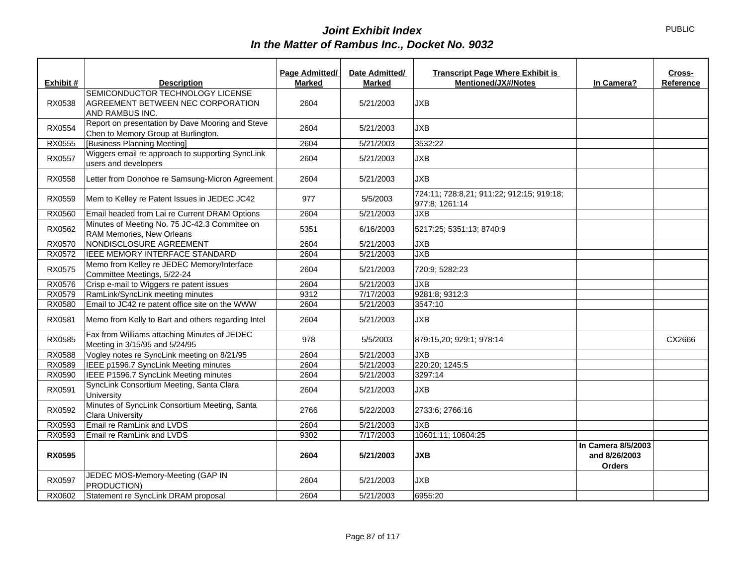PUBLIC

# *Joint Exhibit Index*
## *In the Matter of Rambus Inc., Docket No. 9032*

| Exhibit # | Description | Page Admitted/ Marked | Date Admitted/ Marked | Transcript Page Where Exhibit is Mentioned/JX#/Notes | In Camera? | Cross-Reference |
|---|---|---|---|---|---|---|
| RX0538 | SEMICONDUCTOR TECHNOLOGY LICENSE AGREEMENT BETWEEN NEC CORPORATION AND RAMBUS INC. | 2604 | 5/21/2003 | JXB | | |
| RX0554 | Report on presentation by Dave Mooring and Steve Chen to Memory Group at Burlington. | 2604 | 5/21/2003 | JXB | | |
| RX0555 | [Business Planning Meeting] | 2604 | 5/21/2003 | 3532:22 | | |
| RX0557 | Wiggers email re approach to supporting SyncLink users and developers | 2604 | 5/21/2003 | JXB | | |
| RX0558 | Letter from Donohoe re Samsung-Micron Agreement | 2604 | 5/21/2003 | JXB | | |
| RX0559 | Mem to Kelley re Patent Issues in JEDEC JC42 | 977 | 5/5/2003 | 724:11; 728:8,21; 911:22; 912:15; 919:18; 977:8; 1261:14 | | |
| RX0560 | Email headed from Lai re Current DRAM Options | 2604 | 5/21/2003 | JXB | | |
| RX0562 | Minutes of Meeting No. 75 JC-42.3 Commitee on RAM Memories, New Orleans | 5351 | 6/16/2003 | 5217:25; 5351:13; 8740:9 | | |
| RX0570 | NONDISCLOSURE AGREEMENT | 2604 | 5/21/2003 | JXB | | |
| RX0572 | IEEE MEMORY INTERFACE STANDARD | 2604 | 5/21/2003 | JXB | | |
| RX0575 | Memo from Kelley re JEDEC Memory/Interface Committee Meetings, 5/22-24 | 2604 | 5/21/2003 | 720:9; 5282:23 | | |
| RX0576 | Crisp e-mail to Wiggers re patent issues | 2604 | 5/21/2003 | JXB | | |
| RX0579 | RamLink/SyncLink meeting minutes | 9312 | 7/17/2003 | 9281:8; 9312:3 | | |
| RX0580 | Email to JC42 re patent office site on the WWW | 2604 | 5/21/2003 | 3547:10 | | |
| RX0581 | Memo from Kelly to Bart and others regarding Intel | 2604 | 5/21/2003 | JXB | | |
| RX0585 | Fax from Williams attaching Minutes of JEDEC Meeting in 3/15/95 and 5/24/95 | 978 | 5/5/2003 | 879:15,20; 929:1; 978:14 | | CX2666 |
| RX0588 | Vogley notes re SyncLink meeting on 8/21/95 | 2604 | 5/21/2003 | JXB | | |
| RX0589 | IEEE p1596.7 SyncLink Meeting minutes | 2604 | 5/21/2003 | 220:20; 1245:5 | | |
| RX0590 | IEEE P1596.7 SyncLink Meeting minutes | 2604 | 5/21/2003 | 3297:14 | | |
| RX0591 | SyncLink Consortium Meeting, Santa Clara University | 2604 | 5/21/2003 | JXB | | |
| RX0592 | Minutes of SyncLink Consortium Meeting, Santa Clara University | 2766 | 5/22/2003 | 2733:6; 2766:16 | | |
| RX0593 | Email re RamLink and LVDS | 2604 | 5/21/2003 | JXB | | |
| RX0593 | Email re RamLink and LVDS | 9302 | 7/17/2003 | 10601:11; 10604:25 | | |
| **RX0595** | | **2604** | **5/21/2003** | **JXB** | **In Camera 8/5/2003 and 8/26/2003 Orders** | |
| RX0597 | JEDEC MOS-Memory-Meeting (GAP IN PRODUCTION) | 2604 | 5/21/2003 | JXB | | |
| RX0602 | Statement re SyncLink DRAM proposal | 2604 | 5/21/2003 | 6955:20 | | |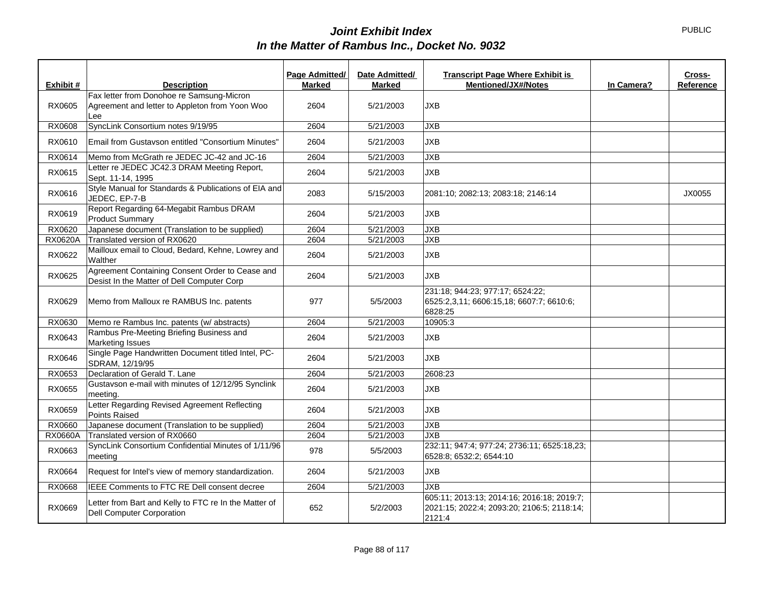# *Joint Exhibit Index*
# *In the Matter of Rambus Inc., Docket No. 9032*

PUBLIC

| Exhibit # | Description | Page Admitted/ Marked | Date Admitted/ Marked | Transcript Page Where Exhibit is Mentioned/JX#/Notes | In Camera? | Cross-Reference |
|---|---|---|---|---|---|---|
| RX0605 | Fax letter from Donohoe re Samsung-Micron Agreement and letter to Appleton from Yoon Woo Lee | 2604 | 5/21/2003 | JXB | | |
| RX0608 | SyncLink Consortium notes 9/19/95 | 2604 | 5/21/2003 | JXB | | |
| RX0610 | Email from Gustavson entitled "Consortium Minutes" | 2604 | 5/21/2003 | JXB | | |
| RX0614 | Memo from McGrath re JEDEC JC-42 and JC-16 | 2604 | 5/21/2003 | JXB | | |
| RX0615 | Letter re JEDEC JC42.3 DRAM Meeting Report, Sept. 11-14, 1995 | 2604 | 5/21/2003 | JXB | | |
| RX0616 | Style Manual for Standards & Publications of EIA and JEDEC, EP-7-B | 2083 | 5/15/2003 | 2081:10; 2082:13; 2083:18; 2146:14 | | JX0055 |
| RX0619 | Report Regarding 64-Megabit Rambus DRAM Product Summary | 2604 | 5/21/2003 | JXB | | |
| RX0620 | Japanese document (Translation to be supplied) | 2604 | 5/21/2003 | JXB | | |
| RX0620A | Translated version of RX0620 | 2604 | 5/21/2003 | JXB | | |
| RX0622 | Mailloux email to Cloud, Bedard, Kehne, Lowrey and Walther | 2604 | 5/21/2003 | JXB | | |
| RX0625 | Agreement Containing Consent Order to Cease and Desist In the Matter of Dell Computer Corp | 2604 | 5/21/2003 | JXB | | |
| RX0629 | Memo from Malloux re RAMBUS Inc. patents | 977 | 5/5/2003 | 231:18; 944:23; 977:17; 6524:22; 6525:2,3,11; 6606:15,18; 6607:7; 6610:6; 6828:25 | | |
| RX0630 | Memo re Rambus Inc. patents (w/ abstracts) | 2604 | 5/21/2003 | 10905:3 | | |
| RX0643 | Rambus Pre-Meeting Briefing Business and Marketing Issues | 2604 | 5/21/2003 | JXB | | |
| RX0646 | Single Page Handwritten Document titled Intel, PC-SDRAM, 12/19/95 | 2604 | 5/21/2003 | JXB | | |
| RX0653 | Declaration of Gerald T. Lane | 2604 | 5/21/2003 | 2608:23 | | |
| RX0655 | Gustavson e-mail with minutes of 12/12/95 Synclink meeting. | 2604 | 5/21/2003 | JXB | | |
| RX0659 | Letter Regarding Revised Agreement Reflecting Points Raised | 2604 | 5/21/2003 | JXB | | |
| RX0660 | Japanese document (Translation to be supplied) | 2604 | 5/21/2003 | JXB | | |
| RX0660A | Translated version of RX0660 | 2604 | 5/21/2003 | JXB | | |
| RX0663 | SyncLink Consortium Confidential Minutes of 1/11/96 meeting | 978 | 5/5/2003 | 232:11; 947:4; 977:24; 2736:11; 6525:18,23; 6528:8; 6532:2; 6544:10 | | |
| RX0664 | Request for Intel's view of memory standardization. | 2604 | 5/21/2003 | JXB | | |
| RX0668 | IEEE Comments to FTC RE Dell consent decree | 2604 | 5/21/2003 | JXB | | |
| RX0669 | Letter from Bart and Kelly to FTC re In the Matter of Dell Computer Corporation | 652 | 5/2/2003 | 605:11; 2013:13; 2014:16; 2016:18; 2019:7; 2021:15; 2022:4; 2093:20; 2106:5; 2118:14; 2121:4 | | |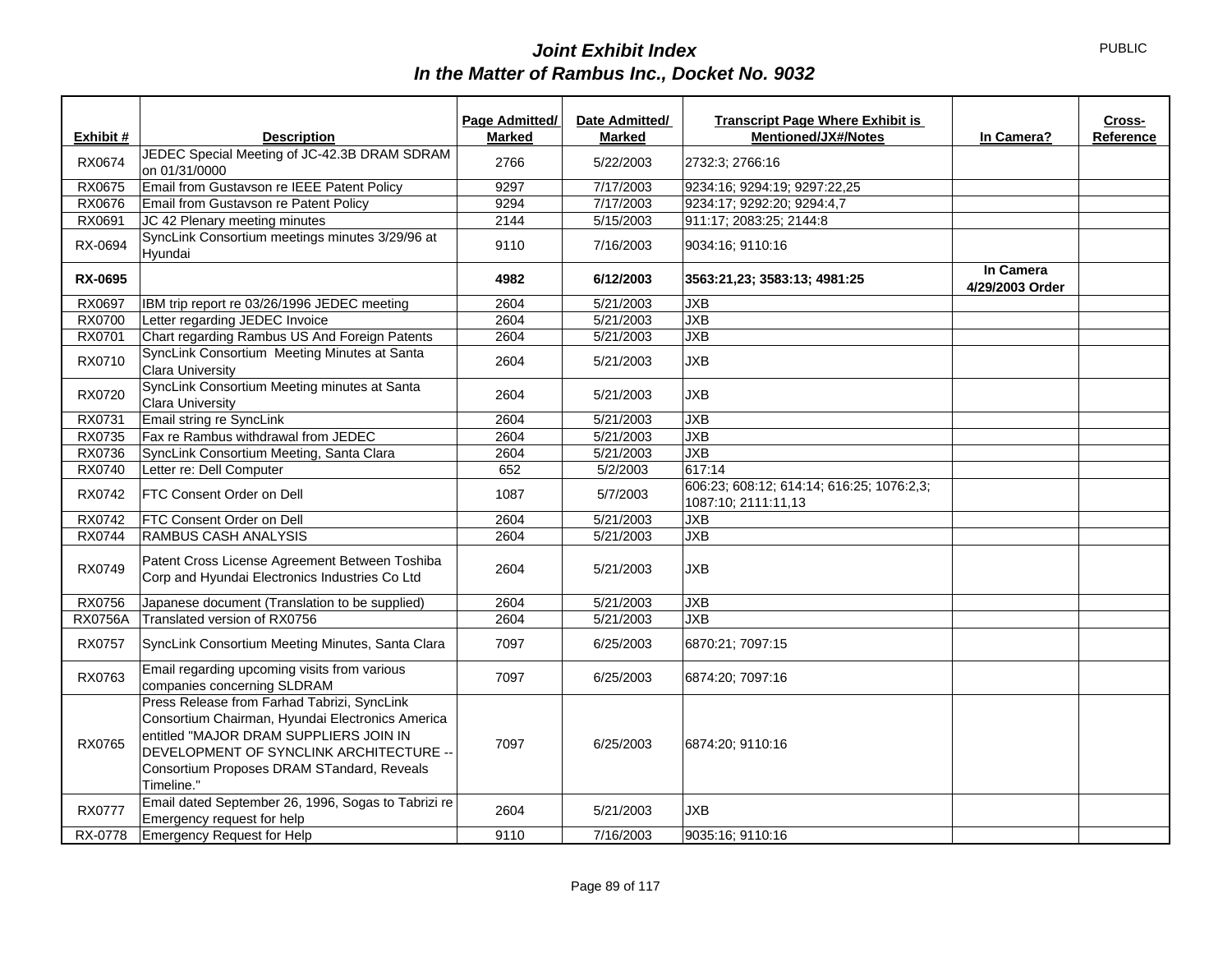PUBLIC

# Joint Exhibit Index
## In the Matter of Rambus Inc., Docket No. 9032

| Exhibit # | Description | Page Admitted/ Marked | Date Admitted/ Marked | Transcript Page Where Exhibit is Mentioned/JX#/Notes | In Camera? | Cross-Reference |
|---|---|---|---|---|---|---|
| RX0674 | JEDEC Special Meeting of JC-42.3B DRAM SDRAM on 01/31/0000 | 2766 | 5/22/2003 | 2732:3; 2766:16 | | |
| RX0675 | Email from Gustavson re IEEE Patent Policy | 9297 | 7/17/2003 | 9234:16; 9294:19; 9297:22,25 | | |
| RX0676 | Email from Gustavson re Patent Policy | 9294 | 7/17/2003 | 9234:17; 9292:20; 9294:4,7 | | |
| RX0691 | JC 42 Plenary meeting minutes | 2144 | 5/15/2003 | 911:17; 2083:25; 2144:8 | | |
| RX-0694 | SyncLink Consortium meetings minutes 3/29/96 at Hyundai | 9110 | 7/16/2003 | 9034:16; 9110:16 | | |
| **RX-0695** | | **4982** | **6/12/2003** | **3563:21,23; 3583:13; 4981:25** | **In Camera 4/29/2003 Order** | |
| RX0697 | IBM trip report re 03/26/1996 JEDEC meeting | 2604 | 5/21/2003 | JXB | | |
| RX0700 | Letter regarding JEDEC Invoice | 2604 | 5/21/2003 | JXB | | |
| RX0701 | Chart regarding Rambus US And Foreign Patents | 2604 | 5/21/2003 | JXB | | |
| RX0710 | SyncLink Consortium Meeting Minutes at Santa Clara University | 2604 | 5/21/2003 | JXB | | |
| RX0720 | SyncLink Consortium Meeting minutes at Santa Clara University | 2604 | 5/21/2003 | JXB | | |
| RX0731 | Email string re SyncLink | 2604 | 5/21/2003 | JXB | | |
| RX0735 | Fax re Rambus withdrawal from JEDEC | 2604 | 5/21/2003 | JXB | | |
| RX0736 | SyncLink Consortium Meeting, Santa Clara | 2604 | 5/21/2003 | JXB | | |
| RX0740 | Letter re: Dell Computer | 652 | 5/2/2003 | 617:14 | | |
| RX0742 | FTC Consent Order on Dell | 1087 | 5/7/2003 | 606:23; 608:12; 614:14; 616:25; 1076:2,3; 1087:10; 2111:11,13 | | |
| RX0742 | FTC Consent Order on Dell | 2604 | 5/21/2003 | JXB | | |
| RX0744 | RAMBUS CASH ANALYSIS | 2604 | 5/21/2003 | JXB | | |
| RX0749 | Patent Cross License Agreement Between Toshiba Corp and Hyundai Electronics Industries Co Ltd | 2604 | 5/21/2003 | JXB | | |
| RX0756 | Japanese document (Translation to be supplied) | 2604 | 5/21/2003 | JXB | | |
| RX0756A | Translated version of RX0756 | 2604 | 5/21/2003 | JXB | | |
| RX0757 | SyncLink Consortium Meeting Minutes, Santa Clara | 7097 | 6/25/2003 | 6870:21; 7097:15 | | |
| RX0763 | Email regarding upcoming visits from various companies concerning SLDRAM | 7097 | 6/25/2003 | 6874:20; 7097:16 | | |
| RX0765 | Press Release from Farhad Tabrizi, SyncLink Consortium Chairman, Hyundai Electronics America entitled "MAJOR DRAM SUPPLIERS JOIN IN DEVELOPMENT OF SYNCLINK ARCHITECTURE -- Consortium Proposes DRAM STandard, Reveals Timeline." | 7097 | 6/25/2003 | 6874:20; 9110:16 | | |
| RX0777 | Email dated September 26, 1996, Sogas to Tabrizi re Emergency request for help | 2604 | 5/21/2003 | JXB | | |
| RX-0778 | Emergency Request for Help | 9110 | 7/16/2003 | 9035:16; 9110:16 | | |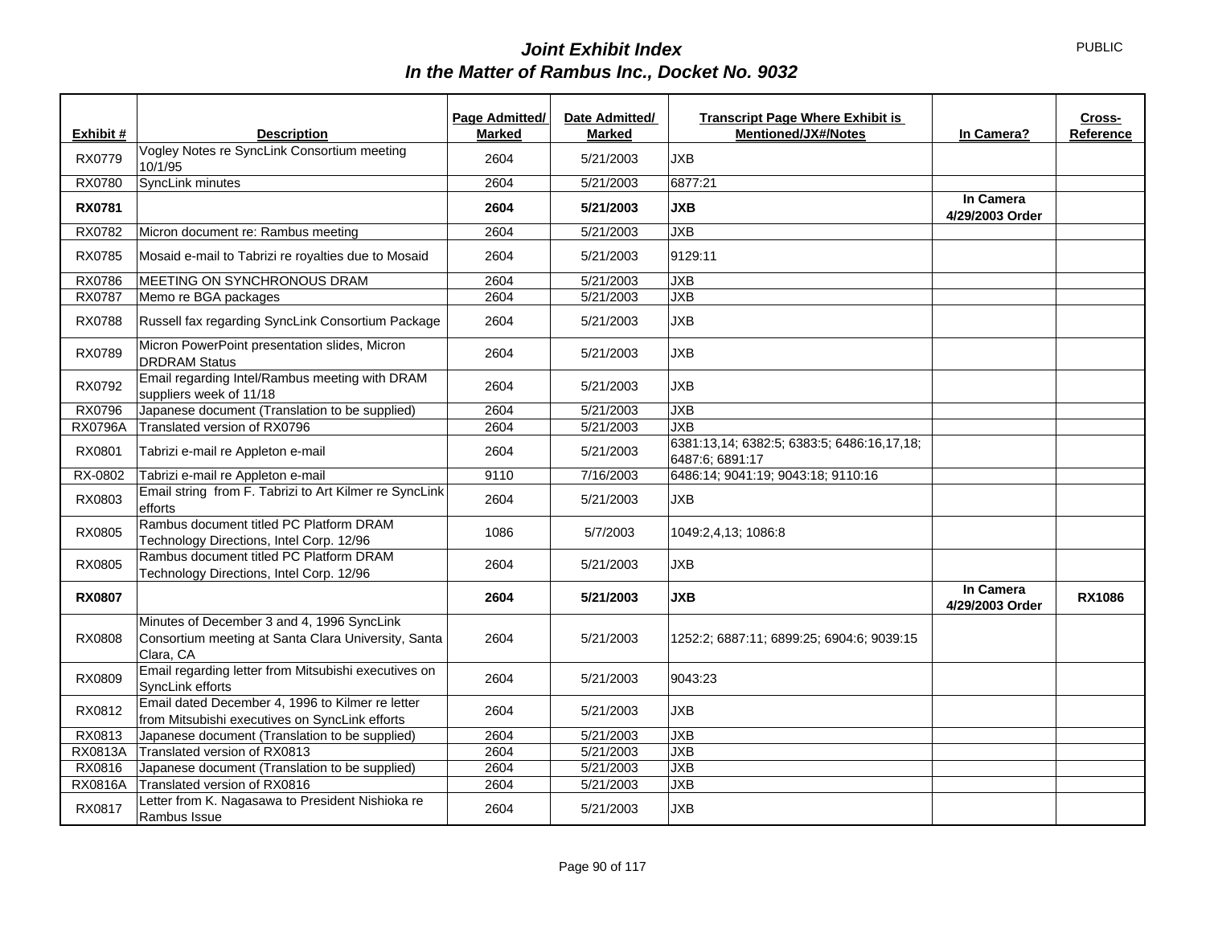# *Joint Exhibit Index*
# *In the Matter of Rambus Inc., Docket No. 9032*

PUBLIC

| Exhibit # | Description | Page Admitted/ Marked | Date Admitted/ Marked | Transcript Page Where Exhibit is Mentioned/JX#/Notes | In Camera? | Cross-Reference |
|---|---|---|---|---|---|---|
| RX0779 | Vogley Notes re SyncLink Consortium meeting 10/1/95 | 2604 | 5/21/2003 | JXB | | |
| RX0780 | SyncLink minutes | 2604 | 5/21/2003 | 6877:21 | | |
| **RX0781** | | **2604** | **5/21/2003** | **JXB** | **In Camera 4/29/2003 Order** | |
| RX0782 | Micron document re: Rambus meeting | 2604 | 5/21/2003 | JXB | | |
| RX0785 | Mosaid e-mail to Tabrizi re royalties due to Mosaid | 2604 | 5/21/2003 | 9129:11 | | |
| RX0786 | MEETING ON SYNCHRONOUS DRAM | 2604 | 5/21/2003 | JXB | | |
| RX0787 | Memo re BGA packages | 2604 | 5/21/2003 | JXB | | |
| RX0788 | Russell fax regarding SyncLink Consortium Package | 2604 | 5/21/2003 | JXB | | |
| RX0789 | Micron PowerPoint presentation slides, Micron DRDRAM Status | 2604 | 5/21/2003 | JXB | | |
| RX0792 | Email regarding Intel/Rambus meeting with DRAM suppliers week of 11/18 | 2604 | 5/21/2003 | JXB | | |
| RX0796 | Japanese document (Translation to be supplied) | 2604 | 5/21/2003 | JXB | | |
| RX0796A | Translated version of RX0796 | 2604 | 5/21/2003 | JXB | | |
| RX0801 | Tabrizi e-mail re Appleton e-mail | 2604 | 5/21/2003 | 6381:13,14; 6382:5; 6383:5; 6486:16,17,18; 6487:6; 6891:17 | | |
| RX-0802 | Tabrizi e-mail re Appleton e-mail | 9110 | 7/16/2003 | 6486:14; 9041:19; 9043:18; 9110:16 | | |
| RX0803 | Email string from F. Tabrizi to Art Kilmer re SyncLink efforts | 2604 | 5/21/2003 | JXB | | |
| RX0805 | Rambus document titled PC Platform DRAM Technology Directions, Intel Corp. 12/96 | 1086 | 5/7/2003 | 1049:2,4,13; 1086:8 | | |
| RX0805 | Rambus document titled PC Platform DRAM Technology Directions, Intel Corp. 12/96 | 2604 | 5/21/2003 | JXB | | |
| **RX0807** | | **2604** | **5/21/2003** | **JXB** | **In Camera 4/29/2003 Order** | **RX1086** |
| RX0808 | Minutes of December 3 and 4, 1996 SyncLink Consortium meeting at Santa Clara University, Santa Clara, CA | 2604 | 5/21/2003 | 1252:2; 6887:11; 6899:25; 6904:6; 9039:15 | | |
| RX0809 | Email regarding letter from Mitsubishi executives on SyncLink efforts | 2604 | 5/21/2003 | 9043:23 | | |
| RX0812 | Email dated December 4, 1996 to Kilmer re letter from Mitsubishi executives on SyncLink efforts | 2604 | 5/21/2003 | JXB | | |
| RX0813 | Japanese document (Translation to be supplied) | 2604 | 5/21/2003 | JXB | | |
| RX0813A | Translated version of RX0813 | 2604 | 5/21/2003 | JXB | | |
| RX0816 | Japanese document (Translation to be supplied) | 2604 | 5/21/2003 | JXB | | |
| RX0816A | Translated version of RX0816 | 2604 | 5/21/2003 | JXB | | |
| RX0817 | Letter from K. Nagasawa to President Nishioka re Rambus Issue | 2604 | 5/21/2003 | JXB | | |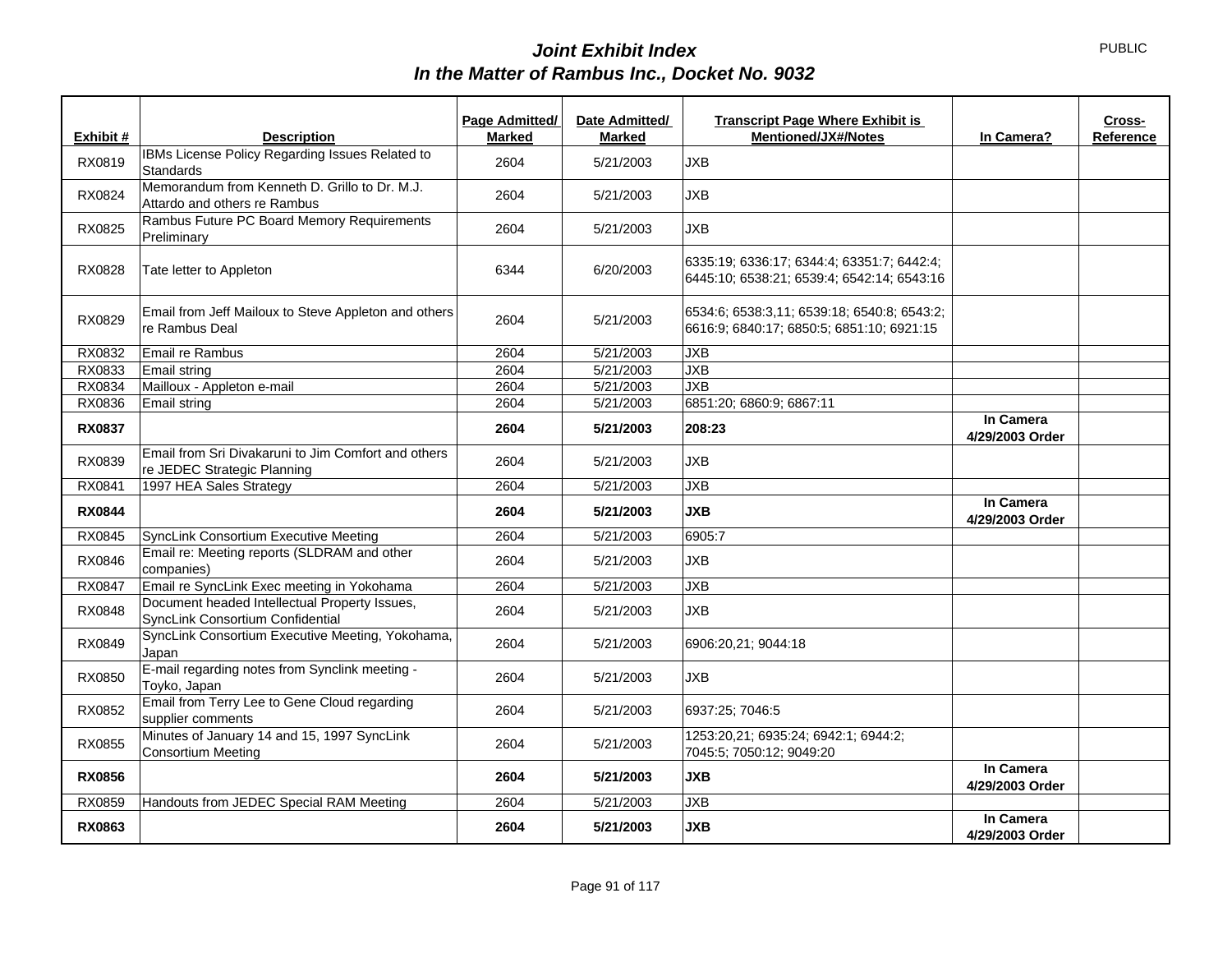# *Joint Exhibit Index*
## *In the Matter of Rambus Inc., Docket No. 9032*

PUBLIC

| Exhibit # | Description | Page Admitted/ Marked | Date Admitted/ Marked | Transcript Page Where Exhibit is Mentioned/JX#/Notes | In Camera? | Cross-Reference |
|---|---|---|---|---|---|---|
| RX0819 | IBMs License Policy Regarding Issues Related to Standards | 2604 | 5/21/2003 | JXB | | |
| RX0824 | Memorandum from Kenneth D. Grillo to Dr. M.J. Attardo and others re Rambus | 2604 | 5/21/2003 | JXB | | |
| RX0825 | Rambus Future PC Board Memory Requirements Preliminary | 2604 | 5/21/2003 | JXB | | |
| RX0828 | Tate letter to Appleton | 6344 | 6/20/2003 | 6335:19; 6336:17; 6344:4; 63351:7; 6442:4; 6445:10; 6538:21; 6539:4; 6542:14; 6543:16 | | |
| RX0829 | Email from Jeff Mailoux to Steve Appleton and others re Rambus Deal | 2604 | 5/21/2003 | 6534:6; 6538:3,11; 6539:18; 6540:8; 6543:2; 6616:9; 6840:17; 6850:5; 6851:10; 6921:15 | | |
| RX0832 | Email re Rambus | 2604 | 5/21/2003 | JXB | | |
| RX0833 | Email string | 2604 | 5/21/2003 | JXB | | |
| RX0834 | Mailloux - Appleton e-mail | 2604 | 5/21/2003 | JXB | | |
| RX0836 | Email string | 2604 | 5/21/2003 | 6851:20; 6860:9; 6867:11 | | |
| **RX0837** | | **2604** | **5/21/2003** | **208:23** | **In Camera 4/29/2003 Order** | |
| RX0839 | Email from Sri Divakaruni to Jim Comfort and others re JEDEC Strategic Planning | 2604 | 5/21/2003 | JXB | | |
| RX0841 | 1997 HEA Sales Strategy | 2604 | 5/21/2003 | JXB | | |
| **RX0844** | | **2604** | **5/21/2003** | **JXB** | **In Camera 4/29/2003 Order** | |
| RX0845 | SyncLink Consortium Executive Meeting | 2604 | 5/21/2003 | 6905:7 | | |
| RX0846 | Email re: Meeting reports (SLDRAM and other companies) | 2604 | 5/21/2003 | JXB | | |
| RX0847 | Email re SyncLink Exec meeting in Yokohama | 2604 | 5/21/2003 | JXB | | |
| RX0848 | Document headed Intellectual Property Issues, SyncLink Consortium Confidential | 2604 | 5/21/2003 | JXB | | |
| RX0849 | SyncLink Consortium Executive Meeting, Yokohama, Japan | 2604 | 5/21/2003 | 6906:20,21; 9044:18 | | |
| RX0850 | E-mail regarding notes from Synclink meeting - Toyko, Japan | 2604 | 5/21/2003 | JXB | | |
| RX0852 | Email from Terry Lee to Gene Cloud regarding supplier comments | 2604 | 5/21/2003 | 6937:25; 7046:5 | | |
| RX0855 | Minutes of January 14 and 15, 1997 SyncLink Consortium Meeting | 2604 | 5/21/2003 | 1253:20,21; 6935:24; 6942:1; 6944:2; 7045:5; 7050:12; 9049:20 | | |
| **RX0856** | | **2604** | **5/21/2003** | **JXB** | **In Camera 4/29/2003 Order** | |
| RX0859 | Handouts from JEDEC Special RAM Meeting | 2604 | 5/21/2003 | JXB | | |
| **RX0863** | | **2604** | **5/21/2003** | **JXB** | **In Camera 4/29/2003 Order** | |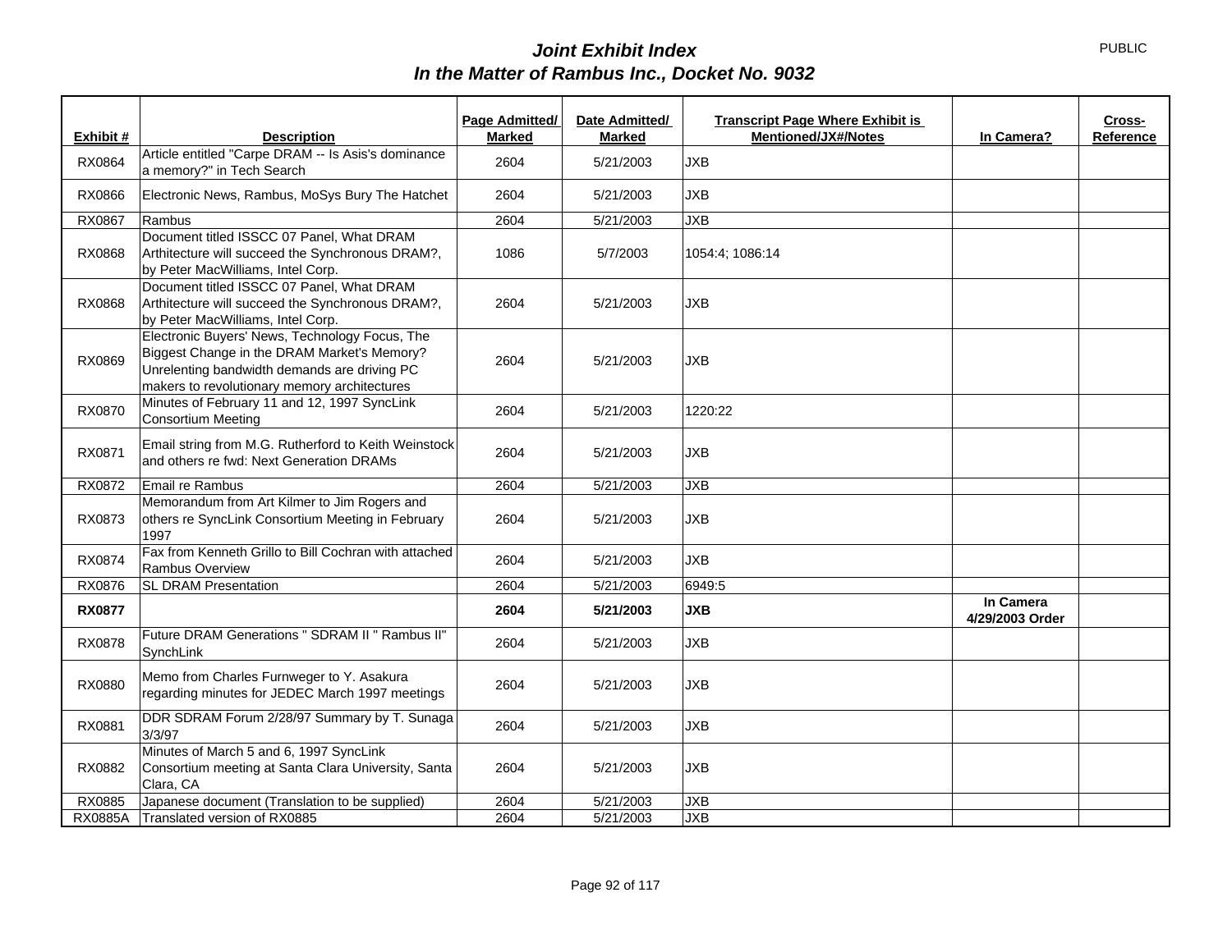# *Joint Exhibit Index*
## *In the Matter of Rambus Inc., Docket No. 9032*

PUBLIC

| Exhibit # | Description | Page Admitted/ Marked | Date Admitted/ Marked | Transcript Page Where Exhibit is Mentioned/JX#/Notes | In Camera? | Cross-Reference |
|---|---|---|---|---|---|---|
| RX0864 | Article entitled "Carpe DRAM -- Is Asis's dominance a memory?" in Tech Search | 2604 | 5/21/2003 | JXB | | |
| RX0866 | Electronic News, Rambus, MoSys Bury The Hatchet | 2604 | 5/21/2003 | JXB | | |
| RX0867 | Rambus | 2604 | 5/21/2003 | JXB | | |
| RX0868 | Document titled ISSCC 07 Panel, What DRAM Arthitecture will succeed the Synchronous DRAM?, by Peter MacWilliams, Intel Corp. | 1086 | 5/7/2003 | 1054:4; 1086:14 | | |
| RX0868 | Document titled ISSCC 07 Panel, What DRAM Arthitecture will succeed the Synchronous DRAM?, by Peter MacWilliams, Intel Corp. | 2604 | 5/21/2003 | JXB | | |
| RX0869 | Electronic Buyers' News, Technology Focus, The Biggest Change in the DRAM Market's Memory? Unrelenting bandwidth demands are driving PC makers to revolutionary memory architectures | 2604 | 5/21/2003 | JXB | | |
| RX0870 | Minutes of February 11 and 12, 1997 SyncLink Consortium Meeting | 2604 | 5/21/2003 | 1220:22 | | |
| RX0871 | Email string from M.G. Rutherford to Keith Weinstock and others re fwd: Next Generation DRAMs | 2604 | 5/21/2003 | JXB | | |
| RX0872 | Email re Rambus | 2604 | 5/21/2003 | JXB | | |
| RX0873 | Memorandum from Art Kilmer to Jim Rogers and others re SyncLink Consortium Meeting in February 1997 | 2604 | 5/21/2003 | JXB | | |
| RX0874 | Fax from Kenneth Grillo to Bill Cochran with attached Rambus Overview | 2604 | 5/21/2003 | JXB | | |
| RX0876 | SL DRAM Presentation | 2604 | 5/21/2003 | 6949:5 | | |
| **RX0877** | | **2604** | **5/21/2003** | **JXB** | **In Camera 4/29/2003 Order** | |
| RX0878 | Future DRAM Generations " SDRAM II " Rambus II" SynchLink | 2604 | 5/21/2003 | JXB | | |
| RX0880 | Memo from Charles Furnweger to Y. Asakura regarding minutes for JEDEC March 1997 meetings | 2604 | 5/21/2003 | JXB | | |
| RX0881 | DDR SDRAM Forum 2/28/97 Summary by T. Sunaga 3/3/97 | 2604 | 5/21/2003 | JXB | | |
| RX0882 | Minutes of March 5 and 6, 1997 SyncLink Consortium meeting at Santa Clara University, Santa Clara, CA | 2604 | 5/21/2003 | JXB | | |
| RX0885 | Japanese document (Translation to be supplied) | 2604 | 5/21/2003 | JXB | | |
| RX0885A | Translated version of RX0885 | 2604 | 5/21/2003 | JXB | | |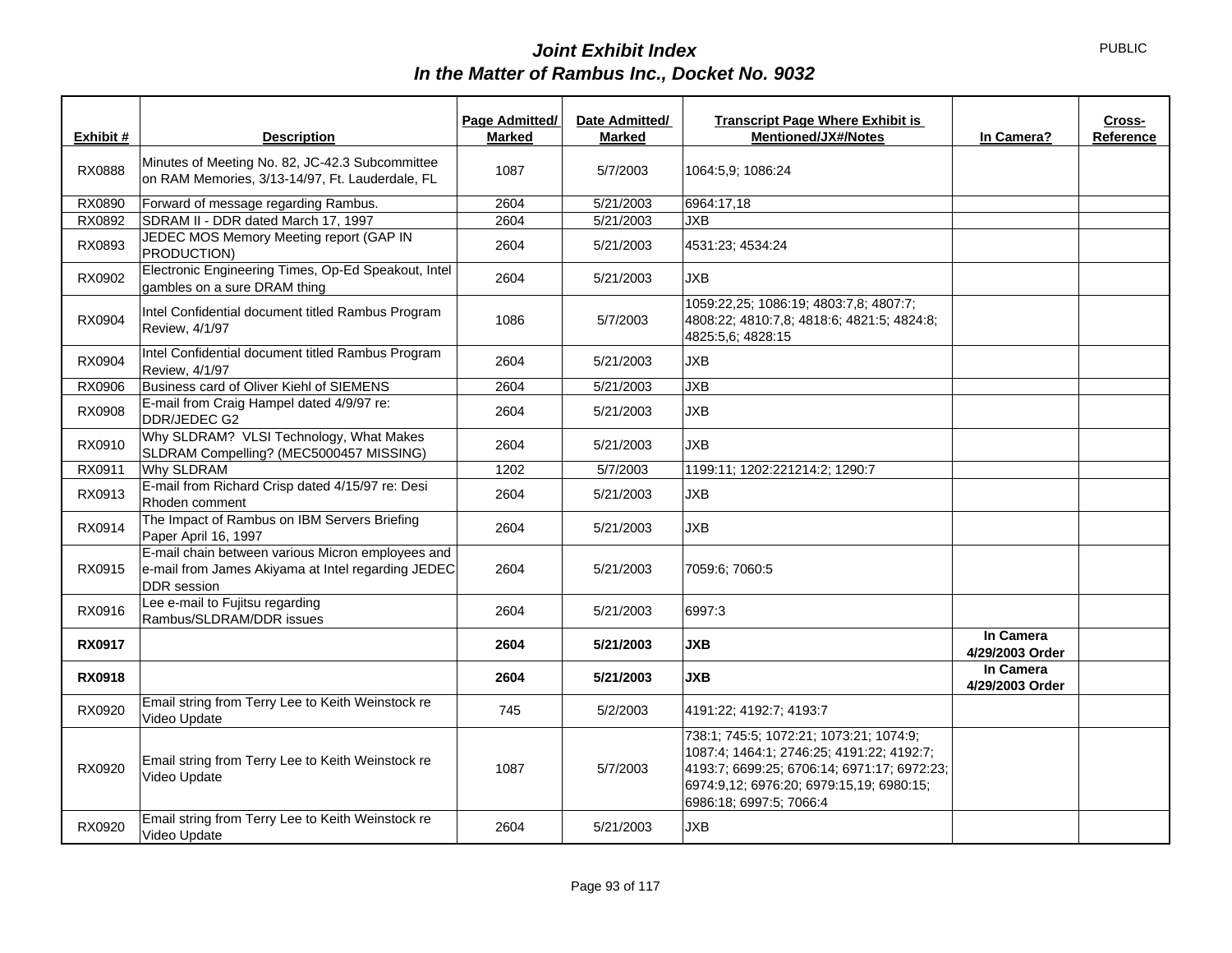# *Joint Exhibit Index*
## *In the Matter of Rambus Inc., Docket No. 9032*

PUBLIC

| Exhibit # | Description | Page Admitted/ Marked | Date Admitted/ Marked | Transcript Page Where Exhibit is Mentioned/JX#/Notes | In Camera? | Cross-Reference |
|---|---|---|---|---|---|---|
| RX0888 | Minutes of Meeting No. 82, JC-42.3 Subcommittee on RAM Memories, 3/13-14/97, Ft. Lauderdale, FL | 1087 | 5/7/2003 | 1064:5,9; 1086:24 | | |
| RX0890 | Forward of message regarding Rambus. | 2604 | 5/21/2003 | 6964:17,18 | | |
| RX0892 | SDRAM II - DDR dated March 17, 1997 | 2604 | 5/21/2003 | JXB | | |
| RX0893 | JEDEC MOS Memory Meeting report (GAP IN PRODUCTION) | 2604 | 5/21/2003 | 4531:23; 4534:24 | | |
| RX0902 | Electronic Engineering Times, Op-Ed Speakout, Intel gambles on a sure DRAM thing | 2604 | 5/21/2003 | JXB | | |
| RX0904 | Intel Confidential document titled Rambus Program Review, 4/1/97 | 1086 | 5/7/2003 | 1059:22,25; 1086:19; 4803:7,8; 4807:7; 4808:22; 4810:7,8; 4818:6; 4821:5; 4824:8; 4825:5,6; 4828:15 | | |
| RX0904 | Intel Confidential document titled Rambus Program Review, 4/1/97 | 2604 | 5/21/2003 | JXB | | |
| RX0906 | Business card of Oliver Kiehl of SIEMENS | 2604 | 5/21/2003 | JXB | | |
| RX0908 | E-mail from Craig Hampel dated 4/9/97 re: DDR/JEDEC G2 | 2604 | 5/21/2003 | JXB | | |
| RX0910 | Why SLDRAM? VLSI Technology, What Makes SLDRAM Compelling? (MEC5000457 MISSING) | 2604 | 5/21/2003 | JXB | | |
| RX0911 | Why SLDRAM | 1202 | 5/7/2003 | 1199:11; 1202:221214:2; 1290:7 | | |
| RX0913 | E-mail from Richard Crisp dated 4/15/97 re: Desi Rhoden comment | 2604 | 5/21/2003 | JXB | | |
| RX0914 | The Impact of Rambus on IBM Servers Briefing Paper April 16, 1997 | 2604 | 5/21/2003 | JXB | | |
| RX0915 | E-mail chain between various Micron employees and e-mail from James Akiyama at Intel regarding JEDEC DDR session | 2604 | 5/21/2003 | 7059:6; 7060:5 | | |
| RX0916 | Lee e-mail to Fujitsu regarding Rambus/SLDRAM/DDR issues | 2604 | 5/21/2003 | 6997:3 | | |
| **RX0917** | | **2604** | **5/21/2003** | **JXB** | **In Camera 4/29/2003 Order** | |
| **RX0918** | | **2604** | **5/21/2003** | **JXB** | **In Camera 4/29/2003 Order** | |
| RX0920 | Email string from Terry Lee to Keith Weinstock re Video Update | 745 | 5/2/2003 | 4191:22; 4192:7; 4193:7 | | |
| RX0920 | Email string from Terry Lee to Keith Weinstock re Video Update | 1087 | 5/7/2003 | 738:1; 745:5; 1072:21; 1073:21; 1074:9; 1087:4; 1464:1; 2746:25; 4191:22; 4192:7; 4193:7; 6699:25; 6706:14; 6971:17; 6972:23; 6974:9,12; 6976:20; 6979:15,19; 6980:15; 6986:18; 6997:5; 7066:4 | | |
| RX0920 | Email string from Terry Lee to Keith Weinstock re Video Update | 2604 | 5/21/2003 | JXB | | |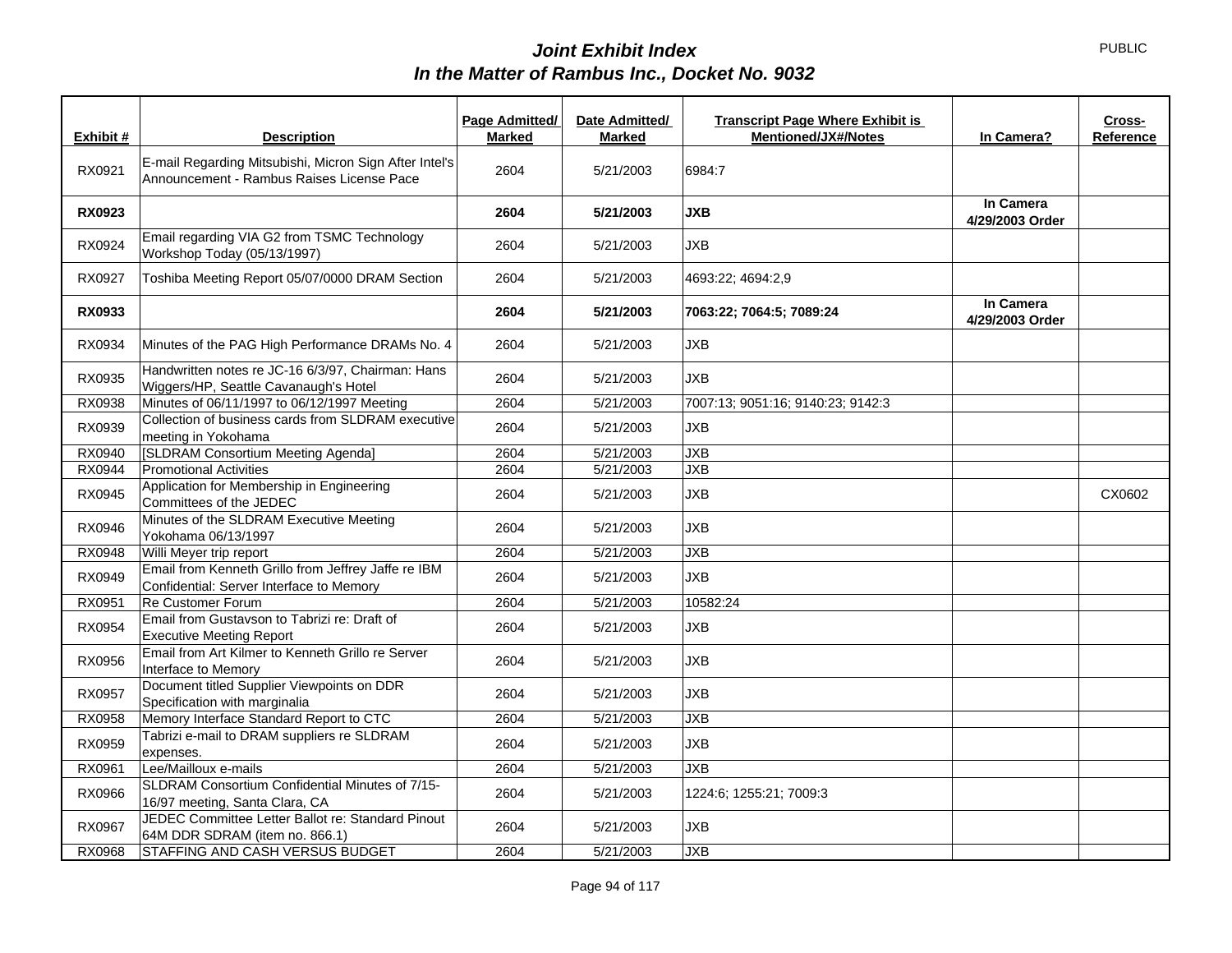# *Joint Exhibit Index*
## *In the Matter of Rambus Inc., Docket No. 9032*

PUBLIC

| Exhibit # | Description | Page Admitted/ Marked | Date Admitted/ Marked | Transcript Page Where Exhibit is Mentioned/JX#/Notes | In Camera? | Cross-Reference |
|---|---|---|---|---|---|---|
| RX0921 | E-mail Regarding Mitsubishi, Micron Sign After Intel's Announcement - Rambus Raises License Pace | 2604 | 5/21/2003 | 6984:7 | | |
| **RX0923** | | **2604** | **5/21/2003** | **JXB** | **In Camera 4/29/2003 Order** | |
| RX0924 | Email regarding VIA G2 from TSMC Technology Workshop Today (05/13/1997) | 2604 | 5/21/2003 | JXB | | |
| RX0927 | Toshiba Meeting Report 05/07/0000 DRAM Section | 2604 | 5/21/2003 | 4693:22; 4694:2,9 | | |
| **RX0933** | | **2604** | **5/21/2003** | **7063:22; 7064:5; 7089:24** | **In Camera 4/29/2003 Order** | |
| RX0934 | Minutes of the PAG High Performance DRAMs No. 4 | 2604 | 5/21/2003 | JXB | | |
| RX0935 | Handwritten notes re JC-16 6/3/97, Chairman: Hans Wiggers/HP, Seattle Cavanaugh's Hotel | 2604 | 5/21/2003 | JXB | | |
| RX0938 | Minutes of 06/11/1997 to 06/12/1997 Meeting | 2604 | 5/21/2003 | 7007:13; 9051:16; 9140:23; 9142:3 | | |
| RX0939 | Collection of business cards from SLDRAM executive meeting in Yokohama | 2604 | 5/21/2003 | JXB | | |
| RX0940 | [SLDRAM Consortium Meeting Agenda] | 2604 | 5/21/2003 | JXB | | |
| RX0944 | Promotional Activities | 2604 | 5/21/2003 | JXB | | |
| RX0945 | Application for Membership in Engineering Committees of the JEDEC | 2604 | 5/21/2003 | JXB | | CX0602 |
| RX0946 | Minutes of the SLDRAM Executive Meeting Yokohama 06/13/1997 | 2604 | 5/21/2003 | JXB | | |
| RX0948 | Willi Meyer trip report | 2604 | 5/21/2003 | JXB | | |
| RX0949 | Email from Kenneth Grillo from Jeffrey Jaffe re IBM Confidential: Server Interface to Memory | 2604 | 5/21/2003 | JXB | | |
| RX0951 | Re Customer Forum | 2604 | 5/21/2003 | 10582:24 | | |
| RX0954 | Email from Gustavson to Tabrizi re: Draft of Executive Meeting Report | 2604 | 5/21/2003 | JXB | | |
| RX0956 | Email from Art Kilmer to Kenneth Grillo re Server Interface to Memory | 2604 | 5/21/2003 | JXB | | |
| RX0957 | Document titled Supplier Viewpoints on DDR Specification with marginalia | 2604 | 5/21/2003 | JXB | | |
| RX0958 | Memory Interface Standard Report to CTC | 2604 | 5/21/2003 | JXB | | |
| RX0959 | Tabrizi e-mail to DRAM suppliers re SLDRAM expenses. | 2604 | 5/21/2003 | JXB | | |
| RX0961 | Lee/Mailloux e-mails | 2604 | 5/21/2003 | JXB | | |
| RX0966 | SLDRAM Consortium Confidential Minutes of 7/15-16/97 meeting, Santa Clara, CA | 2604 | 5/21/2003 | 1224:6; 1255:21; 7009:3 | | |
| RX0967 | JEDEC Committee Letter Ballot re: Standard Pinout 64M DDR SDRAM (item no. 866.1) | 2604 | 5/21/2003 | JXB | | |
| RX0968 | STAFFING AND CASH VERSUS BUDGET | 2604 | 5/21/2003 | JXB | | |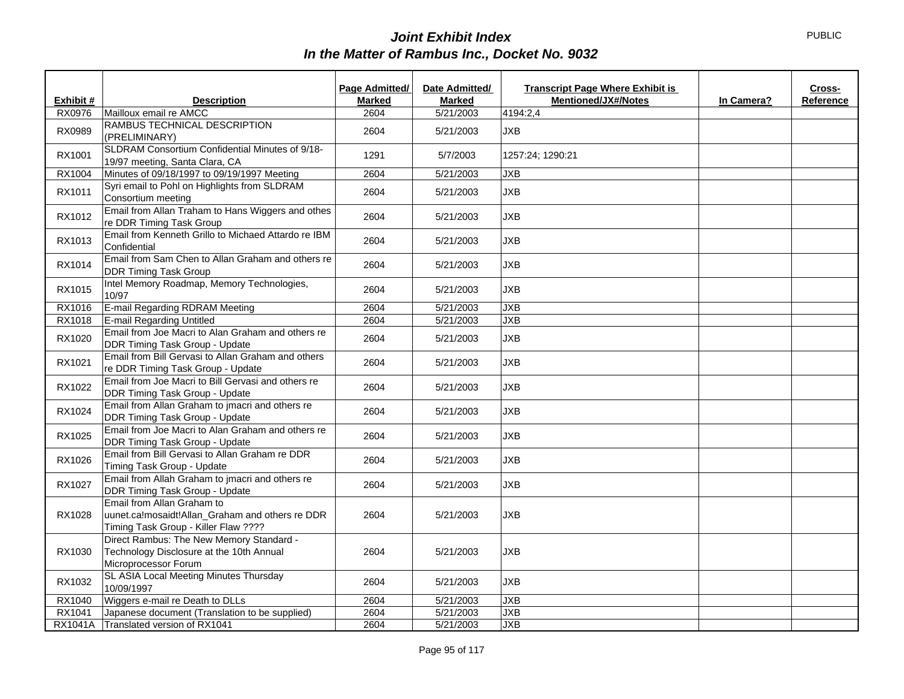# *Joint Exhibit Index*
## *In the Matter of Rambus Inc., Docket No. 9032*

PUBLIC

| Exhibit # | Description | Page Admitted/ Marked | Date Admitted/ Marked | Transcript Page Where Exhibit is Mentioned/JX#/Notes | In Camera? | Cross-Reference |
|---|---|---|---|---|---|---|
| RX0976 | Mailloux email re AMCC | 2604 | 5/21/2003 | 4194:2,4 | | |
| RX0989 | RAMBUS TECHNICAL DESCRIPTION (PRELIMINARY) | 2604 | 5/21/2003 | JXB | | |
| RX1001 | SLDRAM Consortium Confidential Minutes of 9/18-19/97 meeting, Santa Clara, CA | 1291 | 5/7/2003 | 1257:24; 1290:21 | | |
| RX1004 | Minutes of 09/18/1997 to 09/19/1997 Meeting | 2604 | 5/21/2003 | JXB | | |
| RX1011 | Syri email to Pohl on Highlights from SLDRAM Consortium meeting | 2604 | 5/21/2003 | JXB | | |
| RX1012 | Email from Allan Traham to Hans Wiggers and othes re DDR Timing Task Group | 2604 | 5/21/2003 | JXB | | |
| RX1013 | Email from Kenneth Grillo to Michaed Attardo re IBM Confidential | 2604 | 5/21/2003 | JXB | | |
| RX1014 | Email from Sam Chen to Allan Graham and others re DDR Timing Task Group | 2604 | 5/21/2003 | JXB | | |
| RX1015 | Intel Memory Roadmap, Memory Technologies, 10/97 | 2604 | 5/21/2003 | JXB | | |
| RX1016 | E-mail Regarding RDRAM Meeting | 2604 | 5/21/2003 | JXB | | |
| RX1018 | E-mail Regarding Untitled | 2604 | 5/21/2003 | JXB | | |
| RX1020 | Email from Joe Macri to Alan Graham and others re DDR Timing Task Group - Update | 2604 | 5/21/2003 | JXB | | |
| RX1021 | Email from Bill Gervasi to Allan Graham and others re DDR Timing Task Group - Update | 2604 | 5/21/2003 | JXB | | |
| RX1022 | Email from Joe Macri to Bill Gervasi and others re DDR Timing Task Group - Update | 2604 | 5/21/2003 | JXB | | |
| RX1024 | Email from Allan Graham to jmacri and others re DDR Timing Task Group - Update | 2604 | 5/21/2003 | JXB | | |
| RX1025 | Email from Joe Macri to Alan Graham and others re DDR Timing Task Group - Update | 2604 | 5/21/2003 | JXB | | |
| RX1026 | Email from Bill Gervasi to Allan Graham re DDR Timing Task Group - Update | 2604 | 5/21/2003 | JXB | | |
| RX1027 | Email from Allah Graham to jmacri and others re DDR Timing Task Group - Update | 2604 | 5/21/2003 | JXB | | |
| RX1028 | Email from Allan Graham to uunet.ca!mosaidt!Allan_Graham and others re DDR Timing Task Group - Killer Flaw ???? | 2604 | 5/21/2003 | JXB | | |
| RX1030 | Direct Rambus: The New Memory Standard - Technology Disclosure at the 10th Annual Microprocessor Forum | 2604 | 5/21/2003 | JXB | | |
| RX1032 | SL ASIA Local Meeting Minutes Thursday 10/09/1997 | 2604 | 5/21/2003 | JXB | | |
| RX1040 | Wiggers e-mail re Death to DLLs | 2604 | 5/21/2003 | JXB | | |
| RX1041 | Japanese document (Translation to be supplied) | 2604 | 5/21/2003 | JXB | | |
| RX1041A | Translated version of RX1041 | 2604 | 5/21/2003 | JXB | | |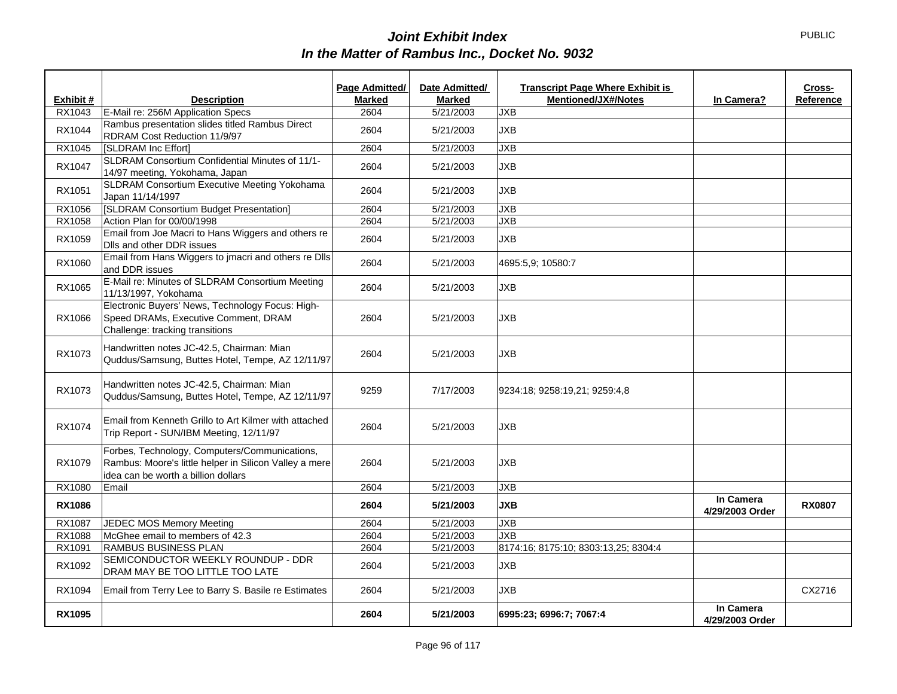# *Joint Exhibit Index*
## *In the Matter of Rambus Inc., Docket No. 9032*

PUBLIC

| Exhibit # | Description | Page Admitted/ Marked | Date Admitted/ Marked | Transcript Page Where Exhibit is Mentioned/JX#/Notes | In Camera? | Cross-Reference |
|---|---|---|---|---|---|---|
| RX1043 | E-Mail re: 256M Application Specs | 2604 | 5/21/2003 | JXB | | |
| RX1044 | Rambus presentation slides titled Rambus Direct RDRAM Cost Reduction 11/9/97 | 2604 | 5/21/2003 | JXB | | |
| RX1045 | [SLDRAM Inc Effort] | 2604 | 5/21/2003 | JXB | | |
| RX1047 | SLDRAM Consortium Confidential Minutes of 11/1-14/97 meeting, Yokohama, Japan | 2604 | 5/21/2003 | JXB | | |
| RX1051 | SLDRAM Consortium Executive Meeting Yokohama Japan 11/14/1997 | 2604 | 5/21/2003 | JXB | | |
| RX1056 | [SLDRAM Consortium Budget Presentation] | 2604 | 5/21/2003 | JXB | | |
| RX1058 | Action Plan for 00/00/1998 | 2604 | 5/21/2003 | JXB | | |
| RX1059 | Email from Joe Macri to Hans Wiggers and others re Dlls and other DDR issues | 2604 | 5/21/2003 | JXB | | |
| RX1060 | Email from Hans Wiggers to jmacri and others re Dlls and DDR issues | 2604 | 5/21/2003 | 4695:5,9; 10580:7 | | |
| RX1065 | E-Mail re: Minutes of SLDRAM Consortium Meeting 11/13/1997, Yokohama | 2604 | 5/21/2003 | JXB | | |
| RX1066 | Electronic Buyers' News, Technology Focus: High-Speed DRAMs, Executive Comment, DRAM Challenge: tracking transitions | 2604 | 5/21/2003 | JXB | | |
| RX1073 | Handwritten notes JC-42.5, Chairman: Mian Quddus/Samsung, Buttes Hotel, Tempe, AZ 12/11/97 | 2604 | 5/21/2003 | JXB | | |
| RX1073 | Handwritten notes JC-42.5, Chairman: Mian Quddus/Samsung, Buttes Hotel, Tempe, AZ 12/11/97 | 9259 | 7/17/2003 | 9234:18; 9258:19,21; 9259:4,8 | | |
| RX1074 | Email from Kenneth Grillo to Art Kilmer with attached Trip Report - SUN/IBM Meeting, 12/11/97 | 2604 | 5/21/2003 | JXB | | |
| RX1079 | Forbes, Technology, Computers/Communications, Rambus: Moore's little helper in Silicon Valley a mere idea can be worth a billion dollars | 2604 | 5/21/2003 | JXB | | |
| RX1080 | Email | 2604 | 5/21/2003 | JXB | | |
| **RX1086** | | **2604** | **5/21/2003** | **JXB** | **In Camera 4/29/2003 Order** | **RX0807** |
| RX1087 | JEDEC MOS Memory Meeting | 2604 | 5/21/2003 | JXB | | |
| RX1088 | McGhee email to members of 42.3 | 2604 | 5/21/2003 | JXB | | |
| RX1091 | RAMBUS BUSINESS PLAN | 2604 | 5/21/2003 | 8174:16; 8175:10; 8303:13,25; 8304:4 | | |
| RX1092 | SEMICONDUCTOR WEEKLY ROUNDUP - DDR DRAM MAY BE TOO LITTLE TOO LATE | 2604 | 5/21/2003 | JXB | | |
| RX1094 | Email from Terry Lee to Barry S. Basile re Estimates | 2604 | 5/21/2003 | JXB | | CX2716 |
| **RX1095** | | **2604** | **5/21/2003** | **6995:23; 6996:7; 7067:4** | **In Camera 4/29/2003 Order** | |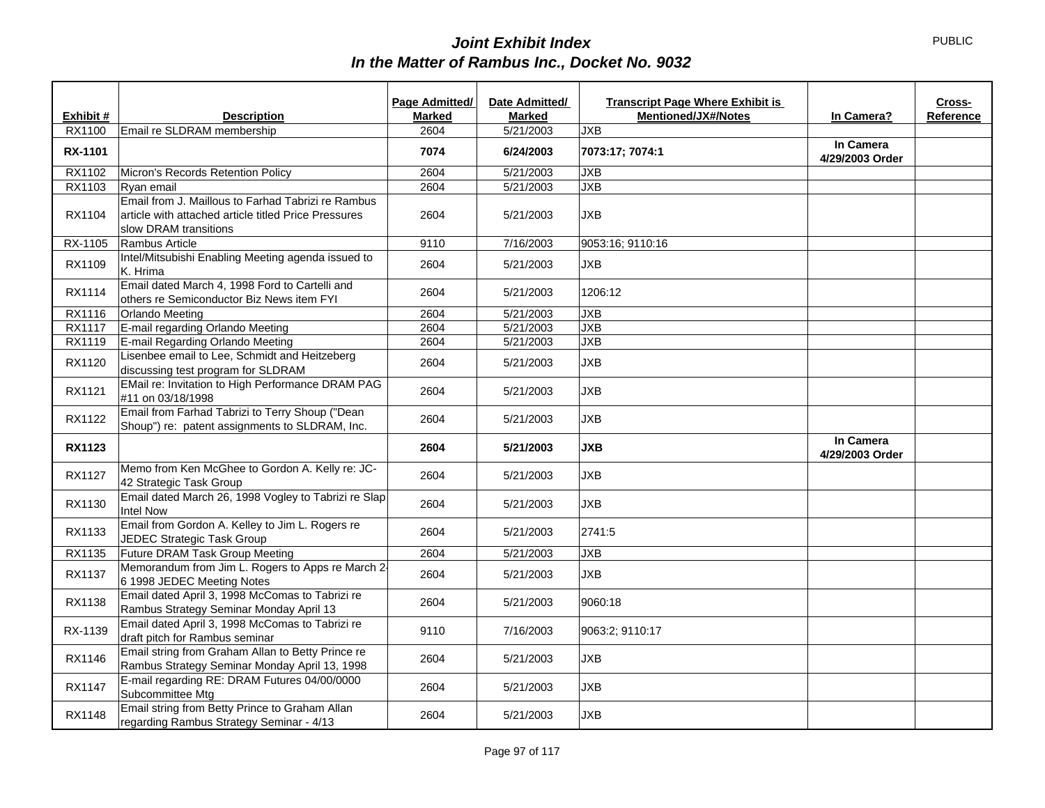# *Joint Exhibit Index*
## *In the Matter of Rambus Inc., Docket No. 9032*

PUBLIC

| Exhibit # | Description | Page Admitted/ Marked | Date Admitted/ Marked | Transcript Page Where Exhibit is Mentioned/JX#/Notes | In Camera? | Cross-Reference |
|---|---|---|---|---|---|---|
| RX1100 | Email re SLDRAM membership | 2604 | 5/21/2003 | JXB | | |
| **RX-1101** | | **7074** | **6/24/2003** | **7073:17; 7074:1** | **In Camera 4/29/2003 Order** | |
| RX1102 | Micron's Records Retention Policy | 2604 | 5/21/2003 | JXB | | |
| RX1103 | Ryan email | 2604 | 5/21/2003 | JXB | | |
| RX1104 | Email from J. Maillous to Farhad Tabrizi re Rambus article with attached article titled Price Pressures slow DRAM transitions | 2604 | 5/21/2003 | JXB | | |
| RX-1105 | Rambus Article | 9110 | 7/16/2003 | 9053:16; 9110:16 | | |
| RX1109 | Intel/Mitsubishi Enabling Meeting agenda issued to K. Hrima | 2604 | 5/21/2003 | JXB | | |
| RX1114 | Email dated March 4, 1998 Ford to Cartelli and others re Semiconductor Biz News item FYI | 2604 | 5/21/2003 | 1206:12 | | |
| RX1116 | Orlando Meeting | 2604 | 5/21/2003 | JXB | | |
| RX1117 | E-mail regarding Orlando Meeting | 2604 | 5/21/2003 | JXB | | |
| RX1119 | E-mail Regarding Orlando Meeting | 2604 | 5/21/2003 | JXB | | |
| RX1120 | Lisenbee email to Lee, Schmidt and Heitzeberg discussing test program for SLDRAM | 2604 | 5/21/2003 | JXB | | |
| RX1121 | EMail re: Invitation to High Performance DRAM PAG #11 on 03/18/1998 | 2604 | 5/21/2003 | JXB | | |
| RX1122 | Email from Farhad Tabrizi to Terry Shoup ("Dean Shoup") re: patent assignments to SLDRAM, Inc. | 2604 | 5/21/2003 | JXB | | |
| **RX1123** | | **2604** | **5/21/2003** | **JXB** | **In Camera 4/29/2003 Order** | |
| RX1127 | Memo from Ken McGhee to Gordon A. Kelly re: JC-42 Strategic Task Group | 2604 | 5/21/2003 | JXB | | |
| RX1130 | Email dated March 26, 1998 Vogley to Tabrizi re Slap Intel Now | 2604 | 5/21/2003 | JXB | | |
| RX1133 | Email from Gordon A. Kelley to Jim L. Rogers re JEDEC Strategic Task Group | 2604 | 5/21/2003 | 2741:5 | | |
| RX1135 | Future DRAM Task Group Meeting | 2604 | 5/21/2003 | JXB | | |
| RX1137 | Memorandum from Jim L. Rogers to Apps re March 2-6 1998 JEDEC Meeting Notes | 2604 | 5/21/2003 | JXB | | |
| RX1138 | Email dated April 3, 1998 McComas to Tabrizi re Rambus Strategy Seminar Monday April 13 | 2604 | 5/21/2003 | 9060:18 | | |
| RX-1139 | Email dated April 3, 1998 McComas to Tabrizi re draft pitch for Rambus seminar | 9110 | 7/16/2003 | 9063:2; 9110:17 | | |
| RX1146 | Email string from Graham Allan to Betty Prince re Rambus Strategy Seminar Monday April 13, 1998 | 2604 | 5/21/2003 | JXB | | |
| RX1147 | E-mail regarding RE: DRAM Futures 04/00/0000 Subcommittee Mtg | 2604 | 5/21/2003 | JXB | | |
| RX1148 | Email string from Betty Prince to Graham Allan regarding Rambus Strategy Seminar - 4/13 | 2604 | 5/21/2003 | JXB | | |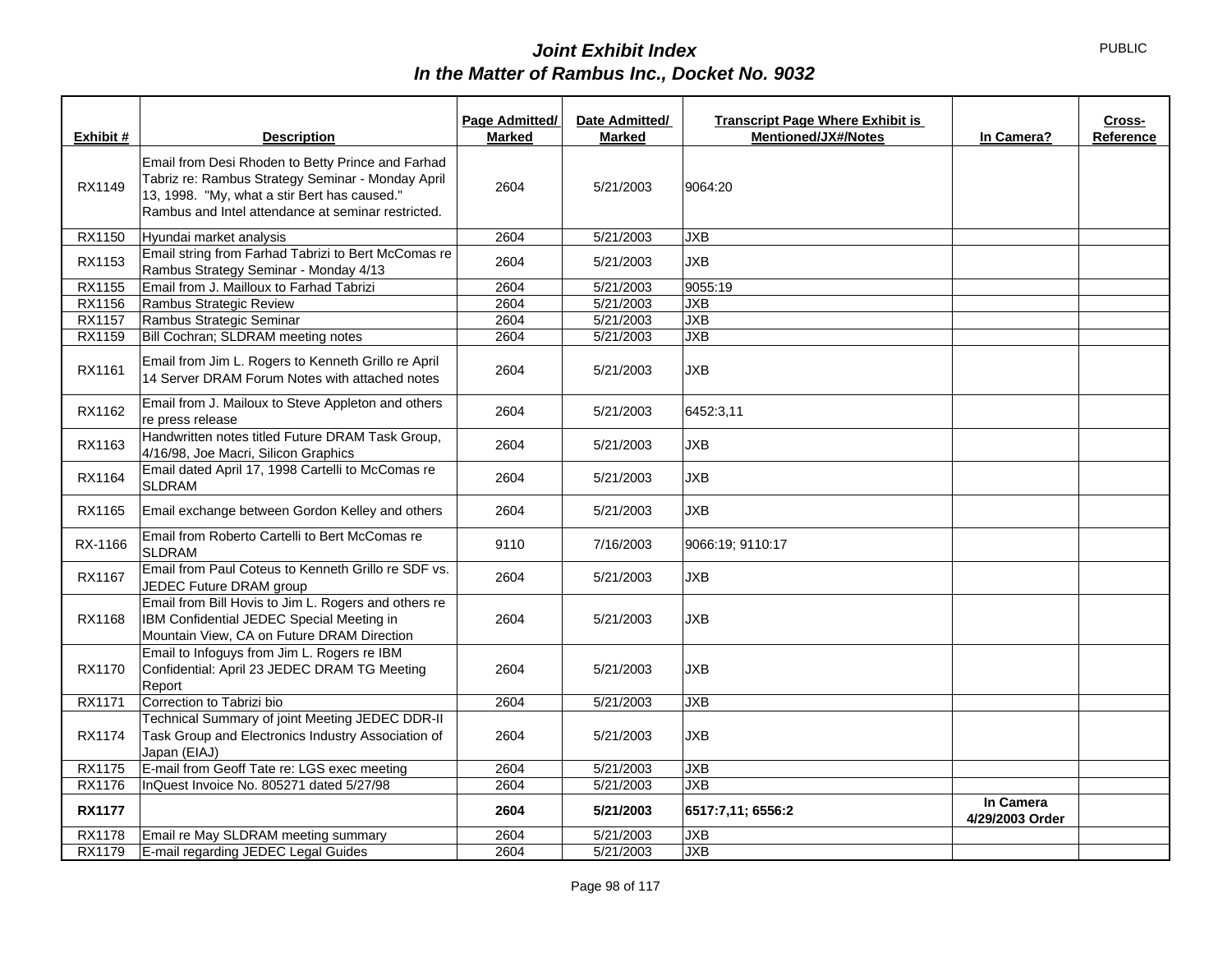# *Joint Exhibit Index*
## *In the Matter of Rambus Inc., Docket No. 9032*

PUBLIC

| Exhibit # | Description | Page Admitted/ Marked | Date Admitted/ Marked | Transcript Page Where Exhibit is Mentioned/JX#/Notes | In Camera? | Cross-Reference |
|---|---|---|---|---|---|---|
| RX1149 | Email from Desi Rhoden to Betty Prince and Farhad Tabriz re: Rambus Strategy Seminar - Monday April 13, 1998. "My, what a stir Bert has caused." Rambus and Intel attendance at seminar restricted. | 2604 | 5/21/2003 | 9064:20 | | |
| RX1150 | Hyundai market analysis | 2604 | 5/21/2003 | JXB | | |
| RX1153 | Email string from Farhad Tabrizi to Bert McComas re Rambus Strategy Seminar - Monday 4/13 | 2604 | 5/21/2003 | JXB | | |
| RX1155 | Email from J. Mailloux to Farhad Tabrizi | 2604 | 5/21/2003 | 9055:19 | | |
| RX1156 | Rambus Strategic Review | 2604 | 5/21/2003 | JXB | | |
| RX1157 | Rambus Strategic Seminar | 2604 | 5/21/2003 | JXB | | |
| RX1159 | Bill Cochran; SLDRAM meeting notes | 2604 | 5/21/2003 | JXB | | |
| RX1161 | Email from Jim L. Rogers to Kenneth Grillo re April 14 Server DRAM Forum Notes with attached notes | 2604 | 5/21/2003 | JXB | | |
| RX1162 | Email from J. Mailoux to Steve Appleton and others re press release | 2604 | 5/21/2003 | 6452:3,11 | | |
| RX1163 | Handwritten notes titled Future DRAM Task Group, 4/16/98, Joe Macri, Silicon Graphics | 2604 | 5/21/2003 | JXB | | |
| RX1164 | Email dated April 17, 1998 Cartelli to McComas re SLDRAM | 2604 | 5/21/2003 | JXB | | |
| RX1165 | Email exchange between Gordon Kelley and others | 2604 | 5/21/2003 | JXB | | |
| RX-1166 | Email from Roberto Cartelli to Bert McComas re SLDRAM | 9110 | 7/16/2003 | 9066:19; 9110:17 | | |
| RX1167 | Email from Paul Coteus to Kenneth Grillo re SDF vs. JEDEC Future DRAM group | 2604 | 5/21/2003 | JXB | | |
| RX1168 | Email from Bill Hovis to Jim L. Rogers and others re IBM Confidential JEDEC Special Meeting in Mountain View, CA on Future DRAM Direction | 2604 | 5/21/2003 | JXB | | |
| RX1170 | Email to Infoguys from Jim L. Rogers re IBM Confidential: April 23 JEDEC DRAM TG Meeting Report | 2604 | 5/21/2003 | JXB | | |
| RX1171 | Correction to Tabrizi bio | 2604 | 5/21/2003 | JXB | | |
| RX1174 | Technical Summary of joint Meeting JEDEC DDR-II Task Group and Electronics Industry Association of Japan (EIAJ) | 2604 | 5/21/2003 | JXB | | |
| RX1175 | E-mail from Geoff Tate re: LGS exec meeting | 2604 | 5/21/2003 | JXB | | |
| RX1176 | InQuest Invoice No. 805271 dated 5/27/98 | 2604 | 5/21/2003 | JXB | | |
| **RX1177** | | **2604** | **5/21/2003** | **6517:7,11; 6556:2** | **In Camera 4/29/2003 Order** | |
| RX1178 | Email re May SLDRAM meeting summary | 2604 | 5/21/2003 | JXB | | |
| RX1179 | E-mail regarding JEDEC Legal Guides | 2604 | 5/21/2003 | JXB | | |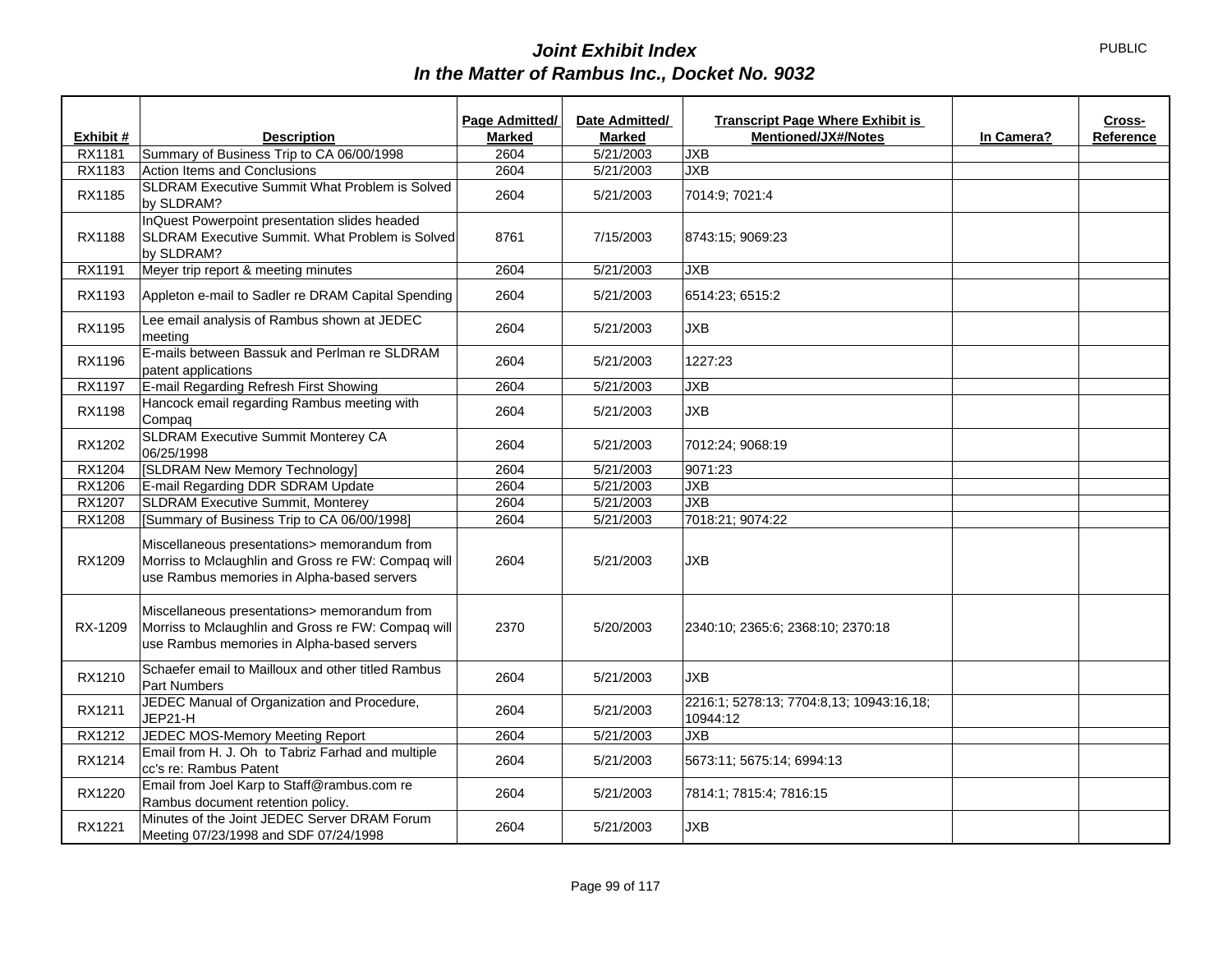# *Joint Exhibit Index*
## *In the Matter of Rambus Inc., Docket No. 9032*

PUBLIC

| Exhibit # | Description | Page Admitted/ Marked | Date Admitted/ Marked | Transcript Page Where Exhibit is Mentioned/JX#/Notes | In Camera? | Cross-Reference |
|---|---|---|---|---|---|---|
| RX1181 | Summary of Business Trip to CA 06/00/1998 | 2604 | 5/21/2003 | JXB | | |
| RX1183 | Action Items and Conclusions | 2604 | 5/21/2003 | JXB | | |
| RX1185 | SLDRAM Executive Summit What Problem is Solved by SLDRAM? | 2604 | 5/21/2003 | 7014:9; 7021:4 | | |
| RX1188 | InQuest Powerpoint presentation slides headed SLDRAM Executive Summit. What Problem is Solved by SLDRAM? | 8761 | 7/15/2003 | 8743:15; 9069:23 | | |
| RX1191 | Meyer trip report & meeting minutes | 2604 | 5/21/2003 | JXB | | |
| RX1193 | Appleton e-mail to Sadler re DRAM Capital Spending | 2604 | 5/21/2003 | 6514:23; 6515:2 | | |
| RX1195 | Lee email analysis of Rambus shown at JEDEC meeting | 2604 | 5/21/2003 | JXB | | |
| RX1196 | E-mails between Bassuk and Perlman re SLDRAM patent applications | 2604 | 5/21/2003 | 1227:23 | | |
| RX1197 | E-mail Regarding Refresh First Showing | 2604 | 5/21/2003 | JXB | | |
| RX1198 | Hancock email regarding Rambus meeting with Compaq | 2604 | 5/21/2003 | JXB | | |
| RX1202 | SLDRAM Executive Summit Monterey CA 06/25/1998 | 2604 | 5/21/2003 | 7012:24; 9068:19 | | |
| RX1204 | [SLDRAM New Memory Technology] | 2604 | 5/21/2003 | 9071:23 | | |
| RX1206 | E-mail Regarding DDR SDRAM Update | 2604 | 5/21/2003 | JXB | | |
| RX1207 | SLDRAM Executive Summit, Monterey | 2604 | 5/21/2003 | JXB | | |
| RX1208 | [Summary of Business Trip to CA 06/00/1998] | 2604 | 5/21/2003 | 7018:21; 9074:22 | | |
| RX1209 | Miscellaneous presentations> memorandum from Morriss to Mclaughlin and Gross re FW: Compaq will use Rambus memories in Alpha-based servers | 2604 | 5/21/2003 | JXB | | |
| RX-1209 | Miscellaneous presentations> memorandum from Morriss to Mclaughlin and Gross re FW: Compaq will use Rambus memories in Alpha-based servers | 2370 | 5/20/2003 | 2340:10; 2365:6; 2368:10; 2370:18 | | |
| RX1210 | Schaefer email to Mailloux and other titled Rambus Part Numbers | 2604 | 5/21/2003 | JXB | | |
| RX1211 | JEDEC Manual of Organization and Procedure, JEP21-H | 2604 | 5/21/2003 | 2216:1; 5278:13; 7704:8,13; 10943:16,18; 10944:12 | | |
| RX1212 | JEDEC MOS-Memory Meeting Report | 2604 | 5/21/2003 | JXB | | |
| RX1214 | Email from H. J. Oh to Tabriz Farhad and multiple cc's re: Rambus Patent | 2604 | 5/21/2003 | 5673:11; 5675:14; 6994:13 | | |
| RX1220 | Email from Joel Karp to Staff@rambus.com re Rambus document retention policy. | 2604 | 5/21/2003 | 7814:1; 7815:4; 7816:15 | | |
| RX1221 | Minutes of the Joint JEDEC Server DRAM Forum Meeting 07/23/1998 and SDF 07/24/1998 | 2604 | 5/21/2003 | JXB | | |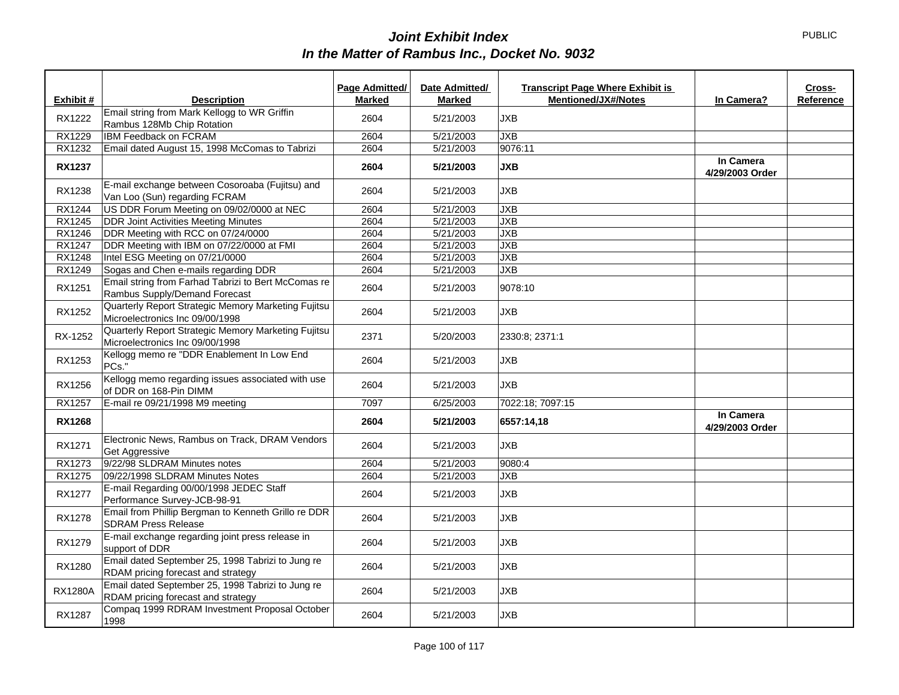# *Joint Exhibit Index*
## *In the Matter of Rambus Inc., Docket No. 9032*

PUBLIC

| Exhibit # | Description | Page Admitted/ Marked | Date Admitted/ Marked | Transcript Page Where Exhibit is Mentioned/JX#/Notes | In Camera? | Cross-Reference |
|---|---|---|---|---|---|---|
| RX1222 | Email string from Mark Kellogg to WR Griffin Rambus 128Mb Chip Rotation | 2604 | 5/21/2003 | JXB | | |
| RX1229 | IBM Feedback on FCRAM | 2604 | 5/21/2003 | JXB | | |
| RX1232 | Email dated August 15, 1998 McComas to Tabrizi | 2604 | 5/21/2003 | 9076:11 | | |
| **RX1237** | | **2604** | **5/21/2003** | **JXB** | **In Camera 4/29/2003 Order** | |
| RX1238 | E-mail exchange between Cosoroaba (Fujitsu) and Van Loo (Sun) regarding FCRAM | 2604 | 5/21/2003 | JXB | | |
| RX1244 | US DDR Forum Meeting on 09/02/0000 at NEC | 2604 | 5/21/2003 | JXB | | |
| RX1245 | DDR Joint Activities Meeting Minutes | 2604 | 5/21/2003 | JXB | | |
| RX1246 | DDR Meeting with RCC on 07/24/0000 | 2604 | 5/21/2003 | JXB | | |
| RX1247 | DDR Meeting with IBM on 07/22/0000 at FMI | 2604 | 5/21/2003 | JXB | | |
| RX1248 | Intel ESG Meeting on 07/21/0000 | 2604 | 5/21/2003 | JXB | | |
| RX1249 | Sogas and Chen e-mails regarding DDR | 2604 | 5/21/2003 | JXB | | |
| RX1251 | Email string from Farhad Tabrizi to Bert McComas re Rambus Supply/Demand Forecast | 2604 | 5/21/2003 | 9078:10 | | |
| RX1252 | Quarterly Report Strategic Memory Marketing Fujitsu Microelectronics Inc 09/00/1998 | 2604 | 5/21/2003 | JXB | | |
| RX-1252 | Quarterly Report Strategic Memory Marketing Fujitsu Microelectronics Inc 09/00/1998 | 2371 | 5/20/2003 | 2330:8; 2371:1 | | |
| RX1253 | Kellogg memo re "DDR Enablement In Low End PCs." | 2604 | 5/21/2003 | JXB | | |
| RX1256 | Kellogg memo regarding issues associated with use of DDR on 168-Pin DIMM | 2604 | 5/21/2003 | JXB | | |
| RX1257 | E-mail re 09/21/1998 M9 meeting | 7097 | 6/25/2003 | 7022:18; 7097:15 | | |
| **RX1268** | | **2604** | **5/21/2003** | **6557:14,18** | **In Camera 4/29/2003 Order** | |
| RX1271 | Electronic News, Rambus on Track, DRAM Vendors Get Aggressive | 2604 | 5/21/2003 | JXB | | |
| RX1273 | 9/22/98 SLDRAM Minutes notes | 2604 | 5/21/2003 | 9080:4 | | |
| RX1275 | 09/22/1998 SLDRAM Minutes Notes | 2604 | 5/21/2003 | JXB | | |
| RX1277 | E-mail Regarding 00/00/1998 JEDEC Staff Performance Survey-JCB-98-91 | 2604 | 5/21/2003 | JXB | | |
| RX1278 | Email from Phillip Bergman to Kenneth Grillo re DDR SDRAM Press Release | 2604 | 5/21/2003 | JXB | | |
| RX1279 | E-mail exchange regarding joint press release in support of DDR | 2604 | 5/21/2003 | JXB | | |
| RX1280 | Email dated September 25, 1998 Tabrizi to Jung re RDAM pricing forecast and strategy | 2604 | 5/21/2003 | JXB | | |
| RX1280A | Email dated September 25, 1998 Tabrizi to Jung re RDAM pricing forecast and strategy | 2604 | 5/21/2003 | JXB | | |
| RX1287 | Compaq 1999 RDRAM Investment Proposal October 1998 | 2604 | 5/21/2003 | JXB | | |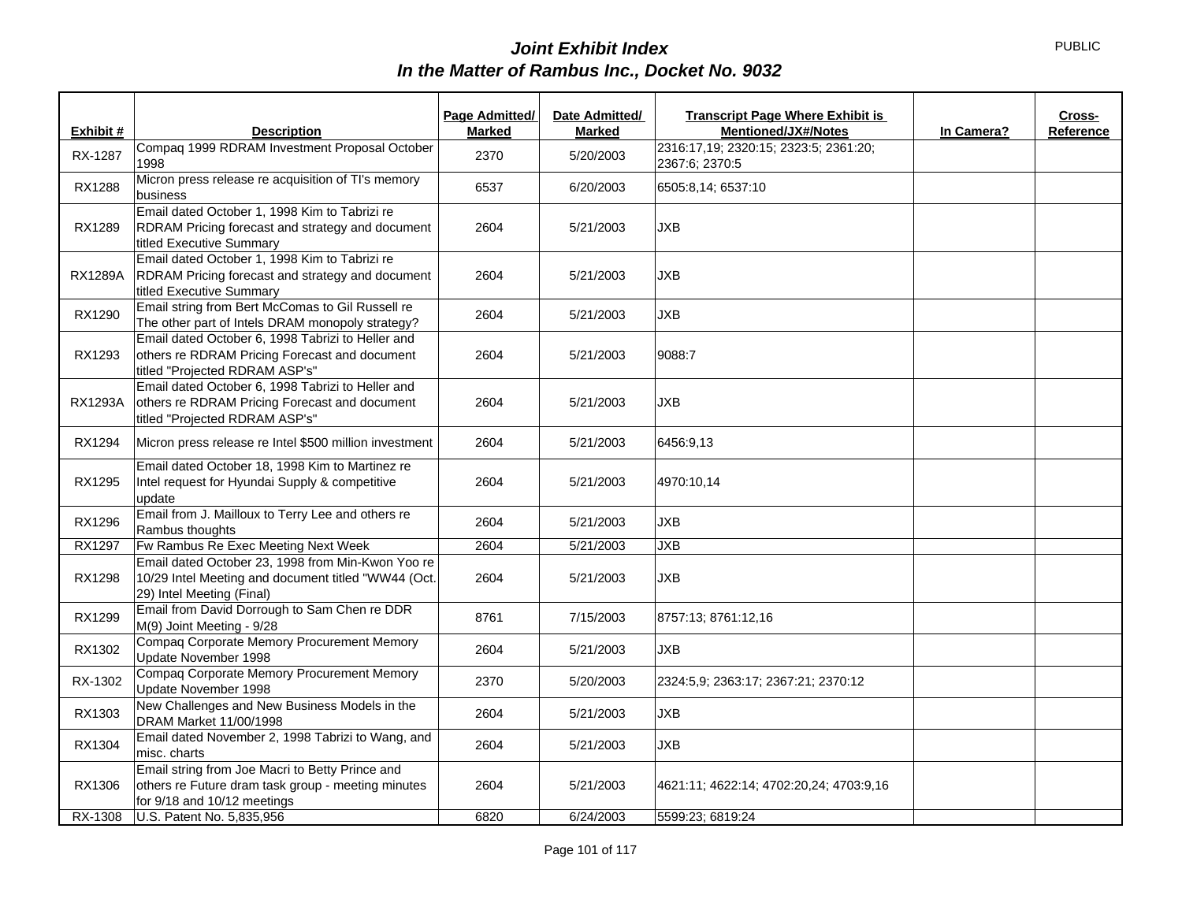PUBLIC

# *Joint Exhibit Index*
## *In the Matter of Rambus Inc., Docket No. 9032*

| Exhibit # | Description | Page Admitted/ Marked | Date Admitted/ Marked | Transcript Page Where Exhibit is Mentioned/JX#/Notes | In Camera? | Cross-Reference |
|---|---|---|---|---|---|---|
| RX-1287 | Compaq 1999 RDRAM Investment Proposal October 1998 | 2370 | 5/20/2003 | 2316:17,19; 2320:15; 2323:5; 2361:20; 2367:6; 2370:5 | | |
| RX1288 | Micron press release re acquisition of TI's memory business | 6537 | 6/20/2003 | 6505:8,14; 6537:10 | | |
| RX1289 | Email dated October 1, 1998 Kim to Tabrizi re RDRAM Pricing forecast and strategy and document titled Executive Summary | 2604 | 5/21/2003 | JXB | | |
| RX1289A | Email dated October 1, 1998 Kim to Tabrizi re RDRAM Pricing forecast and strategy and document titled Executive Summary | 2604 | 5/21/2003 | JXB | | |
| RX1290 | Email string from Bert McComas to Gil Russell re The other part of Intels DRAM monopoly strategy? | 2604 | 5/21/2003 | JXB | | |
| RX1293 | Email dated October 6, 1998 Tabrizi to Heller and others re RDRAM Pricing Forecast and document titled "Projected RDRAM ASP's" | 2604 | 5/21/2003 | 9088:7 | | |
| RX1293A | Email dated October 6, 1998 Tabrizi to Heller and others re RDRAM Pricing Forecast and document titled "Projected RDRAM ASP's" | 2604 | 5/21/2003 | JXB | | |
| RX1294 | Micron press release re Intel $500 million investment | 2604 | 5/21/2003 | 6456:9,13 | | |
| RX1295 | Email dated October 18, 1998 Kim to Martinez re Intel request for Hyundai Supply & competitive update | 2604 | 5/21/2003 | 4970:10,14 | | |
| RX1296 | Email from J. Mailloux to Terry Lee and others re Rambus thoughts | 2604 | 5/21/2003 | JXB | | |
| RX1297 | Fw Rambus Re Exec Meeting Next Week | 2604 | 5/21/2003 | JXB | | |
| RX1298 | Email dated October 23, 1998 from Min-Kwon Yoo re 10/29 Intel Meeting and document titled "WW44 (Oct. 29) Intel Meeting (Final) | 2604 | 5/21/2003 | JXB | | |
| RX1299 | Email from David Dorrough to Sam Chen re DDR M(9) Joint Meeting - 9/28 | 8761 | 7/15/2003 | 8757:13; 8761:12,16 | | |
| RX1302 | Compaq Corporate Memory Procurement Memory Update November 1998 | 2604 | 5/21/2003 | JXB | | |
| RX-1302 | Compaq Corporate Memory Procurement Memory Update November 1998 | 2370 | 5/20/2003 | 2324:5,9; 2363:17; 2367:21; 2370:12 | | |
| RX1303 | New Challenges and New Business Models in the DRAM Market 11/00/1998 | 2604 | 5/21/2003 | JXB | | |
| RX1304 | Email dated November 2, 1998 Tabrizi to Wang, and misc. charts | 2604 | 5/21/2003 | JXB | | |
| RX1306 | Email string from Joe Macri to Betty Prince and others re Future dram task group - meeting minutes for 9/18 and 10/12 meetings | 2604 | 5/21/2003 | 4621:11; 4622:14; 4702:20,24; 4703:9,16 | | |
| RX-1308 | U.S. Patent No. 5,835,956 | 6820 | 6/24/2003 | 5599:23; 6819:24 | | |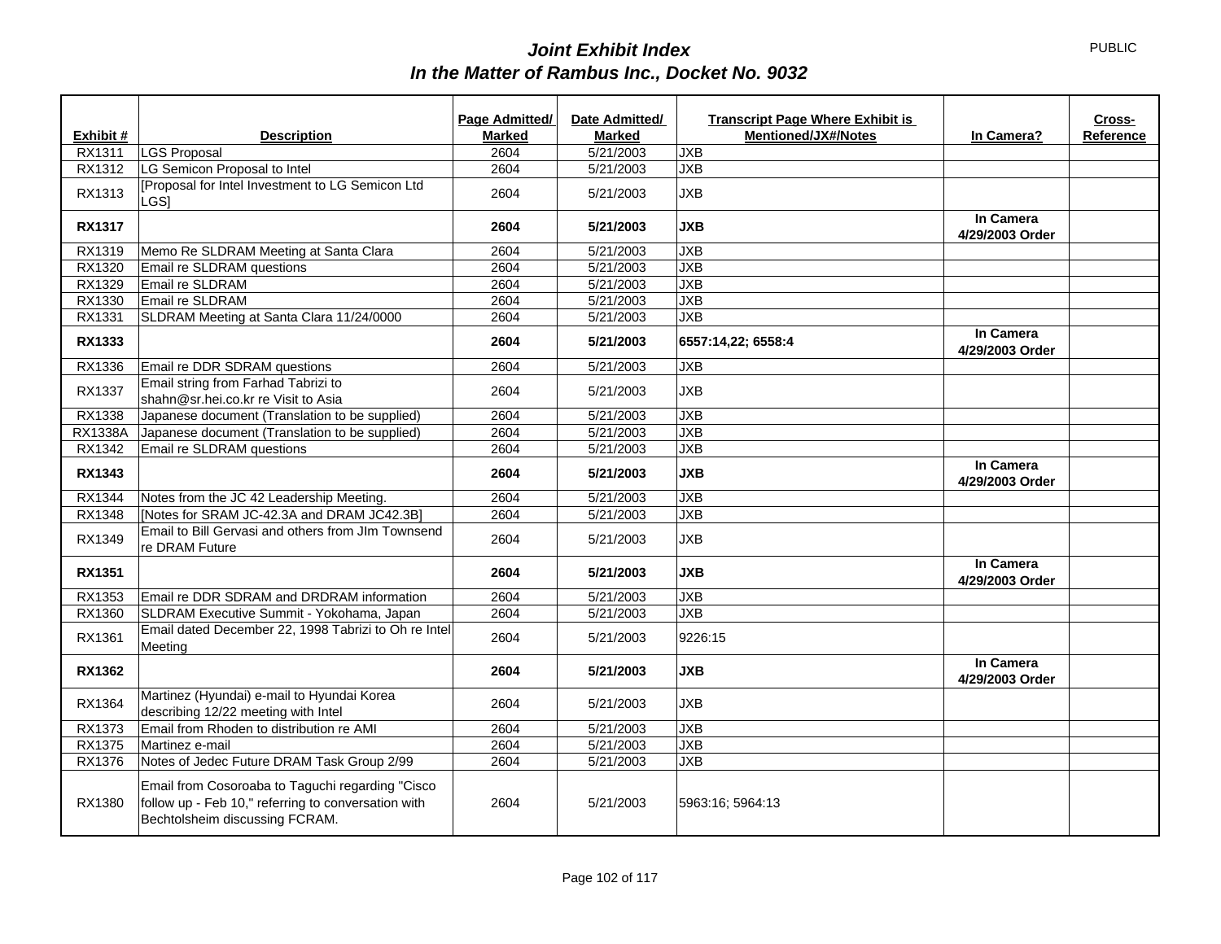# *Joint Exhibit Index*
# *In the Matter of Rambus Inc., Docket No. 9032*

PUBLIC

| Exhibit # | Description | Page Admitted/ Marked | Date Admitted/ Marked | Transcript Page Where Exhibit is Mentioned/JX#/Notes | In Camera? | Cross-Reference |
|---|---|---|---|---|---|---|
| RX1311 | LGS Proposal | 2604 | 5/21/2003 | JXB | | |
| RX1312 | LG Semicon Proposal to Intel | 2604 | 5/21/2003 | JXB | | |
| RX1313 | [Proposal for Intel Investment to LG Semicon Ltd LGS] | 2604 | 5/21/2003 | JXB | | |
| **RX1317** | | **2604** | **5/21/2003** | **JXB** | **In Camera 4/29/2003 Order** | |
| RX1319 | Memo Re SLDRAM Meeting at Santa Clara | 2604 | 5/21/2003 | JXB | | |
| RX1320 | Email re SLDRAM questions | 2604 | 5/21/2003 | JXB | | |
| RX1329 | Email re SLDRAM | 2604 | 5/21/2003 | JXB | | |
| RX1330 | Email re SLDRAM | 2604 | 5/21/2003 | JXB | | |
| RX1331 | SLDRAM Meeting at Santa Clara 11/24/0000 | 2604 | 5/21/2003 | JXB | | |
| **RX1333** | | **2604** | **5/21/2003** | **6557:14,22; 6558:4** | **In Camera 4/29/2003 Order** | |
| RX1336 | Email re DDR SDRAM questions | 2604 | 5/21/2003 | JXB | | |
| RX1337 | Email string from Farhad Tabrizi to shahn@sr.hei.co.kr re Visit to Asia | 2604 | 5/21/2003 | JXB | | |
| RX1338 | Japanese document (Translation to be supplied) | 2604 | 5/21/2003 | JXB | | |
| RX1338A | Japanese document (Translation to be supplied) | 2604 | 5/21/2003 | JXB | | |
| RX1342 | Email re SLDRAM questions | 2604 | 5/21/2003 | JXB | | |
| **RX1343** | | **2604** | **5/21/2003** | **JXB** | **In Camera 4/29/2003 Order** | |
| RX1344 | Notes from the JC 42 Leadership Meeting. | 2604 | 5/21/2003 | JXB | | |
| RX1348 | [Notes for SRAM JC-42.3A and DRAM JC42.3B] | 2604 | 5/21/2003 | JXB | | |
| RX1349 | Email to Bill Gervasi and others from JIm Townsend re DRAM Future | 2604 | 5/21/2003 | JXB | | |
| **RX1351** | | **2604** | **5/21/2003** | **JXB** | **In Camera 4/29/2003 Order** | |
| RX1353 | Email re DDR SDRAM and DRDRAM information | 2604 | 5/21/2003 | JXB | | |
| RX1360 | SLDRAM Executive Summit - Yokohama, Japan | 2604 | 5/21/2003 | JXB | | |
| RX1361 | Email dated December 22, 1998 Tabrizi to Oh re Intel Meeting | 2604 | 5/21/2003 | 9226:15 | | |
| **RX1362** | | **2604** | **5/21/2003** | **JXB** | **In Camera 4/29/2003 Order** | |
| RX1364 | Martinez (Hyundai) e-mail to Hyundai Korea describing 12/22 meeting with Intel | 2604 | 5/21/2003 | JXB | | |
| RX1373 | Email from Rhoden to distribution re AMI | 2604 | 5/21/2003 | JXB | | |
| RX1375 | Martinez e-mail | 2604 | 5/21/2003 | JXB | | |
| RX1376 | Notes of Jedec Future DRAM Task Group 2/99 | 2604 | 5/21/2003 | JXB | | |
| RX1380 | Email from Cosoroaba to Taguchi regarding "Cisco follow up - Feb 10," referring to conversation with Bechtolsheim discussing FCRAM. | 2604 | 5/21/2003 | 5963:16; 5964:13 | | |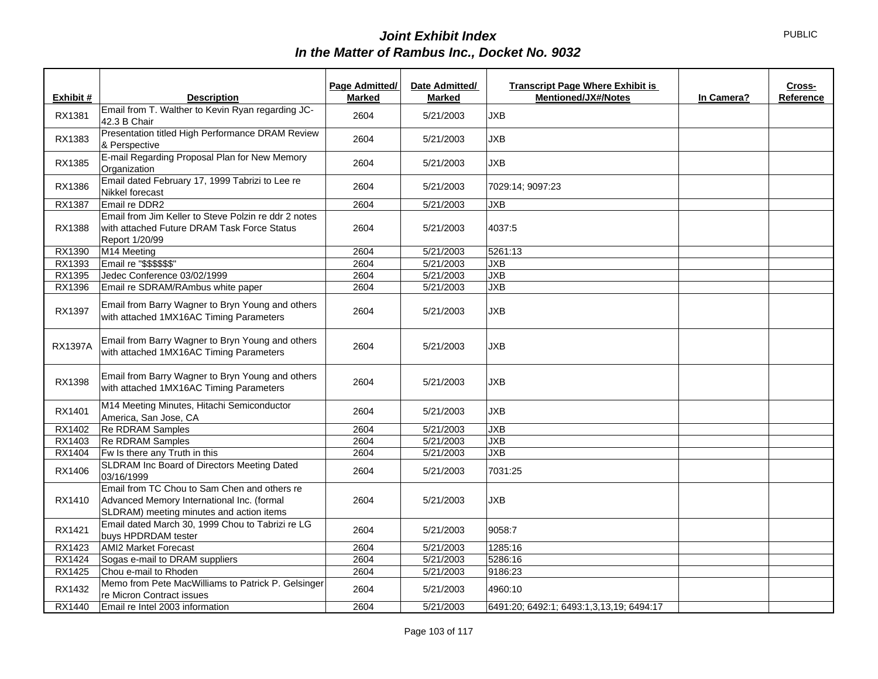# *Joint Exhibit Index*
# *In the Matter of Rambus Inc., Docket No. 9032*

PUBLIC

| Exhibit # | Description | Page Admitted/ Marked | Date Admitted/ Marked | Transcript Page Where Exhibit is Mentioned/JX#/Notes | In Camera? | Cross-Reference |
|---|---|---|---|---|---|---|
| RX1381 | Email from T. Walther to Kevin Ryan regarding JC-42.3 B Chair | 2604 | 5/21/2003 | JXB | | |
| RX1383 | Presentation titled High Performance DRAM Review & Perspective | 2604 | 5/21/2003 | JXB | | |
| RX1385 | E-mail Regarding Proposal Plan for New Memory Organization | 2604 | 5/21/2003 | JXB | | |
| RX1386 | Email dated February 17, 1999 Tabrizi to Lee re Nikkel forecast | 2604 | 5/21/2003 | 7029:14; 9097:23 | | |
| RX1387 | Email re DDR2 | 2604 | 5/21/2003 | JXB | | |
| RX1388 | Email from Jim Keller to Steve Polzin re ddr 2 notes with attached Future DRAM Task Force Status Report 1/20/99 | 2604 | 5/21/2003 | 4037:5 | | |
| RX1390 | M14 Meeting | 2604 | 5/21/2003 | 5261:13 | | |
| RX1393 | Email re "$$$$$$" | 2604 | 5/21/2003 | JXB | | |
| RX1395 | Jedec Conference 03/02/1999 | 2604 | 5/21/2003 | JXB | | |
| RX1396 | Email re SDRAM/RAmbus white paper | 2604 | 5/21/2003 | JXB | | |
| RX1397 | Email from Barry Wagner to Bryn Young and others with attached 1MX16AC Timing Parameters | 2604 | 5/21/2003 | JXB | | |
| RX1397A | Email from Barry Wagner to Bryn Young and others with attached 1MX16AC Timing Parameters | 2604 | 5/21/2003 | JXB | | |
| RX1398 | Email from Barry Wagner to Bryn Young and others with attached 1MX16AC Timing Parameters | 2604 | 5/21/2003 | JXB | | |
| RX1401 | M14 Meeting Minutes, Hitachi Semiconductor America, San Jose, CA | 2604 | 5/21/2003 | JXB | | |
| RX1402 | Re RDRAM Samples | 2604 | 5/21/2003 | JXB | | |
| RX1403 | Re RDRAM Samples | 2604 | 5/21/2003 | JXB | | |
| RX1404 | Fw Is there any Truth in this | 2604 | 5/21/2003 | JXB | | |
| RX1406 | SLDRAM Inc Board of Directors Meeting Dated 03/16/1999 | 2604 | 5/21/2003 | 7031:25 | | |
| RX1410 | Email from TC Chou to Sam Chen and others re Advanced Memory International Inc. (formal SLDRAM) meeting minutes and action items | 2604 | 5/21/2003 | JXB | | |
| RX1421 | Email dated March 30, 1999 Chou to Tabrizi re LG buys HPDRDAM tester | 2604 | 5/21/2003 | 9058:7 | | |
| RX1423 | AMI2 Market Forecast | 2604 | 5/21/2003 | 1285:16 | | |
| RX1424 | Sogas e-mail to DRAM suppliers | 2604 | 5/21/2003 | 5286:16 | | |
| RX1425 | Chou e-mail to Rhoden | 2604 | 5/21/2003 | 9186:23 | | |
| RX1432 | Memo from Pete MacWilliams to Patrick P. Gelsinger re Micron Contract issues | 2604 | 5/21/2003 | 4960:10 | | |
| RX1440 | Email re Intel 2003 information | 2604 | 5/21/2003 | 6491:20; 6492:1; 6493:1,3,13,19; 6494:17 | | |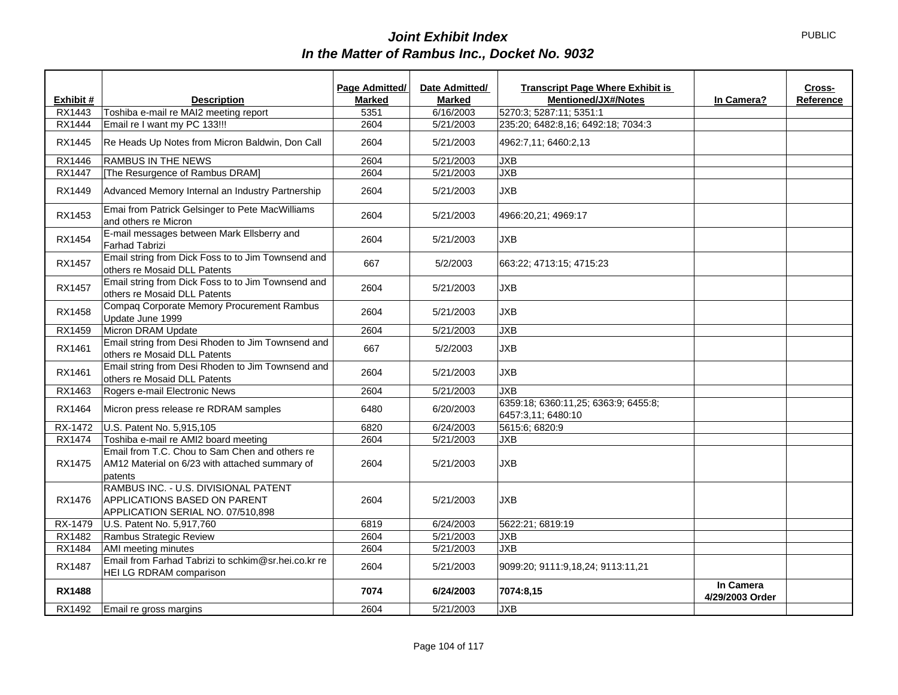# *Joint Exhibit Index*
## *In the Matter of Rambus Inc., Docket No. 9032*

PUBLIC

| Exhibit # | Description | Page Admitted/ Marked | Date Admitted/ Marked | Transcript Page Where Exhibit is Mentioned/JX#/Notes | In Camera? | Cross-Reference |
|---|---|---|---|---|---|---|
| RX1443 | Toshiba e-mail re MAI2 meeting report | 5351 | 6/16/2003 | 5270:3; 5287:11; 5351:1 | | |
| RX1444 | Email re I want my PC 133!!! | 2604 | 5/21/2003 | 235:20; 6482:8,16; 6492:18; 7034:3 | | |
| RX1445 | Re Heads Up Notes from Micron Baldwin, Don Call | 2604 | 5/21/2003 | 4962:7,11; 6460:2,13 | | |
| RX1446 | RAMBUS IN THE NEWS | 2604 | 5/21/2003 | JXB | | |
| RX1447 | [The Resurgence of Rambus DRAM] | 2604 | 5/21/2003 | JXB | | |
| RX1449 | Advanced Memory Internal an Industry Partnership | 2604 | 5/21/2003 | JXB | | |
| RX1453 | Emai from Patrick Gelsinger to Pete MacWilliams and others re Micron | 2604 | 5/21/2003 | 4966:20,21; 4969:17 | | |
| RX1454 | E-mail messages between Mark Ellsberry and Farhad Tabrizi | 2604 | 5/21/2003 | JXB | | |
| RX1457 | Email string from Dick Foss to to Jim Townsend and others re Mosaid DLL Patents | 667 | 5/2/2003 | 663:22; 4713:15; 4715:23 | | |
| RX1457 | Email string from Dick Foss to to Jim Townsend and others re Mosaid DLL Patents | 2604 | 5/21/2003 | JXB | | |
| RX1458 | Compaq Corporate Memory Procurement Rambus Update June 1999 | 2604 | 5/21/2003 | JXB | | |
| RX1459 | Micron DRAM Update | 2604 | 5/21/2003 | JXB | | |
| RX1461 | Email string from Desi Rhoden to Jim Townsend and others re Mosaid DLL Patents | 667 | 5/2/2003 | JXB | | |
| RX1461 | Email string from Desi Rhoden to Jim Townsend and others re Mosaid DLL Patents | 2604 | 5/21/2003 | JXB | | |
| RX1463 | Rogers e-mail Electronic News | 2604 | 5/21/2003 | JXB | | |
| RX1464 | Micron press release re RDRAM samples | 6480 | 6/20/2003 | 6359:18; 6360:11,25; 6363:9; 6455:8; 6457:3,11; 6480:10 | | |
| RX-1472 | U.S. Patent No. 5,915,105 | 6820 | 6/24/2003 | 5615:6; 6820:9 | | |
| RX1474 | Toshiba e-mail re AMI2 board meeting | 2604 | 5/21/2003 | JXB | | |
| RX1475 | Email from T.C. Chou to Sam Chen and others re AM12 Material on 6/23 with attached summary of patents | 2604 | 5/21/2003 | JXB | | |
| RX1476 | RAMBUS INC. - U.S. DIVISIONAL PATENT APPLICATIONS BASED ON PARENT APPLICATION SERIAL NO. 07/510,898 | 2604 | 5/21/2003 | JXB | | |
| RX-1479 | U.S. Patent No. 5,917,760 | 6819 | 6/24/2003 | 5622:21; 6819:19 | | |
| RX1482 | Rambus Strategic Review | 2604 | 5/21/2003 | JXB | | |
| RX1484 | AMI meeting minutes | 2604 | 5/21/2003 | JXB | | |
| RX1487 | Email from Farhad Tabrizi to schkim@sr.hei.co.kr re HEI LG RDRAM comparison | 2604 | 5/21/2003 | 9099:20; 9111:9,18,24; 9113:11,21 | | |
| **RX1488** | | **7074** | **6/24/2003** | **7074:8,15** | **In Camera 4/29/2003 Order** | |
| RX1492 | Email re gross margins | 2604 | 5/21/2003 | JXB | | |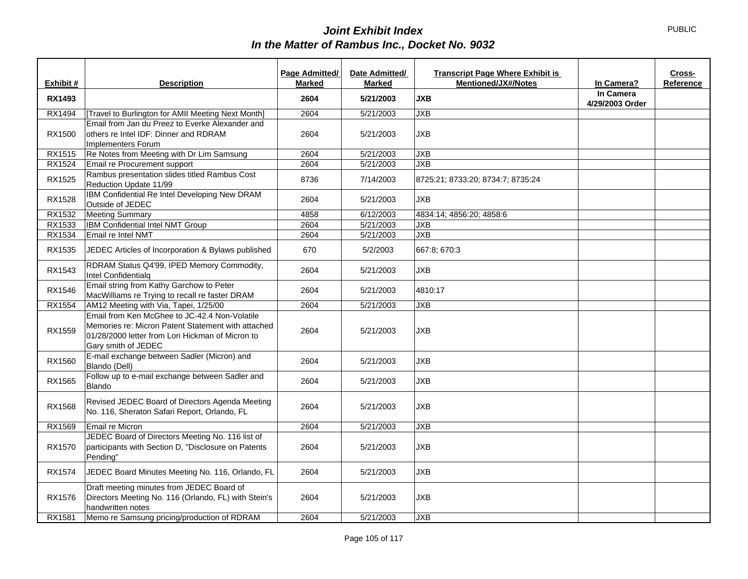# *Joint Exhibit Index*
# *In the Matter of Rambus Inc., Docket No. 9032*

PUBLIC

| Exhibit # | Description | Page Admitted/ Marked | Date Admitted/ Marked | Transcript Page Where Exhibit is Mentioned/JX#/Notes | In Camera? | Cross-Reference |
|---|---|---|---|---|---|---|
| **RX1493** | | **2604** | **5/21/2003** | **JXB** | **In Camera 4/29/2003 Order** | |
| RX1494 | [Travel to Burlington for AMII Meeting Next Month] | 2604 | 5/21/2003 | JXB | | |
| RX1500 | Email from Jan du Preez to Everke Alexander and others re Intel IDF: Dinner and RDRAM Implementers Forum | 2604 | 5/21/2003 | JXB | | |
| RX1515 | Re Notes from Meeting with Dr Lim Samsung | 2604 | 5/21/2003 | JXB | | |
| RX1524 | Email re Procurement support | 2604 | 5/21/2003 | JXB | | |
| RX1525 | Rambus presentation slides titled Rambus Cost Reduction Update 11/99 | 8736 | 7/14/2003 | 8725:21; 8733:20; 8734:7; 8735:24 | | |
| RX1528 | IBM Confidential Re Intel Developing New DRAM Outside of JEDEC | 2604 | 5/21/2003 | JXB | | |
| RX1532 | Meeting Summary | 4858 | 6/12/2003 | 4834:14; 4856:20; 4858:6 | | |
| RX1533 | IBM Confidential Intel NMT Group | 2604 | 5/21/2003 | JXB | | |
| RX1534 | Email re Intel NMT | 2604 | 5/21/2003 | JXB | | |
| RX1535 | JEDEC Articles of Incorporation & Bylaws published | 670 | 5/2/2003 | 667:8; 670:3 | | |
| RX1543 | RDRAM Status Q4'99, IPED Memory Commodity, Intel Confidentialq | 2604 | 5/21/2003 | JXB | | |
| RX1546 | Email string from Kathy Garchow to Peter MacWilliams re Trying to recall re faster DRAM | 2604 | 5/21/2003 | 4810:17 | | |
| RX1554 | AM12 Meeting with Via, Tapei, 1/25/00 | 2604 | 5/21/2003 | JXB | | |
| RX1559 | Email from Ken McGhee to JC-42.4 Non-Volatile Memories re: Micron Patent Statement with attached 01/28/2000 letter from Lori Hickman of Micron to Gary smith of JEDEC | 2604 | 5/21/2003 | JXB | | |
| RX1560 | E-mail exchange between Sadler (Micron) and Blando (Dell) | 2604 | 5/21/2003 | JXB | | |
| RX1565 | Follow up to e-mail exchange between Sadler and Blando | 2604 | 5/21/2003 | JXB | | |
| RX1568 | Revised JEDEC Board of Directors Agenda Meeting No. 116, Sheraton Safari Report, Orlando, FL | 2604 | 5/21/2003 | JXB | | |
| RX1569 | Email re Micron | 2604 | 5/21/2003 | JXB | | |
| RX1570 | JEDEC Board of Directors Meeting No. 116 list of participants with Section D, "Disclosure on Patents Pending" | 2604 | 5/21/2003 | JXB | | |
| RX1574 | JEDEC Board Minutes Meeting No. 116, Orlando, FL | 2604 | 5/21/2003 | JXB | | |
| RX1576 | Draft meeting minutes from JEDEC Board of Directors Meeting No. 116 (Orlando, FL) with Stein's handwritten notes | 2604 | 5/21/2003 | JXB | | |
| RX1581 | Memo re Samsung pricing/production of RDRAM | 2604 | 5/21/2003 | JXB | | |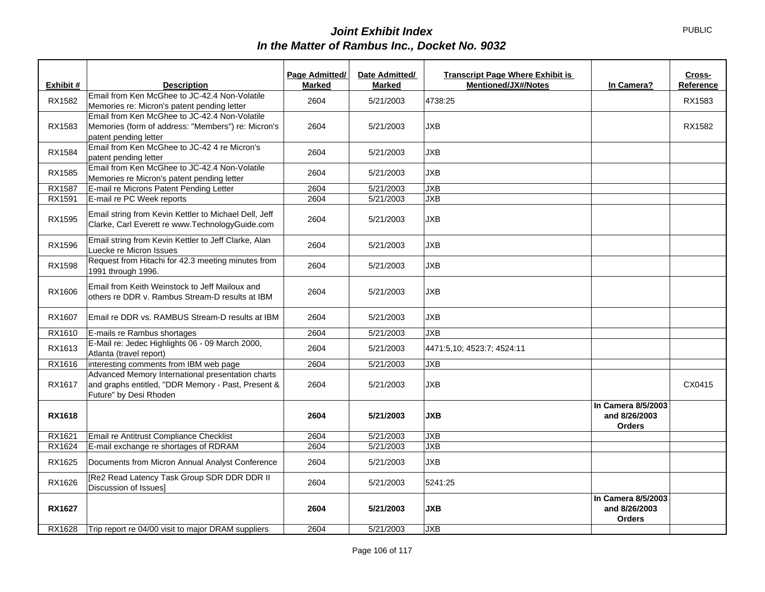# *Joint Exhibit Index*
# *In the Matter of Rambus Inc., Docket No. 9032*

PUBLIC

| Exhibit # | Description | Page Admitted/ Marked | Date Admitted/ Marked | Transcript Page Where Exhibit is Mentioned/JX#/Notes | In Camera? | Cross-Reference |
|---|---|---|---|---|---|---|
| RX1582 | Email from Ken McGhee to JC-42.4 Non-Volatile Memories re: Micron's patent pending letter | 2604 | 5/21/2003 | 4738:25 | | RX1583 |
| RX1583 | Email from Ken McGhee to JC-42.4 Non-Volatile Memories (form of address: "Members") re: Micron's patent pending letter | 2604 | 5/21/2003 | JXB | | RX1582 |
| RX1584 | Email from Ken McGhee to JC-42 4 re Micron's patent pending letter | 2604 | 5/21/2003 | JXB | | |
| RX1585 | Email from Ken McGhee to JC-42.4 Non-Volatile Memories re Micron's patent pending letter | 2604 | 5/21/2003 | JXB | | |
| RX1587 | E-mail re Microns Patent Pending Letter | 2604 | 5/21/2003 | JXB | | |
| RX1591 | E-mail re PC Week reports | 2604 | 5/21/2003 | JXB | | |
| RX1595 | Email string from Kevin Kettler to Michael Dell, Jeff Clarke, Carl Everett re www.TechnologyGuide.com | 2604 | 5/21/2003 | JXB | | |
| RX1596 | Email string from Kevin Kettler to Jeff Clarke, Alan Luecke re Micron Issues | 2604 | 5/21/2003 | JXB | | |
| RX1598 | Request from Hitachi for 42.3 meeting minutes from 1991 through 1996. | 2604 | 5/21/2003 | JXB | | |
| RX1606 | Email from Keith Weinstock to Jeff Mailoux and others re DDR v. Rambus Stream-D results at IBM | 2604 | 5/21/2003 | JXB | | |
| RX1607 | Email re DDR vs. RAMBUS Stream-D results at IBM | 2604 | 5/21/2003 | JXB | | |
| RX1610 | E-mails re Rambus shortages | 2604 | 5/21/2003 | JXB | | |
| RX1613 | E-Mail re: Jedec Highlights 06 - 09 March 2000, Atlanta (travel report) | 2604 | 5/21/2003 | 4471:5,10; 4523:7; 4524:11 | | |
| RX1616 | interesting comments from IBM web page | 2604 | 5/21/2003 | JXB | | |
| RX1617 | Advanced Memory International presentation charts and graphs entitled, "DDR Memory - Past, Present & Future" by Desi Rhoden | 2604 | 5/21/2003 | JXB | | CX0415 |
| **RX1618** | | **2604** | **5/21/2003** | **JXB** | **In Camera 8/5/2003 and 8/26/2003 Orders** | |
| RX1621 | Email re Antitrust Compliance Checklist | 2604 | 5/21/2003 | JXB | | |
| RX1624 | E-mail exchange re shortages of RDRAM | 2604 | 5/21/2003 | JXB | | |
| RX1625 | Documents from Micron Annual Analyst Conference | 2604 | 5/21/2003 | JXB | | |
| RX1626 | [Re2 Read Latency Task Group SDR DDR DDR II Discussion of Issues] | 2604 | 5/21/2003 | 5241:25 | | |
| **RX1627** | | **2604** | **5/21/2003** | **JXB** | **In Camera 8/5/2003 and 8/26/2003 Orders** | |
| RX1628 | Trip report re 04/00 visit to major DRAM suppliers | 2604 | 5/21/2003 | JXB | | |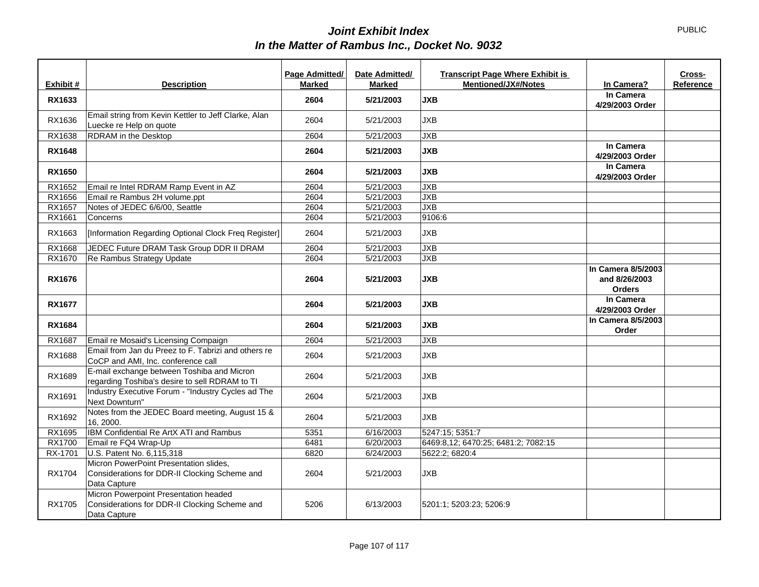# *Joint Exhibit Index*
## *In the Matter of Rambus Inc., Docket No. 9032*

PUBLIC

| Exhibit # | Description | Page Admitted/ Marked | Date Admitted/ Marked | Transcript Page Where Exhibit is Mentioned/JX#/Notes | In Camera? | Cross-Reference |
|---|---|---|---|---|---|---|
| **RX1633** | | **2604** | **5/21/2003** | **JXB** | **In Camera 4/29/2003 Order** | |
| RX1636 | Email string from Kevin Kettler to Jeff Clarke, Alan Luecke re Help on quote | 2604 | 5/21/2003 | JXB | | |
| RX1638 | RDRAM in the Desktop | 2604 | 5/21/2003 | JXB | | |
| **RX1648** | | **2604** | **5/21/2003** | **JXB** | **In Camera 4/29/2003 Order** | |
| **RX1650** | | **2604** | **5/21/2003** | **JXB** | **In Camera 4/29/2003 Order** | |
| RX1652 | Email re Intel RDRAM Ramp Event in AZ | 2604 | 5/21/2003 | JXB | | |
| RX1656 | Email re Rambus 2H volume.ppt | 2604 | 5/21/2003 | JXB | | |
| RX1657 | Notes of JEDEC 6/6/00, Seattle | 2604 | 5/21/2003 | JXB | | |
| RX1661 | Concerns | 2604 | 5/21/2003 | 9106:6 | | |
| RX1663 | [Information Regarding Optional Clock Freq Register] | 2604 | 5/21/2003 | JXB | | |
| RX1668 | JEDEC Future DRAM Task Group DDR II DRAM | 2604 | 5/21/2003 | JXB | | |
| RX1670 | Re Rambus Strategy Update | 2604 | 5/21/2003 | JXB | | |
| **RX1676** | | **2604** | **5/21/2003** | **JXB** | **In Camera 8/5/2003 and 8/26/2003 Orders** | |
| **RX1677** | | **2604** | **5/21/2003** | **JXB** | **In Camera 4/29/2003 Order** | |
| **RX1684** | | **2604** | **5/21/2003** | **JXB** | **In Camera 8/5/2003 Order** | |
| RX1687 | Email re Mosaid's Licensing Compaign | 2604 | 5/21/2003 | JXB | | |
| RX1688 | Email from Jan du Preez to F. Tabrizi and others re CoCP and AMI, Inc. conference call | 2604 | 5/21/2003 | JXB | | |
| RX1689 | E-mail exchange between Toshiba and Micron regarding Toshiba's desire to sell RDRAM to TI | 2604 | 5/21/2003 | JXB | | |
| RX1691 | Industry Executive Forum - "Industry Cycles ad The Next Downturn" | 2604 | 5/21/2003 | JXB | | |
| RX1692 | Notes from the JEDEC Board meeting, August 15 & 16, 2000. | 2604 | 5/21/2003 | JXB | | |
| RX1695 | IBM Confidential Re ArtX ATI and Rambus | 5351 | 6/16/2003 | 5247:15; 5351:7 | | |
| RX1700 | Email re FQ4 Wrap-Up | 6481 | 6/20/2003 | 6469:8,12; 6470:25; 6481:2; 7082:15 | | |
| RX-1701 | U.S. Patent No. 6,115,318 | 6820 | 6/24/2003 | 5622:2; 6820:4 | | |
| RX1704 | Micron PowerPoint Presentation slides, Considerations for DDR-II Clocking Scheme and Data Capture | 2604 | 5/21/2003 | JXB | | |
| RX1705 | Micron Powerpoint Presentation headed Considerations for DDR-II Clocking Scheme and Data Capture | 5206 | 6/13/2003 | 5201:1; 5203:23; 5206:9 | | |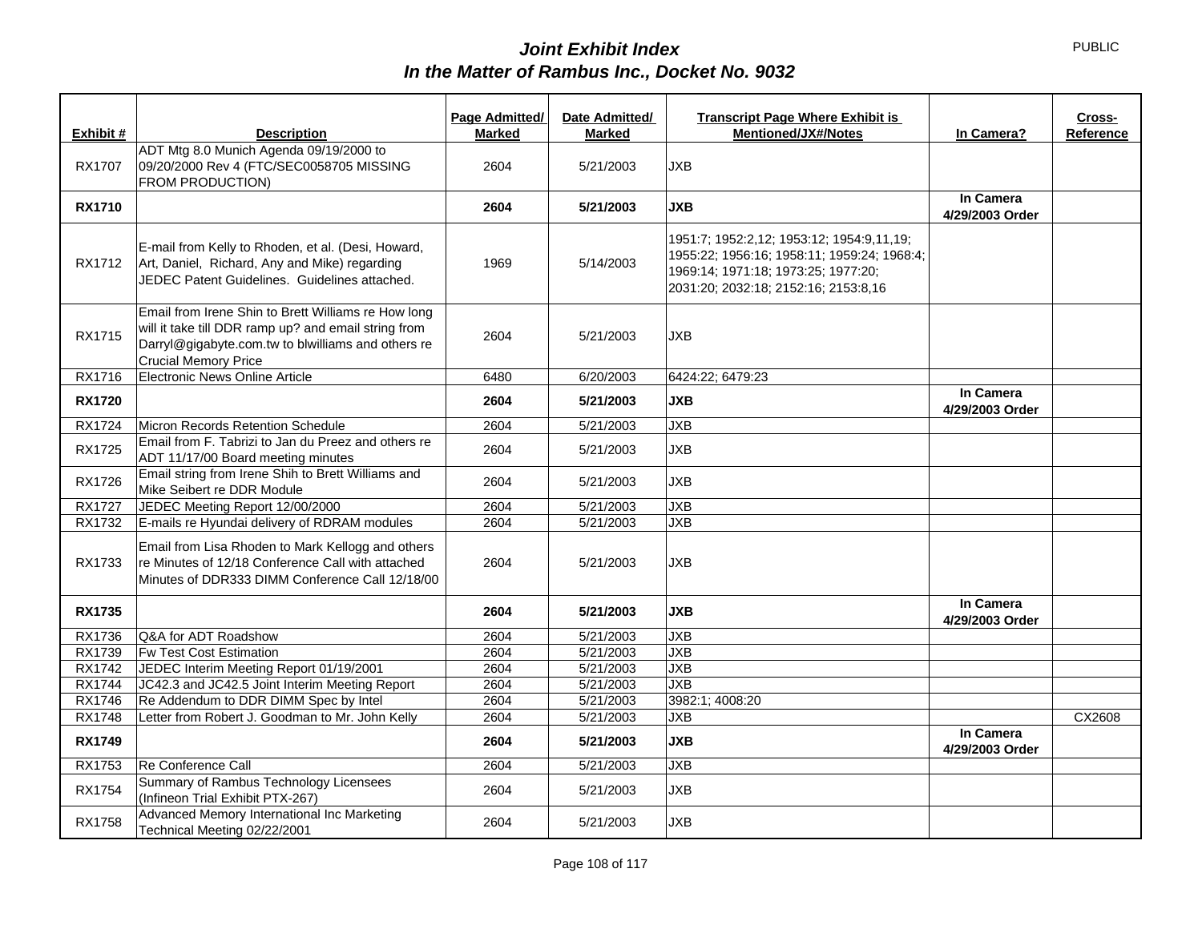# *Joint Exhibit Index*
## *In the Matter of Rambus Inc., Docket No. 9032*

PUBLIC

| Exhibit # | Description | Page Admitted/ Marked | Date Admitted/ Marked | Transcript Page Where Exhibit is Mentioned/JX#/Notes | In Camera? | Cross-Reference |
|---|---|---|---|---|---|---|
| RX1707 | ADT Mtg 8.0 Munich Agenda 09/19/2000 to 09/20/2000 Rev 4 (FTC/SEC0058705 MISSING FROM PRODUCTION) | 2604 | 5/21/2003 | JXB | | |
| **RX1710** | | **2604** | **5/21/2003** | **JXB** | **In Camera 4/29/2003 Order** | |
| RX1712 | E-mail from Kelly to Rhoden, et al. (Desi, Howard, Art, Daniel, Richard, Any and Mike) regarding JEDEC Patent Guidelines. Guidelines attached. | 1969 | 5/14/2003 | 1951:7; 1952:2,12; 1953:12; 1954:9,11,19; 1955:22; 1956:16; 1958:11; 1959:24; 1968:4; 1969:14; 1971:18; 1973:25; 1977:20; 2031:20; 2032:18; 2152:16; 2153:8,16 | | |
| RX1715 | Email from Irene Shin to Brett Williams re How long will it take till DDR ramp up? and email string from Darryl@gigabyte.com.tw to blwilliams and others re Crucial Memory Price | 2604 | 5/21/2003 | JXB | | |
| RX1716 | Electronic News Online Article | 6480 | 6/20/2003 | 6424:22; 6479:23 | | |
| **RX1720** | | **2604** | **5/21/2003** | **JXB** | **In Camera 4/29/2003 Order** | |
| RX1724 | Micron Records Retention Schedule | 2604 | 5/21/2003 | JXB | | |
| RX1725 | Email from F. Tabrizi to Jan du Preez and others re ADT 11/17/00 Board meeting minutes | 2604 | 5/21/2003 | JXB | | |
| RX1726 | Email string from Irene Shih to Brett Williams and Mike Seibert re DDR Module | 2604 | 5/21/2003 | JXB | | |
| RX1727 | JEDEC Meeting Report 12/00/2000 | 2604 | 5/21/2003 | JXB | | |
| RX1732 | E-mails re Hyundai delivery of RDRAM modules | 2604 | 5/21/2003 | JXB | | |
| RX1733 | Email from Lisa Rhoden to Mark Kellogg and others re Minutes of 12/18 Conference Call with attached Minutes of DDR333 DIMM Conference Call 12/18/00 | 2604 | 5/21/2003 | JXB | | |
| **RX1735** | | **2604** | **5/21/2003** | **JXB** | **In Camera 4/29/2003 Order** | |
| RX1736 | Q&A for ADT Roadshow | 2604 | 5/21/2003 | JXB | | |
| RX1739 | Fw Test Cost Estimation | 2604 | 5/21/2003 | JXB | | |
| RX1742 | JEDEC Interim Meeting Report 01/19/2001 | 2604 | 5/21/2003 | JXB | | |
| RX1744 | JC42.3 and JC42.5 Joint Interim Meeting Report | 2604 | 5/21/2003 | JXB | | |
| RX1746 | Re Addendum to DDR DIMM Spec by Intel | 2604 | 5/21/2003 | 3982:1; 4008:20 | | |
| RX1748 | Letter from Robert J. Goodman to Mr. John Kelly | 2604 | 5/21/2003 | JXB | | CX2608 |
| **RX1749** | | **2604** | **5/21/2003** | **JXB** | **In Camera 4/29/2003 Order** | |
| RX1753 | Re Conference Call | 2604 | 5/21/2003 | JXB | | |
| RX1754 | Summary of Rambus Technology Licensees (Infineon Trial Exhibit PTX-267) | 2604 | 5/21/2003 | JXB | | |
| RX1758 | Advanced Memory International Inc Marketing Technical Meeting 02/22/2001 | 2604 | 5/21/2003 | JXB | | |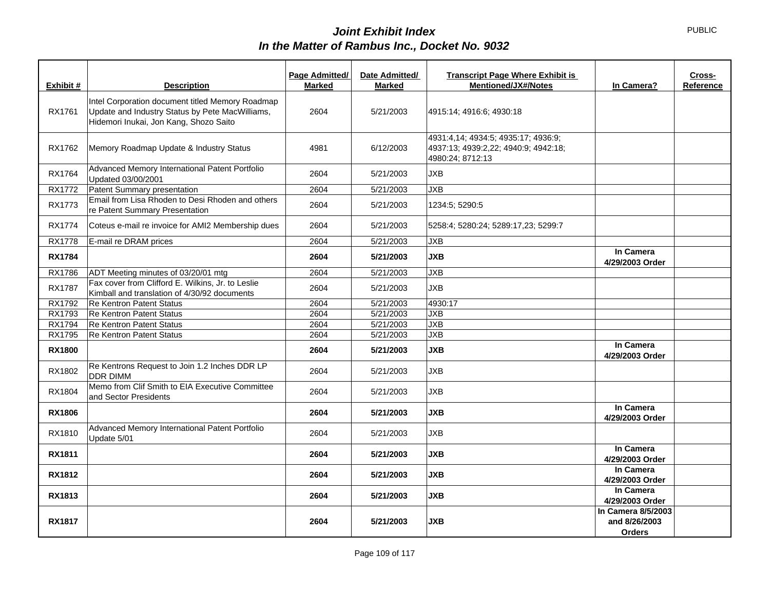# *Joint Exhibit Index*
# *In the Matter of Rambus Inc., Docket No. 9032*

PUBLIC

| Exhibit # | Description | Page Admitted/ Marked | Date Admitted/ Marked | Transcript Page Where Exhibit is Mentioned/JX#/Notes | In Camera? | Cross-Reference |
|---|---|---|---|---|---|---|
| RX1761 | Intel Corporation document titled Memory Roadmap Update and Industry Status by Pete MacWilliams, Hidemori Inukai, Jon Kang, Shozo Saito | 2604 | 5/21/2003 | 4915:14; 4916:6; 4930:18 | | |
| RX1762 | Memory Roadmap Update & Industry Status | 4981 | 6/12/2003 | 4931:4,14; 4934:5; 4935:17; 4936:9; 4937:13; 4939:2,22; 4940:9; 4942:18; 4980:24; 8712:13 | | |
| RX1764 | Advanced Memory International Patent Portfolio Updated 03/00/2001 | 2604 | 5/21/2003 | JXB | | |
| RX1772 | Patent Summary presentation | 2604 | 5/21/2003 | JXB | | |
| RX1773 | Email from Lisa Rhoden to Desi Rhoden and others re Patent Summary Presentation | 2604 | 5/21/2003 | 1234:5; 5290:5 | | |
| RX1774 | Coteus e-mail re invoice for AMI2 Membership dues | 2604 | 5/21/2003 | 5258:4; 5280:24; 5289:17,23; 5299:7 | | |
| RX1778 | E-mail re DRAM prices | 2604 | 5/21/2003 | JXB | | |
| **RX1784** | | **2604** | **5/21/2003** | **JXB** | **In Camera 4/29/2003 Order** | |
| RX1786 | ADT Meeting minutes of 03/20/01 mtg | 2604 | 5/21/2003 | JXB | | |
| RX1787 | Fax cover from Clifford E. Wilkins, Jr. to Leslie Kimball and translation of 4/30/92 documents | 2604 | 5/21/2003 | JXB | | |
| RX1792 | Re Kentron Patent Status | 2604 | 5/21/2003 | 4930:17 | | |
| RX1793 | Re Kentron Patent Status | 2604 | 5/21/2003 | JXB | | |
| RX1794 | Re Kentron Patent Status | 2604 | 5/21/2003 | JXB | | |
| RX1795 | Re Kentron Patent Status | 2604 | 5/21/2003 | JXB | | |
| **RX1800** | | **2604** | **5/21/2003** | **JXB** | **In Camera 4/29/2003 Order** | |
| RX1802 | Re Kentrons Request to Join 1.2 Inches DDR LP DDR DIMM | 2604 | 5/21/2003 | JXB | | |
| RX1804 | Memo from Clif Smith to EIA Executive Committee and Sector Presidents | 2604 | 5/21/2003 | JXB | | |
| **RX1806** | | **2604** | **5/21/2003** | **JXB** | **In Camera 4/29/2003 Order** | |
| RX1810 | Advanced Memory International Patent Portfolio Update 5/01 | 2604 | 5/21/2003 | JXB | | |
| **RX1811** | | **2604** | **5/21/2003** | **JXB** | **In Camera 4/29/2003 Order** | |
| **RX1812** | | **2604** | **5/21/2003** | **JXB** | **In Camera 4/29/2003 Order** | |
| **RX1813** | | **2604** | **5/21/2003** | **JXB** | **In Camera 4/29/2003 Order** | |
| **RX1817** | | **2604** | **5/21/2003** | **JXB** | **In Camera 8/5/2003 and 8/26/2003 Orders** | |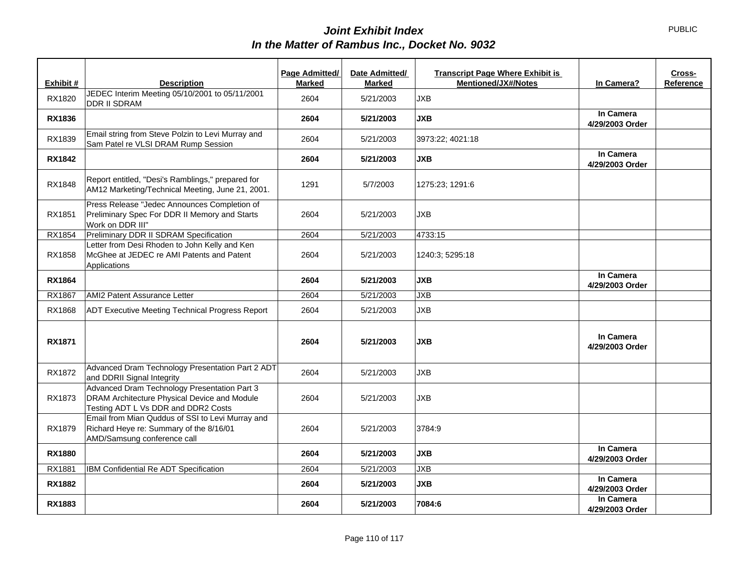# *Joint Exhibit Index*
## *In the Matter of Rambus Inc., Docket No. 9032*

PUBLIC

| Exhibit # | Description | Page Admitted/ Marked | Date Admitted/ Marked | Transcript Page Where Exhibit is Mentioned/JX#/Notes | In Camera? | Cross-Reference |
|---|---|---|---|---|---|---|
| RX1820 | JEDEC Interim Meeting 05/10/2001 to 05/11/2001 DDR II SDRAM | 2604 | 5/21/2003 | JXB | | |
| **RX1836** | | **2604** | **5/21/2003** | **JXB** | **In Camera 4/29/2003 Order** | |
| RX1839 | Email string from Steve Polzin to Levi Murray and Sam Patel re VLSI DRAM Rump Session | 2604 | 5/21/2003 | 3973:22; 4021:18 | | |
| **RX1842** | | **2604** | **5/21/2003** | **JXB** | **In Camera 4/29/2003 Order** | |
| RX1848 | Report entitled, "Desi's Ramblings," prepared for AM12 Marketing/Technical Meeting, June 21, 2001. | 1291 | 5/7/2003 | 1275:23; 1291:6 | | |
| RX1851 | Press Release "Jedec Announces Completion of Preliminary Spec For DDR II Memory and Starts Work on DDR III" | 2604 | 5/21/2003 | JXB | | |
| RX1854 | Preliminary DDR II SDRAM Specification | 2604 | 5/21/2003 | 4733:15 | | |
| RX1858 | Letter from Desi Rhoden to John Kelly and Ken McGhee at JEDEC re AMI Patents and Patent Applications | 2604 | 5/21/2003 | 1240:3; 5295:18 | | |
| **RX1864** | | **2604** | **5/21/2003** | **JXB** | **In Camera 4/29/2003 Order** | |
| RX1867 | AMI2 Patent Assurance Letter | 2604 | 5/21/2003 | JXB | | |
| RX1868 | ADT Executive Meeting Technical Progress Report | 2604 | 5/21/2003 | JXB | | |
| **RX1871** | | **2604** | **5/21/2003** | **JXB** | **In Camera 4/29/2003 Order** | |
| RX1872 | Advanced Dram Technology Presentation Part 2 ADT and DDRII Signal Integrity | 2604 | 5/21/2003 | JXB | | |
| RX1873 | Advanced Dram Technology Presentation Part 3 DRAM Architecture Physical Device and Module Testing ADT L Vs DDR and DDR2 Costs | 2604 | 5/21/2003 | JXB | | |
| RX1879 | Email from Mian Quddus of SSI to Levi Murray and Richard Heye re: Summary of the 8/16/01 AMD/Samsung conference call | 2604 | 5/21/2003 | 3784:9 | | |
| **RX1880** | | **2604** | **5/21/2003** | **JXB** | **In Camera 4/29/2003 Order** | |
| RX1881 | IBM Confidential Re ADT Specification | 2604 | 5/21/2003 | JXB | | |
| **RX1882** | | **2604** | **5/21/2003** | **JXB** | **In Camera 4/29/2003 Order** | |
| **RX1883** | | **2604** | **5/21/2003** | **7084:6** | **In Camera 4/29/2003 Order** | |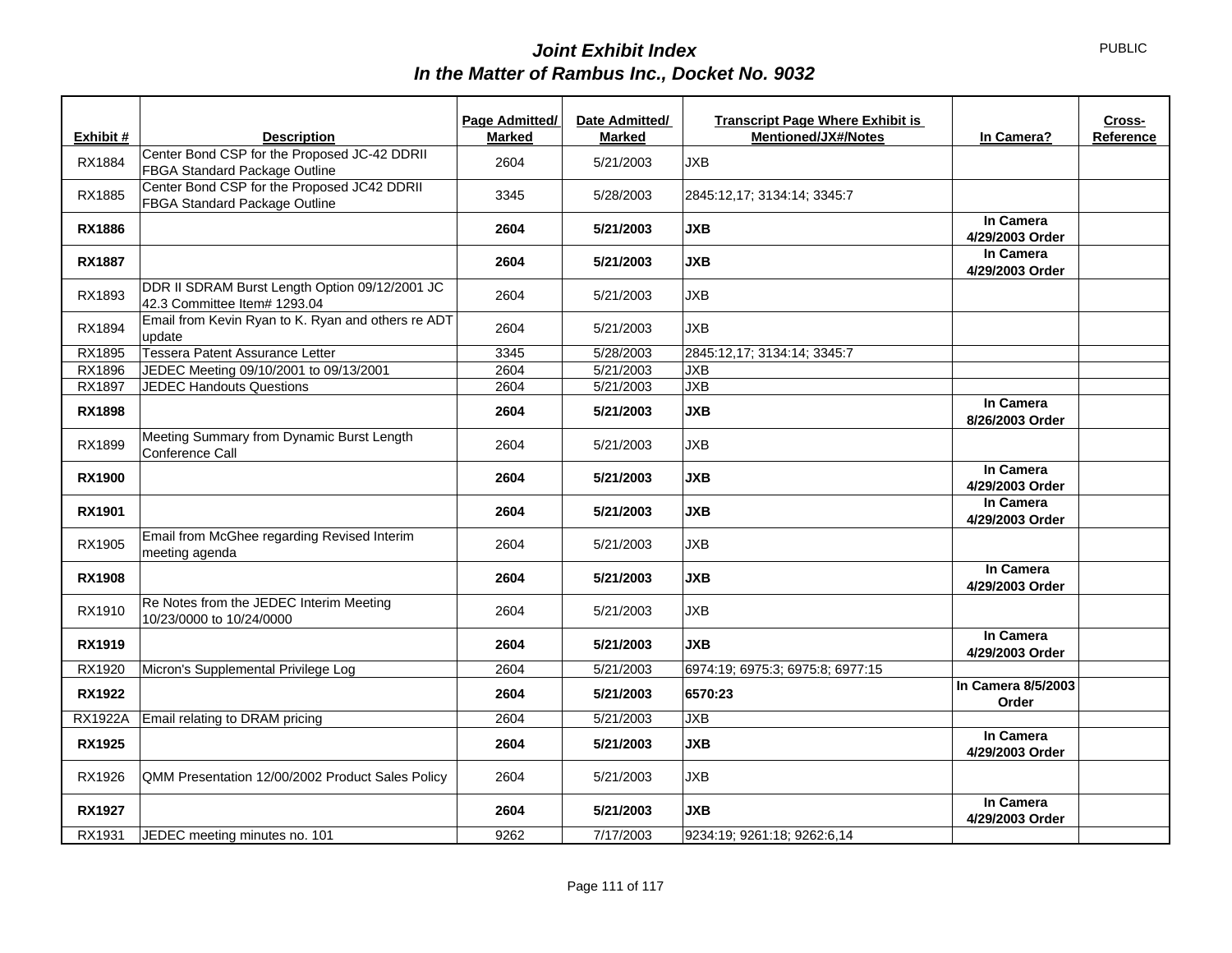# *Joint Exhibit Index*
## *In the Matter of Rambus Inc., Docket No. 9032*

PUBLIC

| Exhibit # | Description | Page Admitted/ Marked | Date Admitted/ Marked | Transcript Page Where Exhibit is Mentioned/JX#/Notes | In Camera? | Cross-Reference |
|---|---|---|---|---|---|---|
| RX1884 | Center Bond CSP for the Proposed JC-42 DDRII FBGA Standard Package Outline | 2604 | 5/21/2003 | JXB | | |
| RX1885 | Center Bond CSP for the Proposed JC42 DDRII FBGA Standard Package Outline | 3345 | 5/28/2003 | 2845:12,17; 3134:14; 3345:7 | | |
| **RX1886** | | **2604** | **5/21/2003** | **JXB** | **In Camera 4/29/2003 Order** | |
| **RX1887** | | **2604** | **5/21/2003** | **JXB** | **In Camera 4/29/2003 Order** | |
| RX1893 | DDR II SDRAM Burst Length Option 09/12/2001 JC 42.3 Committee Item# 1293.04 | 2604 | 5/21/2003 | JXB | | |
| RX1894 | Email from Kevin Ryan to K. Ryan and others re ADT update | 2604 | 5/21/2003 | JXB | | |
| RX1895 | Tessera Patent Assurance Letter | 3345 | 5/28/2003 | 2845:12,17; 3134:14; 3345:7 | | |
| RX1896 | JEDEC Meeting 09/10/2001 to 09/13/2001 | 2604 | 5/21/2003 | JXB | | |
| RX1897 | JEDEC Handouts Questions | 2604 | 5/21/2003 | JXB | | |
| **RX1898** | | **2604** | **5/21/2003** | **JXB** | **In Camera 8/26/2003 Order** | |
| RX1899 | Meeting Summary from Dynamic Burst Length Conference Call | 2604 | 5/21/2003 | JXB | | |
| **RX1900** | | **2604** | **5/21/2003** | **JXB** | **In Camera 4/29/2003 Order** | |
| **RX1901** | | **2604** | **5/21/2003** | **JXB** | **In Camera 4/29/2003 Order** | |
| RX1905 | Email from McGhee regarding Revised Interim meeting agenda | 2604 | 5/21/2003 | JXB | | |
| **RX1908** | | **2604** | **5/21/2003** | **JXB** | **In Camera 4/29/2003 Order** | |
| RX1910 | Re Notes from the JEDEC Interim Meeting 10/23/0000 to 10/24/0000 | 2604 | 5/21/2003 | JXB | | |
| **RX1919** | | **2604** | **5/21/2003** | **JXB** | **In Camera 4/29/2003 Order** | |
| RX1920 | Micron's Supplemental Privilege Log | 2604 | 5/21/2003 | 6974:19; 6975:3; 6975:8; 6977:15 | | |
| **RX1922** | | **2604** | **5/21/2003** | **6570:23** | **In Camera 8/5/2003 Order** | |
| RX1922A | Email relating to DRAM pricing | 2604 | 5/21/2003 | JXB | | |
| **RX1925** | | **2604** | **5/21/2003** | **JXB** | **In Camera 4/29/2003 Order** | |
| RX1926 | QMM Presentation 12/00/2002 Product Sales Policy | 2604 | 5/21/2003 | JXB | | |
| **RX1927** | | **2604** | **5/21/2003** | **JXB** | **In Camera 4/29/2003 Order** | |
| RX1931 | JEDEC meeting minutes no. 101 | 9262 | 7/17/2003 | 9234:19; 9261:18; 9262:6,14 | | |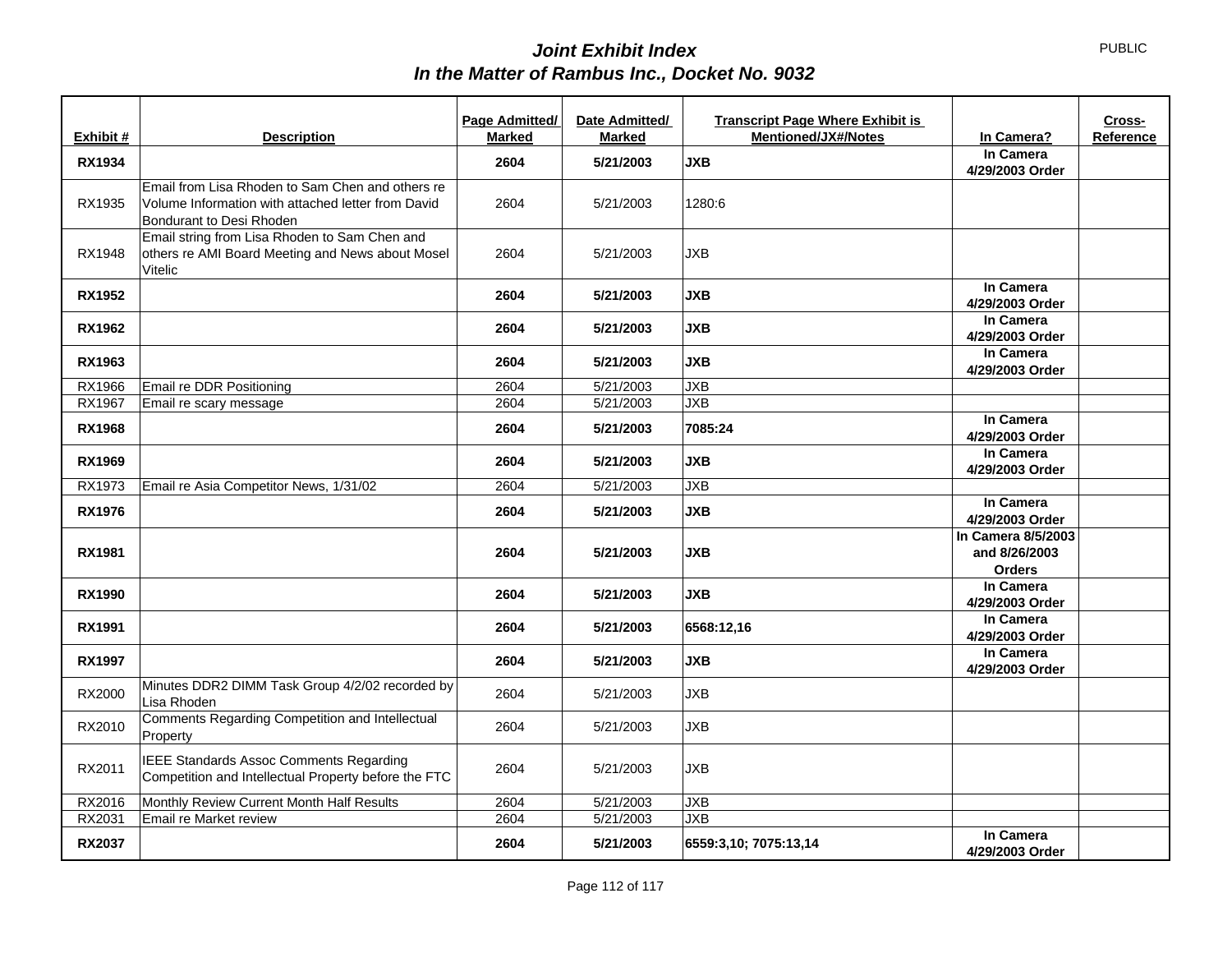PUBLIC

# *Joint Exhibit Index*
## *In the Matter of Rambus Inc., Docket No. 9032*

| Exhibit # | Description | Page Admitted/ Marked | Date Admitted/ Marked | Transcript Page Where Exhibit is Mentioned/JX#/Notes | In Camera? | Cross-Reference |
|---|---|---|---|---|---|---|
| **RX1934** | | **2604** | **5/21/2003** | **JXB** | **In Camera 4/29/2003 Order** | |
| RX1935 | Email from Lisa Rhoden to Sam Chen and others re Volume Information with attached letter from David Bondurant to Desi Rhoden | 2604 | 5/21/2003 | 1280:6 | | |
| RX1948 | Email string from Lisa Rhoden to Sam Chen and others re AMI Board Meeting and News about Mosel Vitelic | 2604 | 5/21/2003 | JXB | | |
| **RX1952** | | **2604** | **5/21/2003** | **JXB** | **In Camera 4/29/2003 Order** | |
| **RX1962** | | **2604** | **5/21/2003** | **JXB** | **In Camera 4/29/2003 Order** | |
| **RX1963** | | **2604** | **5/21/2003** | **JXB** | **In Camera 4/29/2003 Order** | |
| RX1966 | Email re DDR Positioning | 2604 | 5/21/2003 | JXB | | |
| RX1967 | Email re scary message | 2604 | 5/21/2003 | JXB | | |
| **RX1968** | | **2604** | **5/21/2003** | **7085:24** | **In Camera 4/29/2003 Order** | |
| **RX1969** | | **2604** | **5/21/2003** | **JXB** | **In Camera 4/29/2003 Order** | |
| RX1973 | Email re Asia Competitor News, 1/31/02 | 2604 | 5/21/2003 | JXB | | |
| **RX1976** | | **2604** | **5/21/2003** | **JXB** | **In Camera 4/29/2003 Order** | |
| **RX1981** | | **2604** | **5/21/2003** | **JXB** | **In Camera 8/5/2003 and 8/26/2003 Orders** | |
| **RX1990** | | **2604** | **5/21/2003** | **JXB** | **In Camera 4/29/2003 Order** | |
| **RX1991** | | **2604** | **5/21/2003** | **6568:12,16** | **In Camera 4/29/2003 Order** | |
| **RX1997** | | **2604** | **5/21/2003** | **JXB** | **In Camera 4/29/2003 Order** | |
| RX2000 | Minutes DDR2 DIMM Task Group 4/2/02 recorded by Lisa Rhoden | 2604 | 5/21/2003 | JXB | | |
| RX2010 | Comments Regarding Competition and Intellectual Property | 2604 | 5/21/2003 | JXB | | |
| RX2011 | IEEE Standards Assoc Comments Regarding Competition and Intellectual Property before the FTC | 2604 | 5/21/2003 | JXB | | |
| RX2016 | Monthly Review Current Month Half Results | 2604 | 5/21/2003 | JXB | | |
| RX2031 | Email re Market review | 2604 | 5/21/2003 | JXB | | |
| **RX2037** | | **2604** | **5/21/2003** | **6559:3,10; 7075:13,14** | **In Camera 4/29/2003 Order** | |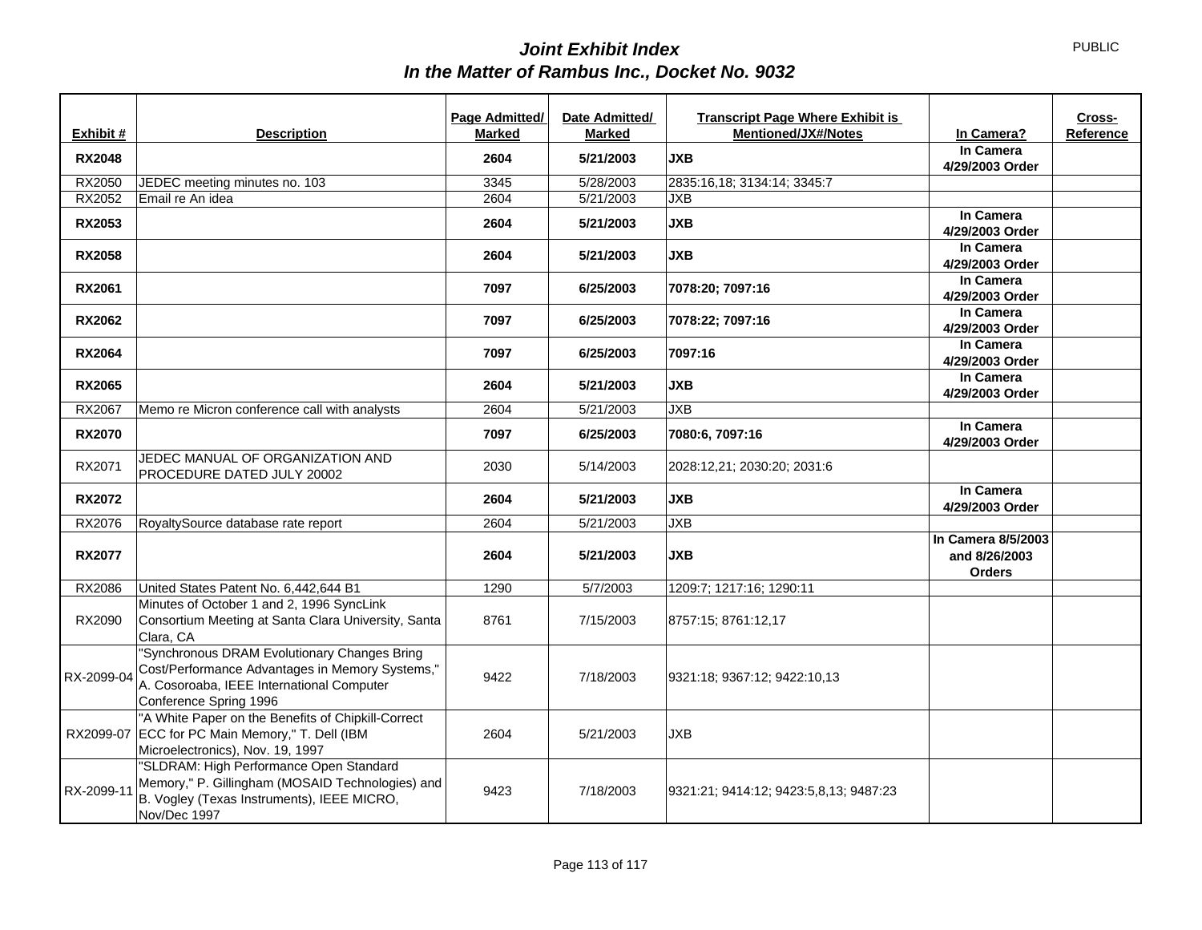# *Joint Exhibit Index*
# *In the Matter of Rambus Inc., Docket No. 9032*

PUBLIC

| Exhibit # | Description | Page Admitted/ Marked | Date Admitted/ Marked | Transcript Page Where Exhibit is Mentioned/JX#/Notes | In Camera? | Cross-Reference |
|---|---|---|---|---|---|---|
| **RX2048** | | **2604** | **5/21/2003** | **JXB** | **In Camera 4/29/2003 Order** | |
| RX2050 | JEDEC meeting minutes no. 103 | 3345 | 5/28/2003 | 2835:16,18; 3134:14; 3345:7 | | |
| RX2052 | Email re An idea | 2604 | 5/21/2003 | JXB | | |
| **RX2053** | | **2604** | **5/21/2003** | **JXB** | **In Camera 4/29/2003 Order** | |
| **RX2058** | | **2604** | **5/21/2003** | **JXB** | **In Camera 4/29/2003 Order** | |
| **RX2061** | | **7097** | **6/25/2003** | **7078:20; 7097:16** | **In Camera 4/29/2003 Order** | |
| **RX2062** | | **7097** | **6/25/2003** | **7078:22; 7097:16** | **In Camera 4/29/2003 Order** | |
| **RX2064** | | **7097** | **6/25/2003** | **7097:16** | **In Camera 4/29/2003 Order** | |
| **RX2065** | | **2604** | **5/21/2003** | **JXB** | **In Camera 4/29/2003 Order** | |
| RX2067 | Memo re Micron conference call with analysts | 2604 | 5/21/2003 | JXB | | |
| **RX2070** | | **7097** | **6/25/2003** | **7080:6, 7097:16** | **In Camera 4/29/2003 Order** | |
| RX2071 | JEDEC MANUAL OF ORGANIZATION AND PROCEDURE DATED JULY 20002 | 2030 | 5/14/2003 | 2028:12,21; 2030:20; 2031:6 | | |
| **RX2072** | | **2604** | **5/21/2003** | **JXB** | **In Camera 4/29/2003 Order** | |
| RX2076 | RoyaltySource database rate report | 2604 | 5/21/2003 | JXB | | |
| **RX2077** | | **2604** | **5/21/2003** | **JXB** | **In Camera 8/5/2003 and 8/26/2003 Orders** | |
| RX2086 | United States Patent No. 6,442,644 B1 | 1290 | 5/7/2003 | 1209:7; 1217:16; 1290:11 | | |
| RX2090 | Minutes of October 1 and 2, 1996 SyncLink Consortium Meeting at Santa Clara University, Santa Clara, CA | 8761 | 7/15/2003 | 8757:15; 8761:12,17 | | |
| RX-2099-04 | "Synchronous DRAM Evolutionary Changes Bring Cost/Performance Advantages in Memory Systems," A. Cosoroaba, IEEE International Computer Conference Spring 1996 | 9422 | 7/18/2003 | 9321:18; 9367:12; 9422:10,13 | | |
| RX2099-07 | "A White Paper on the Benefits of Chipkill-Correct ECC for PC Main Memory," T. Dell (IBM Microelectronics), Nov. 19, 1997 | 2604 | 5/21/2003 | JXB | | |
| RX-2099-11 | "SLDRAM: High Performance Open Standard Memory," P. Gillingham (MOSAID Technologies) and B. Vogley (Texas Instruments), IEEE MICRO, Nov/Dec 1997 | 9423 | 7/18/2003 | 9321:21; 9414:12; 9423:5,8,13; 9487:23 | | |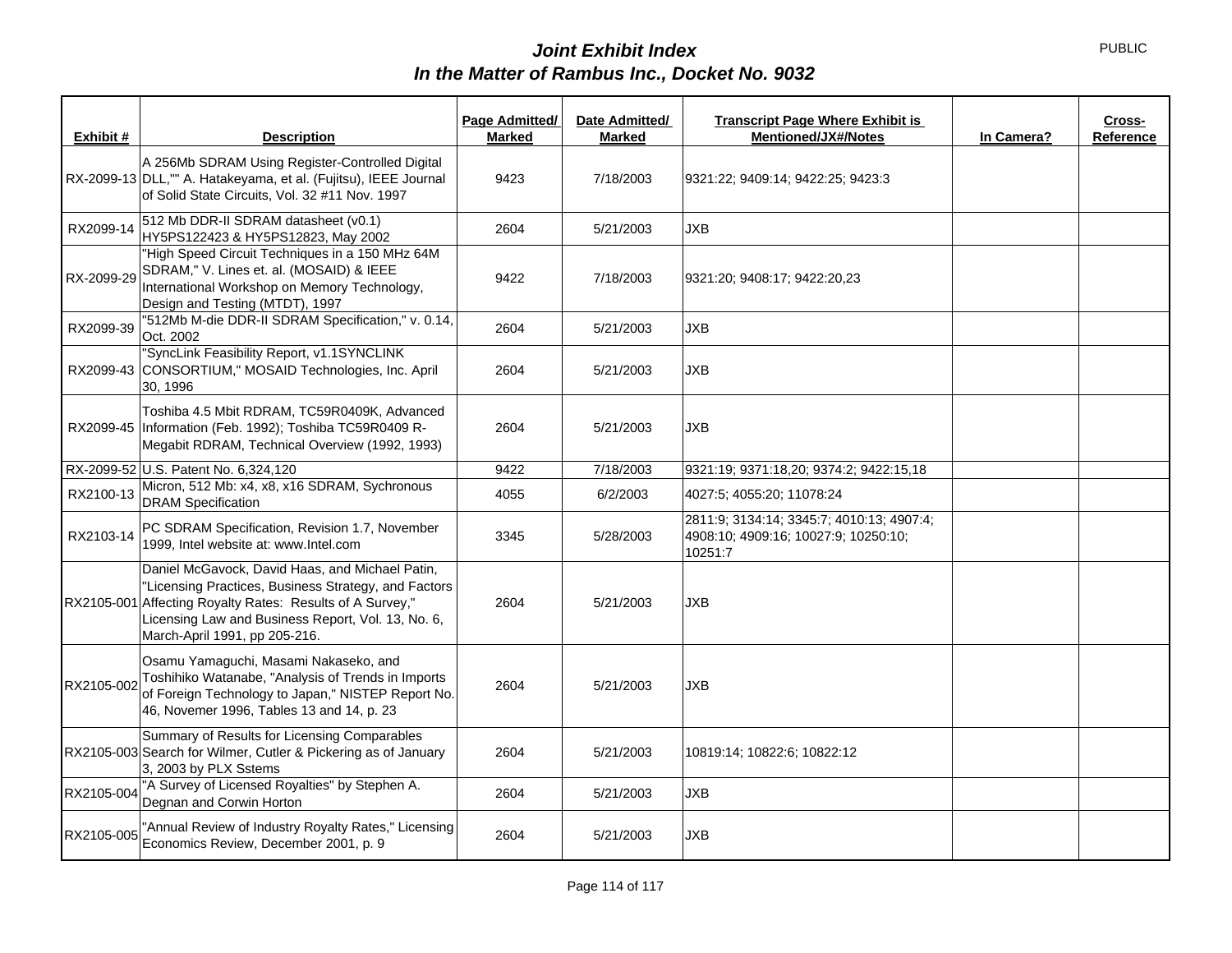# *Joint Exhibit Index*
## *In the Matter of Rambus Inc., Docket No. 9032*

PUBLIC

| Exhibit # | Description | Page Admitted/ Marked | Date Admitted/ Marked | Transcript Page Where Exhibit is Mentioned/JX#/Notes | In Camera? | Cross-Reference |
|---|---|---|---|---|---|---|
| RX-2099-13 | A 256Mb SDRAM Using Register-Controlled Digital DLL,"" A. Hatakeyama, et al. (Fujitsu), IEEE Journal of Solid State Circuits, Vol. 32 #11 Nov. 1997 | 9423 | 7/18/2003 | 9321:22; 9409:14; 9422:25; 9423:3 | | |
| RX2099-14 | 512 Mb DDR-II SDRAM datasheet (v0.1) HY5PS122423 & HY5PS12823, May 2002 | 2604 | 5/21/2003 | JXB | | |
| RX-2099-29 | "High Speed Circuit Techniques in a 150 MHz 64M SDRAM," V. Lines et. al. (MOSAID) & IEEE International Workshop on Memory Technology, Design and Testing (MTDT), 1997 | 9422 | 7/18/2003 | 9321:20; 9408:17; 9422:20,23 | | |
| RX2099-39 | "512Mb M-die DDR-II SDRAM Specification," v. 0.14, Oct. 2002 | 2604 | 5/21/2003 | JXB | | |
| RX2099-43 | "SyncLink Feasibility Report, v1.1SYNCLINK CONSORTIUM," MOSAID Technologies, Inc. April 30, 1996 | 2604 | 5/21/2003 | JXB | | |
| RX2099-45 | Toshiba 4.5 Mbit RDRAM, TC59R0409K, Advanced Information (Feb. 1992); Toshiba TC59R0409 R-Megabit RDRAM, Technical Overview (1992, 1993) | 2604 | 5/21/2003 | JXB | | |
| RX-2099-52 | U.S. Patent No. 6,324,120 | 9422 | 7/18/2003 | 9321:19; 9371:18,20; 9374:2; 9422:15,18 | | |
| RX2100-13 | Micron, 512 Mb: x4, x8, x16 SDRAM, Sychronous DRAM Specification | 4055 | 6/2/2003 | 4027:5; 4055:20; 11078:24 | | |
| RX2103-14 | PC SDRAM Specification, Revision 1.7, November 1999, Intel website at: www.Intel.com | 3345 | 5/28/2003 | 2811:9; 3134:14; 3345:7; 4010:13; 4907:4; 4908:10; 4909:16; 10027:9; 10250:10; 10251:7 | | |
| RX2105-001 | Daniel McGavock, David Haas, and Michael Patin, "Licensing Practices, Business Strategy, and Factors Affecting Royalty Rates: Results of A Survey," Licensing Law and Business Report, Vol. 13, No. 6, March-April 1991, pp 205-216. | 2604 | 5/21/2003 | JXB | | |
| RX2105-002 | Osamu Yamaguchi, Masami Nakaseko, and Toshihiko Watanabe, "Analysis of Trends in Imports of Foreign Technology to Japan," NISTEP Report No. 46, Novemer 1996, Tables 13 and 14, p. 23 | 2604 | 5/21/2003 | JXB | | |
| RX2105-003 | Summary of Results for Licensing Comparables Search for Wilmer, Cutler & Pickering as of January 3, 2003 by PLX Sstems | 2604 | 5/21/2003 | 10819:14; 10822:6; 10822:12 | | |
| RX2105-004 | "A Survey of Licensed Royalties" by Stephen A. Degnan and Corwin Horton | 2604 | 5/21/2003 | JXB | | |
| RX2105-005 | "Annual Review of Industry Royalty Rates," Licensing Economics Review, December 2001, p. 9 | 2604 | 5/21/2003 | JXB | | |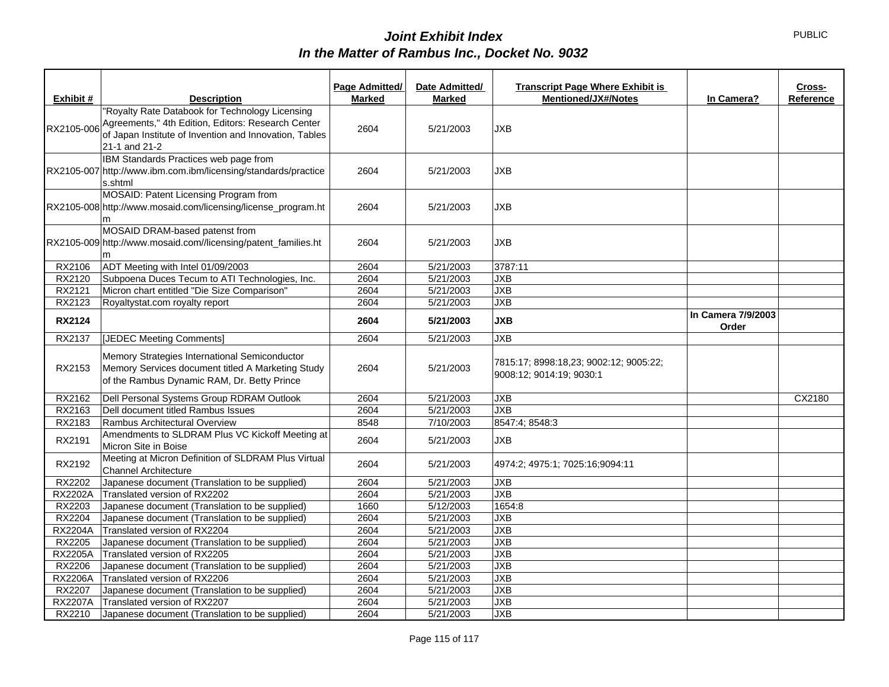PUBLIC

# *Joint Exhibit Index*
## *In the Matter of Rambus Inc., Docket No. 9032*

| Exhibit # | Description | Page Admitted/ Marked | Date Admitted/ Marked | Transcript Page Where Exhibit is Mentioned/JX#/Notes | In Camera? | Cross-Reference |
|---|---|---|---|---|---|---|
| RX2105-006 | "Royalty Rate Databook for Technology Licensing Agreements," 4th Edition, Editors: Research Center of Japan Institute of Invention and Innovation, Tables 21-1 and 21-2 | 2604 | 5/21/2003 | JXB | | |
| RX2105-007 | IBM Standards Practices web page from http://www.ibm.com.ibm/licensing/standards/practices.shtml | 2604 | 5/21/2003 | JXB | | |
| RX2105-008 | MOSAID: Patent Licensing Program from http://www.mosaid.com/licensing/license_program.htm | 2604 | 5/21/2003 | JXB | | |
| RX2105-009 | MOSAID DRAM-based patenst from http://www.mosaid.com//licensing/patent_families.htm | 2604 | 5/21/2003 | JXB | | |
| RX2106 | ADT Meeting with Intel 01/09/2003 | 2604 | 5/21/2003 | 3787:11 | | |
| RX2120 | Subpoena Duces Tecum to ATI Technologies, Inc. | 2604 | 5/21/2003 | JXB | | |
| RX2121 | Micron chart entitled "Die Size Comparison" | 2604 | 5/21/2003 | JXB | | |
| RX2123 | Royaltystat.com royalty report | 2604 | 5/21/2003 | JXB | | |
| **RX2124** | | **2604** | **5/21/2003** | **JXB** | **In Camera 7/9/2003 Order** | |
| RX2137 | [JEDEC Meeting Comments] | 2604 | 5/21/2003 | JXB | | |
| RX2153 | Memory Strategies International Semiconductor Memory Services document titled A Marketing Study of the Rambus Dynamic RAM, Dr. Betty Prince | 2604 | 5/21/2003 | 7815:17; 8998:18,23; 9002:12; 9005:22; 9008:12; 9014:19; 9030:1 | | |
| RX2162 | Dell Personal Systems Group RDRAM Outlook | 2604 | 5/21/2003 | JXB | | CX2180 |
| RX2163 | Dell document titled Rambus Issues | 2604 | 5/21/2003 | JXB | | |
| RX2183 | Rambus Architectural Overview | 8548 | 7/10/2003 | 8547:4; 8548:3 | | |
| RX2191 | Amendments to SLDRAM Plus VC Kickoff Meeting at Micron Site in Boise | 2604 | 5/21/2003 | JXB | | |
| RX2192 | Meeting at Micron Definition of SLDRAM Plus Virtual Channel Architecture | 2604 | 5/21/2003 | 4974:2; 4975:1; 7025:16;9094:11 | | |
| RX2202 | Japanese document (Translation to be supplied) | 2604 | 5/21/2003 | JXB | | |
| RX2202A | Translated version of RX2202 | 2604 | 5/21/2003 | JXB | | |
| RX2203 | Japanese document (Translation to be supplied) | 1660 | 5/12/2003 | 1654:8 | | |
| RX2204 | Japanese document (Translation to be supplied) | 2604 | 5/21/2003 | JXB | | |
| RX2204A | Translated version of RX2204 | 2604 | 5/21/2003 | JXB | | |
| RX2205 | Japanese document (Translation to be supplied) | 2604 | 5/21/2003 | JXB | | |
| RX2205A | Translated version of RX2205 | 2604 | 5/21/2003 | JXB | | |
| RX2206 | Japanese document (Translation to be supplied) | 2604 | 5/21/2003 | JXB | | |
| RX2206A | Translated version of RX2206 | 2604 | 5/21/2003 | JXB | | |
| RX2207 | Japanese document (Translation to be supplied) | 2604 | 5/21/2003 | JXB | | |
| RX2207A | Translated version of RX2207 | 2604 | 5/21/2003 | JXB | | |
| RX2210 | Japanese document (Translation to be supplied) | 2604 | 5/21/2003 | JXB | | |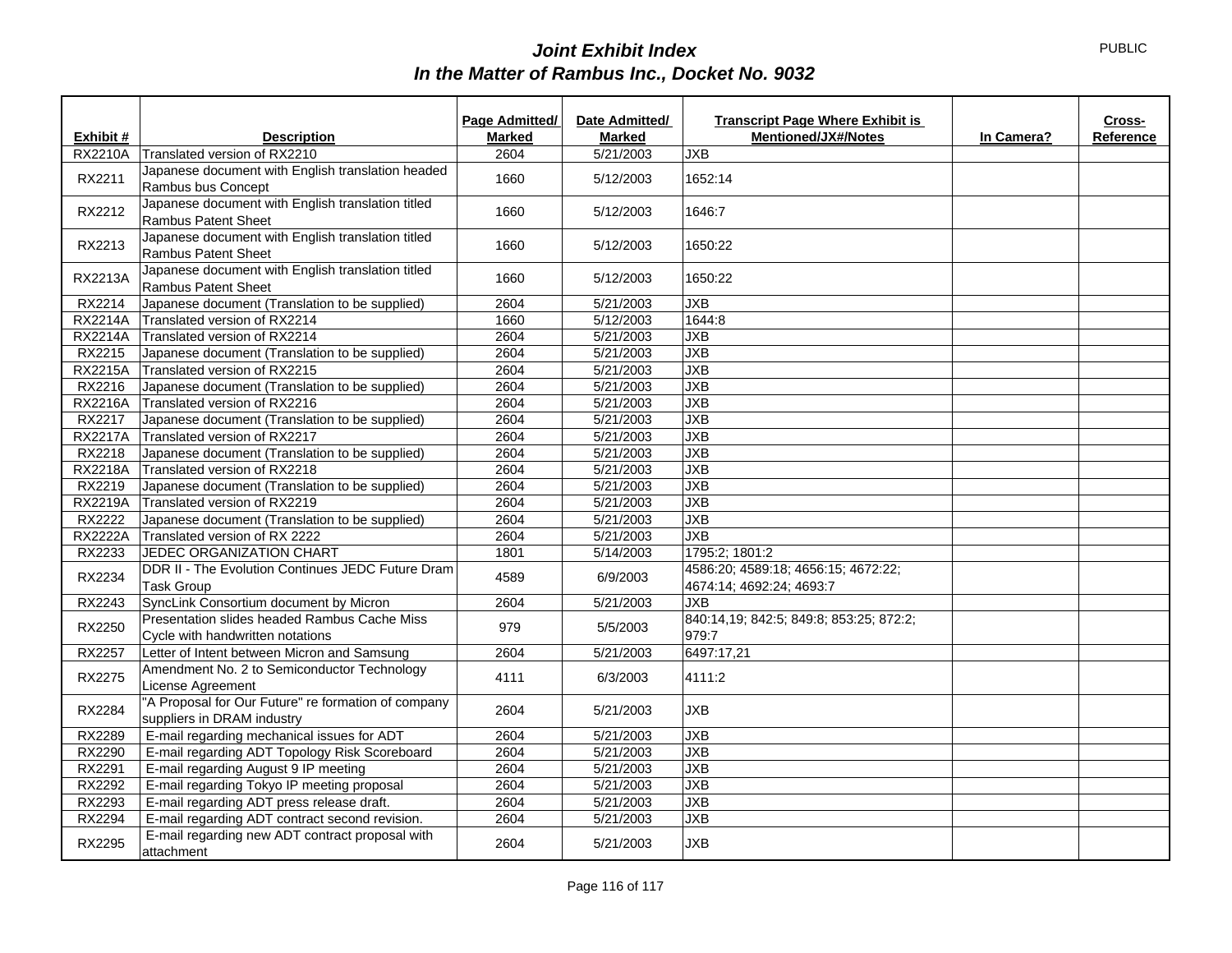# *Joint Exhibit Index*
## *In the Matter of Rambus Inc., Docket No. 9032*

PUBLIC

| Exhibit # | Description | Page Admitted/ Marked | Date Admitted/ Marked | Transcript Page Where Exhibit is Mentioned/JX#/Notes | In Camera? | Cross-Reference |
|---|---|---|---|---|---|---|
| RX2210A | Translated version of RX2210 | 2604 | 5/21/2003 | JXB | | |
| RX2211 | Japanese document with English translation headed Rambus bus Concept | 1660 | 5/12/2003 | 1652:14 | | |
| RX2212 | Japanese document with English translation titled Rambus Patent Sheet | 1660 | 5/12/2003 | 1646:7 | | |
| RX2213 | Japanese document with English translation titled Rambus Patent Sheet | 1660 | 5/12/2003 | 1650:22 | | |
| RX2213A | Japanese document with English translation titled Rambus Patent Sheet | 1660 | 5/12/2003 | 1650:22 | | |
| RX2214 | Japanese document (Translation to be supplied) | 2604 | 5/21/2003 | JXB | | |
| RX2214A | Translated version of RX2214 | 1660 | 5/12/2003 | 1644:8 | | |
| RX2214A | Translated version of RX2214 | 2604 | 5/21/2003 | JXB | | |
| RX2215 | Japanese document (Translation to be supplied) | 2604 | 5/21/2003 | JXB | | |
| RX2215A | Translated version of RX2215 | 2604 | 5/21/2003 | JXB | | |
| RX2216 | Japanese document (Translation to be supplied) | 2604 | 5/21/2003 | JXB | | |
| RX2216A | Translated version of RX2216 | 2604 | 5/21/2003 | JXB | | |
| RX2217 | Japanese document (Translation to be supplied) | 2604 | 5/21/2003 | JXB | | |
| RX2217A | Translated version of RX2217 | 2604 | 5/21/2003 | JXB | | |
| RX2218 | Japanese document (Translation to be supplied) | 2604 | 5/21/2003 | JXB | | |
| RX2218A | Translated version of RX2218 | 2604 | 5/21/2003 | JXB | | |
| RX2219 | Japanese document (Translation to be supplied) | 2604 | 5/21/2003 | JXB | | |
| RX2219A | Translated version of RX2219 | 2604 | 5/21/2003 | JXB | | |
| RX2222 | Japanese document (Translation to be supplied) | 2604 | 5/21/2003 | JXB | | |
| RX2222A | Translated version of RX 2222 | 2604 | 5/21/2003 | JXB | | |
| RX2233 | JEDEC ORGANIZATION CHART | 1801 | 5/14/2003 | 1795:2; 1801:2 | | |
| RX2234 | DDR II - The Evolution Continues JEDC Future Dram Task Group | 4589 | 6/9/2003 | 4586:20; 4589:18; 4656:15; 4672:22; 4674:14; 4692:24; 4693:7 | | |
| RX2243 | SyncLink Consortium document by Micron | 2604 | 5/21/2003 | JXB | | |
| RX2250 | Presentation slides headed Rambus Cache Miss Cycle with handwritten notations | 979 | 5/5/2003 | 840:14,19; 842:5; 849:8; 853:25; 872:2; 979:7 | | |
| RX2257 | Letter of Intent between Micron and Samsung | 2604 | 5/21/2003 | 6497:17,21 | | |
| RX2275 | Amendment No. 2 to Semiconductor Technology License Agreement | 4111 | 6/3/2003 | 4111:2 | | |
| RX2284 | "A Proposal for Our Future" re formation of company suppliers in DRAM industry | 2604 | 5/21/2003 | JXB | | |
| RX2289 | E-mail regarding mechanical issues for ADT | 2604 | 5/21/2003 | JXB | | |
| RX2290 | E-mail regarding ADT Topology Risk Scoreboard | 2604 | 5/21/2003 | JXB | | |
| RX2291 | E-mail regarding August 9 IP meeting | 2604 | 5/21/2003 | JXB | | |
| RX2292 | E-mail regarding Tokyo IP meeting proposal | 2604 | 5/21/2003 | JXB | | |
| RX2293 | E-mail regarding ADT press release draft. | 2604 | 5/21/2003 | JXB | | |
| RX2294 | E-mail regarding ADT contract second revision. | 2604 | 5/21/2003 | JXB | | |
| RX2295 | E-mail regarding new ADT contract proposal with attachment | 2604 | 5/21/2003 | JXB | | |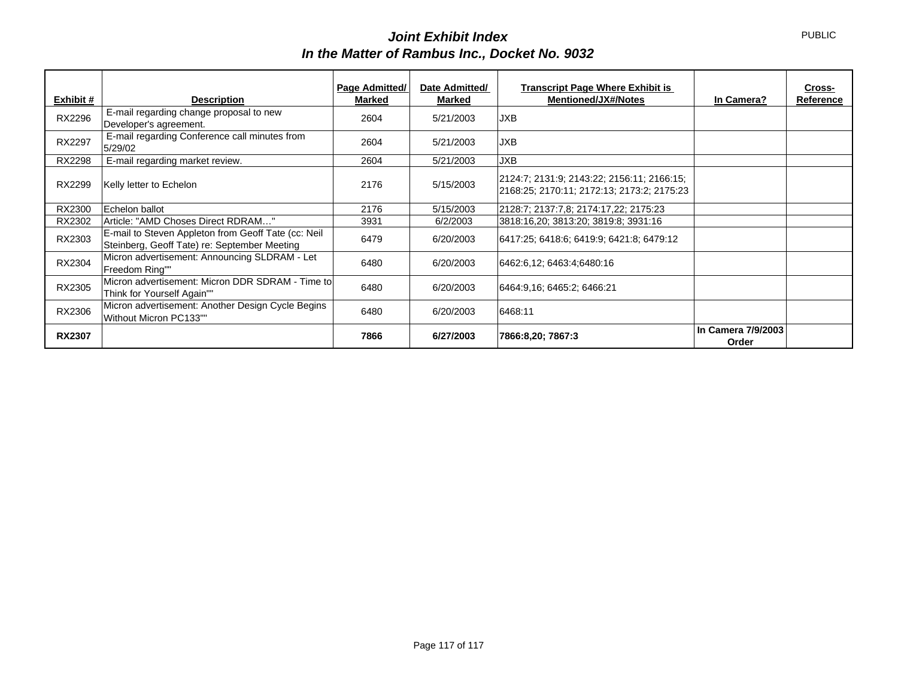PUBLIC

***Joint Exhibit Index***
***In the Matter of Rambus Inc., Docket No. 9032***

| Exhibit # | Description | Page Admitted/ Marked | Date Admitted/ Marked | Transcript Page Where Exhibit is Mentioned/JX#/Notes | In Camera? | Cross-Reference |
|---|---|---|---|---|---|---|
| RX2296 | E-mail regarding change proposal to new Developer's agreement. | 2604 | 5/21/2003 | JXB | | |
| RX2297 | E-mail regarding Conference call minutes from 5/29/02 | 2604 | 5/21/2003 | JXB | | |
| RX2298 | E-mail regarding market review. | 2604 | 5/21/2003 | JXB | | |
| RX2299 | Kelly letter to Echelon | 2176 | 5/15/2003 | 2124:7; 2131:9; 2143:22; 2156:11; 2166:15; 2168:25; 2170:11; 2172:13; 2173:2; 2175:23 | | |
| RX2300 | Echelon ballot | 2176 | 5/15/2003 | 2128:7; 2137:7,8; 2174:17,22; 2175:23 | | |
| RX2302 | Article: "AMD Choses Direct RDRAM…" | 3931 | 6/2/2003 | 3818:16,20; 3813:20; 3819:8; 3931:16 | | |
| RX2303 | E-mail to Steven Appleton from Geoff Tate (cc: Neil Steinberg, Geoff Tate) re: September Meeting | 6479 | 6/20/2003 | 6417:25; 6418:6; 6419:9; 6421:8; 6479:12 | | |
| RX2304 | Micron advertisement: Announcing SLDRAM - Let Freedom Ring"" | 6480 | 6/20/2003 | 6462:6,12; 6463:4;6480:16 | | |
| RX2305 | Micron advertisement: Micron DDR SDRAM - Time to Think for Yourself Again"" | 6480 | 6/20/2003 | 6464:9,16; 6465:2; 6466:21 | | |
| RX2306 | Micron advertisement: Another Design Cycle Begins Without Micron PC133"" | 6480 | 6/20/2003 | 6468:11 | | |
| **RX2307** | | **7866** | **6/27/2003** | **7866:8,20; 7867:3** | **In Camera 7/9/2003 Order** | |